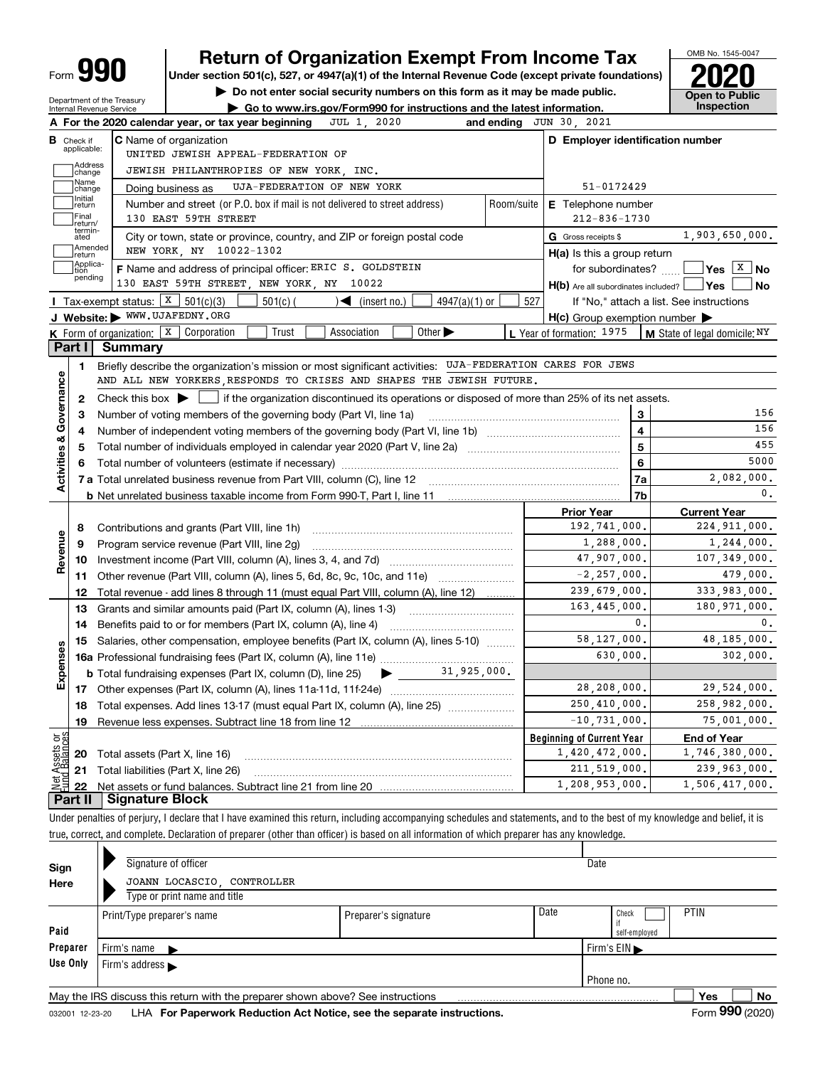# Form 990 — Return of Organization Exempt From Income Tax (2020)

Under section 501(c), 527, or 4947(a)(1) of the Internal Revenue Code (except private foundations)

▶ Do not enter social security numbers on this form as it may be made public.

▶ Go to www.irs.gov/Form990 for instructions and the latest information.

Department of the Treasury
Internal Revenue Service

OMB No. 1545-0047

**Open to Public Inspection**

**A** For the 2020 calendar year, or tax year beginning JUL 1, 2020 and ending JUN 30, 2021

**B** Check if applicable: Address change, Name change, Initial return, Final return/terminated, Amended return, Application pending

**C** Name of organization: UNITED JEWISH APPEAL-FEDERATION OF JEWISH PHILANTHROPIES OF NEW YORK, INC.

Doing business as: UJA-FEDERATION OF NEW YORK

Number and street (or P.O. box if mail is not delivered to street address): 130 EAST 59TH STREET — Room/suite

City or town, state or province, country, and ZIP or foreign postal code: NEW YORK, NY 10022-1302

**D** Employer identification number: 51-0172429

**E** Telephone number: 212-836-1730

**G** Gross receipts $ 1,903,650,000.

**F** Name and address of principal officer: ERIC S. GOLDSTEIN, 130 EAST 59TH STREET, NEW YORK, NY 10022

**H(a)** Is this a group return for subordinates? Yes [ ] No [X]

**H(b)** Are all subordinates included? Yes [ ] No [ ]
If "No," attach a list. See instructions

**H(c)** Group exemption number ▶

**I** Tax-exempt status: [X] 501(c)(3) [ ] 501(c) ( ) ◀ (insert no.) [ ] 4947(a)(1) or [ ] 527

**J** Website: ▶ WWW.UJAFEDNY.ORG

**K** Form of organization: [X] Corporation [ ] Trust [ ] Association [ ] Other ▶

**L** Year of formation: 1975

**M** State of legal domicile: NY

## Part I Summary

### Activities & Governance

1. Briefly describe the organization's mission or most significant activities: UJA-FEDERATION CARES FOR JEWS AND ALL NEW YORKERS, RESPONDS TO CRISES AND SHAPES THE JEWISH FUTURE.
2. Check this box ▶ [ ] if the organization discontinued its operations or disposed of more than 25% of its net assets.

| Line | Description | | Value |
|---|---|---|---|
| 3 | Number of voting members of the governing body (Part VI, line 1a) | 3 | 156 |
| 4 | Number of independent voting members of the governing body (Part VI, line 1b) | 4 | 156 |
| 5 | Total number of individuals employed in calendar year 2020 (Part V, line 2a) | 5 | 455 |
| 6 | Total number of volunteers (estimate if necessary) | 6 | 5000 |
| 7a | Total unrelated business revenue from Part VIII, column (C), line 12 | 7a | 2,082,000. |
| 7b | Net unrelated business taxable income from Form 990-T, Part I, line 11 | 7b | 0. |

### Revenue, Expenses, Net Assets

| Line | Description | Prior Year | Current Year |
|---|---|---|---|
| 8 | Contributions and grants (Part VIII, line 1h) | 192,741,000. | 224,911,000. |
| 9 | Program service revenue (Part VIII, line 2g) | 1,288,000. | 1,244,000. |
| 10 | Investment income (Part VIII, column (A), lines 3, 4, and 7d) | 47,907,000. | 107,349,000. |
| 11 | Other revenue (Part VIII, column (A), lines 5, 6d, 8c, 9c, 10c, and 11e) | -2,257,000. | 479,000. |
| 12 | Total revenue - add lines 8 through 11 (must equal Part VIII, column (A), line 12) | 239,679,000. | 333,983,000. |
| 13 | Grants and similar amounts paid (Part IX, column (A), lines 1-3) | 163,445,000. | 180,971,000. |
| 14 | Benefits paid to or for members (Part IX, column (A), line 4) | 0. | 0. |
| 15 | Salaries, other compensation, employee benefits (Part IX, column (A), lines 5-10) | 58,127,000. | 48,185,000. |
| 16a | Professional fundraising fees (Part IX, column (A), line 11e) | 630,000. | 302,000. |
| 16b | Total fundraising expenses (Part IX, column (D), line 25) ▶ 31,925,000. | | |
| 17 | Other expenses (Part IX, column (A), lines 11a-11d, 11f-24e) | 28,208,000. | 29,524,000. |
| 18 | Total expenses. Add lines 13-17 (must equal Part IX, column (A), line 25) | 250,410,000. | 258,982,000. |
| 19 | Revenue less expenses. Subtract line 18 from line 12 | -10,731,000. | 75,001,000. |
| | | **Beginning of Current Year** | **End of Year** |
| 20 | Total assets (Part X, line 16) | 1,420,472,000. | 1,746,380,000. |
| 21 | Total liabilities (Part X, line 26) | 211,519,000. | 239,963,000. |
| 22 | Net assets or fund balances. Subtract line 21 from line 20 | 1,208,953,000. | 1,506,417,000. |

## Part II Signature Block

Under penalties of perjury, I declare that I have examined this return, including accompanying schedules and statements, and to the best of my knowledge and belief, it is true, correct, and complete. Declaration of preparer (other than officer) is based on all information of which preparer has any knowledge.

**Sign Here**

Signature of officer — Date

JOANN LOCASCIO, CONTROLLER
Type or print name and title

**Paid Preparer Use Only**

| Print/Type preparer's name | Preparer's signature | Date | Check [ ] if self-employed | PTIN |
|---|---|---|---|---|
| | | | | |

Firm's name ▶ — Firm's EIN ▶

Firm's address ▶ — Phone no.

May the IRS discuss this return with the preparer shown above? See instructions [ ] Yes [ ] No

032001 12-23-20 LHA For Paperwork Reduction Act Notice, see the separate instructions. Form 990 (2020)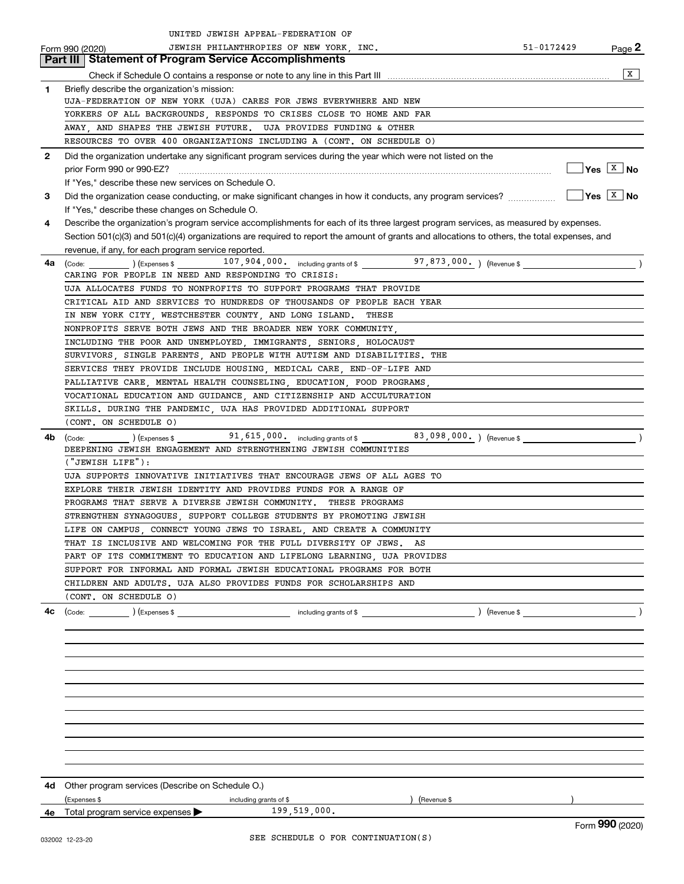UNITED JEWISH APPEAL-FEDERATION OF JEWISH PHILANTHROPIES OF NEW YORK, INC. 51-0172429

Form 990 (2020)

## Part III Statement of Program Service Accomplishments

Check if Schedule O contains a response or note to any line in this Part III .......... [X]

**1** Briefly describe the organization's mission:

UJA-FEDERATION OF NEW YORK (UJA) CARES FOR JEWS EVERYWHERE AND NEW YORKERS OF ALL BACKGROUNDS, RESPONDS TO CRISES CLOSE TO HOME AND FAR AWAY, AND SHAPES THE JEWISH FUTURE. UJA PROVIDES FUNDING & OTHER RESOURCES TO OVER 400 ORGANIZATIONS INCLUDING A (CONT. ON SCHEDULE O)

**2** Did the organization undertake any significant program services during the year which were not listed on the prior Form 990 or 990-EZ? .......... [ ] Yes [X] No

If "Yes," describe these new services on Schedule O.

**3** Did the organization cease conducting, or make significant changes in how it conducts, any program services? .......... [ ] Yes [X] No

If "Yes," describe these changes on Schedule O.

**4** Describe the organization's program service accomplishments for each of its three largest program services, as measured by expenses. Section 501(c)(3) and 501(c)(4) organizations are required to report the amount of grants and allocations to others, the total expenses, and revenue, if any, for each program service reported.

**4a** (Code: ) (Expenses $ 107,904,000. including grants of $ 97,873,000. ) (Revenue $ )

CARING FOR PEOPLE IN NEED AND RESPONDING TO CRISIS:

UJA ALLOCATES FUNDS TO NONPROFITS TO SUPPORT PROGRAMS THAT PROVIDE CRITICAL AID AND SERVICES TO HUNDREDS OF THOUSANDS OF PEOPLE EACH YEAR IN NEW YORK CITY, WESTCHESTER COUNTY, AND LONG ISLAND. THESE NONPROFITS SERVE BOTH JEWS AND THE BROADER NEW YORK COMMUNITY, INCLUDING THE POOR AND UNEMPLOYED, IMMIGRANTS, SENIORS, HOLOCAUST SURVIVORS, SINGLE PARENTS, AND PEOPLE WITH AUTISM AND DISABILITIES. THE SERVICES THEY PROVIDE INCLUDE HOUSING, MEDICAL CARE, END-OF-LIFE AND PALLIATIVE CARE, MENTAL HEALTH COUNSELING, EDUCATION, FOOD PROGRAMS, VOCATIONAL EDUCATION AND GUIDANCE, AND CITIZENSHIP AND ACCULTURATION SKILLS. DURING THE PANDEMIC, UJA HAS PROVIDED ADDITIONAL SUPPORT (CONT. ON SCHEDULE O)

**4b** (Code: ) (Expenses $ 91,615,000. including grants of $ 83,098,000. ) (Revenue $ )

DEEPENING JEWISH ENGAGEMENT AND STRENGTHENING JEWISH COMMUNITIES ("JEWISH LIFE"):

UJA SUPPORTS INNOVATIVE INITIATIVES THAT ENCOURAGE JEWS OF ALL AGES TO EXPLORE THEIR JEWISH IDENTITY AND PROVIDES FUNDS FOR A RANGE OF PROGRAMS THAT SERVE A DIVERSE JEWISH COMMUNITY. THESE PROGRAMS STRENGTHEN SYNAGOGUES, SUPPORT COLLEGE STUDENTS BY PROMOTING JEWISH LIFE ON CAMPUS, CONNECT YOUNG JEWS TO ISRAEL, AND CREATE A COMMUNITY THAT IS INCLUSIVE AND WELCOMING FOR THE FULL DIVERSITY OF JEWS. AS PART OF ITS COMMITMENT TO EDUCATION AND LIFELONG LEARNING, UJA PROVIDES SUPPORT FOR INFORMAL AND FORMAL JEWISH EDUCATIONAL PROGRAMS FOR BOTH CHILDREN AND ADULTS. UJA ALSO PROVIDES FUNDS FOR SCHOLARSHIPS AND (CONT. ON SCHEDULE O)

**4c** (Code: ) (Expenses $ including grants of $ ) (Revenue $ )

**4d** Other program services (Describe on Schedule O.)

(Expenses $ including grants of $ ) (Revenue $ )

**4e** Total program service expenses ▶ 199,519,000.

Form **990** (2020)

SEE SCHEDULE O FOR CONTINUATION(S)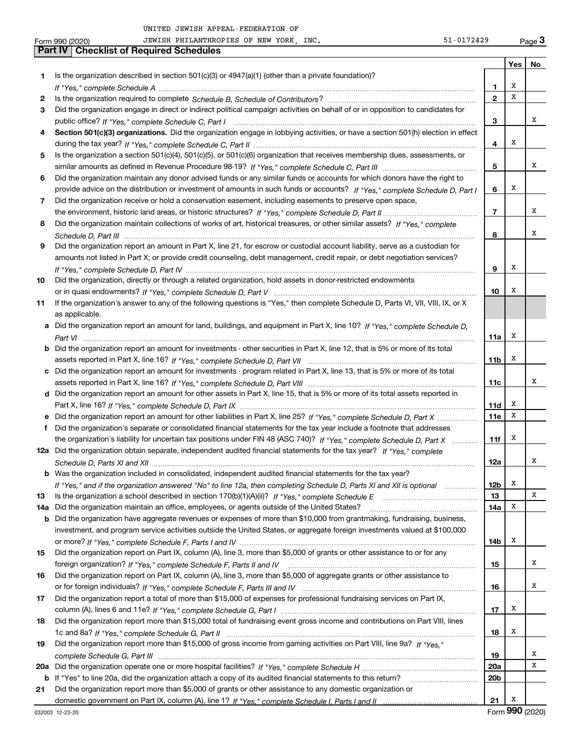UNITED JEWISH APPEAL-FEDERATION OF

Form 990 (2020) JEWISH PHILANTHROPIES OF NEW YORK, INC. 51-0172429 Page 3

## Part IV | Checklist of Required Schedules

| | | | Yes | No |
|---|---|---|---|---|
| 1 | Is the organization described in section 501(c)(3) or 4947(a)(1) (other than a private foundation)? *If "Yes," complete Schedule A* | 1 | X | |
| 2 | Is the organization required to complete *Schedule B, Schedule of Contributors*? | 2 | X | |
| 3 | Did the organization engage in direct or indirect political campaign activities on behalf of or in opposition to candidates for public office? *If "Yes," complete Schedule C, Part I* | 3 | | X |
| 4 | **Section 501(c)(3) organizations.** Did the organization engage in lobbying activities, or have a section 501(h) election in effect during the tax year? *If "Yes," complete Schedule C, Part II* | 4 | X | |
| 5 | Is the organization a section 501(c)(4), 501(c)(5), or 501(c)(6) organization that receives membership dues, assessments, or similar amounts as defined in Revenue Procedure 98-19? *If "Yes," complete Schedule C, Part III* | 5 | | X |
| 6 | Did the organization maintain any donor advised funds or any similar funds or accounts for which donors have the right to provide advice on the distribution or investment of amounts in such funds or accounts? *If "Yes," complete Schedule D, Part I* | 6 | X | |
| 7 | Did the organization receive or hold a conservation easement, including easements to preserve open space, the environment, historic land areas, or historic structures? *If "Yes," complete Schedule D, Part II* | 7 | | X |
| 8 | Did the organization maintain collections of works of art, historical treasures, or other similar assets? *If "Yes," complete Schedule D, Part III* | 8 | | X |
| 9 | Did the organization report an amount in Part X, line 21, for escrow or custodial account liability, serve as a custodian for amounts not listed in Part X; or provide credit counseling, debt management, credit repair, or debt negotiation services? *If "Yes," complete Schedule D, Part IV* | 9 | X | |
| 10 | Did the organization, directly or through a related organization, hold assets in donor-restricted endowments or in quasi endowments? *If "Yes," complete Schedule D, Part V* | 10 | X | |
| 11 | If the organization's answer to any of the following questions is "Yes," then complete Schedule D, Parts VI, VII, VIII, IX, or X as applicable. | | | |
| a | Did the organization report an amount for land, buildings, and equipment in Part X, line 10? *If "Yes," complete Schedule D, Part VI* | 11a | X | |
| b | Did the organization report an amount for investments - other securities in Part X, line 12, that is 5% or more of its total assets reported in Part X, line 16? *If "Yes," complete Schedule D, Part VII* | 11b | X | |
| c | Did the organization report an amount for investments - program related in Part X, line 13, that is 5% or more of its total assets reported in Part X, line 16? *If "Yes," complete Schedule D, Part VIII* | 11c | | X |
| d | Did the organization report an amount for other assets in Part X, line 15, that is 5% or more of its total assets reported in Part X, line 16? *If "Yes," complete Schedule D, Part IX* | 11d | X | |
| e | Did the organization report an amount for other liabilities in Part X, line 25? *If "Yes," complete Schedule D, Part X* | 11e | X | |
| f | Did the organization's separate or consolidated financial statements for the tax year include a footnote that addresses the organization's liability for uncertain tax positions under FIN 48 (ASC 740)? *If "Yes," complete Schedule D, Part X* | 11f | X | |
| 12a | Did the organization obtain separate, independent audited financial statements for the tax year? *If "Yes," complete Schedule D, Parts XI and XII* | 12a | | X |
| b | Was the organization included in consolidated, independent audited financial statements for the tax year? *If "Yes," and if the organization answered "No" to line 12a, then completing Schedule D, Parts XI and XII is optional* | 12b | X | |
| 13 | Is the organization a school described in section 170(b)(1)(A)(ii)? *If "Yes," complete Schedule E* | 13 | | X |
| 14a | Did the organization maintain an office, employees, or agents outside of the United States? | 14a | X | |
| b | Did the organization have aggregate revenues or expenses of more than $10,000 from grantmaking, fundraising, business, investment, and program service activities outside the United States, or aggregate foreign investments valued at $100,000 or more? *If "Yes," complete Schedule F, Parts I and IV* | 14b | X | |
| 15 | Did the organization report on Part IX, column (A), line 3, more than $5,000 of grants or other assistance to or for any foreign organization? *If "Yes," complete Schedule F, Parts II and IV* | 15 | | X |
| 16 | Did the organization report on Part IX, column (A), line 3, more than $5,000 of aggregate grants or other assistance to or for foreign individuals? *If "Yes," complete Schedule F, Parts III and IV* | 16 | | X |
| 17 | Did the organization report a total of more than $15,000 of expenses for professional fundraising services on Part IX, column (A), lines 6 and 11e? *If "Yes," complete Schedule G, Part I* | 17 | X | |
| 18 | Did the organization report more than $15,000 total of fundraising event gross income and contributions on Part VIII, lines 1c and 8a? *If "Yes," complete Schedule G, Part II* | 18 | X | |
| 19 | Did the organization report more than $15,000 of gross income from gaming activities on Part VIII, line 9a? *If "Yes," complete Schedule G, Part III* | 19 | | X |
| 20a | Did the organization operate one or more hospital facilities? *If "Yes," complete Schedule H* | 20a | | X |
| b | If "Yes" to line 20a, did the organization attach a copy of its audited financial statements to this return? | 20b | | |
| 21 | Did the organization report more than $5,000 of grants or other assistance to any domestic organization or domestic government on Part IX, column (A), line 1? *If "Yes," complete Schedule I, Parts I and II* | 21 | X | |

032003 12-23-20 Form 990 (2020)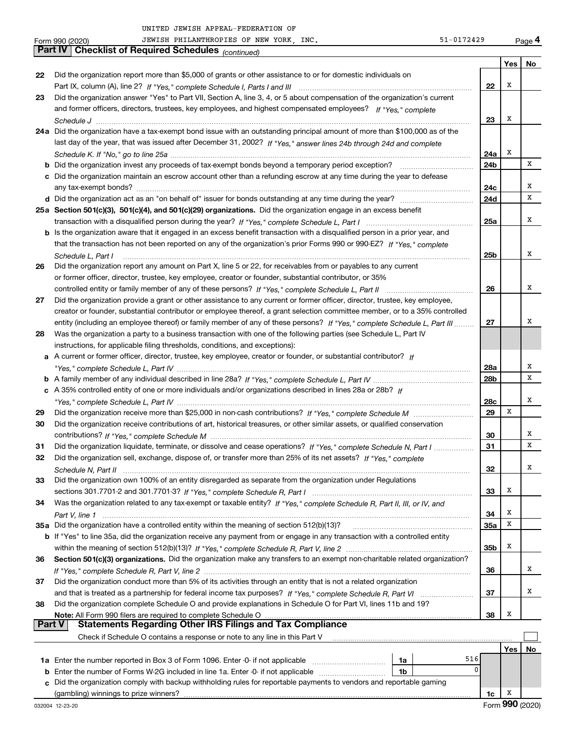UNITED JEWISH APPEAL-FEDERATION OF
Form 990 (2020) JEWISH PHILANTHROPIES OF NEW YORK, INC. 51-0172429

## Part IV Checklist of Required Schedules *(continued)*

| | | | Yes | No |
|---|---|---|---|---|
| 22 | Did the organization report more than $5,000 of grants or other assistance to or for domestic individuals on Part IX, column (A), line 2? *If "Yes," complete Schedule I, Parts I and III* | 22 | X | |
| 23 | Did the organization answer "Yes" to Part VII, Section A, line 3, 4, or 5 about compensation of the organization's current and former officers, directors, trustees, key employees, and highest compensated employees? *If "Yes," complete Schedule J* | 23 | X | |
| 24a | Did the organization have a tax-exempt bond issue with an outstanding principal amount of more than $100,000 as of the last day of the year, that was issued after December 31, 2002? *If "Yes," answer lines 24b through 24d and complete Schedule K. If "No," go to line 25a* | 24a | X | |
| b | Did the organization invest any proceeds of tax-exempt bonds beyond a temporary period exception? | 24b | | X |
| c | Did the organization maintain an escrow account other than a refunding escrow at any time during the year to defease any tax-exempt bonds? | 24c | | X |
| d | Did the organization act as an "on behalf of" issuer for bonds outstanding at any time during the year? | 24d | | X |
| 25a | **Section 501(c)(3), 501(c)(4), and 501(c)(29) organizations.** Did the organization engage in an excess benefit transaction with a disqualified person during the year? *If "Yes," complete Schedule L, Part I* | 25a | | X |
| b | Is the organization aware that it engaged in an excess benefit transaction with a disqualified person in a prior year, and that the transaction has not been reported on any of the organization's prior Forms 990 or 990-EZ? *If "Yes," complete Schedule L, Part I* | 25b | | X |
| 26 | Did the organization report any amount on Part X, line 5 or 22, for receivables from or payables to any current or former officer, director, trustee, key employee, creator or founder, substantial contributor, or 35% controlled entity or family member of any of these persons? *If "Yes," complete Schedule L, Part II* | 26 | | X |
| 27 | Did the organization provide a grant or other assistance to any current or former officer, director, trustee, key employee, creator or founder, substantial contributor or employee thereof, a grant selection committee member, or to a 35% controlled entity (including an employee thereof) or family member of any of these persons? *If "Yes," complete Schedule L, Part III* | 27 | | X |
| 28 | Was the organization a party to a business transaction with one of the following parties (see Schedule L, Part IV instructions, for applicable filing thresholds, conditions, and exceptions): | | | |
| a | A current or former officer, director, trustee, key employee, creator or founder, or substantial contributor? *If "Yes," complete Schedule L, Part IV* | 28a | | X |
| b | A family member of any individual described in line 28a? *If "Yes," complete Schedule L, Part IV* | 28b | | X |
| c | A 35% controlled entity of one or more individuals and/or organizations described in lines 28a or 28b? *If "Yes," complete Schedule L, Part IV* | 28c | | X |
| 29 | Did the organization receive more than $25,000 in non-cash contributions? *If "Yes," complete Schedule M* | 29 | X | |
| 30 | Did the organization receive contributions of art, historical treasures, or other similar assets, or qualified conservation contributions? *If "Yes," complete Schedule M* | 30 | | X |
| 31 | Did the organization liquidate, terminate, or dissolve and cease operations? *If "Yes," complete Schedule N, Part I* | 31 | | X |
| 32 | Did the organization sell, exchange, dispose of, or transfer more than 25% of its net assets? *If "Yes," complete Schedule N, Part II* | 32 | | X |
| 33 | Did the organization own 100% of an entity disregarded as separate from the organization under Regulations sections 301.7701-2 and 301.7701-3? *If "Yes," complete Schedule R, Part I* | 33 | X | |
| 34 | Was the organization related to any tax-exempt or taxable entity? *If "Yes," complete Schedule R, Part II, III, or IV, and Part V, line 1* | 34 | X | |
| 35a | Did the organization have a controlled entity within the meaning of section 512(b)(13)? | 35a | X | |
| b | If "Yes" to line 35a, did the organization receive any payment from or engage in any transaction with a controlled entity within the meaning of section 512(b)(13)? *If "Yes," complete Schedule R, Part V, line 2* | 35b | X | |
| 36 | **Section 501(c)(3) organizations.** Did the organization make any transfers to an exempt non-charitable related organization? *If "Yes," complete Schedule R, Part V, line 2* | 36 | | X |
| 37 | Did the organization conduct more than 5% of its activities through an entity that is not a related organization and that is treated as a partnership for federal income tax purposes? *If "Yes," complete Schedule R, Part VI* | 37 | | X |
| 38 | Did the organization complete Schedule O and provide explanations in Schedule O for Part VI, lines 11b and 19? **Note:** All Form 990 filers are required to complete Schedule O | 38 | X | |

## Part V Statements Regarding Other IRS Filings and Tax Compliance

Check if Schedule O contains a response or note to any line in this Part V ☐

| | | | | | Yes | No |
|---|---|---|---|---|---|---|
| 1a | Enter the number reported in Box 3 of Form 1096. Enter -0- if not applicable | 1a | 516 | | | |
| b | Enter the number of Forms W-2G included in line 1a. Enter -0- if not applicable | 1b | 0 | | | |
| c | Did the organization comply with backup withholding rules for reportable payments to vendors and reportable gaming (gambling) winnings to prize winners? | | | 1c | X | |

032004 12-23-20 Form **990** (2020)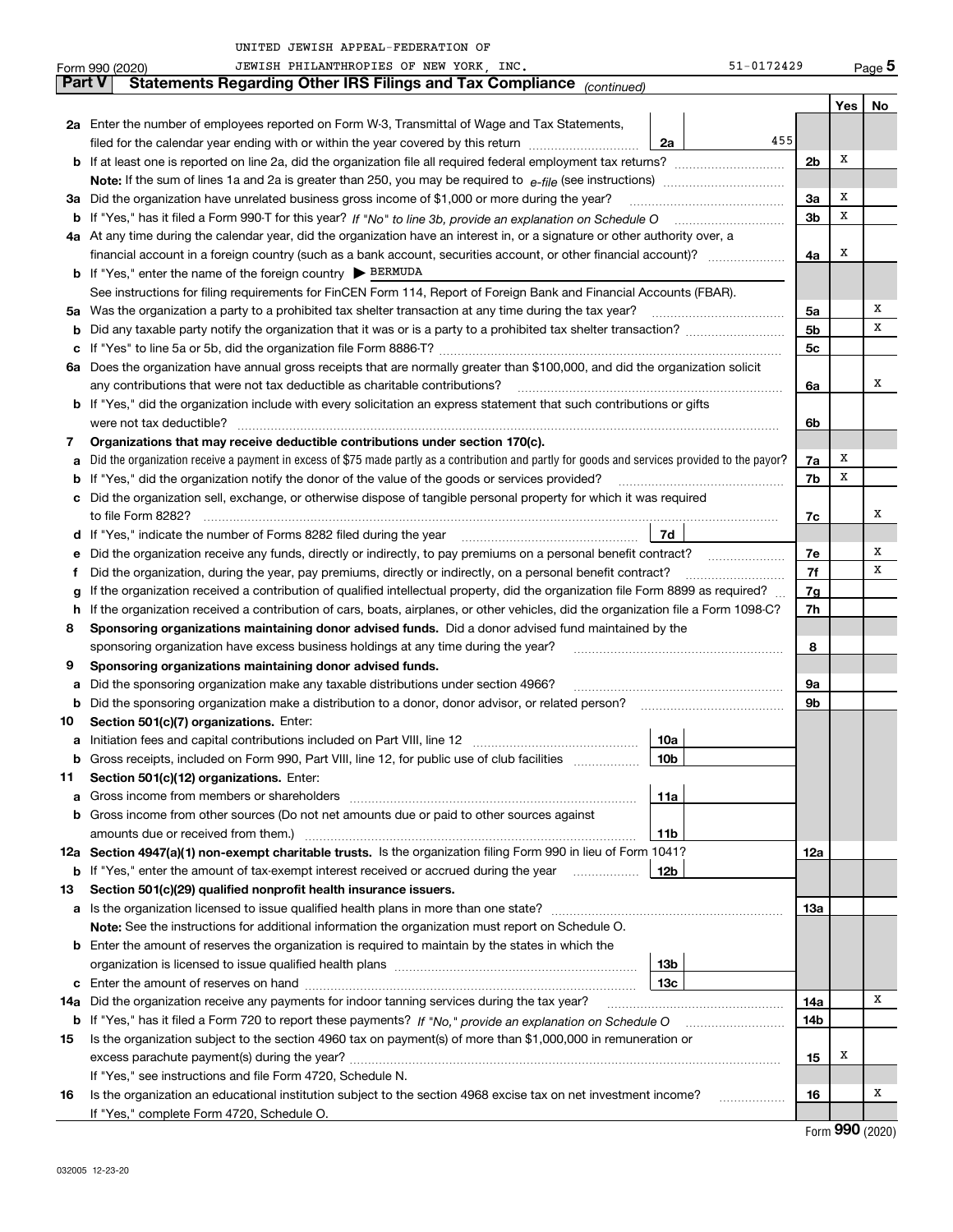UNITED JEWISH APPEAL-FEDERATION OF JEWISH PHILANTHROPIES OF NEW YORK, INC. 51-0172429

Form 990 (2020)

## Part V Statements Regarding Other IRS Filings and Tax Compliance *(continued)*

| | | | | | Yes | No |
|---|---|---|---|---|---|---|
| **2a** | Enter the number of employees reported on Form W-3, Transmittal of Wage and Tax Statements, filed for the calendar year ending with or within the year covered by this return | 2a | 455 | | | |
| **b** | If at least one is reported on line 2a, did the organization file all required federal employment tax returns? | | | 2b | X | |
| | **Note:** If the sum of lines 1a and 2a is greater than 250, you may be required to *e-file* (see instructions) | | | | | |
| **3a** | Did the organization have unrelated business gross income of $1,000 or more during the year? | | | 3a | X | |
| **b** | If "Yes," has it filed a Form 990-T for this year? *If "No" to line 3b, provide an explanation on Schedule O* | | | 3b | X | |
| **4a** | At any time during the calendar year, did the organization have an interest in, or a signature or other authority over, a financial account in a foreign country (such as a bank account, securities account, or other financial account)? | | | 4a | X | |
| **b** | If "Yes," enter the name of the foreign country ▶ BERMUDA | | | | | |
| | See instructions for filing requirements for FinCEN Form 114, Report of Foreign Bank and Financial Accounts (FBAR). | | | | | |
| **5a** | Was the organization a party to a prohibited tax shelter transaction at any time during the tax year? | | | 5a | | X |
| **b** | Did any taxable party notify the organization that it was or is a party to a prohibited tax shelter transaction? | | | 5b | | X |
| **c** | If "Yes" to line 5a or 5b, did the organization file Form 8886-T? | | | 5c | | |
| **6a** | Does the organization have annual gross receipts that are normally greater than $100,000, and did the organization solicit any contributions that were not tax deductible as charitable contributions? | | | 6a | | X |
| **b** | If "Yes," did the organization include with every solicitation an express statement that such contributions or gifts were not tax deductible? | | | 6b | | |
| **7** | **Organizations that may receive deductible contributions under section 170(c).** | | | | | |
| **a** | Did the organization receive a payment in excess of $75 made partly as a contribution and partly for goods and services provided to the payor? | | | 7a | X | |
| **b** | If "Yes," did the organization notify the donor of the value of the goods or services provided? | | | 7b | X | |
| **c** | Did the organization sell, exchange, or otherwise dispose of tangible personal property for which it was required to file Form 8282? | | | 7c | | X |
| **d** | If "Yes," indicate the number of Forms 8282 filed during the year | 7d | | | | |
| **e** | Did the organization receive any funds, directly or indirectly, to pay premiums on a personal benefit contract? | | | 7e | | X |
| **f** | Did the organization, during the year, pay premiums, directly or indirectly, on a personal benefit contract? | | | 7f | | X |
| **g** | If the organization received a contribution of qualified intellectual property, did the organization file Form 8899 as required? | | | 7g | | |
| **h** | If the organization received a contribution of cars, boats, airplanes, or other vehicles, did the organization file a Form 1098-C? | | | 7h | | |
| **8** | **Sponsoring organizations maintaining donor advised funds.** Did a donor advised fund maintained by the sponsoring organization have excess business holdings at any time during the year? | | | 8 | | |
| **9** | **Sponsoring organizations maintaining donor advised funds.** | | | | | |
| **a** | Did the sponsoring organization make any taxable distributions under section 4966? | | | 9a | | |
| **b** | Did the sponsoring organization make a distribution to a donor, donor advisor, or related person? | | | 9b | | |
| **10** | **Section 501(c)(7) organizations.** Enter: | | | | | |
| **a** | Initiation fees and capital contributions included on Part VIII, line 12 | 10a | | | | |
| **b** | Gross receipts, included on Form 990, Part VIII, line 12, for public use of club facilities | 10b | | | | |
| **11** | **Section 501(c)(12) organizations.** Enter: | | | | | |
| **a** | Gross income from members or shareholders | 11a | | | | |
| **b** | Gross income from other sources (Do not net amounts due or paid to other sources against amounts due or received from them.) | 11b | | | | |
| **12a** | **Section 4947(a)(1) non-exempt charitable trusts.** Is the organization filing Form 990 in lieu of Form 1041? | | | 12a | | |
| **b** | If "Yes," enter the amount of tax-exempt interest received or accrued during the year | 12b | | | | |
| **13** | **Section 501(c)(29) qualified nonprofit health insurance issuers.** | | | | | |
| **a** | Is the organization licensed to issue qualified health plans in more than one state? | | | 13a | | |
| | **Note:** See the instructions for additional information the organization must report on Schedule O. | | | | | |
| **b** | Enter the amount of reserves the organization is required to maintain by the states in which the organization is licensed to issue qualified health plans | 13b | | | | |
| **c** | Enter the amount of reserves on hand | 13c | | | | |
| **14a** | Did the organization receive any payments for indoor tanning services during the tax year? | | | 14a | | X |
| **b** | If "Yes," has it filed a Form 720 to report these payments? *If "No," provide an explanation on Schedule O* | | | 14b | | |
| **15** | Is the organization subject to the section 4960 tax on payment(s) of more than $1,000,000 in remuneration or excess parachute payment(s) during the year? | | | 15 | X | |
| | If "Yes," see instructions and file Form 4720, Schedule N. | | | | | |
| **16** | Is the organization an educational institution subject to the section 4968 excise tax on net investment income? | | | 16 | | X |
| | If "Yes," complete Form 4720, Schedule O. | | | | | |

Form **990** (2020)

032005 12-23-20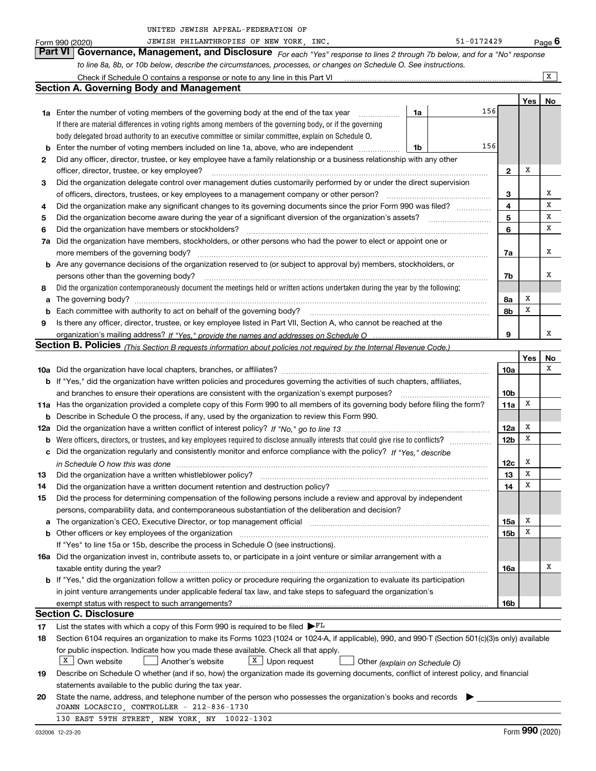UNITED JEWISH APPEAL-FEDERATION OF

Form 990 (2020) JEWISH PHILANTHROPIES OF NEW YORK, INC. 51-0172429 Page 6

## Part VI Governance, Management, and Disclosure

*For each "Yes" response to lines 2 through 7b below, and for a "No" response to line 8a, 8b, or 10b below, describe the circumstances, processes, or changes on Schedule O. See instructions.*

Check if Schedule O contains a response or note to any line in this Part VI [X]

### Section A. Governing Body and Management

| | | | | Yes | No |
|---|---|---|---|---|---|
| 1a | Enter the number of voting members of the governing body at the end of the tax year. If there are material differences in voting rights among members of the governing body, or if the governing body delegated broad authority to an executive committee or similar committee, explain on Schedule O. | 1a | 156 | | |
| b | Enter the number of voting members included on line 1a, above, who are independent | 1b | 156 | | |
| 2 | Did any officer, director, trustee, or key employee have a family relationship or a business relationship with any other officer, director, trustee, or key employee? | | 2 | X | |
| 3 | Did the organization delegate control over management duties customarily performed by or under the direct supervision of officers, directors, trustees, or key employees to a management company or other person? | | 3 | | X |
| 4 | Did the organization make any significant changes to its governing documents since the prior Form 990 was filed? | | 4 | | X |
| 5 | Did the organization become aware during the year of a significant diversion of the organization's assets? | | 5 | | X |
| 6 | Did the organization have members or stockholders? | | 6 | | X |
| 7a | Did the organization have members, stockholders, or other persons who had the power to elect or appoint one or more members of the governing body? | | 7a | | X |
| b | Are any governance decisions of the organization reserved to (or subject to approval by) members, stockholders, or persons other than the governing body? | | 7b | | X |
| 8 | Did the organization contemporaneously document the meetings held or written actions undertaken during the year by the following: | | | | |
| a | The governing body? | | 8a | X | |
| b | Each committee with authority to act on behalf of the governing body? | | 8b | X | |
| 9 | Is there any officer, director, trustee, or key employee listed in Part VII, Section A, who cannot be reached at the organization's mailing address? *If "Yes," provide the names and addresses on Schedule O* | | 9 | | X |

### Section B. Policies *(This Section B requests information about policies not required by the Internal Revenue Code.)*

| | | | Yes | No |
|---|---|---|---|---|
| 10a | Did the organization have local chapters, branches, or affiliates? | 10a | | X |
| b | If "Yes," did the organization have written policies and procedures governing the activities of such chapters, affiliates, and branches to ensure their operations are consistent with the organization's exempt purposes? | 10b | | |
| 11a | Has the organization provided a complete copy of this Form 990 to all members of its governing body before filing the form? | 11a | X | |
| b | Describe in Schedule O the process, if any, used by the organization to review this Form 990. | | | |
| 12a | Did the organization have a written conflict of interest policy? *If "No," go to line 13* | 12a | X | |
| b | Were officers, directors, or trustees, and key employees required to disclose annually interests that could give rise to conflicts? | 12b | X | |
| c | Did the organization regularly and consistently monitor and enforce compliance with the policy? *If "Yes," describe in Schedule O how this was done* | 12c | X | |
| 13 | Did the organization have a written whistleblower policy? | 13 | X | |
| 14 | Did the organization have a written document retention and destruction policy? | 14 | X | |
| 15 | Did the process for determining compensation of the following persons include a review and approval by independent persons, comparability data, and contemporaneous substantiation of the deliberation and decision? | | | |
| a | The organization's CEO, Executive Director, or top management official | 15a | X | |
| b | Other officers or key employees of the organization | 15b | X | |
| | If "Yes" to line 15a or 15b, describe the process in Schedule O (see instructions). | | | |
| 16a | Did the organization invest in, contribute assets to, or participate in a joint venture or similar arrangement with a taxable entity during the year? | 16a | | X |
| b | If "Yes," did the organization follow a written policy or procedure requiring the organization to evaluate its participation in joint venture arrangements under applicable federal tax law, and take steps to safeguard the organization's exempt status with respect to such arrangements? | 16b | | |

### Section C. Disclosure

17 List the states with which a copy of this Form 990 is required to be filed ▶ FL

18 Section 6104 requires an organization to make its Forms 1023 (1024 or 1024-A, if applicable), 990, and 990-T (Section 501(c)(3)s only) available for public inspection. Indicate how you made these available. Check all that apply.

[X] Own website [ ] Another's website [X] Upon request [ ] Other *(explain on Schedule O)*

19 Describe on Schedule O whether (and if so, how) the organization made its governing documents, conflict of interest policy, and financial statements available to the public during the tax year.

20 State the name, address, and telephone number of the person who possesses the organization's books and records ▶

JOANN LOCASCIO, CONTROLLER - 212-836-1730

130 EAST 59TH STREET, NEW YORK, NY 10022-1302

032006 12-23-20 Form **990** (2020)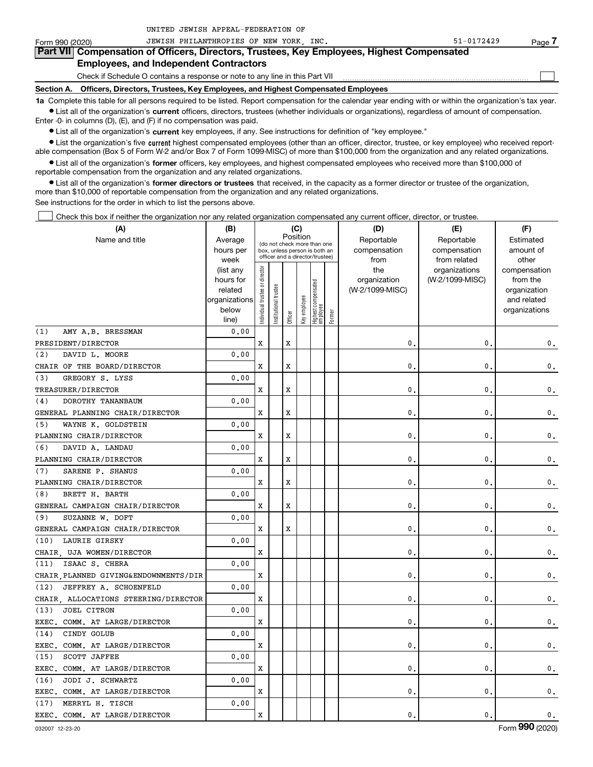UNITED JEWISH APPEAL-FEDERATION OF

Form 990 (2020) JEWISH PHILANTHROPIES OF NEW YORK, INC. 51-0172429 Page 7

## Part VII Compensation of Officers, Directors, Trustees, Key Employees, Highest Compensated Employees, and Independent Contractors

Check if Schedule O contains a response or note to any line in this Part VII ☐

**Section A. Officers, Directors, Trustees, Key Employees, and Highest Compensated Employees**

**1a** Complete this table for all persons required to be listed. Report compensation for the calendar year ending with or within the organization's tax year.

- List all of the organization's **current** officers, directors, trustees (whether individuals or organizations), regardless of amount of compensation. Enter -0- in columns (D), (E), and (F) if no compensation was paid.
- List all of the organization's **current** key employees, if any. See instructions for definition of "key employee."
- List the organization's five **current** highest compensated employees (other than an officer, director, trustee, or key employee) who received reportable compensation (Box 5 of Form W-2 and/or Box 7 of Form 1099-MISC) of more than $100,000 from the organization and any related organizations.
- List all of the organization's **former** officers, key employees, and highest compensated employees who received more than $100,000 of reportable compensation from the organization and any related organizations.
- List all of the organization's **former directors or trustees** that received, in the capacity as a former director or trustee of the organization, more than $10,000 of reportable compensation from the organization and any related organizations.

See instructions for the order in which to list the persons above.

☐ Check this box if neither the organization nor any related organization compensated any current officer, director, or trustee.

| (A) Name and title | (B) Average hours per week (list any hours for related organizations below line) | (C) Individual trustee or director | Institutional trustee | Officer | Key employee | Highest compensated employee | Former | (D) Reportable compensation from the organization (W-2/1099-MISC) | (E) Reportable compensation from related organizations (W-2/1099-MISC) | (F) Estimated amount of other compensation from the organization and related organizations |
|---|---|---|---|---|---|---|---|---|---|---|
| (1) AMY A.B. BRESSMAN<br>PRESIDENT/DIRECTOR | 0.00 | X | | X | | | | 0. | 0. | 0. |
| (2) DAVID L. MOORE<br>CHAIR OF THE BOARD/DIRECTOR | 0.00 | X | | X | | | | 0. | 0. | 0. |
| (3) GREGORY S. LYSS<br>TREASURER/DIRECTOR | 0.00 | X | | X | | | | 0. | 0. | 0. |
| (4) DOROTHY TANANBAUM<br>GENERAL PLANNING CHAIR/DIRECTOR | 0.00 | X | | X | | | | 0. | 0. | 0. |
| (5) WAYNE K. GOLDSTEIN<br>PLANNING CHAIR/DIRECTOR | 0.00 | X | | X | | | | 0. | 0. | 0. |
| (6) DAVID A. LANDAU<br>PLANNING CHAIR/DIRECTOR | 0.00 | X | | X | | | | 0. | 0. | 0. |
| (7) SARENE P. SHANUS<br>PLANNING CHAIR/DIRECTOR | 0.00 | X | | X | | | | 0. | 0. | 0. |
| (8) BRETT H. BARTH<br>GENERAL CAMPAIGN CHAIR/DIRECTOR | 0.00 | X | | X | | | | 0. | 0. | 0. |
| (9) SUZANNE W. DOFT<br>GENERAL CAMPAIGN CHAIR/DIRECTOR | 0.00 | X | | X | | | | 0. | 0. | 0. |
| (10) LAURIE GIRSKY<br>CHAIR, UJA WOMEN/DIRECTOR | 0.00 | X | | | | | | 0. | 0. | 0. |
| (11) ISAAC S. CHERA<br>CHAIR,PLANNED GIVING&ENDOWNMENTS/DIR | 0.00 | X | | | | | | 0. | 0. | 0. |
| (12) JEFFREY A. SCHOENFELD<br>CHAIR, ALLOCATIONS STEERING/DIRECTOR | 0.00 | X | | | | | | 0. | 0. | 0. |
| (13) JOEL CITRON<br>EXEC. COMM. AT LARGE/DIRECTOR | 0.00 | X | | | | | | 0. | 0. | 0. |
| (14) CINDY GOLUB<br>EXEC. COMM. AT LARGE/DIRECTOR | 0.00 | X | | | | | | 0. | 0. | 0. |
| (15) SCOTT JAFFEE<br>EXEC. COMM. AT LARGE/DIRECTOR | 0.00 | X | | | | | | 0. | 0. | 0. |
| (16) JODI J. SCHWARTZ<br>EXEC. COMM. AT LARGE/DIRECTOR | 0.00 | X | | | | | | 0. | 0. | 0. |
| (17) MERRYL H. TISCH<br>EXEC. COMM. AT LARGE/DIRECTOR | 0.00 | X | | | | | | 0. | 0. | 0. |

032007 12-23-20 Form 990 (2020)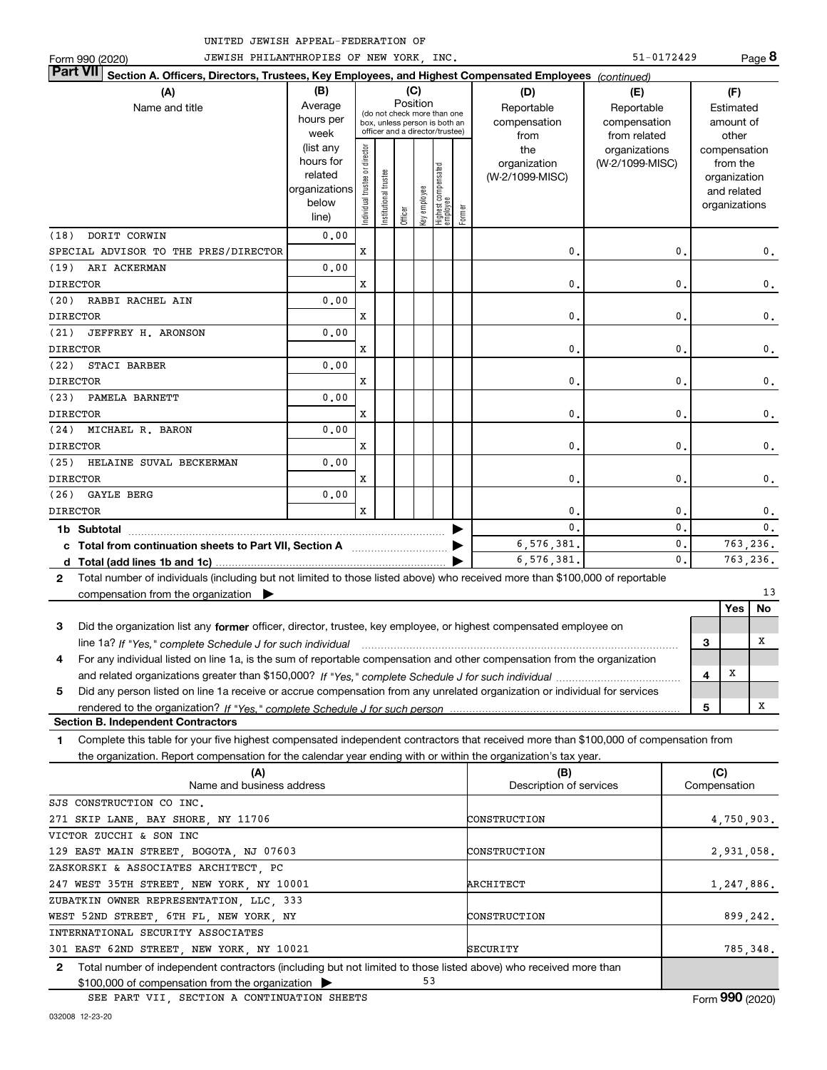UNITED JEWISH APPEAL-FEDERATION OF
Form 990 (2020) JEWISH PHILANTHROPIES OF NEW YORK, INC. 51-0172429

**Part VII Section A. Officers, Directors, Trustees, Key Employees, and Highest Compensated Employees** *(continued)*

| (A) Name and title | (B) Average hours per week (list any hours for related organizations below line) | (C) Position: Individual trustee or director | Institutional trustee | Officer | Key employee | Highest compensated employee | Former | (D) Reportable compensation from the organization (W-2/1099-MISC) | (E) Reportable compensation from related organizations (W-2/1099-MISC) | (F) Estimated amount of other compensation from the organization and related organizations |
|---|---|---|---|---|---|---|---|---|---|---|
| (18) DORIT CORWIN<br>SPECIAL ADVISOR TO THE PRES/DIRECTOR | 0.00 | X | | | | | | 0. | 0. | 0. |
| (19) ARI ACKERMAN<br>DIRECTOR | 0.00 | X | | | | | | 0. | 0. | 0. |
| (20) RABBI RACHEL AIN<br>DIRECTOR | 0.00 | X | | | | | | 0. | 0. | 0. |
| (21) JEFFREY H. ARONSON<br>DIRECTOR | 0.00 | X | | | | | | 0. | 0. | 0. |
| (22) STACI BARBER<br>DIRECTOR | 0.00 | X | | | | | | 0. | 0. | 0. |
| (23) PAMELA BARNETT<br>DIRECTOR | 0.00 | X | | | | | | 0. | 0. | 0. |
| (24) MICHAEL R. BARON<br>DIRECTOR | 0.00 | X | | | | | | 0. | 0. | 0. |
| (25) HELAINE SUVAL BECKERMAN<br>DIRECTOR | 0.00 | X | | | | | | 0. | 0. | 0. |
| (26) GAYLE BERG<br>DIRECTOR | 0.00 | X | | | | | | 0. | 0. | 0. |
| **1b Subtotal** | | | | | | | | 0. | 0. | 0. |
| **c Total from continuation sheets to Part VII, Section A** | | | | | | | | 6,576,381. | 0. | 763,236. |
| **d Total (add lines 1b and 1c)** | | | | | | | | 6,576,381. | 0. | 763,236. |

**2** Total number of individuals (including but not limited to those listed above) who received more than $100,000 of reportable compensation from the organization ▶ 13

| | | Yes | No |
|---|---|---|---|
| **3** Did the organization list any **former** officer, director, trustee, key employee, or highest compensated employee on line 1a? *If "Yes," complete Schedule J for such individual* | 3 | | X |
| **4** For any individual listed on line 1a, is the sum of reportable compensation and other compensation from the organization and related organizations greater than $150,000? *If "Yes," complete Schedule J for such individual* | 4 | X | |
| **5** Did any person listed on line 1a receive or accrue compensation from any unrelated organization or individual for services rendered to the organization? *If "Yes," complete Schedule J for such person* | 5 | | X |

**Section B. Independent Contractors**

**1** Complete this table for your five highest compensated independent contractors that received more than $100,000 of compensation from the organization. Report compensation for the calendar year ending with or within the organization's tax year.

| (A) Name and business address | (B) Description of services | (C) Compensation |
|---|---|---|
| SJS CONSTRUCTION CO INC.<br>271 SKIP LANE, BAY SHORE, NY 11706 | CONSTRUCTION | 4,750,903. |
| VICTOR ZUCCHI & SON INC<br>129 EAST MAIN STREET, BOGOTA, NJ 07603 | CONSTRUCTION | 2,931,058. |
| ZASKORSKI & ASSOCIATES ARCHITECT, PC<br>247 WEST 35TH STREET, NEW YORK, NY 10001 | ARCHITECT | 1,247,886. |
| ZUBATKIN OWNER REPRESENTATION, LLC, 333<br>WEST 52ND STREET, 6TH FL, NEW YORK, NY | CONSTRUCTION | 899,242. |
| INTERNATIONAL SECURITY ASSOCIATES<br>301 EAST 62ND STREET, NEW YORK, NY 10021 | SECURITY | 785,348. |

**2** Total number of independent contractors (including but not limited to those listed above) who received more than $100,000 of compensation from the organization ▶ 53

SEE PART VII, SECTION A CONTINUATION SHEETS

Form **990** (2020)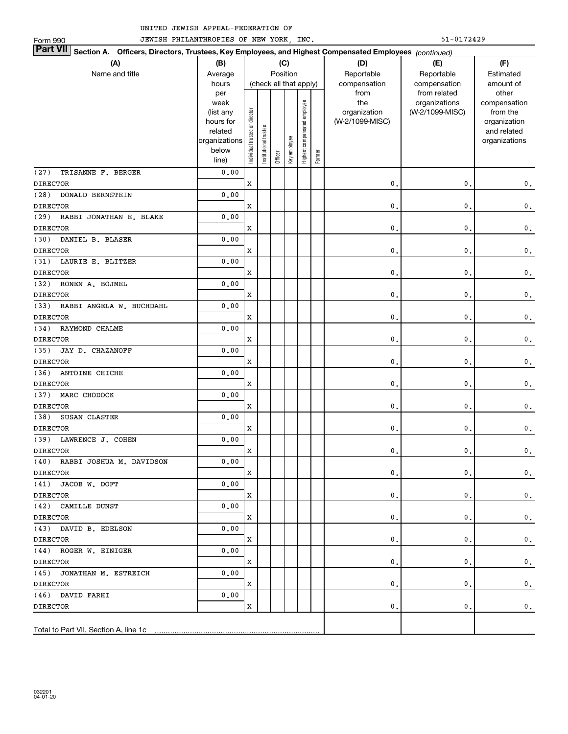UNITED JEWISH APPEAL-FEDERATION OF JEWISH PHILANTHROPIES OF NEW YORK, INC.

Form 990 51-0172429

**Part VII Section A. Officers, Directors, Trustees, Key Employees, and Highest Compensated Employees** *(continued)*

| (A) Name and title | (B) Average hours per week (list any hours for related organizations below line) | (C) Position (check all that apply): Individual trustee or director | Institutional trustee | Officer | Key employee | Highest compensated employee | Former | (D) Reportable compensation from the organization (W-2/1099-MISC) | (E) Reportable compensation from related organizations (W-2/1099-MISC) | (F) Estimated amount of other compensation from the organization and related organizations |
|---|---|---|---|---|---|---|---|---|---|---|
| (27) TRISANNE F. BERGER<br>DIRECTOR | 0.00 | X | | | | | | 0. | 0. | 0. |
| (28) DONALD BERNSTEIN<br>DIRECTOR | 0.00 | X | | | | | | 0. | 0. | 0. |
| (29) RABBI JONATHAN E. BLAKE<br>DIRECTOR | 0.00 | X | | | | | | 0. | 0. | 0. |
| (30) DANIEL B. BLASER<br>DIRECTOR | 0.00 | X | | | | | | 0. | 0. | 0. |
| (31) LAURIE E. BLITZER<br>DIRECTOR | 0.00 | X | | | | | | 0. | 0. | 0. |
| (32) RONEN A. BOJMEL<br>DIRECTOR | 0.00 | X | | | | | | 0. | 0. | 0. |
| (33) RABBI ANGELA W. BUCHDAHL<br>DIRECTOR | 0.00 | X | | | | | | 0. | 0. | 0. |
| (34) RAYMOND CHALME<br>DIRECTOR | 0.00 | X | | | | | | 0. | 0. | 0. |
| (35) JAY D. CHAZANOFF<br>DIRECTOR | 0.00 | X | | | | | | 0. | 0. | 0. |
| (36) ANTOINE CHICHE<br>DIRECTOR | 0.00 | X | | | | | | 0. | 0. | 0. |
| (37) MARC CHODOCK<br>DIRECTOR | 0.00 | X | | | | | | 0. | 0. | 0. |
| (38) SUSAN CLASTER<br>DIRECTOR | 0.00 | X | | | | | | 0. | 0. | 0. |
| (39) LAWRENCE J. COHEN<br>DIRECTOR | 0.00 | X | | | | | | 0. | 0. | 0. |
| (40) RABBI JOSHUA M. DAVIDSON<br>DIRECTOR | 0.00 | X | | | | | | 0. | 0. | 0. |
| (41) JACOB W. DOFT<br>DIRECTOR | 0.00 | X | | | | | | 0. | 0. | 0. |
| (42) CAMILLE DUNST<br>DIRECTOR | 0.00 | X | | | | | | 0. | 0. | 0. |
| (43) DAVID B. EDELSON<br>DIRECTOR | 0.00 | X | | | | | | 0. | 0. | 0. |
| (44) ROGER W. EINIGER<br>DIRECTOR | 0.00 | X | | | | | | 0. | 0. | 0. |
| (45) JONATHAN M. ESTREICH<br>DIRECTOR | 0.00 | X | | | | | | 0. | 0. | 0. |
| (46) DAVID FARHI<br>DIRECTOR | 0.00 | X | | | | | | 0. | 0. | 0. |
| Total to Part VII, Section A, line 1c | | | | | | | | | | |

032201 04-01-20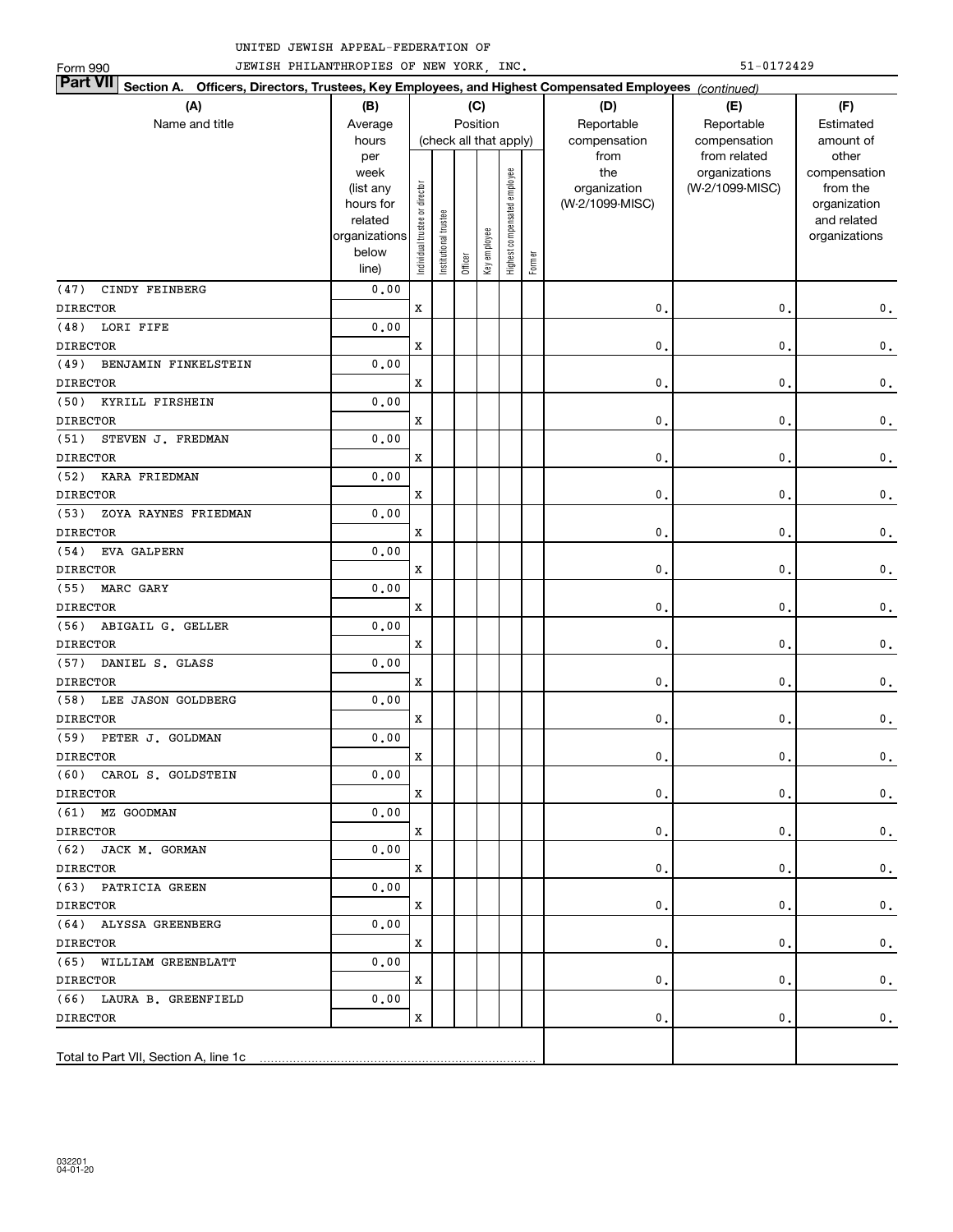UNITED JEWISH APPEAL-FEDERATION OF JEWISH PHILANTHROPIES OF NEW YORK, INC.

Form 990 51-0172429

**Part VII Section A. Officers, Directors, Trustees, Key Employees, and Highest Compensated Employees** *(continued)*

| (A) Name and title | (B) Average hours per week (list any hours for related organizations below line) | (C) Position (check all that apply): Individual trustee or director | Institutional trustee | Officer | Key employee | Highest compensated employee | Former | (D) Reportable compensation from the organization (W-2/1099-MISC) | (E) Reportable compensation from related organizations (W-2/1099-MISC) | (F) Estimated amount of other compensation from the organization and related organizations |
|---|---|---|---|---|---|---|---|---|---|---|
| (47) CINDY FEINBERG<br>DIRECTOR | 0.00 | X | | | | | | 0. | 0. | 0. |
| (48) LORI FIFE<br>DIRECTOR | 0.00 | X | | | | | | 0. | 0. | 0. |
| (49) BENJAMIN FINKELSTEIN<br>DIRECTOR | 0.00 | X | | | | | | 0. | 0. | 0. |
| (50) KYRILL FIRSHEIN<br>DIRECTOR | 0.00 | X | | | | | | 0. | 0. | 0. |
| (51) STEVEN J. FREDMAN<br>DIRECTOR | 0.00 | X | | | | | | 0. | 0. | 0. |
| (52) KARA FRIEDMAN<br>DIRECTOR | 0.00 | X | | | | | | 0. | 0. | 0. |
| (53) ZOYA RAYNES FRIEDMAN<br>DIRECTOR | 0.00 | X | | | | | | 0. | 0. | 0. |
| (54) EVA GALPERN<br>DIRECTOR | 0.00 | X | | | | | | 0. | 0. | 0. |
| (55) MARC GARY<br>DIRECTOR | 0.00 | X | | | | | | 0. | 0. | 0. |
| (56) ABIGAIL G. GELLER<br>DIRECTOR | 0.00 | X | | | | | | 0. | 0. | 0. |
| (57) DANIEL S. GLASS<br>DIRECTOR | 0.00 | X | | | | | | 0. | 0. | 0. |
| (58) LEE JASON GOLDBERG<br>DIRECTOR | 0.00 | X | | | | | | 0. | 0. | 0. |
| (59) PETER J. GOLDMAN<br>DIRECTOR | 0.00 | X | | | | | | 0. | 0. | 0. |
| (60) CAROL S. GOLDSTEIN<br>DIRECTOR | 0.00 | X | | | | | | 0. | 0. | 0. |
| (61) MZ GOODMAN<br>DIRECTOR | 0.00 | X | | | | | | 0. | 0. | 0. |
| (62) JACK M. GORMAN<br>DIRECTOR | 0.00 | X | | | | | | 0. | 0. | 0. |
| (63) PATRICIA GREEN<br>DIRECTOR | 0.00 | X | | | | | | 0. | 0. | 0. |
| (64) ALYSSA GREENBERG<br>DIRECTOR | 0.00 | X | | | | | | 0. | 0. | 0. |
| (65) WILLIAM GREENBLATT<br>DIRECTOR | 0.00 | X | | | | | | 0. | 0. | 0. |
| (66) LAURA B. GREENFIELD<br>DIRECTOR | 0.00 | X | | | | | | 0. | 0. | 0. |
| Total to Part VII, Section A, line 1c | | | | | | | | | | |

032201 04-01-20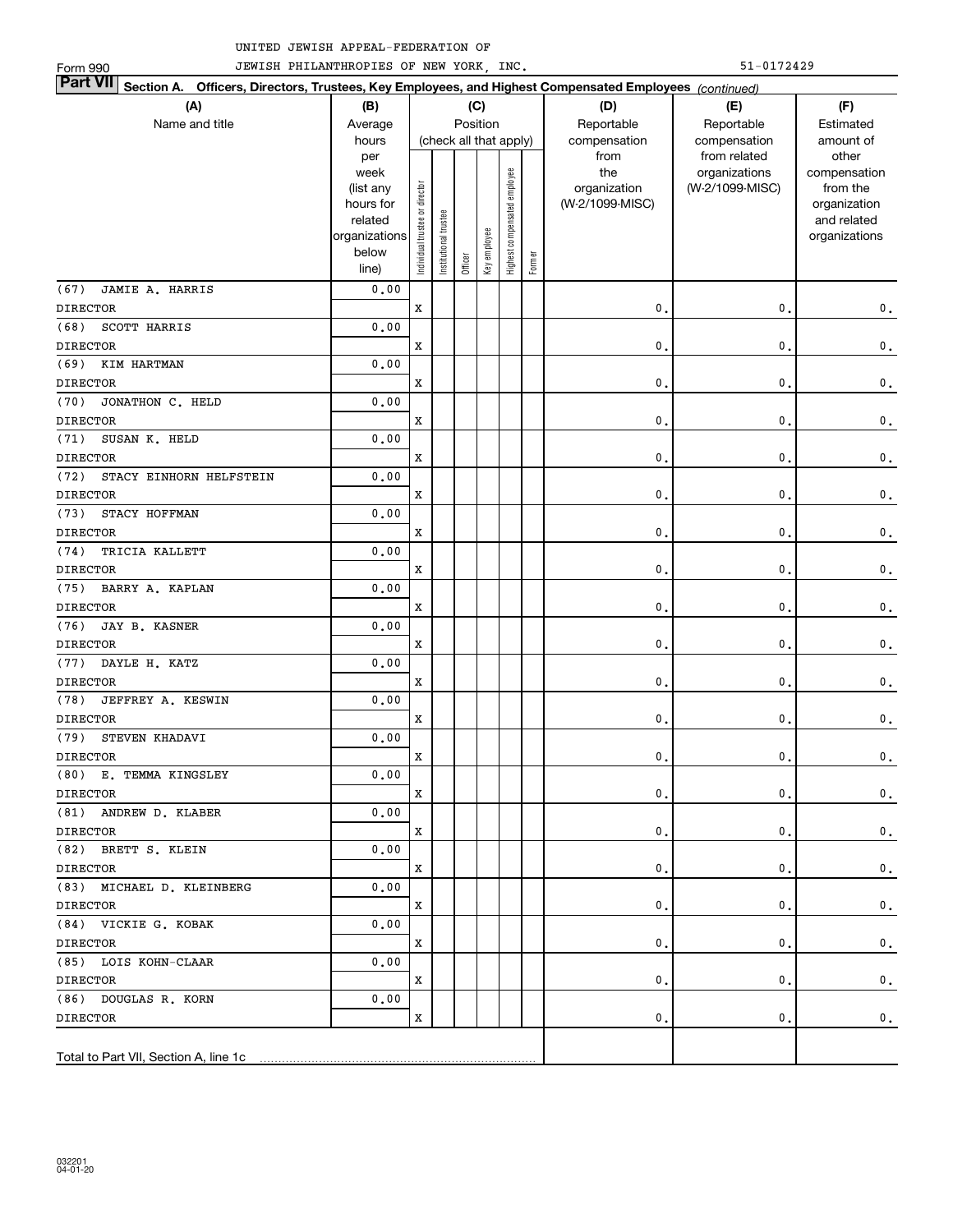UNITED JEWISH APPEAL-FEDERATION OF
JEWISH PHILANTHROPIES OF NEW YORK, INC.

Form 990

51-0172429

**Part VII** **Section A. Officers, Directors, Trustees, Key Employees, and Highest Compensated Employees** *(continued)*

| (A) Name and title | (B) Average hours per week (list any hours for related organizations below line) | (C) Position (check all that apply): Individual trustee or director | Institutional trustee | Officer | Key employee | Highest compensated employee | Former | (D) Reportable compensation from the organization (W-2/1099-MISC) | (E) Reportable compensation from related organizations (W-2/1099-MISC) | (F) Estimated amount of other compensation from the organization and related organizations |
|---|---|---|---|---|---|---|---|---|---|---|
| (67) JAMIE A. HARRIS<br>DIRECTOR | 0.00 | X | | | | | | 0. | 0. | 0. |
| (68) SCOTT HARRIS<br>DIRECTOR | 0.00 | X | | | | | | 0. | 0. | 0. |
| (69) KIM HARTMAN<br>DIRECTOR | 0.00 | X | | | | | | 0. | 0. | 0. |
| (70) JONATHON C. HELD<br>DIRECTOR | 0.00 | X | | | | | | 0. | 0. | 0. |
| (71) SUSAN K. HELD<br>DIRECTOR | 0.00 | X | | | | | | 0. | 0. | 0. |
| (72) STACY EINHORN HELFSTEIN<br>DIRECTOR | 0.00 | X | | | | | | 0. | 0. | 0. |
| (73) STACY HOFFMAN<br>DIRECTOR | 0.00 | X | | | | | | 0. | 0. | 0. |
| (74) TRICIA KALLETT<br>DIRECTOR | 0.00 | X | | | | | | 0. | 0. | 0. |
| (75) BARRY A. KAPLAN<br>DIRECTOR | 0.00 | X | | | | | | 0. | 0. | 0. |
| (76) JAY B. KASNER<br>DIRECTOR | 0.00 | X | | | | | | 0. | 0. | 0. |
| (77) DAYLE H. KATZ<br>DIRECTOR | 0.00 | X | | | | | | 0. | 0. | 0. |
| (78) JEFFREY A. KESWIN<br>DIRECTOR | 0.00 | X | | | | | | 0. | 0. | 0. |
| (79) STEVEN KHADAVI<br>DIRECTOR | 0.00 | X | | | | | | 0. | 0. | 0. |
| (80) E. TEMMA KINGSLEY<br>DIRECTOR | 0.00 | X | | | | | | 0. | 0. | 0. |
| (81) ANDREW D. KLABER<br>DIRECTOR | 0.00 | X | | | | | | 0. | 0. | 0. |
| (82) BRETT S. KLEIN<br>DIRECTOR | 0.00 | X | | | | | | 0. | 0. | 0. |
| (83) MICHAEL D. KLEINBERG<br>DIRECTOR | 0.00 | X | | | | | | 0. | 0. | 0. |
| (84) VICKIE G. KOBAK<br>DIRECTOR | 0.00 | X | | | | | | 0. | 0. | 0. |
| (85) LOIS KOHN-CLAAR<br>DIRECTOR | 0.00 | X | | | | | | 0. | 0. | 0. |
| (86) DOUGLAS R. KORN<br>DIRECTOR | 0.00 | X | | | | | | 0. | 0. | 0. |
| Total to Part VII, Section A, line 1c | | | | | | | | | | |

032201
04-01-20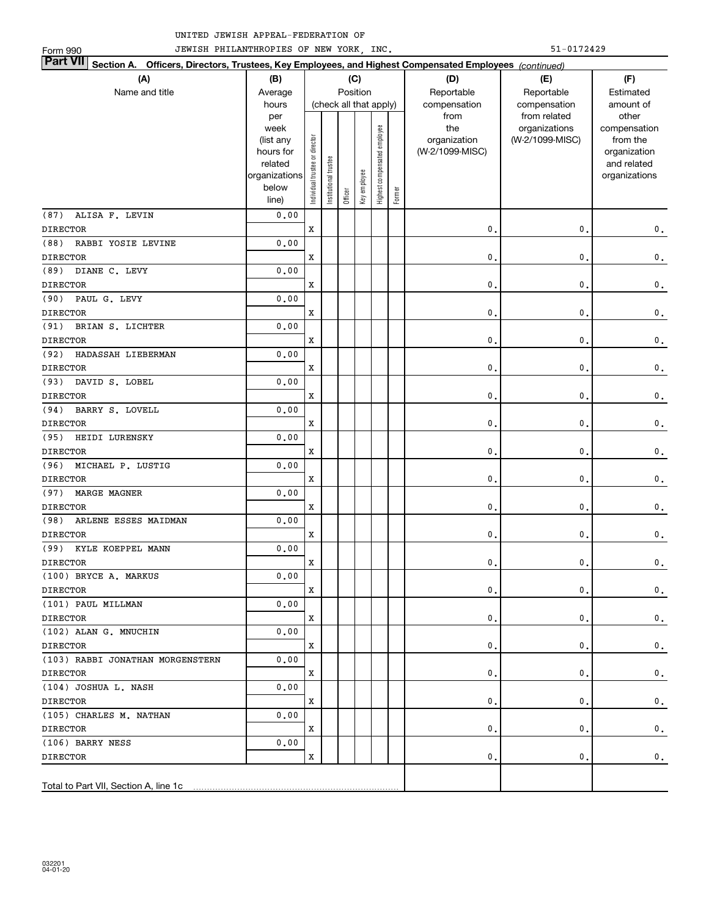UNITED JEWISH APPEAL-FEDERATION OF
JEWISH PHILANTHROPIES OF NEW YORK, INC.

Form 990

51-0172429

**Part VII Section A. Officers, Directors, Trustees, Key Employees, and Highest Compensated Employees** *(continued)*

| (A) Name and title | (B) Average hours per week (list any hours for related organizations below line) | (C) Position (check all that apply): Individual trustee or director | Institutional trustee | Officer | Key employee | Highest compensated employee | Former | (D) Reportable compensation from the organization (W-2/1099-MISC) | (E) Reportable compensation from related organizations (W-2/1099-MISC) | (F) Estimated amount of other compensation from the organization and related organizations |
|---|---|---|---|---|---|---|---|---|---|---|
| (87) ALISA F. LEVIN<br>DIRECTOR | 0.00 | X | | | | | | 0. | 0. | 0. |
| (88) RABBI YOSIE LEVINE<br>DIRECTOR | 0.00 | X | | | | | | 0. | 0. | 0. |
| (89) DIANE C. LEVY<br>DIRECTOR | 0.00 | X | | | | | | 0. | 0. | 0. |
| (90) PAUL G. LEVY<br>DIRECTOR | 0.00 | X | | | | | | 0. | 0. | 0. |
| (91) BRIAN S. LICHTER<br>DIRECTOR | 0.00 | X | | | | | | 0. | 0. | 0. |
| (92) HADASSAH LIEBERMAN<br>DIRECTOR | 0.00 | X | | | | | | 0. | 0. | 0. |
| (93) DAVID S. LOBEL<br>DIRECTOR | 0.00 | X | | | | | | 0. | 0. | 0. |
| (94) BARRY S. LOVELL<br>DIRECTOR | 0.00 | X | | | | | | 0. | 0. | 0. |
| (95) HEIDI LURENSKY<br>DIRECTOR | 0.00 | X | | | | | | 0. | 0. | 0. |
| (96) MICHAEL P. LUSTIG<br>DIRECTOR | 0.00 | X | | | | | | 0. | 0. | 0. |
| (97) MARGE MAGNER<br>DIRECTOR | 0.00 | X | | | | | | 0. | 0. | 0. |
| (98) ARLENE ESSES MAIDMAN<br>DIRECTOR | 0.00 | X | | | | | | 0. | 0. | 0. |
| (99) KYLE KOEPPEL MANN<br>DIRECTOR | 0.00 | X | | | | | | 0. | 0. | 0. |
| (100) BRYCE A. MARKUS<br>DIRECTOR | 0.00 | X | | | | | | 0. | 0. | 0. |
| (101) PAUL MILLMAN<br>DIRECTOR | 0.00 | X | | | | | | 0. | 0. | 0. |
| (102) ALAN G. MNUCHIN<br>DIRECTOR | 0.00 | X | | | | | | 0. | 0. | 0. |
| (103) RABBI JONATHAN MORGENSTERN<br>DIRECTOR | 0.00 | X | | | | | | 0. | 0. | 0. |
| (104) JOSHUA L. NASH<br>DIRECTOR | 0.00 | X | | | | | | 0. | 0. | 0. |
| (105) CHARLES M. NATHAN<br>DIRECTOR | 0.00 | X | | | | | | 0. | 0. | 0. |
| (106) BARRY NESS<br>DIRECTOR | 0.00 | X | | | | | | 0. | 0. | 0. |
| Total to Part VII, Section A, line 1c | | | | | | | | | | |

032201
04-01-20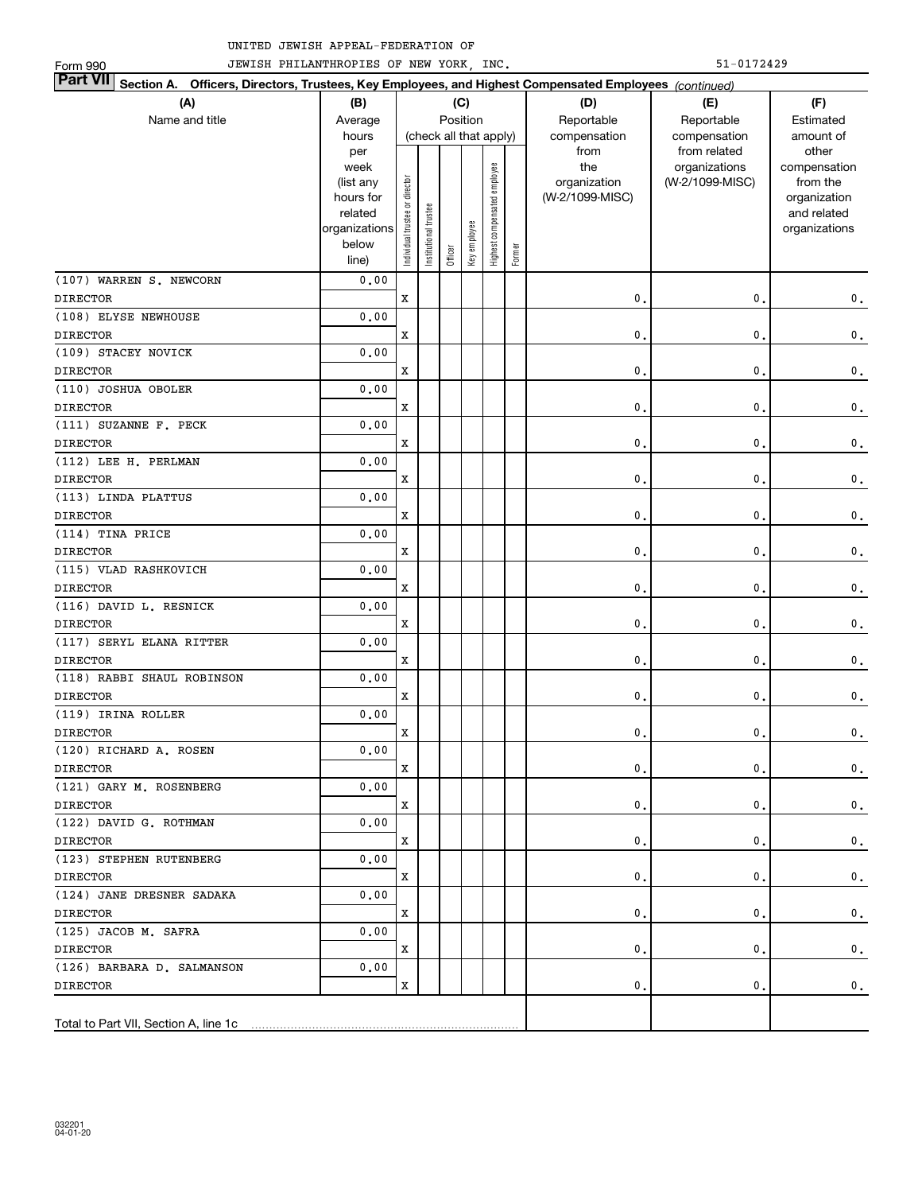UNITED JEWISH APPEAL-FEDERATION OF JEWISH PHILANTHROPIES OF NEW YORK, INC.

Form 990 51-0172429

**Part VII Section A. Officers, Directors, Trustees, Key Employees, and Highest Compensated Employees** *(continued)*

| (A) Name and title | (B) Average hours per week (list any hours for related organizations below line) | (C) Position (check all that apply): Individual trustee or director | Institutional trustee | Officer | Key employee | Highest compensated employee | Former | (D) Reportable compensation from the organization (W-2/1099-MISC) | (E) Reportable compensation from related organizations (W-2/1099-MISC) | (F) Estimated amount of other compensation from the organization and related organizations |
|---|---|---|---|---|---|---|---|---|---|---|
| (107) WARREN S. NEWCORN<br>DIRECTOR | 0.00 | X | | | | | | 0. | 0. | 0. |
| (108) ELYSE NEWHOUSE<br>DIRECTOR | 0.00 | X | | | | | | 0. | 0. | 0. |
| (109) STACEY NOVICK<br>DIRECTOR | 0.00 | X | | | | | | 0. | 0. | 0. |
| (110) JOSHUA OBOLER<br>DIRECTOR | 0.00 | X | | | | | | 0. | 0. | 0. |
| (111) SUZANNE F. PECK<br>DIRECTOR | 0.00 | X | | | | | | 0. | 0. | 0. |
| (112) LEE H. PERLMAN<br>DIRECTOR | 0.00 | X | | | | | | 0. | 0. | 0. |
| (113) LINDA PLATTUS<br>DIRECTOR | 0.00 | X | | | | | | 0. | 0. | 0. |
| (114) TINA PRICE<br>DIRECTOR | 0.00 | X | | | | | | 0. | 0. | 0. |
| (115) VLAD RASHKOVICH<br>DIRECTOR | 0.00 | X | | | | | | 0. | 0. | 0. |
| (116) DAVID L. RESNICK<br>DIRECTOR | 0.00 | X | | | | | | 0. | 0. | 0. |
| (117) SERYL ELANA RITTER<br>DIRECTOR | 0.00 | X | | | | | | 0. | 0. | 0. |
| (118) RABBI SHAUL ROBINSON<br>DIRECTOR | 0.00 | X | | | | | | 0. | 0. | 0. |
| (119) IRINA ROLLER<br>DIRECTOR | 0.00 | X | | | | | | 0. | 0. | 0. |
| (120) RICHARD A. ROSEN<br>DIRECTOR | 0.00 | X | | | | | | 0. | 0. | 0. |
| (121) GARY M. ROSENBERG<br>DIRECTOR | 0.00 | X | | | | | | 0. | 0. | 0. |
| (122) DAVID G. ROTHMAN<br>DIRECTOR | 0.00 | X | | | | | | 0. | 0. | 0. |
| (123) STEPHEN RUTENBERG<br>DIRECTOR | 0.00 | X | | | | | | 0. | 0. | 0. |
| (124) JANE DRESNER SADAKA<br>DIRECTOR | 0.00 | X | | | | | | 0. | 0. | 0. |
| (125) JACOB M. SAFRA<br>DIRECTOR | 0.00 | X | | | | | | 0. | 0. | 0. |
| (126) BARBARA D. SALMANSON<br>DIRECTOR | 0.00 | X | | | | | | 0. | 0. | 0. |
| Total to Part VII, Section A, line 1c | | | | | | | | | | |

032201 04-01-20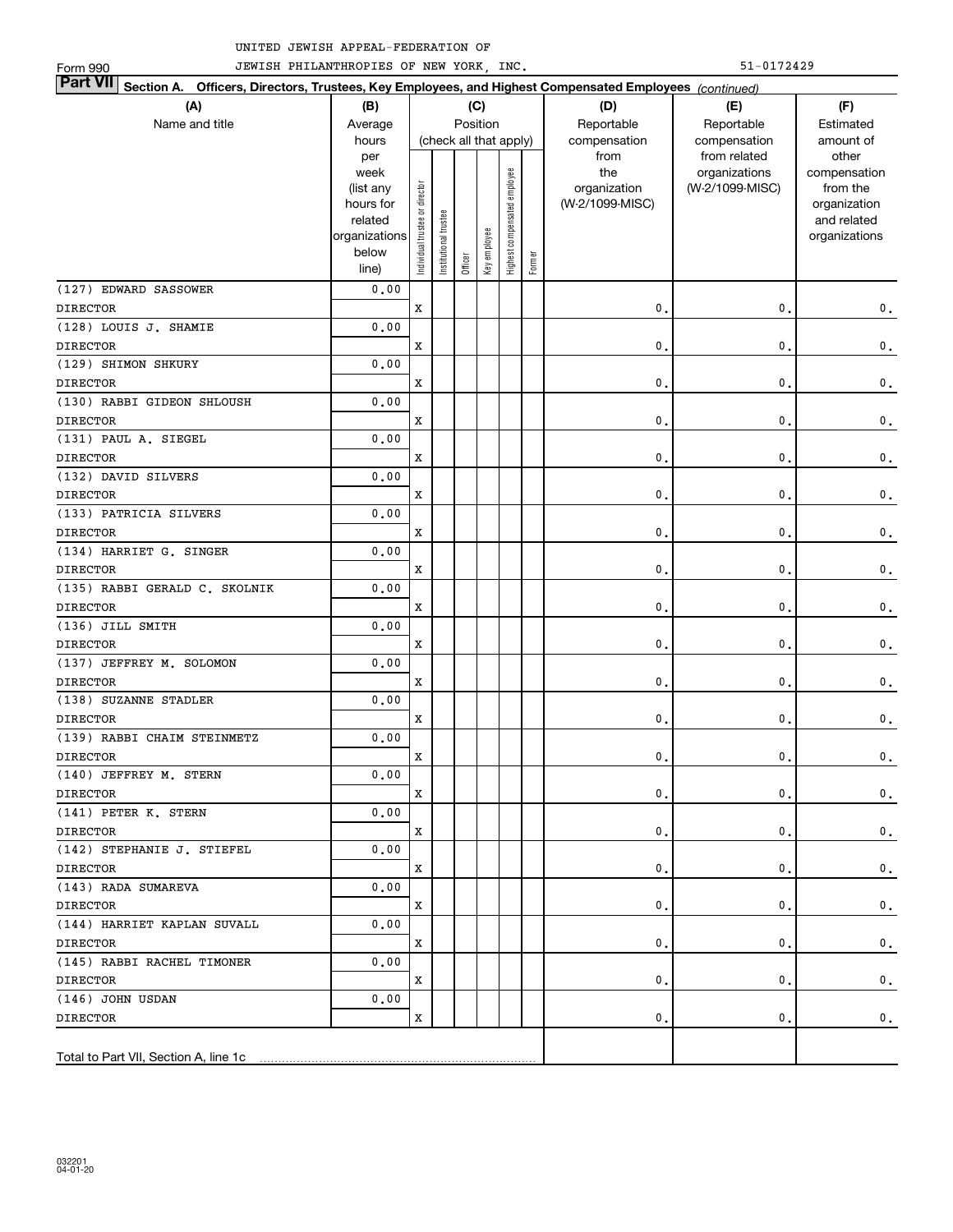UNITED JEWISH APPEAL-FEDERATION OF

Form 990 JEWISH PHILANTHROPIES OF NEW YORK, INC. 51-0172429

**Part VII Section A. Officers, Directors, Trustees, Key Employees, and Highest Compensated Employees** *(continued)*

| (A) Name and title | (B) Average hours per week (list any hours for related organizations below line) | (C) Position (check all that apply): Individual trustee or director | Institutional trustee | Officer | Key employee | Highest compensated employee | Former | (D) Reportable compensation from the organization (W-2/1099-MISC) | (E) Reportable compensation from related organizations (W-2/1099-MISC) | (F) Estimated amount of other compensation from the organization and related organizations |
|---|---|---|---|---|---|---|---|---|---|---|
| (127) EDWARD SASSOWER<br>DIRECTOR | 0.00 | X | | | | | | 0. | 0. | 0. |
| (128) LOUIS J. SHAMIE<br>DIRECTOR | 0.00 | X | | | | | | 0. | 0. | 0. |
| (129) SHIMON SHKURY<br>DIRECTOR | 0.00 | X | | | | | | 0. | 0. | 0. |
| (130) RABBI GIDEON SHLOUSH<br>DIRECTOR | 0.00 | X | | | | | | 0. | 0. | 0. |
| (131) PAUL A. SIEGEL<br>DIRECTOR | 0.00 | X | | | | | | 0. | 0. | 0. |
| (132) DAVID SILVERS<br>DIRECTOR | 0.00 | X | | | | | | 0. | 0. | 0. |
| (133) PATRICIA SILVERS<br>DIRECTOR | 0.00 | X | | | | | | 0. | 0. | 0. |
| (134) HARRIET G. SINGER<br>DIRECTOR | 0.00 | X | | | | | | 0. | 0. | 0. |
| (135) RABBI GERALD C. SKOLNIK<br>DIRECTOR | 0.00 | X | | | | | | 0. | 0. | 0. |
| (136) JILL SMITH<br>DIRECTOR | 0.00 | X | | | | | | 0. | 0. | 0. |
| (137) JEFFREY M. SOLOMON<br>DIRECTOR | 0.00 | X | | | | | | 0. | 0. | 0. |
| (138) SUZANNE STADLER<br>DIRECTOR | 0.00 | X | | | | | | 0. | 0. | 0. |
| (139) RABBI CHAIM STEINMETZ<br>DIRECTOR | 0.00 | X | | | | | | 0. | 0. | 0. |
| (140) JEFFREY M. STERN<br>DIRECTOR | 0.00 | X | | | | | | 0. | 0. | 0. |
| (141) PETER K. STERN<br>DIRECTOR | 0.00 | X | | | | | | 0. | 0. | 0. |
| (142) STEPHANIE J. STIEFEL<br>DIRECTOR | 0.00 | X | | | | | | 0. | 0. | 0. |
| (143) RADA SUMAREVA<br>DIRECTOR | 0.00 | X | | | | | | 0. | 0. | 0. |
| (144) HARRIET KAPLAN SUVALL<br>DIRECTOR | 0.00 | X | | | | | | 0. | 0. | 0. |
| (145) RABBI RACHEL TIMONER<br>DIRECTOR | 0.00 | X | | | | | | 0. | 0. | 0. |
| (146) JOHN USDAN<br>DIRECTOR | 0.00 | X | | | | | | 0. | 0. | 0. |
| Total to Part VII, Section A, line 1c | | | | | | | | | | |

032201 04-01-20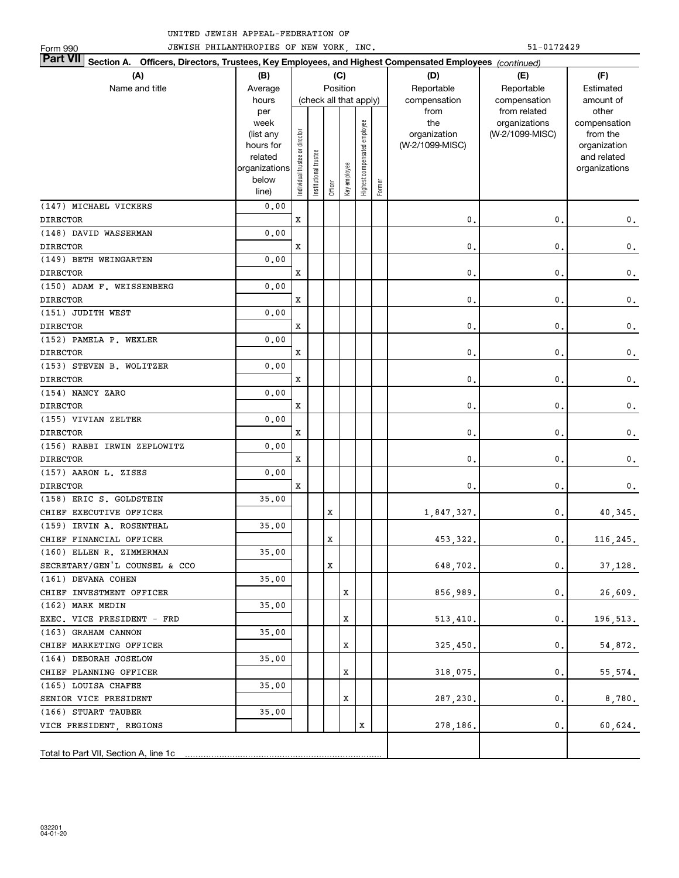UNITED JEWISH APPEAL-FEDERATION OF JEWISH PHILANTHROPIES OF NEW YORK, INC. 51-0172429

Form 990

**Part VII Section A. Officers, Directors, Trustees, Key Employees, and Highest Compensated Employees** *(continued)*

| (A) Name and title | (B) Average hours per week (list any hours for related organizations below line) | (C) Position (check all that apply): Individual trustee or director | Institutional trustee | Officer | Key employee | Highest compensated employee | Former | (D) Reportable compensation from the organization (W-2/1099-MISC) | (E) Reportable compensation from related organizations (W-2/1099-MISC) | (F) Estimated amount of other compensation from the organization and related organizations |
|---|---|---|---|---|---|---|---|---|---|---|
| (147) MICHAEL VICKERS<br>DIRECTOR | 0.00 | X | | | | | | 0. | 0. | 0. |
| (148) DAVID WASSERMAN<br>DIRECTOR | 0.00 | X | | | | | | 0. | 0. | 0. |
| (149) BETH WEINGARTEN<br>DIRECTOR | 0.00 | X | | | | | | 0. | 0. | 0. |
| (150) ADAM F. WEISSENBERG<br>DIRECTOR | 0.00 | X | | | | | | 0. | 0. | 0. |
| (151) JUDITH WEST<br>DIRECTOR | 0.00 | X | | | | | | 0. | 0. | 0. |
| (152) PAMELA P. WEXLER<br>DIRECTOR | 0.00 | X | | | | | | 0. | 0. | 0. |
| (153) STEVEN B. WOLITZER<br>DIRECTOR | 0.00 | X | | | | | | 0. | 0. | 0. |
| (154) NANCY ZARO<br>DIRECTOR | 0.00 | X | | | | | | 0. | 0. | 0. |
| (155) VIVIAN ZELTER<br>DIRECTOR | 0.00 | X | | | | | | 0. | 0. | 0. |
| (156) RABBI IRWIN ZEPLOWITZ<br>DIRECTOR | 0.00 | X | | | | | | 0. | 0. | 0. |
| (157) AARON L. ZISES<br>DIRECTOR | 0.00 | X | | | | | | 0. | 0. | 0. |
| (158) ERIC S. GOLDSTEIN<br>CHIEF EXECUTIVE OFFICER | 35.00 | | | X | | | | 1,847,327. | 0. | 40,345. |
| (159) IRVIN A. ROSENTHAL<br>CHIEF FINANCIAL OFFICER | 35.00 | | | X | | | | 453,322. | 0. | 116,245. |
| (160) ELLEN R. ZIMMERMAN<br>SECRETARY/GEN'L COUNSEL & CCO | 35.00 | | | X | | | | 648,702. | 0. | 37,128. |
| (161) DEVANA COHEN<br>CHIEF INVESTMENT OFFICER | 35.00 | | | | X | | | 856,989. | 0. | 26,609. |
| (162) MARK MEDIN<br>EXEC. VICE PRESIDENT - FRD | 35.00 | | | | X | | | 513,410. | 0. | 196,513. |
| (163) GRAHAM CANNON<br>CHIEF MARKETING OFFICER | 35.00 | | | | X | | | 325,450. | 0. | 54,872. |
| (164) DEBORAH JOSELOW<br>CHIEF PLANNING OFFICER | 35.00 | | | | X | | | 318,075. | 0. | 55,574. |
| (165) LOUISA CHAFEE<br>SENIOR VICE PRESIDENT | 35.00 | | | | X | | | 287,230. | 0. | 8,780. |
| (166) STUART TAUBER<br>VICE PRESIDENT, REGIONS | 35.00 | | | | | X | | 278,186. | 0. | 60,624. |
| Total to Part VII, Section A, line 1c | | | | | | | | | | |

032201 04-01-20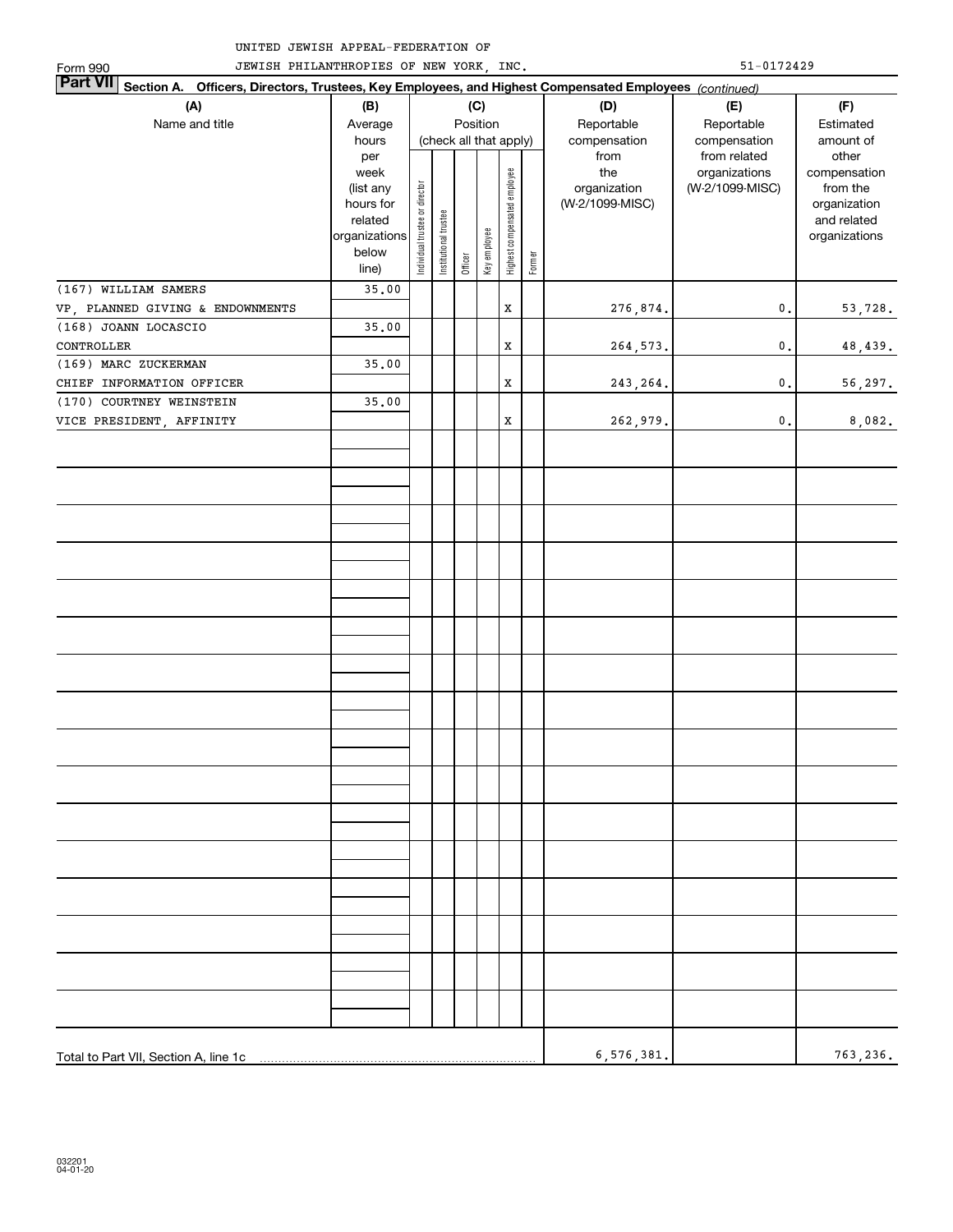UNITED JEWISH APPEAL-FEDERATION OF JEWISH PHILANTHROPIES OF NEW YORK, INC. 51-0172429

Form 990

**Part VII Section A. Officers, Directors, Trustees, Key Employees, and Highest Compensated Employees** *(continued)*

| (A) Name and title | (B) Average hours per week (list any hours for related organizations below line) | (C) Position (check all that apply): Individual trustee or director | Institutional trustee | Officer | Key employee | Highest compensated employee | Former | (D) Reportable compensation from the organization (W-2/1099-MISC) | (E) Reportable compensation from related organizations (W-2/1099-MISC) | (F) Estimated amount of other compensation from the organization and related organizations |
|---|---|---|---|---|---|---|---|---|---|---|
| (167) WILLIAM SAMERS<br>VP, PLANNED GIVING & ENDOWNMENTS | 35.00 | | | | | X | | 276,874. | 0. | 53,728. |
| (168) JOANN LOCASCIO<br>CONTROLLER | 35.00 | | | | | X | | 264,573. | 0. | 48,439. |
| (169) MARC ZUCKERMAN<br>CHIEF INFORMATION OFFICER | 35.00 | | | | | X | | 243,264. | 0. | 56,297. |
| (170) COURTNEY WEINSTEIN<br>VICE PRESIDENT, AFFINITY | 35.00 | | | | | X | | 262,979. | 0. | 8,082. |
| Total to Part VII, Section A, line 1c | | | | | | | | 6,576,381. | | 763,236. |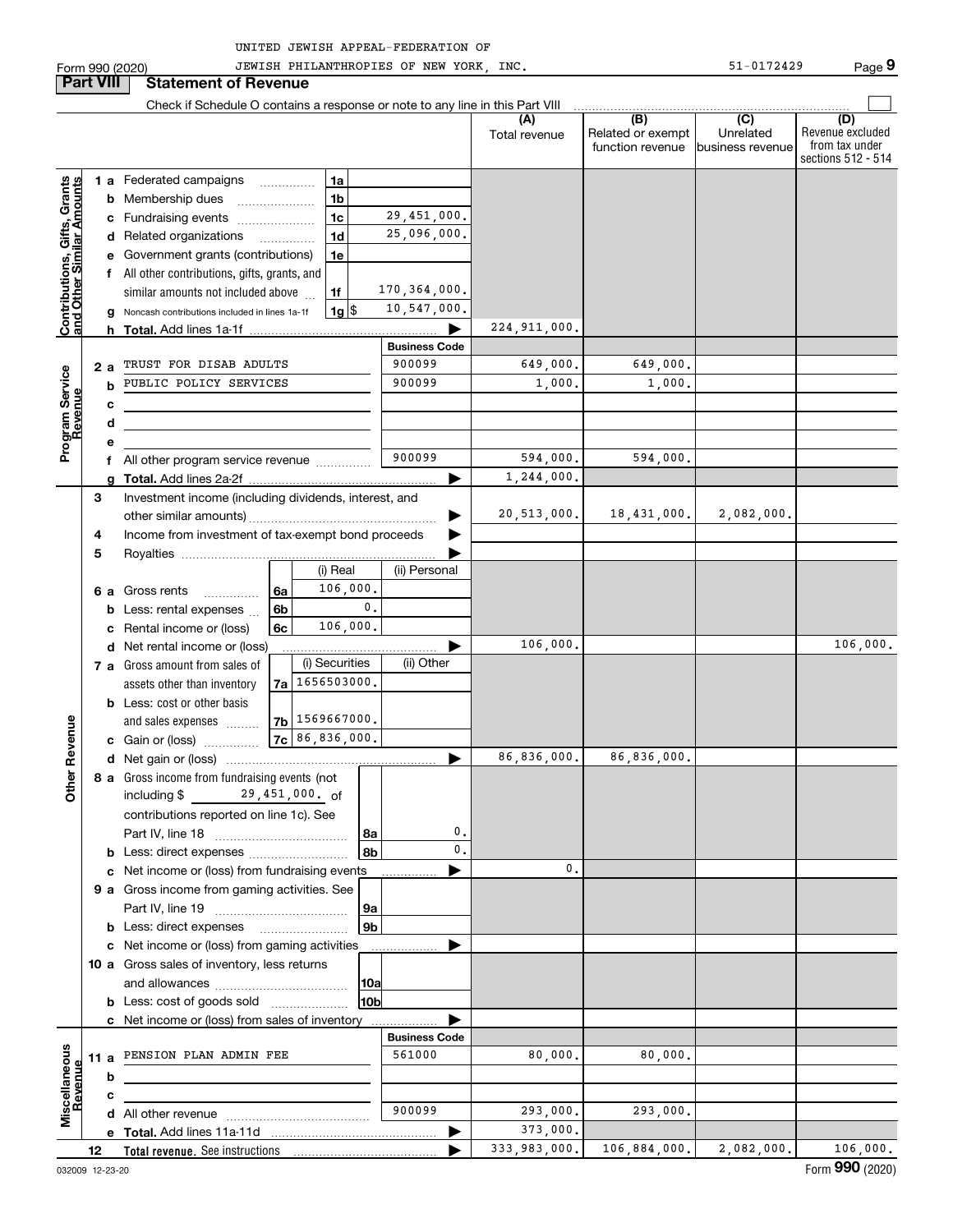UNITED JEWISH APPEAL-FEDERATION OF
JEWISH PHILANTHROPIES OF NEW YORK, INC. 51-0172429

Form 990 (2020)

## Part VIII Statement of Revenue

Check if Schedule O contains a response or note to any line in this Part VIII

| | | | (A) Total revenue | (B) Related or exempt function revenue | (C) Unrelated business revenue | (D) Revenue excluded from tax under sections 512 - 514 |
|---|---|---|---|---|---|---|
| **Contributions, Gifts, Grants and Other Similar Amounts** | | | | | | |
| 1 a Federated campaigns | 1a | | | | | |
| b Membership dues | 1b | | | | | |
| c Fundraising events | 1c | 29,451,000. | | | | |
| d Related organizations | 1d | 25,096,000. | | | | |
| e Government grants (contributions) | 1e | | | | | |
| f All other contributions, gifts, grants, and similar amounts not included above | 1f | 170,364,000. | | | | |
| g Noncash contributions included in lines 1a-1f | 1g $ | 10,547,000. | | | | |
| h **Total.** Add lines 1a-1f | | | 224,911,000. | | | |
| **Program Service Revenue** | | **Business Code** | | | | |
| 2 a TRUST FOR DISAB ADULTS | | 900099 | 649,000. | 649,000. | | |
| b PUBLIC POLICY SERVICES | | 900099 | 1,000. | 1,000. | | |
| c | | | | | | |
| d | | | | | | |
| e | | | | | | |
| f All other program service revenue | | 900099 | 594,000. | 594,000. | | |
| g **Total.** Add lines 2a-2f | | | 1,244,000. | | | |
| **Other Revenue** | | | | | | |
| 3 Investment income (including dividends, interest, and other similar amounts) | | | 20,513,000. | 18,431,000. | 2,082,000. | |
| 4 Income from investment of tax-exempt bond proceeds | | | | | | |
| 5 Royalties | | | | | | |
| | | (i) Real / (ii) Personal | | | | |
| 6 a Gross rents | 6a | 106,000. | | | | |
| b Less: rental expenses | 6b | 0. | | | | |
| c Rental income or (loss) | 6c | 106,000. | | | | |
| d Net rental income or (loss) | | | 106,000. | | | 106,000. |
| | | (i) Securities / (ii) Other | | | | |
| 7 a Gross amount from sales of assets other than inventory | 7a | 1656503000. | | | | |
| b Less: cost or other basis and sales expenses | 7b | 1569667000. | | | | |
| c Gain or (loss) | 7c | 86,836,000. | | | | |
| d Net gain or (loss) | | | 86,836,000. | 86,836,000. | | |
| 8 a Gross income from fundraising events (not including $ 29,451,000. of contributions reported on line 1c). See Part IV, line 18 | 8a | 0. | | | | |
| b Less: direct expenses | 8b | 0. | | | | |
| c Net income or (loss) from fundraising events | | | 0. | | | |
| 9 a Gross income from gaming activities. See Part IV, line 19 | 9a | | | | | |
| b Less: direct expenses | 9b | | | | | |
| c Net income or (loss) from gaming activities | | | | | | |
| 10 a Gross sales of inventory, less returns and allowances | 10a | | | | | |
| b Less: cost of goods sold | 10b | | | | | |
| c Net income or (loss) from sales of inventory | | | | | | |
| **Miscellaneous Revenue** | | **Business Code** | | | | |
| 11 a PENSION PLAN ADMIN FEE | | 561000 | 80,000. | 80,000. | | |
| b | | | | | | |
| c | | | | | | |
| d All other revenue | | 900099 | 293,000. | 293,000. | | |
| e **Total.** Add lines 11a-11d | | | 373,000. | | | |
| 12 **Total revenue.** See instructions | | | 333,983,000. | 106,884,000. | 2,082,000. | 106,000. |

032009 12-23-20 Form **990** (2020)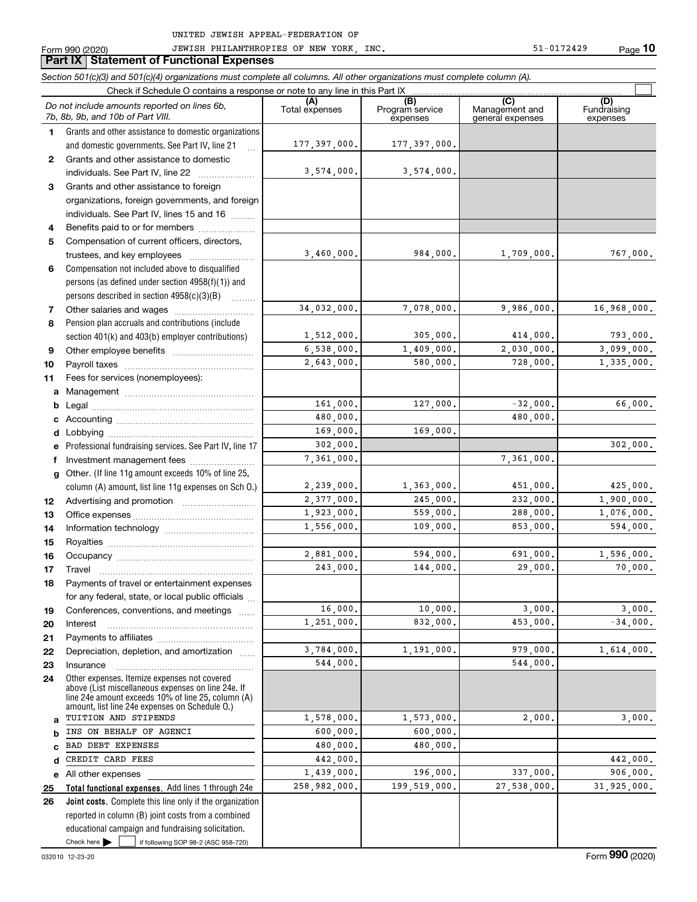UNITED JEWISH APPEAL-FEDERATION OF

Form 990 (2020) JEWISH PHILANTHROPIES OF NEW YORK, INC. 51-0172429

## Part IX Statement of Functional Expenses

*Section 501(c)(3) and 501(c)(4) organizations must complete all columns. All other organizations must complete column (A).*

Check if Schedule O contains a response or note to any line in this Part IX

| | *Do not include amounts reported on lines 6b, 7b, 8b, 9b, and 10b of Part VIII.* | (A) Total expenses | (B) Program service expenses | (C) Management and general expenses | (D) Fundraising expenses |
|---|---|---|---|---|---|
| 1 | Grants and other assistance to domestic organizations and domestic governments. See Part IV, line 21 | 177,397,000. | 177,397,000. | | |
| 2 | Grants and other assistance to domestic individuals. See Part IV, line 22 | 3,574,000. | 3,574,000. | | |
| 3 | Grants and other assistance to foreign organizations, foreign governments, and foreign individuals. See Part IV, lines 15 and 16 | | | | |
| 4 | Benefits paid to or for members | | | | |
| 5 | Compensation of current officers, directors, trustees, and key employees | 3,460,000. | 984,000. | 1,709,000. | 767,000. |
| 6 | Compensation not included above to disqualified persons (as defined under section 4958(f)(1)) and persons described in section 4958(c)(3)(B) | | | | |
| 7 | Other salaries and wages | 34,032,000. | 7,078,000. | 9,986,000. | 16,968,000. |
| 8 | Pension plan accruals and contributions (include section 401(k) and 403(b) employer contributions) | 1,512,000. | 305,000. | 414,000. | 793,000. |
| 9 | Other employee benefits | 6,538,000. | 1,409,000. | 2,030,000. | 3,099,000. |
| 10 | Payroll taxes | 2,643,000. | 580,000. | 728,000. | 1,335,000. |
| 11 | Fees for services (nonemployees): | | | | |
| a | Management | | | | |
| b | Legal | 161,000. | 127,000. | -32,000. | 66,000. |
| c | Accounting | 480,000. | | 480,000. | |
| d | Lobbying | 169,000. | 169,000. | | |
| e | Professional fundraising services. See Part IV, line 17 | 302,000. | | | 302,000. |
| f | Investment management fees | 7,361,000. | | 7,361,000. | |
| g | Other. (If line 11g amount exceeds 10% of line 25, column (A) amount, list line 11g expenses on Sch O.) | 2,239,000. | 1,363,000. | 451,000. | 425,000. |
| 12 | Advertising and promotion | 2,377,000. | 245,000. | 232,000. | 1,900,000. |
| 13 | Office expenses | 1,923,000. | 559,000. | 288,000. | 1,076,000. |
| 14 | Information technology | 1,556,000. | 109,000. | 853,000. | 594,000. |
| 15 | Royalties | | | | |
| 16 | Occupancy | 2,881,000. | 594,000. | 691,000. | 1,596,000. |
| 17 | Travel | 243,000. | 144,000. | 29,000. | 70,000. |
| 18 | Payments of travel or entertainment expenses for any federal, state, or local public officials | | | | |
| 19 | Conferences, conventions, and meetings | 16,000. | 10,000. | 3,000. | 3,000. |
| 20 | Interest | 1,251,000. | 832,000. | 453,000. | -34,000. |
| 21 | Payments to affiliates | | | | |
| 22 | Depreciation, depletion, and amortization | 3,784,000. | 1,191,000. | 979,000. | 1,614,000. |
| 23 | Insurance | 544,000. | | 544,000. | |
| 24 | Other expenses. Itemize expenses not covered above (List miscellaneous expenses on line 24e. If line 24e amount exceeds 10% of line 25, column (A) amount, list line 24e expenses on Schedule O.) | | | | |
| a | TUITION AND STIPENDS | 1,578,000. | 1,573,000. | 2,000. | 3,000. |
| b | INS ON BEHALF OF AGENCI | 600,000. | 600,000. | | |
| c | BAD DEBT EXPENSES | 480,000. | 480,000. | | |
| d | CREDIT CARD FEES | 442,000. | | | 442,000. |
| e | All other expenses | 1,439,000. | 196,000. | 337,000. | 906,000. |
| 25 | **Total functional expenses.** Add lines 1 through 24e | 258,982,000. | 199,519,000. | 27,538,000. | 31,925,000. |
| 26 | **Joint costs.** Complete this line only if the organization reported in column (B) joint costs from a combined educational campaign and fundraising solicitation. Check here ☐ if following SOP 98-2 (ASC 958-720) | | | | |

032010 12-23-20

Form **990** (2020)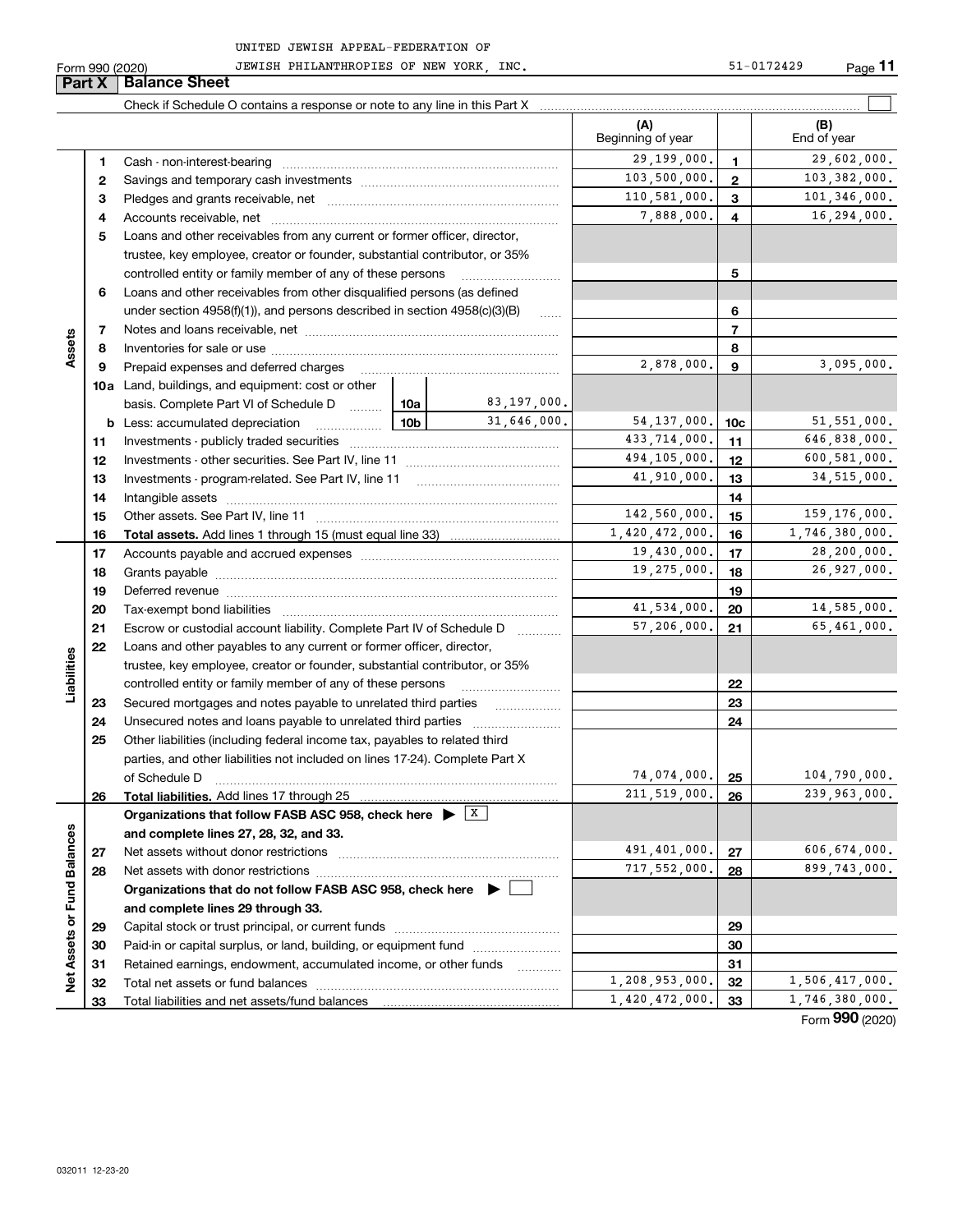UNITED JEWISH APPEAL-FEDERATION OF JEWISH PHILANTHROPIES OF NEW YORK, INC. 51-0172429

Form 990 (2020)

## Part X Balance Sheet

Check if Schedule O contains a response or note to any line in this Part X ☐

| | | | | (A) Beginning of year | | (B) End of year |
|---|---|---|---|---|---|---|
| **Assets** | 1 | Cash - non-interest-bearing | | 29,199,000. | 1 | 29,602,000. |
| | 2 | Savings and temporary cash investments | | 103,500,000. | 2 | 103,382,000. |
| | 3 | Pledges and grants receivable, net | | 110,581,000. | 3 | 101,346,000. |
| | 4 | Accounts receivable, net | | 7,888,000. | 4 | 16,294,000. |
| | 5 | Loans and other receivables from any current or former officer, director, trustee, key employee, creator or founder, substantial contributor, or 35% controlled entity or family member of any of these persons | | | 5 | |
| | 6 | Loans and other receivables from other disqualified persons (as defined under section 4958(f)(1)), and persons described in section 4958(c)(3)(B) | | | 6 | |
| | 7 | Notes and loans receivable, net | | | 7 | |
| | 8 | Inventories for sale or use | | | 8 | |
| | 9 | Prepaid expenses and deferred charges | | 2,878,000. | 9 | 3,095,000. |
| | 10a | Land, buildings, and equipment: cost or other basis. Complete Part VI of Schedule D | 10a 83,197,000. | | | |
| | b | Less: accumulated depreciation | 10b 31,646,000. | 54,137,000. | 10c | 51,551,000. |
| | 11 | Investments - publicly traded securities | | 433,714,000. | 11 | 646,838,000. |
| | 12 | Investments - other securities. See Part IV, line 11 | | 494,105,000. | 12 | 600,581,000. |
| | 13 | Investments - program-related. See Part IV, line 11 | | 41,910,000. | 13 | 34,515,000. |
| | 14 | Intangible assets | | | 14 | |
| | 15 | Other assets. See Part IV, line 11 | | 142,560,000. | 15 | 159,176,000. |
| | 16 | **Total assets.** Add lines 1 through 15 (must equal line 33) | | 1,420,472,000. | 16 | 1,746,380,000. |
| **Liabilities** | 17 | Accounts payable and accrued expenses | | 19,430,000. | 17 | 28,200,000. |
| | 18 | Grants payable | | 19,275,000. | 18 | 26,927,000. |
| | 19 | Deferred revenue | | | 19 | |
| | 20 | Tax-exempt bond liabilities | | 41,534,000. | 20 | 14,585,000. |
| | 21 | Escrow or custodial account liability. Complete Part IV of Schedule D | | 57,206,000. | 21 | 65,461,000. |
| | 22 | Loans and other payables to any current or former officer, director, trustee, key employee, creator or founder, substantial contributor, or 35% controlled entity or family member of any of these persons | | | 22 | |
| | 23 | Secured mortgages and notes payable to unrelated third parties | | | 23 | |
| | 24 | Unsecured notes and loans payable to unrelated third parties | | | 24 | |
| | 25 | Other liabilities (including federal income tax, payables to related third parties, and other liabilities not included on lines 17-24). Complete Part X of Schedule D | | 74,074,000. | 25 | 104,790,000. |
| | 26 | **Total liabilities.** Add lines 17 through 25 | | 211,519,000. | 26 | 239,963,000. |
| **Net Assets or Fund Balances** | | **Organizations that follow FASB ASC 958, check here ▶ ☒ and complete lines 27, 28, 32, and 33.** | | | | |
| | 27 | Net assets without donor restrictions | | 491,401,000. | 27 | 606,674,000. |
| | 28 | Net assets with donor restrictions | | 717,552,000. | 28 | 899,743,000. |
| | | **Organizations that do not follow FASB ASC 958, check here ▶ ☐ and complete lines 29 through 33.** | | | | |
| | 29 | Capital stock or trust principal, or current funds | | | 29 | |
| | 30 | Paid-in or capital surplus, or land, building, or equipment fund | | | 30 | |
| | 31 | Retained earnings, endowment, accumulated income, or other funds | | | 31 | |
| | 32 | Total net assets or fund balances | | 1,208,953,000. | 32 | 1,506,417,000. |
| | 33 | Total liabilities and net assets/fund balances | | 1,420,472,000. | 33 | 1,746,380,000. |

Form **990** (2020)

032011 12-23-20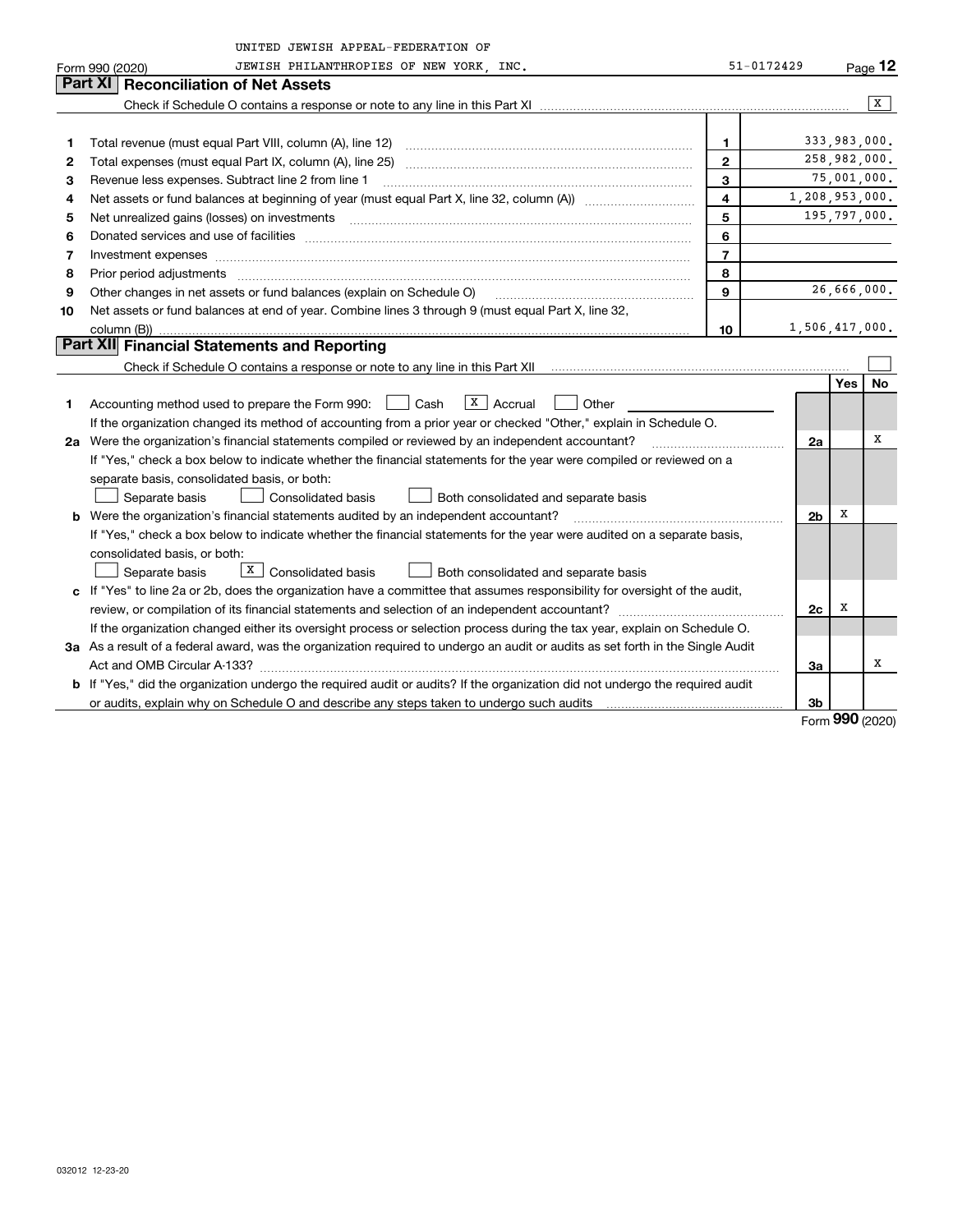UNITED JEWISH APPEAL-FEDERATION OF JEWISH PHILANTHROPIES OF NEW YORK, INC. 51-0172429

Form 990 (2020)

## Part XI Reconciliation of Net Assets

Check if Schedule O contains a response or note to any line in this Part XI .......... [X]

| | | | |
|---|---|---|---|
| 1 | Total revenue (must equal Part VIII, column (A), line 12) | 1 | 333,983,000. |
| 2 | Total expenses (must equal Part IX, column (A), line 25) | 2 | 258,982,000. |
| 3 | Revenue less expenses. Subtract line 2 from line 1 | 3 | 75,001,000. |
| 4 | Net assets or fund balances at beginning of year (must equal Part X, line 32, column (A)) | 4 | 1,208,953,000. |
| 5 | Net unrealized gains (losses) on investments | 5 | 195,797,000. |
| 6 | Donated services and use of facilities | 6 | |
| 7 | Investment expenses | 7 | |
| 8 | Prior period adjustments | 8 | |
| 9 | Other changes in net assets or fund balances (explain on Schedule O) | 9 | 26,666,000. |
| 10 | Net assets or fund balances at end of year. Combine lines 3 through 9 (must equal Part X, line 32, column (B)) | 10 | 1,506,417,000. |

## Part XII Financial Statements and Reporting

Check if Schedule O contains a response or note to any line in this Part XII .......... [ ]

| | | | Yes | No |
|---|---|---|---|---|
| 1 | Accounting method used to prepare the Form 990: [ ] Cash [X] Accrual [ ] Other ______ <br> If the organization changed its method of accounting from a prior year or checked "Other," explain in Schedule O. | | | |
| 2a | Were the organization's financial statements compiled or reviewed by an independent accountant? <br> If "Yes," check a box below to indicate whether the financial statements for the year were compiled or reviewed on a separate basis, consolidated basis, or both: <br> [ ] Separate basis [ ] Consolidated basis [ ] Both consolidated and separate basis | 2a | | X |
| b | Were the organization's financial statements audited by an independent accountant? <br> If "Yes," check a box below to indicate whether the financial statements for the year were audited on a separate basis, consolidated basis, or both: <br> [ ] Separate basis [X] Consolidated basis [ ] Both consolidated and separate basis | 2b | X | |
| c | If "Yes" to line 2a or 2b, does the organization have a committee that assumes responsibility for oversight of the audit, review, or compilation of its financial statements and selection of an independent accountant? <br> If the organization changed either its oversight process or selection process during the tax year, explain on Schedule O. | 2c | X | |
| 3a | As a result of a federal award, was the organization required to undergo an audit or audits as set forth in the Single Audit Act and OMB Circular A-133? | 3a | | X |
| b | If "Yes," did the organization undergo the required audit or audits? If the organization did not undergo the required audit or audits, explain why on Schedule O and describe any steps taken to undergo such audits | 3b | | |

Form **990** (2020)

032012 12-23-20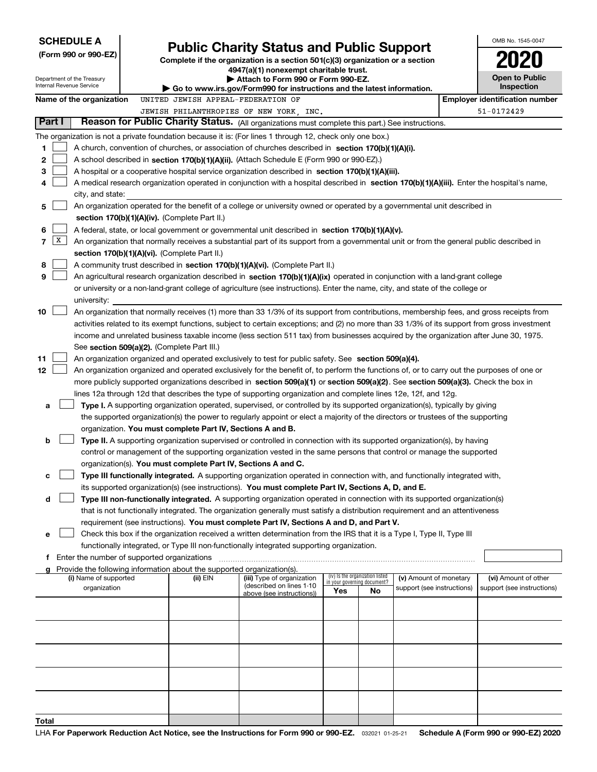**SCHEDULE A**
**(Form 990 or 990-EZ)**

Department of the Treasury
Internal Revenue Service

# Public Charity Status and Public Support

**Complete if the organization is a section 501(c)(3) organization or a section 4947(a)(1) nonexempt charitable trust.**
**▶ Attach to Form 990 or Form 990-EZ.**
**▶ Go to www.irs.gov/Form990 for instructions and the latest information.**

OMB No. 1545-0047

**2020**

**Open to Public Inspection**

**Name of the organization** UNITED JEWISH APPEAL-FEDERATION OF JEWISH PHILANTHROPIES OF NEW YORK, INC.

**Employer identification number** 51-0172429

## Part I — Reason for Public Charity Status. (All organizations must complete this part.) See instructions.

The organization is not a private foundation because it is: (For lines 1 through 12, check only one box.)

1. ☐ A church, convention of churches, or association of churches described in **section 170(b)(1)(A)(i).**
2. ☐ A school described in **section 170(b)(1)(A)(ii).** (Attach Schedule E (Form 990 or 990-EZ).)
3. ☐ A hospital or a cooperative hospital service organization described in **section 170(b)(1)(A)(iii).**
4. ☐ A medical research organization operated in conjunction with a hospital described in **section 170(b)(1)(A)(iii).** Enter the hospital's name, city, and state:
5. ☐ An organization operated for the benefit of a college or university owned or operated by a governmental unit described in **section 170(b)(1)(A)(iv).** (Complete Part II.)
6. ☐ A federal, state, or local government or governmental unit described in **section 170(b)(1)(A)(v).**
7. ☒ An organization that normally receives a substantial part of its support from a governmental unit or from the general public described in **section 170(b)(1)(A)(vi).** (Complete Part II.)
8. ☐ A community trust described in **section 170(b)(1)(A)(vi).** (Complete Part II.)
9. ☐ An agricultural research organization described in **section 170(b)(1)(A)(ix)** operated in conjunction with a land-grant college or university or a non-land-grant college of agriculture (see instructions). Enter the name, city, and state of the college or university:
10. ☐ An organization that normally receives (1) more than 33 1/3% of its support from contributions, membership fees, and gross receipts from activities related to its exempt functions, subject to certain exceptions; and (2) no more than 33 1/3% of its support from gross investment income and unrelated business taxable income (less section 511 tax) from businesses acquired by the organization after June 30, 1975. See **section 509(a)(2).** (Complete Part III.)
11. ☐ An organization organized and operated exclusively to test for public safety. See **section 509(a)(4).**
12. ☐ An organization organized and operated exclusively for the benefit of, to perform the functions of, or to carry out the purposes of one or more publicly supported organizations described in **section 509(a)(1)** or **section 509(a)(2).** See **section 509(a)(3).** Check the box in lines 12a through 12d that describes the type of supporting organization and complete lines 12e, 12f, and 12g.
   - **a** ☐ **Type I.** A supporting organization operated, supervised, or controlled by its supported organization(s), typically by giving the supported organization(s) the power to regularly appoint or elect a majority of the directors or trustees of the supporting organization. **You must complete Part IV, Sections A and B.**
   - **b** ☐ **Type II.** A supporting organization supervised or controlled in connection with its supported organization(s), by having control or management of the supporting organization vested in the same persons that control or manage the supported organization(s). **You must complete Part IV, Sections A and C.**
   - **c** ☐ **Type III functionally integrated.** A supporting organization operated in connection with, and functionally integrated with, its supported organization(s) (see instructions). **You must complete Part IV, Sections A, D, and E.**
   - **d** ☐ **Type III non-functionally integrated.** A supporting organization operated in connection with its supported organization(s) that is not functionally integrated. The organization generally must satisfy a distribution requirement and an attentiveness requirement (see instructions). **You must complete Part IV, Sections A and D, and Part V.**
   - **e** ☐ Check this box if the organization received a written determination from the IRS that it is a Type I, Type II, Type III functionally integrated, or Type III non-functionally integrated supporting organization.
   - **f** Enter the number of supported organizations
   - **g** Provide the following information about the supported organization(s).

| (i) Name of supported organization | (ii) EIN | (iii) Type of organization (described on lines 1-10 above (see instructions)) | (iv) Is the organization listed in your governing document? Yes | No | (v) Amount of monetary support (see instructions) | (vi) Amount of other support (see instructions) |
|---|---|---|---|---|---|---|
| | | | | | | |
| | | | | | | |
| | | | | | | |
| | | | | | | |
| | | | | | | |
| **Total** | | | | | | |

LHA **For Paperwork Reduction Act Notice, see the Instructions for Form 990 or 990-EZ.** 032021 01-25-21 **Schedule A (Form 990 or 990-EZ) 2020**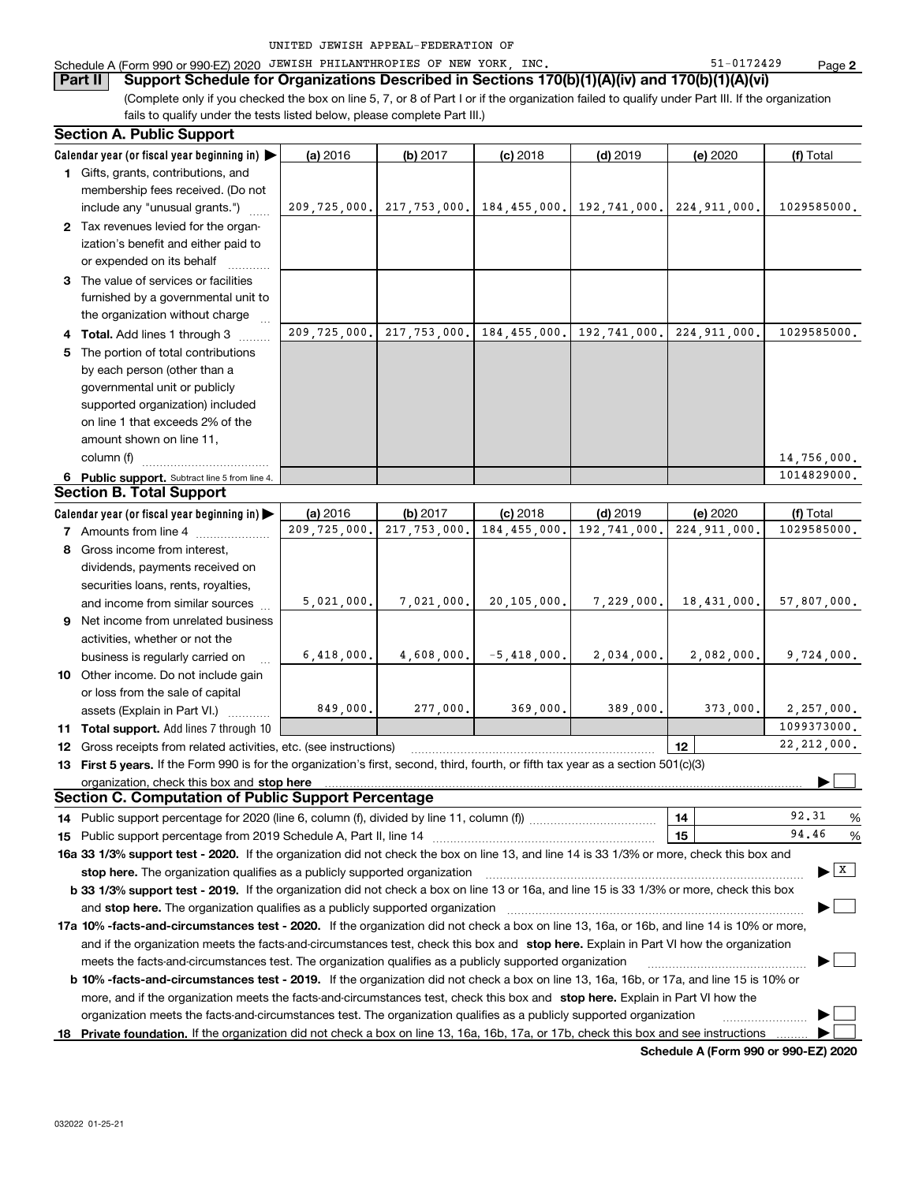UNITED JEWISH APPEAL-FEDERATION OF

Schedule A (Form 990 or 990-EZ) 2020 JEWISH PHILANTHROPIES OF NEW YORK, INC. 51-0172429

## Part II Support Schedule for Organizations Described in Sections 170(b)(1)(A)(iv) and 170(b)(1)(A)(vi)

(Complete only if you checked the box on line 5, 7, or 8 of Part I or if the organization failed to qualify under Part III. If the organization fails to qualify under the tests listed below, please complete Part III.)

### Section A. Public Support

| Calendar year (or fiscal year beginning in) ▶ | (a) 2016 | (b) 2017 | (c) 2018 | (d) 2019 | (e) 2020 | (f) Total |
|---|---|---|---|---|---|---|
| **1** Gifts, grants, contributions, and membership fees received. (Do not include any "unusual grants.") | 209,725,000. | 217,753,000. | 184,455,000. | 192,741,000. | 224,911,000. | 1029585000. |
| **2** Tax revenues levied for the organization's benefit and either paid to or expended on its behalf | | | | | | |
| **3** The value of services or facilities furnished by a governmental unit to the organization without charge | | | | | | |
| **4 Total.** Add lines 1 through 3 | 209,725,000. | 217,753,000. | 184,455,000. | 192,741,000. | 224,911,000. | 1029585000. |
| **5** The portion of total contributions by each person (other than a governmental unit or publicly supported organization) included on line 1 that exceeds 2% of the amount shown on line 11, column (f) | | | | | | 14,756,000. |
| **6 Public support.** Subtract line 5 from line 4. | | | | | | 1014829000. |

### Section B. Total Support

| Calendar year (or fiscal year beginning in) ▶ | (a) 2016 | (b) 2017 | (c) 2018 | (d) 2019 | (e) 2020 | (f) Total |
|---|---|---|---|---|---|---|
| **7** Amounts from line 4 | 209,725,000. | 217,753,000. | 184,455,000. | 192,741,000. | 224,911,000. | 1029585000. |
| **8** Gross income from interest, dividends, payments received on securities loans, rents, royalties, and income from similar sources | 5,021,000. | 7,021,000. | 20,105,000. | 7,229,000. | 18,431,000. | 57,807,000. |
| **9** Net income from unrelated business activities, whether or not the business is regularly carried on | 6,418,000. | 4,608,000. | -5,418,000. | 2,034,000. | 2,082,000. | 9,724,000. |
| **10** Other income. Do not include gain or loss from the sale of capital assets (Explain in Part VI.) | 849,000. | 277,000. | 369,000. | 389,000. | 373,000. | 2,257,000. |
| **11 Total support.** Add lines 7 through 10 | | | | | | 1099373000. |

**12** Gross receipts from related activities, etc. (see instructions) **12** 22,212,000.

**13 First 5 years.** If the Form 990 is for the organization's first, second, third, fourth, or fifth tax year as a section 501(c)(3) organization, check this box and **stop here** ▶ ☐

### Section C. Computation of Public Support Percentage

**14** Public support percentage for 2020 (line 6, column (f), divided by line 11, column (f)) **14** 92.31 %

**15** Public support percentage from 2019 Schedule A, Part II, line 14 **15** 94.46 %

**16a 33 1/3% support test - 2020.** If the organization did not check the box on line 13, and line 14 is 33 1/3% or more, check this box and **stop here.** The organization qualifies as a publicly supported organization ▶ ☒

**b 33 1/3% support test - 2019.** If the organization did not check a box on line 13 or 16a, and line 15 is 33 1/3% or more, check this box and **stop here.** The organization qualifies as a publicly supported organization ▶ ☐

**17a 10% -facts-and-circumstances test - 2020.** If the organization did not check a box on line 13, 16a, or 16b, and line 14 is 10% or more, and if the organization meets the facts-and-circumstances test, check this box and **stop here.** Explain in Part VI how the organization meets the facts-and-circumstances test. The organization qualifies as a publicly supported organization ▶ ☐

**b 10% -facts-and-circumstances test - 2019.** If the organization did not check a box on line 13, 16a, 16b, or 17a, and line 15 is 10% or more, and if the organization meets the facts-and-circumstances test, check this box and **stop here.** Explain in Part VI how the organization meets the facts-and-circumstances test. The organization qualifies as a publicly supported organization ▶ ☐

**18 Private foundation.** If the organization did not check a box on line 13, 16a, 16b, 17a, or 17b, check this box and see instructions ▶ ☐

**Schedule A (Form 990 or 990-EZ) 2020**

032022 01-25-21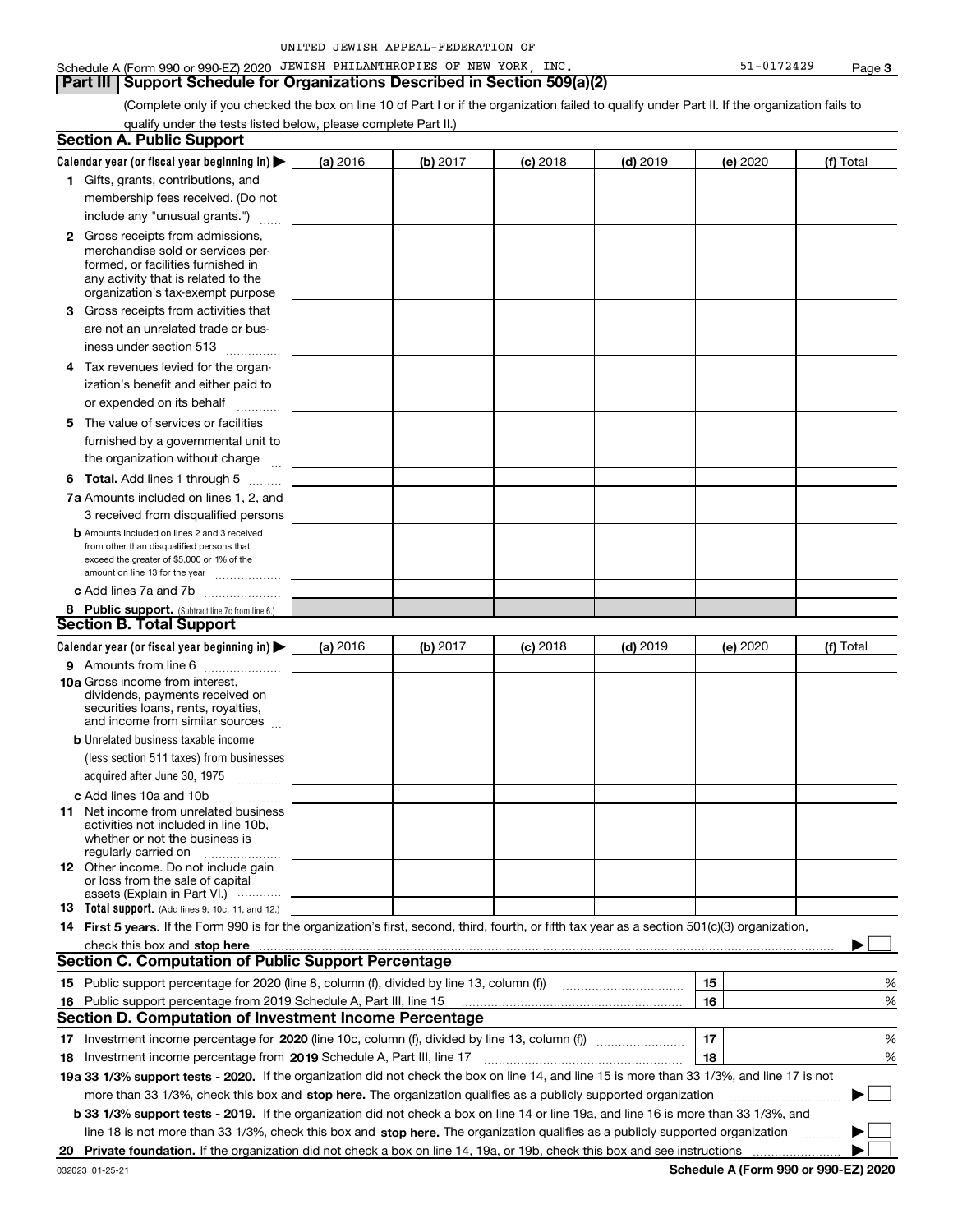UNITED JEWISH APPEAL-FEDERATION OF

Schedule A (Form 990 or 990-EZ) 2020 JEWISH PHILANTHROPIES OF NEW YORK, INC. 51-0172429 Page 3

## Part III Support Schedule for Organizations Described in Section 509(a)(2)

(Complete only if you checked the box on line 10 of Part I or if the organization failed to qualify under Part II. If the organization fails to qualify under the tests listed below, please complete Part II.)

### Section A. Public Support

| Calendar year (or fiscal year beginning in) ▶ | (a) 2016 | (b) 2017 | (c) 2018 | (d) 2019 | (e) 2020 | (f) Total |
|---|---|---|---|---|---|---|
| **1** Gifts, grants, contributions, and membership fees received. (Do not include any "unusual grants.") | | | | | | |
| **2** Gross receipts from admissions, merchandise sold or services performed, or facilities furnished in any activity that is related to the organization's tax-exempt purpose | | | | | | |
| **3** Gross receipts from activities that are not an unrelated trade or business under section 513 | | | | | | |
| **4** Tax revenues levied for the organization's benefit and either paid to or expended on its behalf | | | | | | |
| **5** The value of services or facilities furnished by a governmental unit to the organization without charge | | | | | | |
| **6 Total.** Add lines 1 through 5 | | | | | | |
| **7a** Amounts included on lines 1, 2, and 3 received from disqualified persons | | | | | | |
| **b** Amounts included on lines 2 and 3 received from other than disqualified persons that exceed the greater of $5,000 or 1% of the amount on line 13 for the year | | | | | | |
| **c** Add lines 7a and 7b | | | | | | |
| **8 Public support.** (Subtract line 7c from line 6.) | | | | | | |

### Section B. Total Support

| Calendar year (or fiscal year beginning in) ▶ | (a) 2016 | (b) 2017 | (c) 2018 | (d) 2019 | (e) 2020 | (f) Total |
|---|---|---|---|---|---|---|
| **9** Amounts from line 6 | | | | | | |
| **10a** Gross income from interest, dividends, payments received on securities loans, rents, royalties, and income from similar sources | | | | | | |
| **b** Unrelated business taxable income (less section 511 taxes) from businesses acquired after June 30, 1975 | | | | | | |
| **c** Add lines 10a and 10b | | | | | | |
| **11** Net income from unrelated business activities not included in line 10b, whether or not the business is regularly carried on | | | | | | |
| **12** Other income. Do not include gain or loss from the sale of capital assets (Explain in Part VI.) | | | | | | |
| **13 Total support.** (Add lines 9, 10c, 11, and 12.) | | | | | | |

**14 First 5 years.** If the Form 990 is for the organization's first, second, third, fourth, or fifth tax year as a section 501(c)(3) organization, check this box and **stop here** ▶ ☐

### Section C. Computation of Public Support Percentage

| | | | |
|---|---|---|---|
| **15** | Public support percentage for 2020 (line 8, column (f), divided by line 13, column (f)) | 15 | % |
| **16** | Public support percentage from 2019 Schedule A, Part III, line 15 | 16 | % |

### Section D. Computation of Investment Income Percentage

| | | | |
|---|---|---|---|
| **17** | Investment income percentage for **2020** (line 10c, column (f), divided by line 13, column (f)) | 17 | % |
| **18** | Investment income percentage from **2019** Schedule A, Part III, line 17 | 18 | % |

**19a 33 1/3% support tests - 2020.** If the organization did not check the box on line 14, and line 15 is more than 33 1/3%, and line 17 is not more than 33 1/3%, check this box and **stop here.** The organization qualifies as a publicly supported organization ▶ ☐

**b 33 1/3% support tests - 2019.** If the organization did not check a box on line 14 or line 19a, and line 16 is more than 33 1/3%, and line 18 is not more than 33 1/3%, check this box and **stop here.** The organization qualifies as a publicly supported organization ▶ ☐

**20 Private foundation.** If the organization did not check a box on line 14, 19a, or 19b, check this box and see instructions ▶ ☐

032023 01-25-21 **Schedule A (Form 990 or 990-EZ) 2020**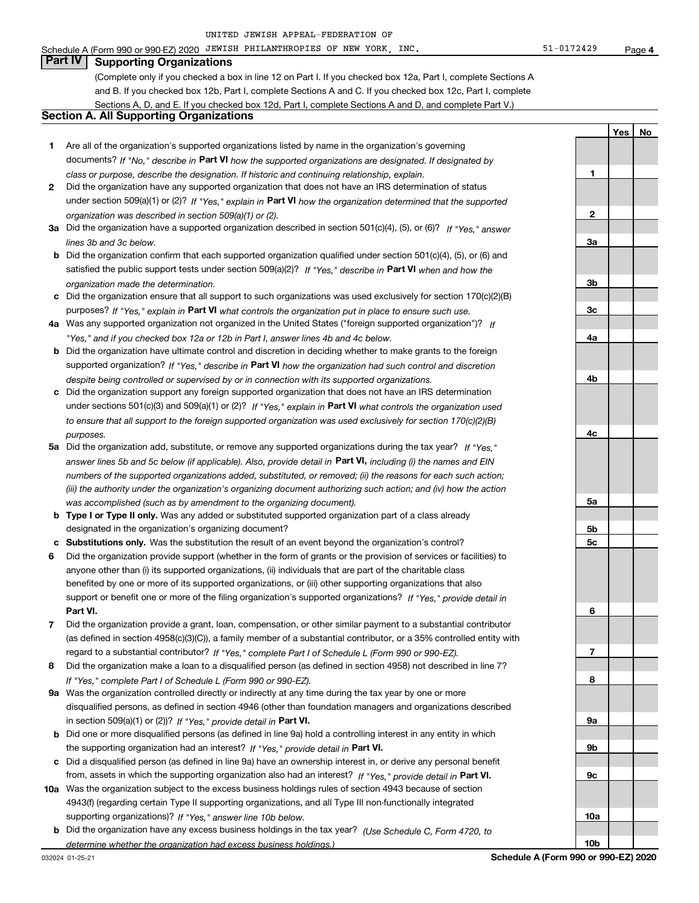UNITED JEWISH APPEAL-FEDERATION OF

Schedule A (Form 990 or 990-EZ) 2020 JEWISH PHILANTHROPIES OF NEW YORK, INC. 51-0172429 Page 4

## Part IV Supporting Organizations

(Complete only if you checked a box in line 12 on Part I. If you checked box 12a, Part I, complete Sections A and B. If you checked box 12b, Part I, complete Sections A and C. If you checked box 12c, Part I, complete Sections A, D, and E. If you checked box 12d, Part I, complete Sections A and D, and complete Part V.)

### Section A. All Supporting Organizations

| | | Line | Yes | No |
|---|---|---|---|---|
| **1** | Are all of the organization's supported organizations listed by name in the organization's governing documents? *If "No," describe in* **Part VI** *how the supported organizations are designated. If designated by class or purpose, describe the designation. If historic and continuing relationship, explain.* | 1 | | |
| **2** | Did the organization have any supported organization that does not have an IRS determination of status under section 509(a)(1) or (2)? *If "Yes," explain in* **Part VI** *how the organization determined that the supported organization was described in section 509(a)(1) or (2).* | 2 | | |
| **3a** | Did the organization have a supported organization described in section 501(c)(4), (5), or (6)? *If "Yes," answer lines 3b and 3c below.* | 3a | | |
| **b** | Did the organization confirm that each supported organization qualified under section 501(c)(4), (5), or (6) and satisfied the public support tests under section 509(a)(2)? *If "Yes," describe in* **Part VI** *when and how the organization made the determination.* | 3b | | |
| **c** | Did the organization ensure that all support to such organizations was used exclusively for section 170(c)(2)(B) purposes? *If "Yes," explain in* **Part VI** *what controls the organization put in place to ensure such use.* | 3c | | |
| **4a** | Was any supported organization not organized in the United States ("foreign supported organization")? *If "Yes," and if you checked box 12a or 12b in Part I, answer lines 4b and 4c below.* | 4a | | |
| **b** | Did the organization have ultimate control and discretion in deciding whether to make grants to the foreign supported organization? *If "Yes," describe in* **Part VI** *how the organization had such control and discretion despite being controlled or supervised by or in connection with its supported organizations.* | 4b | | |
| **c** | Did the organization support any foreign supported organization that does not have an IRS determination under sections 501(c)(3) and 509(a)(1) or (2)? *If "Yes," explain in* **Part VI** *what controls the organization used to ensure that all support to the foreign supported organization was used exclusively for section 170(c)(2)(B) purposes.* | 4c | | |
| **5a** | Did the organization add, substitute, or remove any supported organizations during the tax year? *If "Yes," answer lines 5b and 5c below (if applicable). Also, provide detail in* **Part VI,** *including (i) the names and EIN numbers of the supported organizations added, substituted, or removed; (ii) the reasons for each such action; (iii) the authority under the organization's organizing document authorizing such action; and (iv) how the action was accomplished (such as by amendment to the organizing document).* | 5a | | |
| **b** | **Type I or Type II only.** Was any added or substituted supported organization part of a class already designated in the organization's organizing document? | 5b | | |
| **c** | **Substitutions only.** Was the substitution the result of an event beyond the organization's control? | 5c | | |
| **6** | Did the organization provide support (whether in the form of grants or the provision of services or facilities) to anyone other than (i) its supported organizations, (ii) individuals that are part of the charitable class benefited by one or more of its supported organizations, or (iii) other supporting organizations that also support or benefit one or more of the filing organization's supported organizations? *If "Yes," provide detail in* **Part VI.** | 6 | | |
| **7** | Did the organization provide a grant, loan, compensation, or other similar payment to a substantial contributor (as defined in section 4958(c)(3)(C)), a family member of a substantial contributor, or a 35% controlled entity with regard to a substantial contributor? *If "Yes," complete Part I of Schedule L (Form 990 or 990-EZ).* | 7 | | |
| **8** | Did the organization make a loan to a disqualified person (as defined in section 4958) not described in line 7? *If "Yes," complete Part I of Schedule L (Form 990 or 990-EZ).* | 8 | | |
| **9a** | Was the organization controlled directly or indirectly at any time during the tax year by one or more disqualified persons, as defined in section 4946 (other than foundation managers and organizations described in section 509(a)(1) or (2))? *If "Yes," provide detail in* **Part VI.** | 9a | | |
| **b** | Did one or more disqualified persons (as defined in line 9a) hold a controlling interest in any entity in which the supporting organization had an interest? *If "Yes," provide detail in* **Part VI.** | 9b | | |
| **c** | Did a disqualified person (as defined in line 9a) have an ownership interest in, or derive any personal benefit from, assets in which the supporting organization also had an interest? *If "Yes," provide detail in* **Part VI.** | 9c | | |
| **10a** | Was the organization subject to the excess business holdings rules of section 4943 because of section 4943(f) (regarding certain Type II supporting organizations, and all Type III non-functionally integrated supporting organizations)? *If "Yes," answer line 10b below.* | 10a | | |
| **b** | Did the organization have any excess business holdings in the tax year? *(Use Schedule C, Form 4720, to determine whether the organization had excess business holdings.)* | 10b | | |

032024 01-25-21 **Schedule A (Form 990 or 990-EZ) 2020**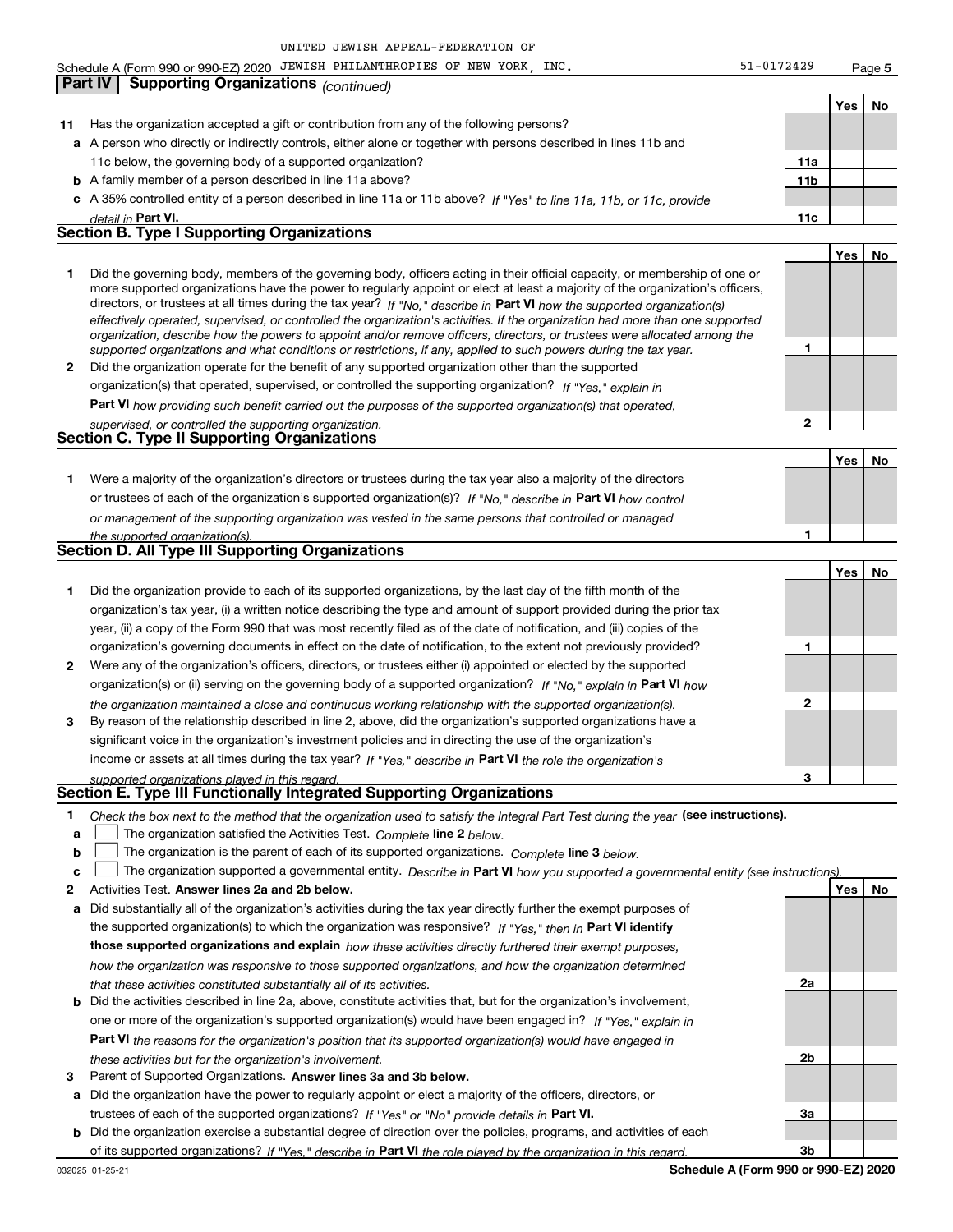UNITED JEWISH APPEAL-FEDERATION OF

Schedule A (Form 990 or 990-EZ) 2020 JEWISH PHILANTHROPIES OF NEW YORK, INC. 51-0172429 Page **5**

## Part IV Supporting Organizations *(continued)*

| | | | Yes | No |
|---|---|---|---|---|
| **11** | Has the organization accepted a gift or contribution from any of the following persons? | | | |
| **a** | A person who directly or indirectly controls, either alone or together with persons described in lines 11b and 11c below, the governing body of a supported organization? | **11a** | | |
| **b** | A family member of a person described in line 11a above? | **11b** | | |
| **c** | A 35% controlled entity of a person described in line 11a or 11b above? *If "Yes" to line 11a, 11b, or 11c, provide detail in* **Part VI.** | **11c** | | |

### Section B. Type I Supporting Organizations

| | | | Yes | No |
|---|---|---|---|---|
| **1** | Did the governing body, members of the governing body, officers acting in their official capacity, or membership of one or more supported organizations have the power to regularly appoint or elect at least a majority of the organization's officers, directors, or trustees at all times during the tax year? *If "No," describe in* **Part VI** *how the supported organization(s) effectively operated, supervised, or controlled the organization's activities. If the organization had more than one supported organization, describe how the powers to appoint and/or remove officers, directors, or trustees were allocated among the supported organizations and what conditions or restrictions, if any, applied to such powers during the tax year.* | **1** | | |
| **2** | Did the organization operate for the benefit of any supported organization other than the supported organization(s) that operated, supervised, or controlled the supporting organization? *If "Yes," explain in* **Part VI** *how providing such benefit carried out the purposes of the supported organization(s) that operated, supervised, or controlled the supporting organization.* | **2** | | |

### Section C. Type II Supporting Organizations

| | | | Yes | No |
|---|---|---|---|---|
| **1** | Were a majority of the organization's directors or trustees during the tax year also a majority of the directors or trustees of each of the organization's supported organization(s)? *If "No," describe in* **Part VI** *how control or management of the supporting organization was vested in the same persons that controlled or managed the supported organization(s).* | **1** | | |

### Section D. All Type III Supporting Organizations

| | | | Yes | No |
|---|---|---|---|---|
| **1** | Did the organization provide to each of its supported organizations, by the last day of the fifth month of the organization's tax year, (i) a written notice describing the type and amount of support provided during the prior tax year, (ii) a copy of the Form 990 that was most recently filed as of the date of notification, and (iii) copies of the organization's governing documents in effect on the date of notification, to the extent not previously provided? | **1** | | |
| **2** | Were any of the organization's officers, directors, or trustees either (i) appointed or elected by the supported organization(s) or (ii) serving on the governing body of a supported organization? *If "No," explain in* **Part VI** *how the organization maintained a close and continuous working relationship with the supported organization(s).* | **2** | | |
| **3** | By reason of the relationship described in line 2, above, did the organization's supported organizations have a significant voice in the organization's investment policies and in directing the use of the organization's income or assets at all times during the tax year? *If "Yes," describe in* **Part VI** *the role the organization's supported organizations played in this regard.* | **3** | | |

### Section E. Type III Functionally Integrated Supporting Organizations

**1** *Check the box next to the method that the organization used to satisfy the Integral Part Test during the year* **(see instructions).**

- **a** ☐ The organization satisfied the Activities Test. *Complete* **line 2** *below.*
- **b** ☐ The organization is the parent of each of its supported organizations. *Complete* **line 3** *below.*
- **c** ☐ The organization supported a governmental entity. *Describe in* **Part VI** *how you supported a governmental entity (see instructions).*

| | | | Yes | No |
|---|---|---|---|---|
| **2** | Activities Test. **Answer lines 2a and 2b below.** | | | |
| **a** | Did substantially all of the organization's activities during the tax year directly further the exempt purposes of the supported organization(s) to which the organization was responsive? *If "Yes," then in* **Part VI identify those supported organizations and explain** *how these activities directly furthered their exempt purposes, how the organization was responsive to those supported organizations, and how the organization determined that these activities constituted substantially all of its activities.* | **2a** | | |
| **b** | Did the activities described in line 2a, above, constitute activities that, but for the organization's involvement, one or more of the organization's supported organization(s) would have been engaged in? *If "Yes," explain in* **Part VI** *the reasons for the organization's position that its supported organization(s) would have engaged in these activities but for the organization's involvement.* | **2b** | | |
| **3** | Parent of Supported Organizations. **Answer lines 3a and 3b below.** | | | |
| **a** | Did the organization have the power to regularly appoint or elect a majority of the officers, directors, or trustees of each of the supported organizations? *If "Yes" or "No" provide details in* **Part VI.** | **3a** | | |
| **b** | Did the organization exercise a substantial degree of direction over the policies, programs, and activities of each of its supported organizations? *If "Yes," describe in* **Part VI** *the role played by the organization in this regard.* | **3b** | | |

032025 01-25-21 **Schedule A (Form 990 or 990-EZ) 2020**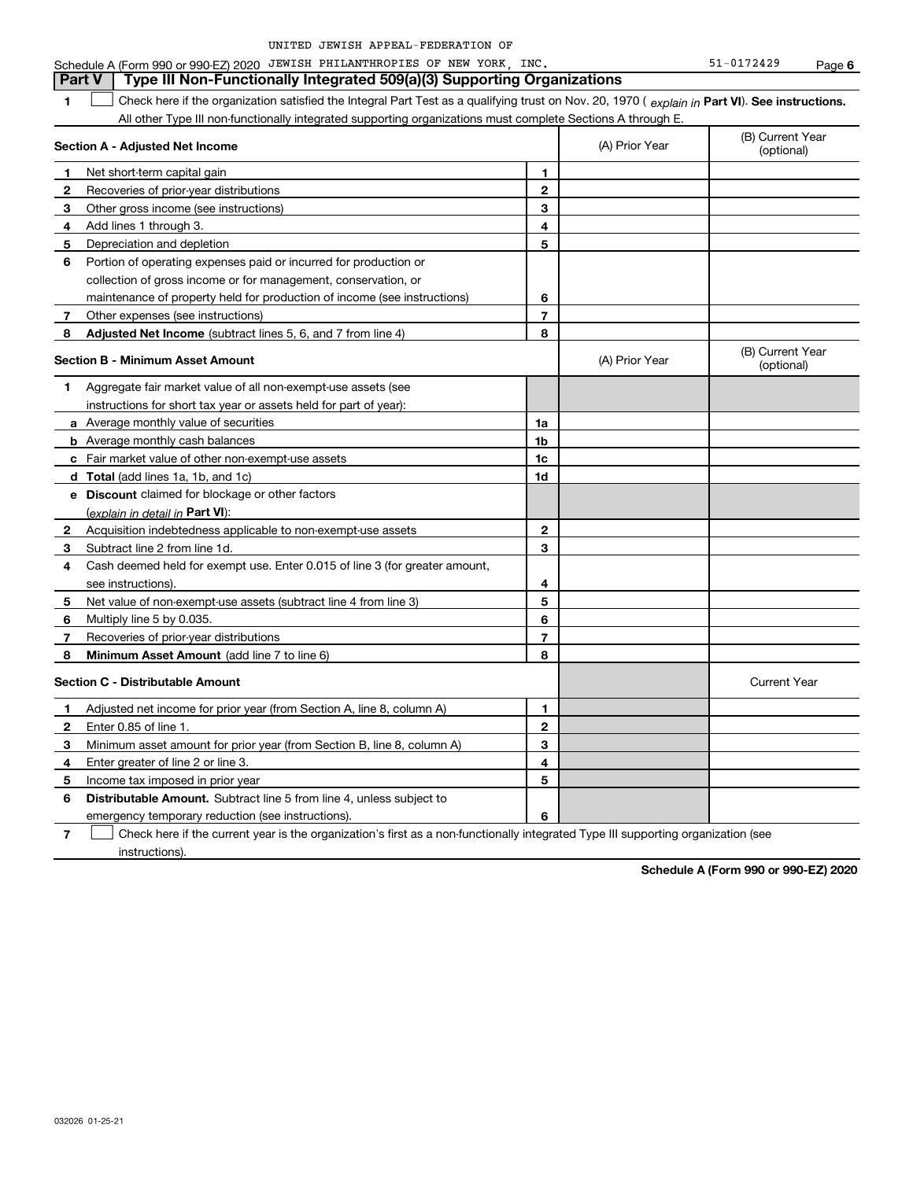UNITED JEWISH APPEAL-FEDERATION OF

Schedule A (Form 990 or 990-EZ) 2020 JEWISH PHILANTHROPIES OF NEW YORK, INC. 51-0172429 Page **6**

## Part V Type III Non-Functionally Integrated 509(a)(3) Supporting Organizations

**1** ☐ Check here if the organization satisfied the Integral Part Test as a qualifying trust on Nov. 20, 1970 ( *explain in* **Part VI**). **See instructions.** All other Type III non-functionally integrated supporting organizations must complete Sections A through E.

| **Section A - Adjusted Net Income** | | (A) Prior Year | (B) Current Year (optional) |
|---|---|---|---|
| **1** Net short-term capital gain | **1** | | |
| **2** Recoveries of prior-year distributions | **2** | | |
| **3** Other gross income (see instructions) | **3** | | |
| **4** Add lines 1 through 3. | **4** | | |
| **5** Depreciation and depletion | **5** | | |
| **6** Portion of operating expenses paid or incurred for production or collection of gross income or for management, conservation, or maintenance of property held for production of income (see instructions) | **6** | | |
| **7** Other expenses (see instructions) | **7** | | |
| **8** **Adjusted Net Income** (subtract lines 5, 6, and 7 from line 4) | **8** | | |

| **Section B - Minimum Asset Amount** | | (A) Prior Year | (B) Current Year (optional) |
|---|---|---|---|
| **1** Aggregate fair market value of all non-exempt-use assets (see instructions for short tax year or assets held for part of year): | | | |
| **a** Average monthly value of securities | **1a** | | |
| **b** Average monthly cash balances | **1b** | | |
| **c** Fair market value of other non-exempt-use assets | **1c** | | |
| **d** **Total** (add lines 1a, 1b, and 1c) | **1d** | | |
| **e** **Discount** claimed for blockage or other factors (*explain in detail in* **Part VI**): | | | |
| **2** Acquisition indebtedness applicable to non-exempt-use assets | **2** | | |
| **3** Subtract line 2 from line 1d. | **3** | | |
| **4** Cash deemed held for exempt use. Enter 0.015 of line 3 (for greater amount, see instructions). | **4** | | |
| **5** Net value of non-exempt-use assets (subtract line 4 from line 3) | **5** | | |
| **6** Multiply line 5 by 0.035. | **6** | | |
| **7** Recoveries of prior-year distributions | **7** | | |
| **8** **Minimum Asset Amount** (add line 7 to line 6) | **8** | | |

| **Section C - Distributable Amount** | | | Current Year |
|---|---|---|---|
| **1** Adjusted net income for prior year (from Section A, line 8, column A) | **1** | | |
| **2** Enter 0.85 of line 1. | **2** | | |
| **3** Minimum asset amount for prior year (from Section B, line 8, column A) | **3** | | |
| **4** Enter greater of line 2 or line 3. | **4** | | |
| **5** Income tax imposed in prior year | **5** | | |
| **6** **Distributable Amount.** Subtract line 5 from line 4, unless subject to emergency temporary reduction (see instructions). | **6** | | |

**7** ☐ Check here if the current year is the organization's first as a non-functionally integrated Type III supporting organization (see instructions).

**Schedule A (Form 990 or 990-EZ) 2020**

032026 01-25-21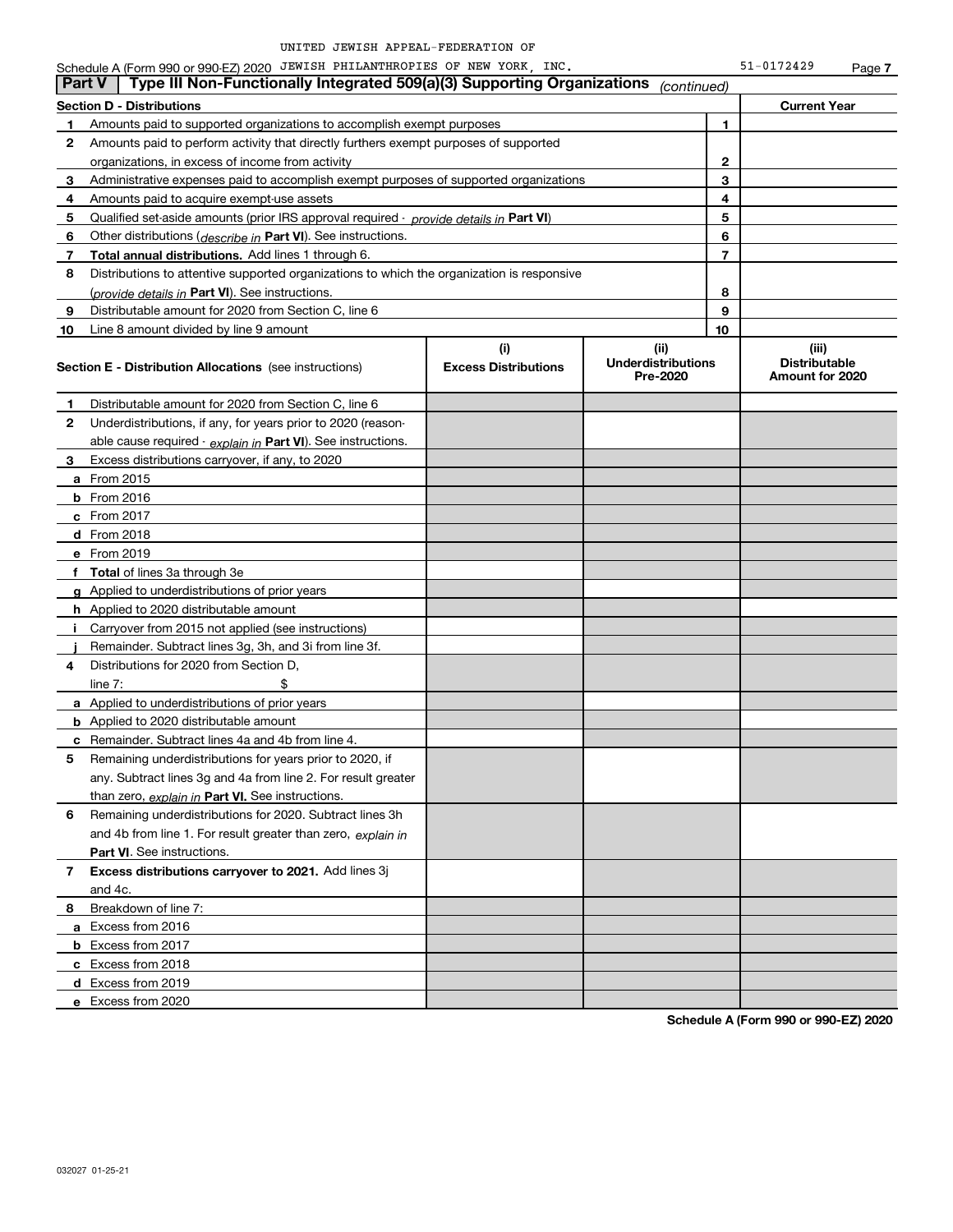UNITED JEWISH APPEAL-FEDERATION OF

Schedule A (Form 990 or 990-EZ) 2020 JEWISH PHILANTHROPIES OF NEW YORK, INC. 51-0172429 Page 7

## Part V | Type III Non-Functionally Integrated 509(a)(3) Supporting Organizations *(continued)*

| Section D - Distributions | | | Current Year |
|---|---|---|---|
| 1 | Amounts paid to supported organizations to accomplish exempt purposes | 1 | |
| 2 | Amounts paid to perform activity that directly furthers exempt purposes of supported organizations, in excess of income from activity | 2 | |
| 3 | Administrative expenses paid to accomplish exempt purposes of supported organizations | 3 | |
| 4 | Amounts paid to acquire exempt-use assets | 4 | |
| 5 | Qualified set-aside amounts (prior IRS approval required - *provide details in* **Part VI**) | 5 | |
| 6 | Other distributions (*describe in* **Part VI**). See instructions. | 6 | |
| 7 | **Total annual distributions.** Add lines 1 through 6. | 7 | |
| 8 | Distributions to attentive supported organizations to which the organization is responsive (*provide details in* **Part VI**). See instructions. | 8 | |
| 9 | Distributable amount for 2020 from Section C, line 6 | 9 | |
| 10 | Line 8 amount divided by line 9 amount | 10 | |

| Section E - Distribution Allocations (see instructions) | (i) Excess Distributions | (ii) Underdistributions Pre-2020 | (iii) Distributable Amount for 2020 |
|---|---|---|---|
| 1 Distributable amount for 2020 from Section C, line 6 | | | |
| 2 Underdistributions, if any, for years prior to 2020 (reasonable cause required - *explain in* **Part VI**). See instructions. | | | |
| 3 Excess distributions carryover, if any, to 2020 | | | |
| a From 2015 | | | |
| b From 2016 | | | |
| c From 2017 | | | |
| d From 2018 | | | |
| e From 2019 | | | |
| f **Total** of lines 3a through 3e | | | |
| g Applied to underdistributions of prior years | | | |
| h Applied to 2020 distributable amount | | | |
| i Carryover from 2015 not applied (see instructions) | | | |
| j Remainder. Subtract lines 3g, 3h, and 3i from line 3f. | | | |
| 4 Distributions for 2020 from Section D, line 7: $ | | | |
| a Applied to underdistributions of prior years | | | |
| b Applied to 2020 distributable amount | | | |
| c Remainder. Subtract lines 4a and 4b from line 4. | | | |
| 5 Remaining underdistributions for years prior to 2020, if any. Subtract lines 3g and 4a from line 2. For result greater than zero, *explain in* **Part VI.** See instructions. | | | |
| 6 Remaining underdistributions for 2020. Subtract lines 3h and 4b from line 1. For result greater than zero, *explain in* **Part VI**. See instructions. | | | |
| 7 **Excess distributions carryover to 2021.** Add lines 3j and 4c. | | | |
| 8 Breakdown of line 7: | | | |
| a Excess from 2016 | | | |
| b Excess from 2017 | | | |
| c Excess from 2018 | | | |
| d Excess from 2019 | | | |
| e Excess from 2020 | | | |

**Schedule A (Form 990 or 990-EZ) 2020**

032027 01-25-21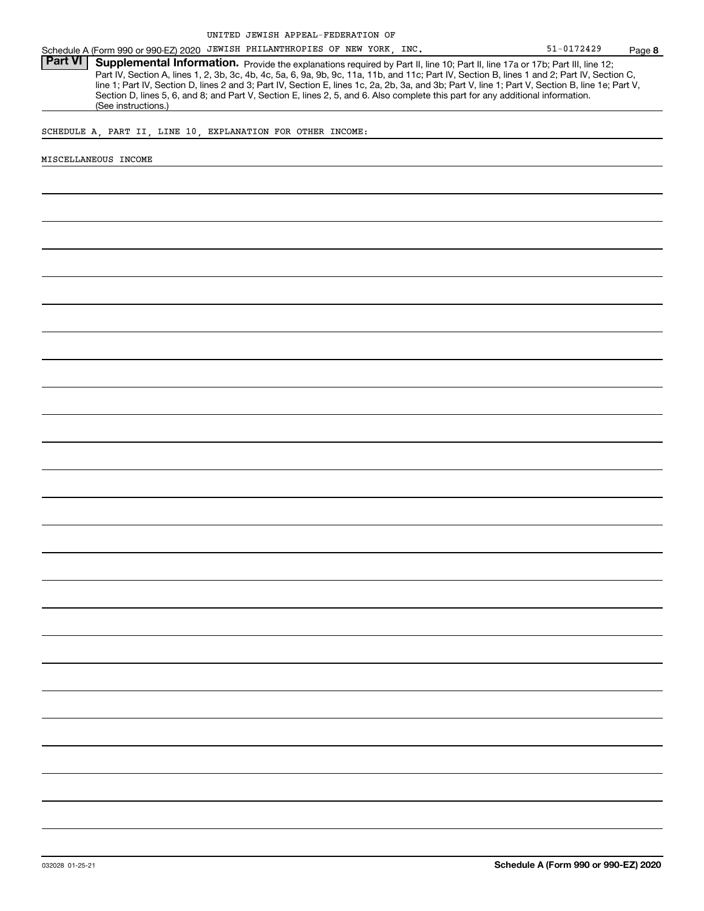UNITED JEWISH APPEAL-FEDERATION OF

Schedule A (Form 990 or 990-EZ) 2020 JEWISH PHILANTHROPIES OF NEW YORK, INC. 51-0172429 Page **8**

**Part VI** **Supplemental Information.** Provide the explanations required by Part II, line 10; Part II, line 17a or 17b; Part III, line 12; Part IV, Section A, lines 1, 2, 3b, 3c, 4b, 4c, 5a, 6, 9a, 9b, 9c, 11a, 11b, and 11c; Part IV, Section B, lines 1 and 2; Part IV, Section C, line 1; Part IV, Section D, lines 2 and 3; Part IV, Section E, lines 1c, 2a, 2b, 3a, and 3b; Part V, line 1; Part V, Section B, line 1e; Part V, Section D, lines 5, 6, and 8; and Part V, Section E, lines 2, 5, and 6. Also complete this part for any additional information. (See instructions.)

SCHEDULE A, PART II, LINE 10, EXPLANATION FOR OTHER INCOME:

MISCELLANEOUS INCOME

032028 01-25-21 **Schedule A (Form 990 or 990-EZ) 2020**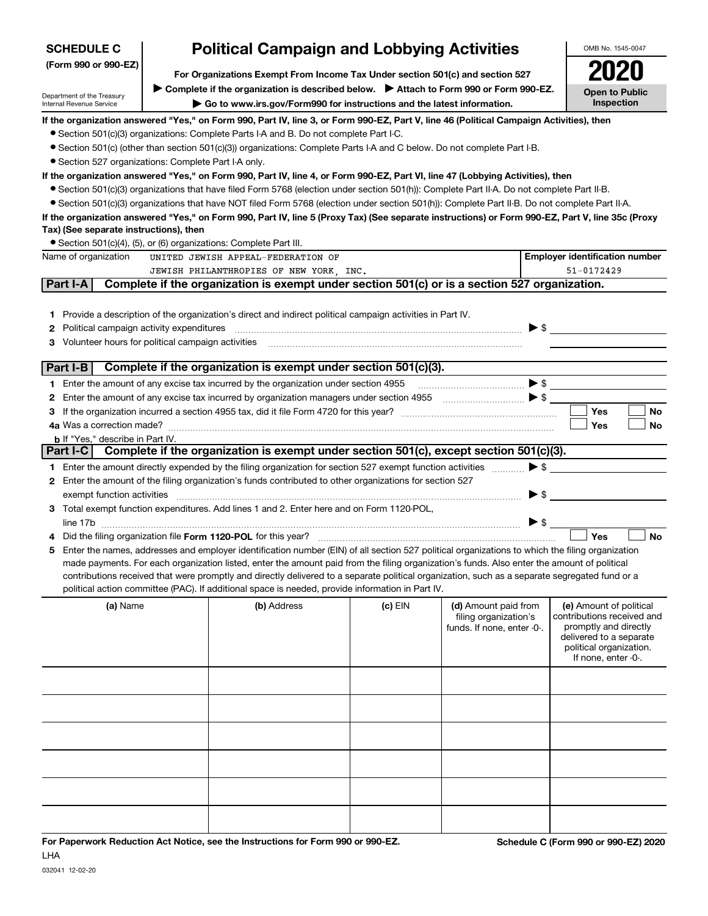**SCHEDULE C**
**(Form 990 or 990-EZ)**

Department of the Treasury
Internal Revenue Service

# Political Campaign and Lobbying Activities

**For Organizations Exempt From Income Tax Under section 501(c) and section 527**

▶ **Complete if the organization is described below.** ▶ **Attach to Form 990 or Form 990-EZ.**

▶ **Go to www.irs.gov/Form990 for instructions and the latest information.**

OMB No. 1545-0047

**2020**

**Open to Public Inspection**

**If the organization answered "Yes," on Form 990, Part IV, line 3, or Form 990-EZ, Part V, line 46 (Political Campaign Activities), then**

- Section 501(c)(3) organizations: Complete Parts I-A and B. Do not complete Part I-C.
- Section 501(c) (other than section 501(c)(3)) organizations: Complete Parts I-A and C below. Do not complete Part I-B.
- Section 527 organizations: Complete Part I-A only.

**If the organization answered "Yes," on Form 990, Part IV, line 4, or Form 990-EZ, Part VI, line 47 (Lobbying Activities), then**

- Section 501(c)(3) organizations that have filed Form 5768 (election under section 501(h)): Complete Part II-A. Do not complete Part II-B.
- Section 501(c)(3) organizations that have NOT filed Form 5768 (election under section 501(h)): Complete Part II-B. Do not complete Part II-A.

**If the organization answered "Yes," on Form 990, Part IV, line 5 (Proxy Tax) (See separate instructions) or Form 990-EZ, Part V, line 35c (Proxy Tax) (See separate instructions), then**

- Section 501(c)(4), (5), or (6) organizations: Complete Part III.

| Name of organization | Employer identification number |
|---|---|
| UNITED JEWISH APPEAL-FEDERATION OF JEWISH PHILANTHROPIES OF NEW YORK, INC. | 51-0172429 |

## Part I-A Complete if the organization is exempt under section 501(c) or is a section 527 organization.

1. Provide a description of the organization's direct and indirect political campaign activities in Part IV.
2. Political campaign activity expenditures ▶ $
3. Volunteer hours for political campaign activities

## Part I-B Complete if the organization is exempt under section 501(c)(3).

1. Enter the amount of any excise tax incurred by the organization under section 4955 ▶ $
2. Enter the amount of any excise tax incurred by organization managers under section 4955 ▶ $
3. If the organization incurred a section 4955 tax, did it file Form 4720 for this year? ☐ Yes ☐ No
4. a Was a correction made? ☐ Yes ☐ No
   b If "Yes," describe in Part IV.

## Part I-C Complete if the organization is exempt under section 501(c), except section 501(c)(3).

1. Enter the amount directly expended by the filing organization for section 527 exempt function activities ▶ $
2. Enter the amount of the filing organization's funds contributed to other organizations for section 527 exempt function activities ▶ $
3. Total exempt function expenditures. Add lines 1 and 2. Enter here and on Form 1120-POL, line 17b ▶ $
4. Did the filing organization file **Form 1120-POL** for this year? ☐ Yes ☐ No
5. Enter the names, addresses and employer identification number (EIN) of all section 527 political organizations to which the filing organization made payments. For each organization listed, enter the amount paid from the filing organization's funds. Also enter the amount of political contributions received that were promptly and directly delivered to a separate political organization, such as a separate segregated fund or a political action committee (PAC). If additional space is needed, provide information in Part IV.

| (a) Name | (b) Address | (c) EIN | (d) Amount paid from filing organization's funds. If none, enter -0-. | (e) Amount of political contributions received and promptly and directly delivered to a separate political organization. If none, enter -0-. |
|---|---|---|---|---|
| | | | | |
| | | | | |
| | | | | |
| | | | | |
| | | | | |
| | | | | |

**For Paperwork Reduction Act Notice, see the Instructions for Form 990 or 990-EZ.**
LHA
032041 12-02-20

**Schedule C (Form 990 or 990-EZ) 2020**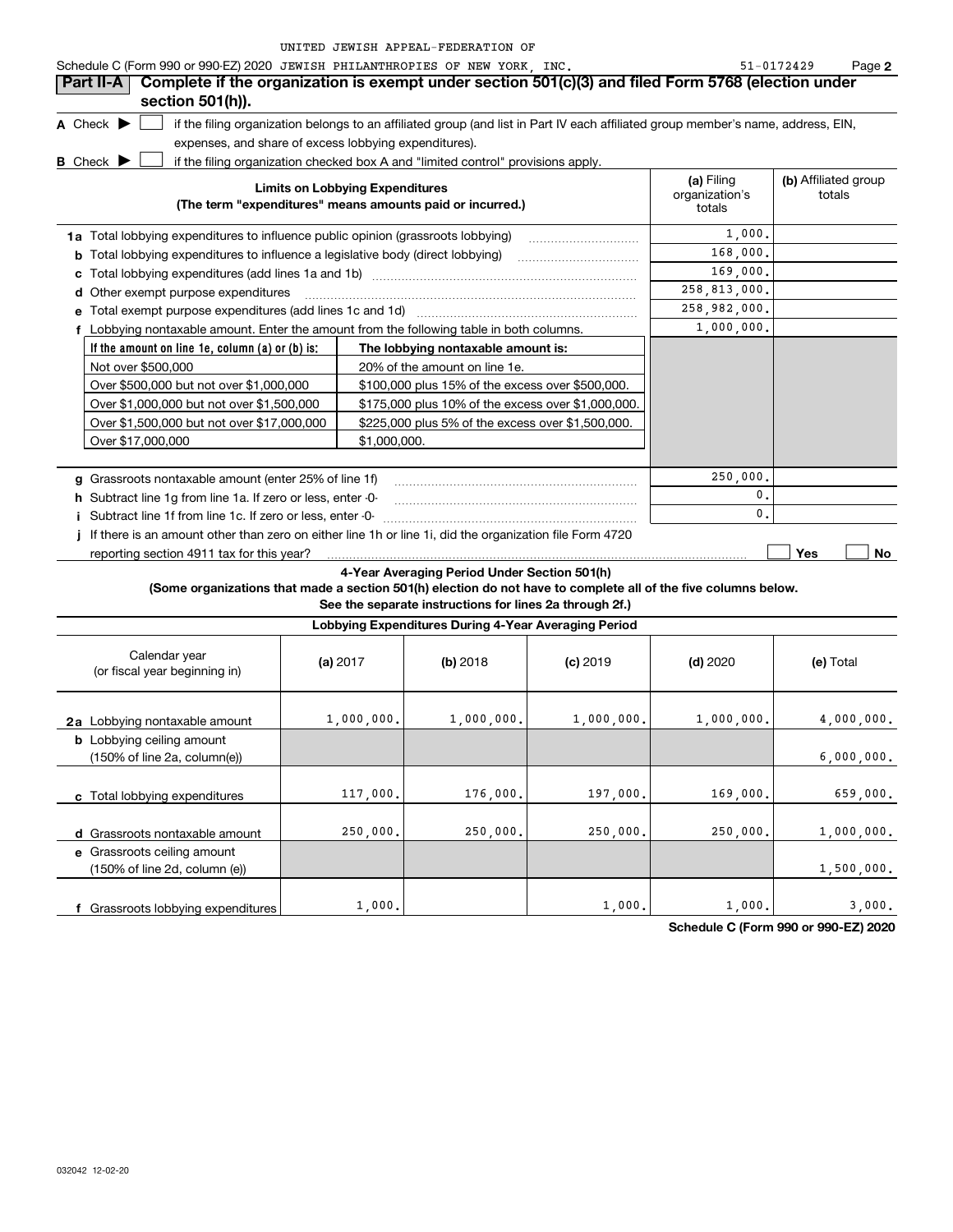UNITED JEWISH APPEAL-FEDERATION OF

Schedule C (Form 990 or 990-EZ) 2020 JEWISH PHILANTHROPIES OF NEW YORK, INC. 51-0172429 Page 2

## Part II-A Complete if the organization is exempt under section 501(c)(3) and filed Form 5768 (election under section 501(h)).

A Check ▶ ☐ if the filing organization belongs to an affiliated group (and list in Part IV each affiliated group member's name, address, EIN, expenses, and share of excess lobbying expenditures).

B Check ▶ ☐ if the filing organization checked box A and "limited control" provisions apply.

| Limits on Lobbying Expenditures (The term "expenditures" means amounts paid or incurred.) | (a) Filing organization's totals | (b) Affiliated group totals |
|---|---|---|
| 1a Total lobbying expenditures to influence public opinion (grassroots lobbying) | 1,000. | |
| b Total lobbying expenditures to influence a legislative body (direct lobbying) | 168,000. | |
| c Total lobbying expenditures (add lines 1a and 1b) | 169,000. | |
| d Other exempt purpose expenditures | 258,813,000. | |
| e Total exempt purpose expenditures (add lines 1c and 1d) | 258,982,000. | |
| f Lobbying nontaxable amount. Enter the amount from the following table in both columns. | 1,000,000. | |

| If the amount on line 1e, column (a) or (b) is: | The lobbying nontaxable amount is: |
|---|---|
| Not over $500,000 | 20% of the amount on line 1e. |
| Over $500,000 but not over $1,000,000 | $100,000 plus 15% of the excess over $500,000. |
| Over $1,000,000 but not over $1,500,000 | $175,000 plus 10% of the excess over $1,000,000. |
| Over $1,500,000 but not over $17,000,000 | $225,000 plus 5% of the excess over $1,500,000. |
| Over $17,000,000 | $1,000,000. |

| | (a) Filing organization's totals | (b) Affiliated group totals |
|---|---|---|
| g Grassroots nontaxable amount (enter 25% of line 1f) | 250,000. | |
| h Subtract line 1g from line 1a. If zero or less, enter -0- | 0. | |
| i Subtract line 1f from line 1c. If zero or less, enter -0- | 0. | |
| j If there is an amount other than zero on either line 1h or line 1i, did the organization file Form 4720 reporting section 4911 tax for this year? | ☐ Yes ☐ No | |

### 4-Year Averaging Period Under Section 501(h)

**(Some organizations that made a section 501(h) election do not have to complete all of the five columns below. See the separate instructions for lines 2a through 2f.)**

| Lobbying Expenditures During 4-Year Averaging Period | | | | | |
|---|---|---|---|---|---|
| Calendar year (or fiscal year beginning in) | (a) 2017 | (b) 2018 | (c) 2019 | (d) 2020 | (e) Total |
| 2a Lobbying nontaxable amount | 1,000,000. | 1,000,000. | 1,000,000. | 1,000,000. | 4,000,000. |
| b Lobbying ceiling amount (150% of line 2a, column(e)) | | | | | 6,000,000. |
| c Total lobbying expenditures | 117,000. | 176,000. | 197,000. | 169,000. | 659,000. |
| d Grassroots nontaxable amount | 250,000. | 250,000. | 250,000. | 250,000. | 1,000,000. |
| e Grassroots ceiling amount (150% of line 2d, column (e)) | | | | | 1,500,000. |
| f Grassroots lobbying expenditures | 1,000. | | 1,000. | 1,000. | 3,000. |

Schedule C (Form 990 or 990-EZ) 2020

032042 12-02-20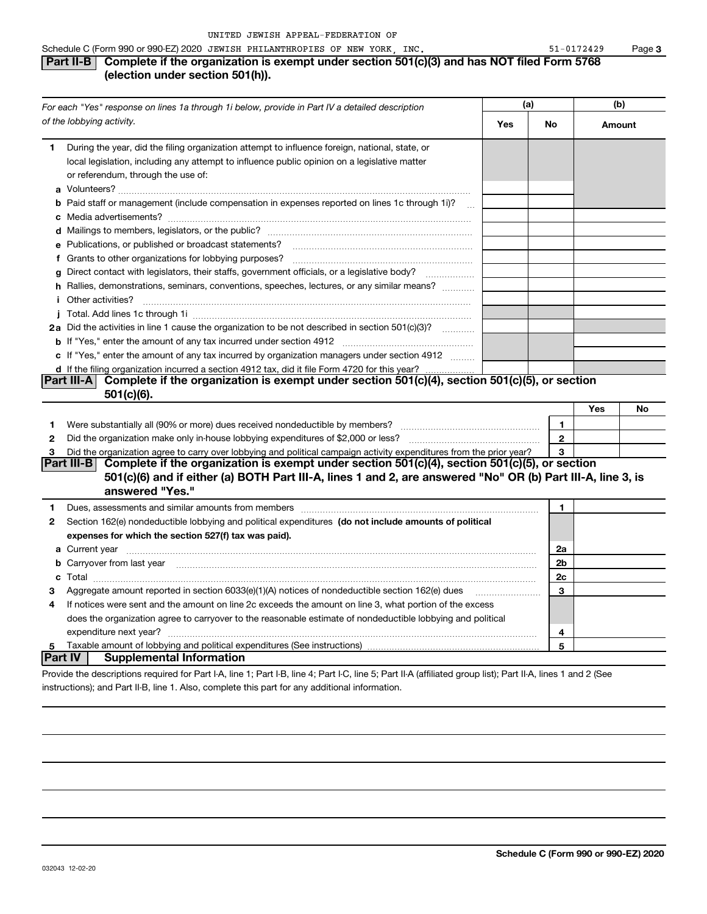UNITED JEWISH APPEAL-FEDERATION OF

Schedule C (Form 990 or 990-EZ) 2020 JEWISH PHILANTHROPIES OF NEW YORK, INC. 51-0172429

## Part II-B Complete if the organization is exempt under section 501(c)(3) and has NOT filed Form 5768 (election under section 501(h)).

| *For each "Yes" response on lines 1a through 1i below, provide in Part IV a detailed description of the lobbying activity.* | (a) Yes | (a) No | (b) Amount |
|---|---|---|---|
| **1** During the year, did the filing organization attempt to influence foreign, national, state, or local legislation, including any attempt to influence public opinion on a legislative matter or referendum, through the use of: | | | |
| **a** Volunteers? | | | |
| **b** Paid staff or management (include compensation in expenses reported on lines 1c through 1i)? | | | |
| **c** Media advertisements? | | | |
| **d** Mailings to members, legislators, or the public? | | | |
| **e** Publications, or published or broadcast statements? | | | |
| **f** Grants to other organizations for lobbying purposes? | | | |
| **g** Direct contact with legislators, their staffs, government officials, or a legislative body? | | | |
| **h** Rallies, demonstrations, seminars, conventions, speeches, lectures, or any similar means? | | | |
| **i** Other activities? | | | |
| **j** Total. Add lines 1c through 1i | | | |
| **2a** Did the activities in line 1 cause the organization to be not described in section 501(c)(3)? | | | |
| **b** If "Yes," enter the amount of any tax incurred under section 4912 | | | |
| **c** If "Yes," enter the amount of any tax incurred by organization managers under section 4912 | | | |
| **d** If the filing organization incurred a section 4912 tax, did it file Form 4720 for this year? | | | |

## Part III-A Complete if the organization is exempt under section 501(c)(4), section 501(c)(5), or section 501(c)(6).

| | | | Yes | No |
|---|---|---|---|---|
| **1** | Were substantially all (90% or more) dues received nondeductible by members? | 1 | | |
| **2** | Did the organization make only in-house lobbying expenditures of $2,000 or less? | 2 | | |
| **3** | Did the organization agree to carry over lobbying and political campaign activity expenditures from the prior year? | 3 | | |

## Part III-B Complete if the organization is exempt under section 501(c)(4), section 501(c)(5), or section 501(c)(6) and if either (a) BOTH Part III-A, lines 1 and 2, are answered "No" OR (b) Part III-A, line 3, is answered "Yes."

| | | | |
|---|---|---|---|
| **1** | Dues, assessments and similar amounts from members | 1 | |
| **2** | Section 162(e) nondeductible lobbying and political expenditures **(do not include amounts of political expenses for which the section 527(f) tax was paid).** | | |
| **a** | Current year | 2a | |
| **b** | Carryover from last year | 2b | |
| **c** | Total | 2c | |
| **3** | Aggregate amount reported in section 6033(e)(1)(A) notices of nondeductible section 162(e) dues | 3 | |
| **4** | If notices were sent and the amount on line 2c exceeds the amount on line 3, what portion of the excess does the organization agree to carryover to the reasonable estimate of nondeductible lobbying and political expenditure next year? | 4 | |
| **5** | Taxable amount of lobbying and political expenditures (See instructions) | 5 | |

## Part IV Supplemental Information

Provide the descriptions required for Part I-A, line 1; Part I-B, line 4; Part I-C, line 5; Part II-A (affiliated group list); Part II-A, lines 1 and 2 (See instructions); and Part II-B, line 1. Also, complete this part for any additional information.

032043 12-02-20

**Schedule C (Form 990 or 990-EZ) 2020**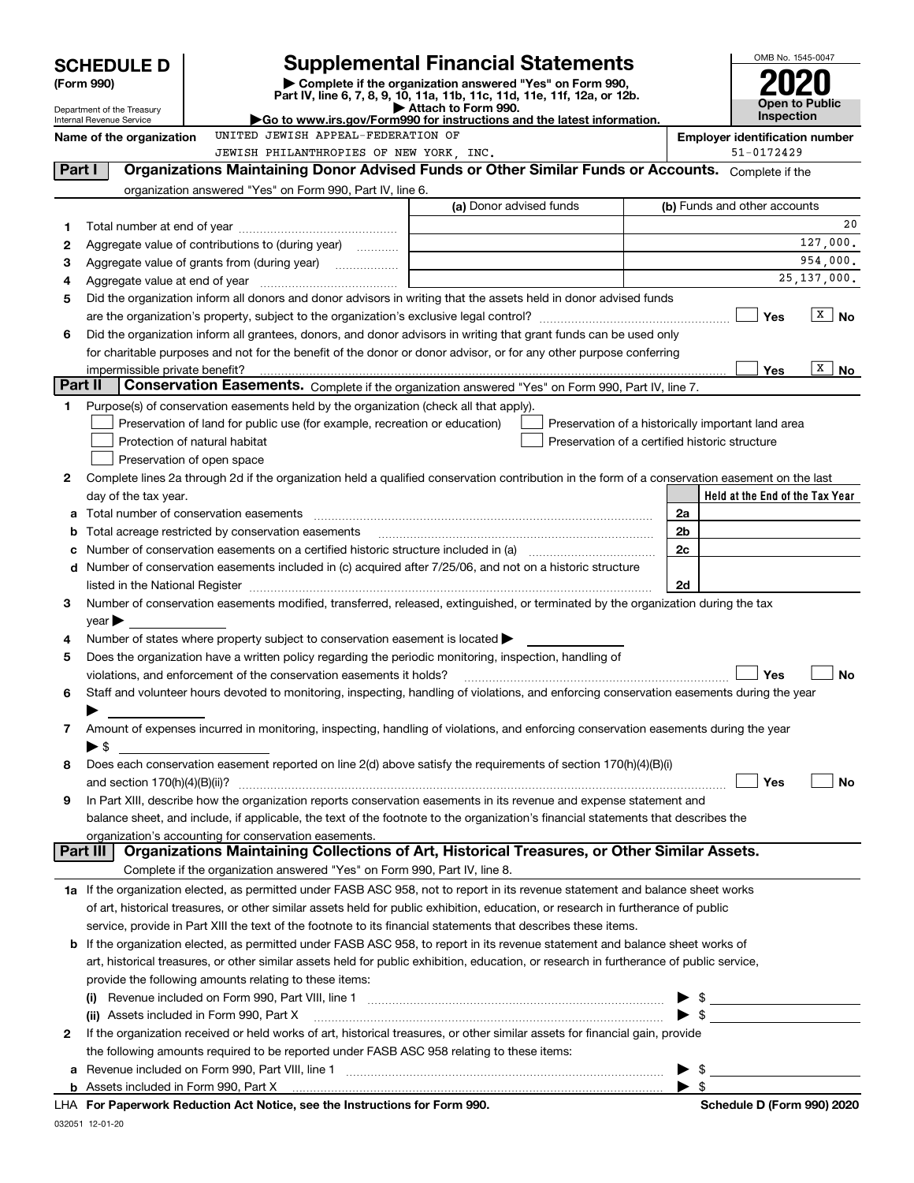# SCHEDULE D (Form 990)

Department of the Treasury
Internal Revenue Service

## Supplemental Financial Statements

▶ Complete if the organization answered "Yes" on Form 990, Part IV, line 6, 7, 8, 9, 10, 11a, 11b, 11c, 11d, 11e, 11f, 12a, or 12b.
▶ Attach to Form 990.
▶Go to www.irs.gov/Form990 for instructions and the latest information.

OMB No. 1545-0047

**2020**

**Open to Public Inspection**

Name of the organization: UNITED JEWISH APPEAL-FEDERATION OF JEWISH PHILANTHROPIES OF NEW YORK, INC.

Employer identification number: 51-0172429

## Part I Organizations Maintaining Donor Advised Funds or Other Similar Funds or Accounts.

Complete if the organization answered "Yes" on Form 990, Part IV, line 6.

| | | (a) Donor advised funds | (b) Funds and other accounts |
|---|---|---|---|
| 1 | Total number at end of year | | 20 |
| 2 | Aggregate value of contributions to (during year) | | 127,000. |
| 3 | Aggregate value of grants from (during year) | | 954,000. |
| 4 | Aggregate value at end of year | | 25,137,000. |

5 Did the organization inform all donors and donor advisors in writing that the assets held in donor advised funds are the organization's property, subject to the organization's exclusive legal control? ☐ Yes ☒ No

6 Did the organization inform all grantees, donors, and donor advisors in writing that grant funds can be used only for charitable purposes and not for the benefit of the donor or donor advisor, or for any other purpose conferring impermissible private benefit? ☐ Yes ☒ No

## Part II Conservation Easements.

Complete if the organization answered "Yes" on Form 990, Part IV, line 7.

1 Purpose(s) of conservation easements held by the organization (check all that apply).
- ☐ Preservation of land for public use (for example, recreation or education)
- ☐ Protection of natural habitat
- ☐ Preservation of open space
- ☐ Preservation of a historically important land area
- ☐ Preservation of a certified historic structure

2 Complete lines 2a through 2d if the organization held a qualified conservation contribution in the form of a conservation easement on the last day of the tax year.

| | | | Held at the End of the Tax Year |
|---|---|---|---|
| a | Total number of conservation easements | 2a | |
| b | Total acreage restricted by conservation easements | 2b | |
| c | Number of conservation easements on a certified historic structure included in (a) | 2c | |
| d | Number of conservation easements included in (c) acquired after 7/25/06, and not on a historic structure listed in the National Register | 2d | |

3 Number of conservation easements modified, transferred, released, extinguished, or terminated by the organization during the tax year ▶

4 Number of states where property subject to conservation easement is located ▶

5 Does the organization have a written policy regarding the periodic monitoring, inspection, handling of violations, and enforcement of the conservation easements it holds? ☐ Yes ☐ No

6 Staff and volunteer hours devoted to monitoring, inspecting, handling of violations, and enforcing conservation easements during the year ▶

7 Amount of expenses incurred in monitoring, inspecting, handling of violations, and enforcing conservation easements during the year ▶ $

8 Does each conservation easement reported on line 2(d) above satisfy the requirements of section 170(h)(4)(B)(i) and section 170(h)(4)(B)(ii)? ☐ Yes ☐ No

9 In Part XIII, describe how the organization reports conservation easements in its revenue and expense statement and balance sheet, and include, if applicable, the text of the footnote to the organization's financial statements that describes the organization's accounting for conservation easements.

## Part III Organizations Maintaining Collections of Art, Historical Treasures, or Other Similar Assets.

Complete if the organization answered "Yes" on Form 990, Part IV, line 8.

1a If the organization elected, as permitted under FASB ASC 958, not to report in its revenue statement and balance sheet works of art, historical treasures, or other similar assets held for public exhibition, education, or research in furtherance of public service, provide in Part XIII the text of the footnote to its financial statements that describes these items.

b If the organization elected, as permitted under FASB ASC 958, to report in its revenue statement and balance sheet works of art, historical treasures, or other similar assets held for public exhibition, education, or research in furtherance of public service, provide the following amounts relating to these items:

(i) Revenue included on Form 990, Part VIII, line 1 ▶ $

(ii) Assets included in Form 990, Part X ▶ $

2 If the organization received or held works of art, historical treasures, or other similar assets for financial gain, provide the following amounts required to be reported under FASB ASC 958 relating to these items:

a Revenue included on Form 990, Part VIII, line 1 ▶ $

b Assets included in Form 990, Part X ▶ $

LHA For Paperwork Reduction Act Notice, see the Instructions for Form 990. Schedule D (Form 990) 2020

032051 12-01-20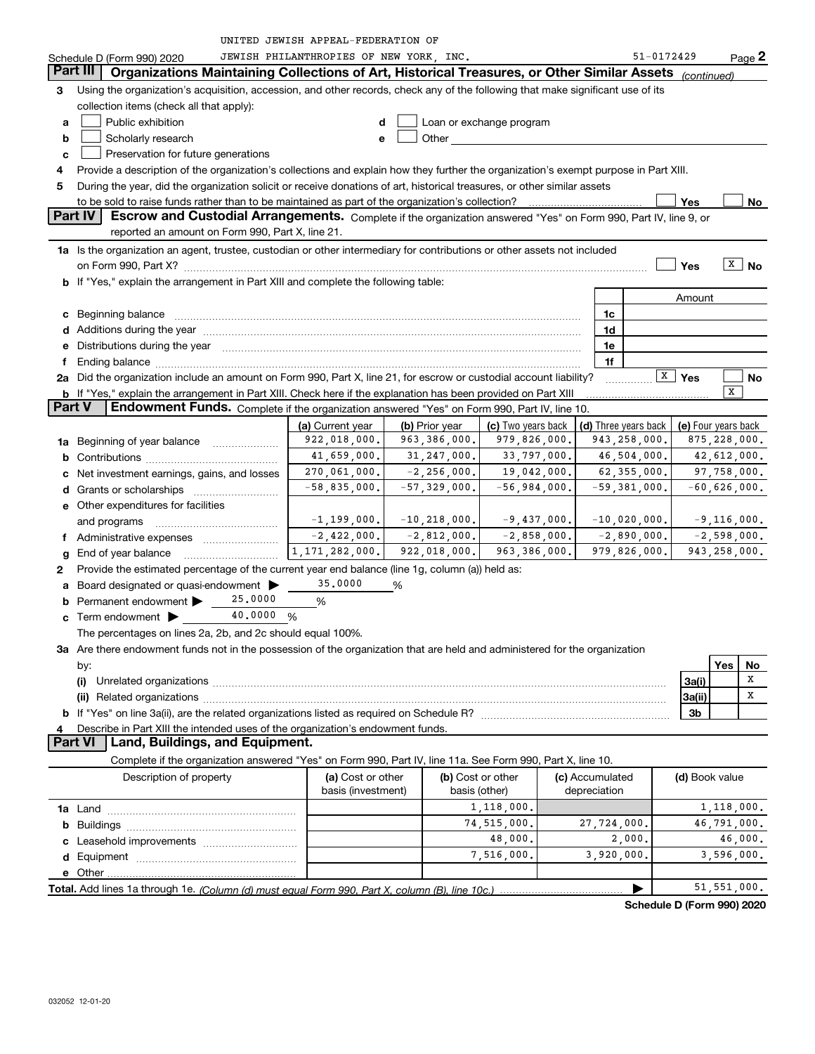UNITED JEWISH APPEAL-FEDERATION OF JEWISH PHILANTHROPIES OF NEW YORK, INC. 51-0172429

Schedule D (Form 990) 2020 Page 2

## Part III Organizations Maintaining Collections of Art, Historical Treasures, or Other Similar Assets *(continued)*

**3** Using the organization's acquisition, accession, and other records, check any of the following that make significant use of its collection items (check all that apply):

- **a** ☐ Public exhibition
- **b** ☐ Scholarly research
- **c** ☐ Preservation for future generations
- **d** ☐ Loan or exchange program
- **e** ☐ Other

**4** Provide a description of the organization's collections and explain how they further the organization's exempt purpose in Part XIII.

**5** During the year, did the organization solicit or receive donations of art, historical treasures, or other similar assets to be sold to raise funds rather than to be maintained as part of the organization's collection? ☐ Yes ☐ No

## Part IV Escrow and Custodial Arrangements.

Complete if the organization answered "Yes" on Form 990, Part IV, line 9, or reported an amount on Form 990, Part X, line 21.

**1a** Is the organization an agent, trustee, custodian or other intermediary for contributions or other assets not included on Form 990, Part X? ☐ Yes ☒ No

**b** If "Yes," explain the arrangement in Part XIII and complete the following table:

| | | Amount |
|---|---|---|
| **c** Beginning balance | 1c | |
| **d** Additions during the year | 1d | |
| **e** Distributions during the year | 1e | |
| **f** Ending balance | 1f | |

**2a** Did the organization include an amount on Form 990, Part X, line 21, for escrow or custodial account liability? ☒ Yes ☐ No

**b** If "Yes," explain the arrangement in Part XIII. Check here if the explanation has been provided on Part XIII ☒

## Part V Endowment Funds.

Complete if the organization answered "Yes" on Form 990, Part IV, line 10.

| | (a) Current year | (b) Prior year | (c) Two years back | (d) Three years back | (e) Four years back |
|---|---|---|---|---|---|
| **1a** Beginning of year balance | 922,018,000. | 963,386,000. | 979,826,000. | 943,258,000. | 875,228,000. |
| **b** Contributions | 41,659,000. | 31,247,000. | 33,797,000. | 46,504,000. | 42,612,000. |
| **c** Net investment earnings, gains, and losses | 270,061,000. | -2,256,000. | 19,042,000. | 62,355,000. | 97,758,000. |
| **d** Grants or scholarships | -58,835,000. | -57,329,000. | -56,984,000. | -59,381,000. | -60,626,000. |
| **e** Other expenditures for facilities and programs | -1,199,000. | -10,218,000. | -9,437,000. | -10,020,000. | -9,116,000. |
| **f** Administrative expenses | -2,422,000. | -2,812,000. | -2,858,000. | -2,890,000. | -2,598,000. |
| **g** End of year balance | 1,171,282,000. | 922,018,000. | 963,386,000. | 979,826,000. | 943,258,000. |

**2** Provide the estimated percentage of the current year end balance (line 1g, column (a)) held as:

- **a** Board designated or quasi-endowment ▶ 35.0000 %
- **b** Permanent endowment ▶ 25.0000 %
- **c** Term endowment ▶ 40.0000 %

The percentages on lines 2a, 2b, and 2c should equal 100%.

**3a** Are there endowment funds not in the possession of the organization that are held and administered for the organization by:

| | | Yes | No |
|---|---|---|---|
| **(i)** Unrelated organizations | 3a(i) | | X |
| **(ii)** Related organizations | 3a(ii) | | X |
| **b** If "Yes" on line 3a(ii), are the related organizations listed as required on Schedule R? | 3b | | |

**4** Describe in Part XIII the intended uses of the organization's endowment funds.

## Part VI Land, Buildings, and Equipment.

Complete if the organization answered "Yes" on Form 990, Part IV, line 11a. See Form 990, Part X, line 10.

| Description of property | (a) Cost or other basis (investment) | (b) Cost or other basis (other) | (c) Accumulated depreciation | (d) Book value |
|---|---|---|---|---|
| **1a** Land | | 1,118,000. | | 1,118,000. |
| **b** Buildings | | 74,515,000. | 27,724,000. | 46,791,000. |
| **c** Leasehold improvements | | 48,000. | 2,000. | 46,000. |
| **d** Equipment | | 7,516,000. | 3,920,000. | 3,596,000. |
| **e** Other | | | | |

**Total.** Add lines 1a through 1e. *(Column (d) must equal Form 990, Part X, column (B), line 10c.)* ▶ 51,551,000.

**Schedule D (Form 990) 2020**

032052 12-01-20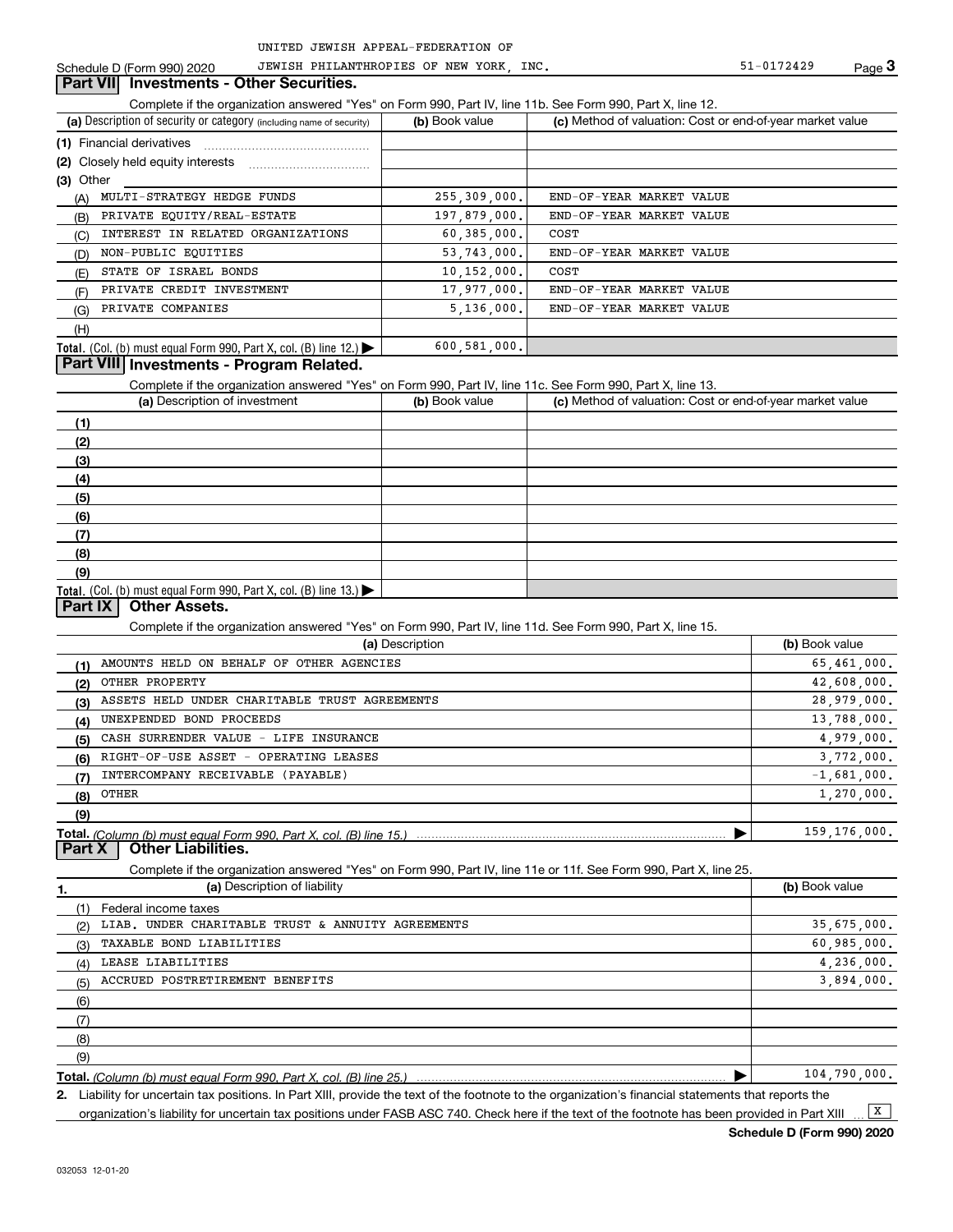UNITED JEWISH APPEAL-FEDERATION OF

Schedule D (Form 990) 2020 JEWISH PHILANTHROPIES OF NEW YORK, INC. 51-0172429 Page 3

## Part VII Investments - Other Securities.

Complete if the organization answered "Yes" on Form 990, Part IV, line 11b. See Form 990, Part X, line 12.

| (a) Description of security or category (including name of security) | (b) Book value | (c) Method of valuation: Cost or end-of-year market value |
|---|---|---|
| (1) Financial derivatives | | |
| (2) Closely held equity interests | | |
| (3) Other | | |
| (A) MULTI-STRATEGY HEDGE FUNDS | 255,309,000. | END-OF-YEAR MARKET VALUE |
| (B) PRIVATE EQUITY/REAL-ESTATE | 197,879,000. | END-OF-YEAR MARKET VALUE |
| (C) INTEREST IN RELATED ORGANIZATIONS | 60,385,000. | COST |
| (D) NON-PUBLIC EQUITIES | 53,743,000. | END-OF-YEAR MARKET VALUE |
| (E) STATE OF ISRAEL BONDS | 10,152,000. | COST |
| (F) PRIVATE CREDIT INVESTMENT | 17,977,000. | END-OF-YEAR MARKET VALUE |
| (G) PRIVATE COMPANIES | 5,136,000. | END-OF-YEAR MARKET VALUE |
| (H) | | |
| **Total.** (Col. (b) must equal Form 990, Part X, col. (B) line 12.) | 600,581,000. | |

## Part VIII Investments - Program Related.

Complete if the organization answered "Yes" on Form 990, Part IV, line 11c. See Form 990, Part X, line 13.

| (a) Description of investment | (b) Book value | (c) Method of valuation: Cost or end-of-year market value |
|---|---|---|
| (1) | | |
| (2) | | |
| (3) | | |
| (4) | | |
| (5) | | |
| (6) | | |
| (7) | | |
| (8) | | |
| (9) | | |
| **Total.** (Col. (b) must equal Form 990, Part X, col. (B) line 13.) | | |

## Part IX Other Assets.

Complete if the organization answered "Yes" on Form 990, Part IV, line 11d. See Form 990, Part X, line 15.

| (a) Description | (b) Book value |
|---|---|
| (1) AMOUNTS HELD ON BEHALF OF OTHER AGENCIES | 65,461,000. |
| (2) OTHER PROPERTY | 42,608,000. |
| (3) ASSETS HELD UNDER CHARITABLE TRUST AGREEMENTS | 28,979,000. |
| (4) UNEXPENDED BOND PROCEEDS | 13,788,000. |
| (5) CASH SURRENDER VALUE - LIFE INSURANCE | 4,979,000. |
| (6) RIGHT-OF-USE ASSET - OPERATING LEASES | 3,772,000. |
| (7) INTERCOMPANY RECEIVABLE (PAYABLE) | -1,681,000. |
| (8) OTHER | 1,270,000. |
| (9) | |
| **Total.** *(Column (b) must equal Form 990, Part X, col. (B) line 15.)* | 159,176,000. |

## Part X Other Liabilities.

Complete if the organization answered "Yes" on Form 990, Part IV, line 11e or 11f. See Form 990, Part X, line 25.

| 1. (a) Description of liability | (b) Book value |
|---|---|
| (1) Federal income taxes | |
| (2) LIAB. UNDER CHARITABLE TRUST & ANNUITY AGREEMENTS | 35,675,000. |
| (3) TAXABLE BOND LIABILITIES | 60,985,000. |
| (4) LEASE LIABILITIES | 4,236,000. |
| (5) ACCRUED POSTRETIREMENT BENEFITS | 3,894,000. |
| (6) | |
| (7) | |
| (8) | |
| (9) | |
| **Total.** *(Column (b) must equal Form 990, Part X, col. (B) line 25.)* | 104,790,000. |

**2.** Liability for uncertain tax positions. In Part XIII, provide the text of the footnote to the organization's financial statements that reports the organization's liability for uncertain tax positions under FASB ASC 740. Check here if the text of the footnote has been provided in Part XIII [X]

**Schedule D (Form 990) 2020**

032053 12-01-20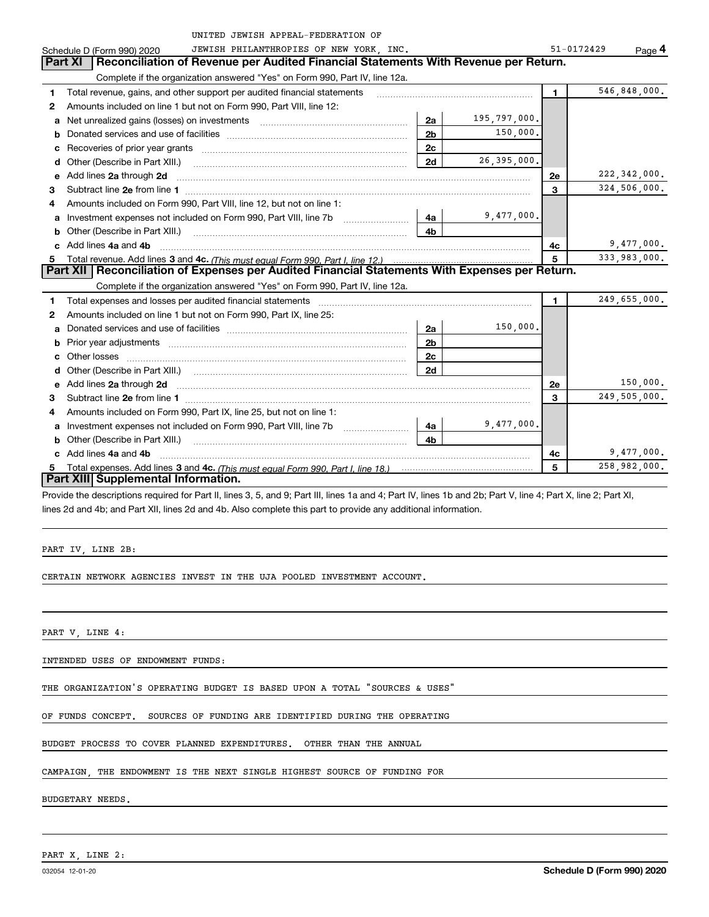UNITED JEWISH APPEAL-FEDERATION OF JEWISH PHILANTHROPIES OF NEW YORK, INC. 51-0172429

Schedule D (Form 990) 2020 Page **4**

## Part XI Reconciliation of Revenue per Audited Financial Statements With Revenue per Return.

Complete if the organization answered "Yes" on Form 990, Part IV, line 12a.

| | | | | | |
|---|---|---|---|---|---|
| **1** | Total revenue, gains, and other support per audited financial statements | | | **1** | 546,848,000. |
| **2** | Amounts included on line 1 but not on Form 990, Part VIII, line 12: | | | | |
| **a** | Net unrealized gains (losses) on investments | **2a** | 195,797,000. | | |
| **b** | Donated services and use of facilities | **2b** | 150,000. | | |
| **c** | Recoveries of prior year grants | **2c** | | | |
| **d** | Other (Describe in Part XIII.) | **2d** | 26,395,000. | | |
| **e** | Add lines **2a** through **2d** | | | **2e** | 222,342,000. |
| **3** | Subtract line **2e** from line **1** | | | **3** | 324,506,000. |
| **4** | Amounts included on Form 990, Part VIII, line 12, but not on line 1: | | | | |
| **a** | Investment expenses not included on Form 990, Part VIII, line 7b | **4a** | 9,477,000. | | |
| **b** | Other (Describe in Part XIII.) | **4b** | | | |
| **c** | Add lines **4a** and **4b** | | | **4c** | 9,477,000. |
| **5** | Total revenue. Add lines **3** and **4c.** *(This must equal Form 990, Part I, line 12.)* | | | **5** | 333,983,000. |

## Part XII Reconciliation of Expenses per Audited Financial Statements With Expenses per Return.

Complete if the organization answered "Yes" on Form 990, Part IV, line 12a.

| | | | | | |
|---|---|---|---|---|---|
| **1** | Total expenses and losses per audited financial statements | | | **1** | 249,655,000. |
| **2** | Amounts included on line 1 but not on Form 990, Part IX, line 25: | | | | |
| **a** | Donated services and use of facilities | **2a** | 150,000. | | |
| **b** | Prior year adjustments | **2b** | | | |
| **c** | Other losses | **2c** | | | |
| **d** | Other (Describe in Part XIII.) | **2d** | | | |
| **e** | Add lines **2a** through **2d** | | | **2e** | 150,000. |
| **3** | Subtract line **2e** from line **1** | | | **3** | 249,505,000. |
| **4** | Amounts included on Form 990, Part IX, line 25, but not on line 1: | | | | |
| **a** | Investment expenses not included on Form 990, Part VIII, line 7b | **4a** | 9,477,000. | | |
| **b** | Other (Describe in Part XIII.) | **4b** | | | |
| **c** | Add lines **4a** and **4b** | | | **4c** | 9,477,000. |
| **5** | Total expenses. Add lines **3** and **4c.** *(This must equal Form 990, Part I, line 18.)* | | | **5** | 258,982,000. |

## Part XIII Supplemental Information.

Provide the descriptions required for Part II, lines 3, 5, and 9; Part III, lines 1a and 4; Part IV, lines 1b and 2b; Part V, line 4; Part X, line 2; Part XI, lines 2d and 4b; and Part XII, lines 2d and 4b. Also complete this part to provide any additional information.

PART IV, LINE 2B:

CERTAIN NETWORK AGENCIES INVEST IN THE UJA POOLED INVESTMENT ACCOUNT.

PART V, LINE 4:

INTENDED USES OF ENDOWMENT FUNDS:

THE ORGANIZATION'S OPERATING BUDGET IS BASED UPON A TOTAL "SOURCES & USES" OF FUNDS CONCEPT. SOURCES OF FUNDING ARE IDENTIFIED DURING THE OPERATING BUDGET PROCESS TO COVER PLANNED EXPENDITURES. OTHER THAN THE ANNUAL CAMPAIGN, THE ENDOWMENT IS THE NEXT SINGLE HIGHEST SOURCE OF FUNDING FOR BUDGETARY NEEDS.

PART X, LINE 2:

032054 12-01-20 **Schedule D (Form 990) 2020**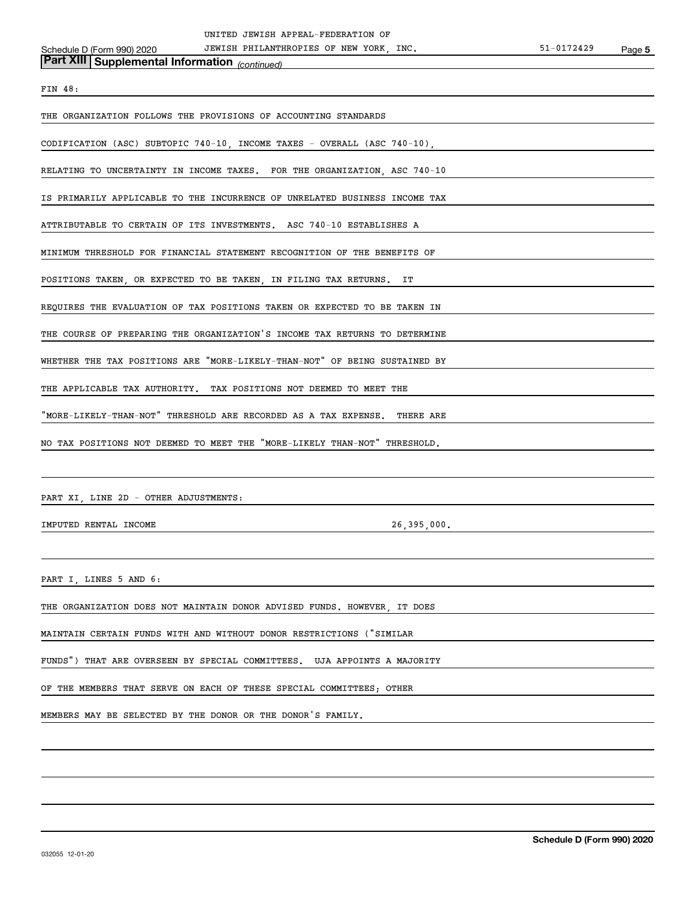UNITED JEWISH APPEAL-FEDERATION OF
Schedule D (Form 990) 2020 JEWISH PHILANTHROPIES OF NEW YORK, INC. 51-0172429

**Part XIII | Supplemental Information** *(continued)*

FIN 48:

THE ORGANIZATION FOLLOWS THE PROVISIONS OF ACCOUNTING STANDARDS CODIFICATION (ASC) SUBTOPIC 740-10, INCOME TAXES - OVERALL (ASC 740-10), RELATING TO UNCERTAINTY IN INCOME TAXES. FOR THE ORGANIZATION, ASC 740-10 IS PRIMARILY APPLICABLE TO THE INCURRENCE OF UNRELATED BUSINESS INCOME TAX ATTRIBUTABLE TO CERTAIN OF ITS INVESTMENTS. ASC 740-10 ESTABLISHES A MINIMUM THRESHOLD FOR FINANCIAL STATEMENT RECOGNITION OF THE BENEFITS OF POSITIONS TAKEN, OR EXPECTED TO BE TAKEN, IN FILING TAX RETURNS. IT REQUIRES THE EVALUATION OF TAX POSITIONS TAKEN OR EXPECTED TO BE TAKEN IN THE COURSE OF PREPARING THE ORGANIZATION'S INCOME TAX RETURNS TO DETERMINE WHETHER THE TAX POSITIONS ARE "MORE-LIKELY-THAN-NOT" OF BEING SUSTAINED BY THE APPLICABLE TAX AUTHORITY. TAX POSITIONS NOT DEEMED TO MEET THE "MORE-LIKELY-THAN-NOT" THRESHOLD ARE RECORDED AS A TAX EXPENSE. THERE ARE NO TAX POSITIONS NOT DEEMED TO MEET THE "MORE-LIKELY THAN-NOT" THRESHOLD.

PART XI, LINE 2D - OTHER ADJUSTMENTS:

IMPUTED RENTAL INCOME 26,395,000.

PART I, LINES 5 AND 6:

THE ORGANIZATION DOES NOT MAINTAIN DONOR ADVISED FUNDS. HOWEVER, IT DOES MAINTAIN CERTAIN FUNDS WITH AND WITHOUT DONOR RESTRICTIONS ("SIMILAR FUNDS") THAT ARE OVERSEEN BY SPECIAL COMMITTEES. UJA APPOINTS A MAJORITY OF THE MEMBERS THAT SERVE ON EACH OF THESE SPECIAL COMMITTEES; OTHER MEMBERS MAY BE SELECTED BY THE DONOR OR THE DONOR'S FAMILY.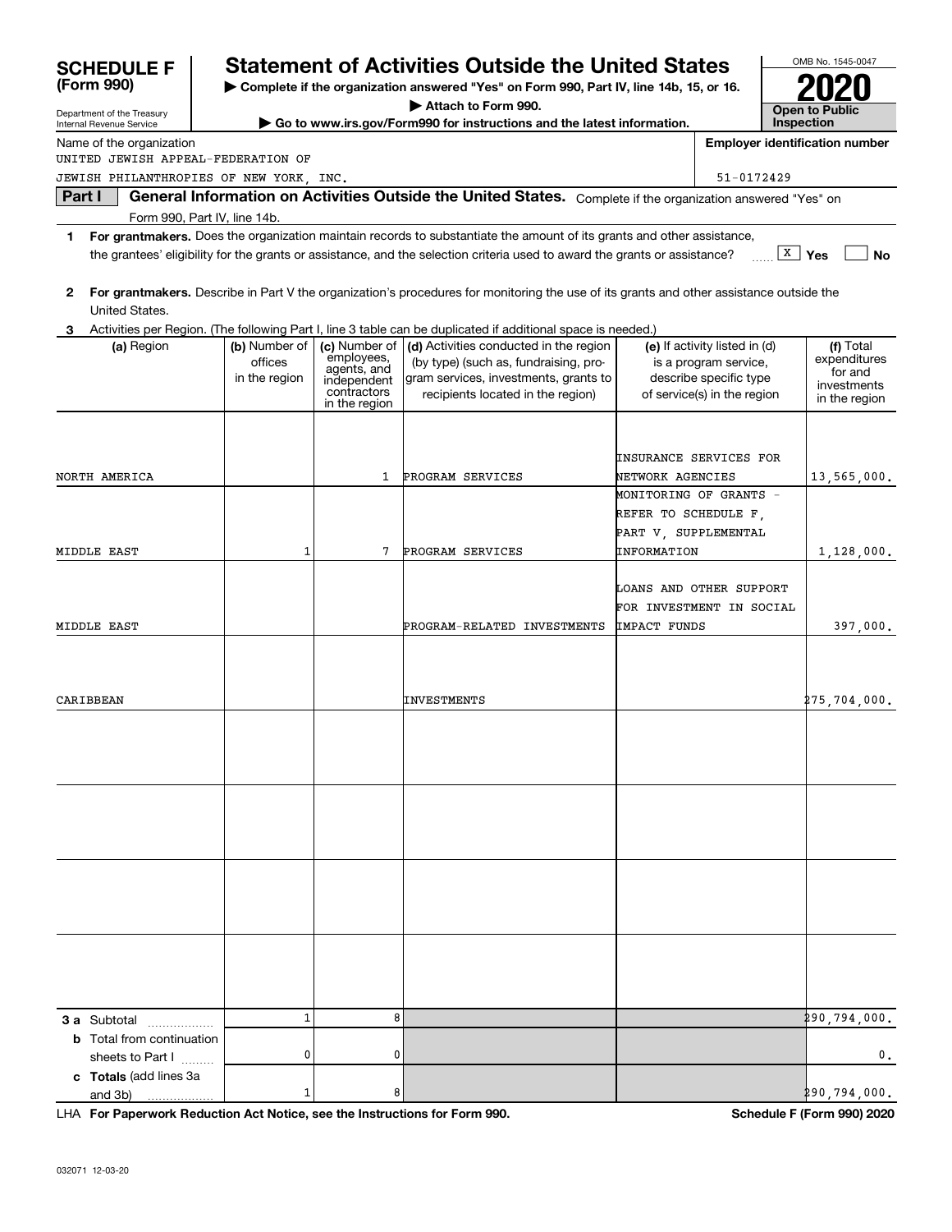**SCHEDULE F (Form 990)**

Department of the Treasury
Internal Revenue Service

# Statement of Activities Outside the United States

▶ Complete if the organization answered "Yes" on Form 990, Part IV, line 14b, 15, or 16.
▶ Attach to Form 990.
▶ Go to www.irs.gov/Form990 for instructions and the latest information.

OMB No. 1545-0047

**2020**

**Open to Public Inspection**

Name of the organization
UNITED JEWISH APPEAL-FEDERATION OF
JEWISH PHILANTHROPIES OF NEW YORK, INC.

**Employer identification number**
51-0172429

**Part I** **General Information on Activities Outside the United States.** Complete if the organization answered "Yes" on Form 990, Part IV, line 14b.

**1** **For grantmakers.** Does the organization maintain records to substantiate the amount of its grants and other assistance, the grantees' eligibility for the grants or assistance, and the selection criteria used to award the grants or assistance? ..... [X] Yes [ ] No

**2** **For grantmakers.** Describe in Part V the organization's procedures for monitoring the use of its grants and other assistance outside the United States.

**3** Activities per Region. (The following Part I, line 3 table can be duplicated if additional space is needed.)

| (a) Region | (b) Number of offices in the region | (c) Number of employees, agents, and independent contractors in the region | (d) Activities conducted in the region (by type) (such as, fundraising, program services, investments, grants to recipients located in the region) | (e) If activity listed in (d) is a program service, describe specific type of service(s) in the region | (f) Total expenditures for and investments in the region |
|---|---|---|---|---|---|
| NORTH AMERICA | | 1 | PROGRAM SERVICES | INSURANCE SERVICES FOR NETWORK AGENCIES | 13,565,000. |
| MIDDLE EAST | 1 | 7 | PROGRAM SERVICES | MONITORING OF GRANTS - REFER TO SCHEDULE F, PART V, SUPPLEMENTAL INFORMATION | 1,128,000. |
| MIDDLE EAST | | | PROGRAM-RELATED INVESTMENTS | LOANS AND OTHER SUPPORT FOR INVESTMENT IN SOCIAL IMPACT FUNDS | 397,000. |
| CARIBBEAN | | | INVESTMENTS | | 275,704,000. |
| | | | | | |
| | | | | | |
| | | | | | |
| | | | | | |
| **3 a** Subtotal | 1 | 8 | | | 290,794,000. |
| **b** Total from continuation sheets to Part I | 0 | 0 | | | 0. |
| **c Totals** (add lines 3a and 3b) | 1 | 8 | | | 290,794,000. |

LHA **For Paperwork Reduction Act Notice, see the Instructions for Form 990.** **Schedule F (Form 990) 2020**

032071 12-03-20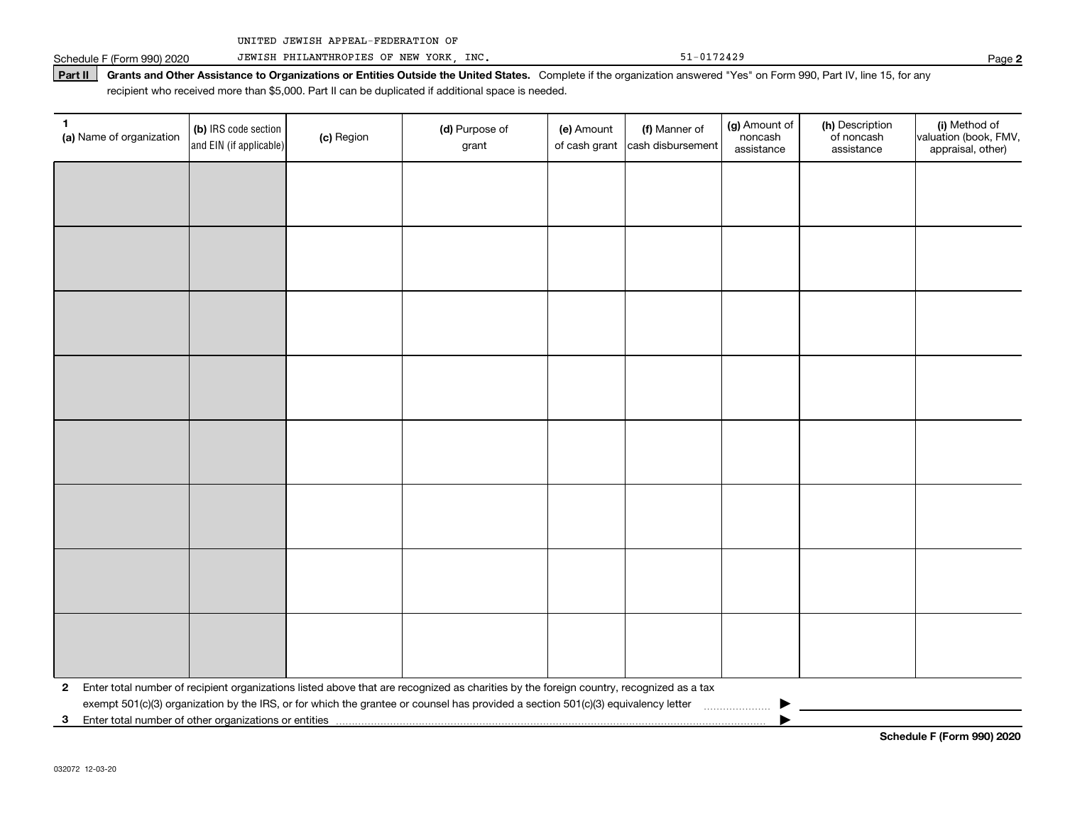UNITED JEWISH APPEAL-FEDERATION OF JEWISH PHILANTHROPIES OF NEW YORK, INC. 51-0172429

Schedule F (Form 990) 2020 Page **2**

**Part II** **Grants and Other Assistance to Organizations or Entities Outside the United States.** Complete if the organization answered "Yes" on Form 990, Part IV, line 15, for any recipient who received more than $5,000. Part II can be duplicated if additional space is needed.

| 1 (a) Name of organization | (b) IRS code section and EIN (if applicable) | (c) Region | (d) Purpose of grant | (e) Amount of cash grant | (f) Manner of cash disbursement | (g) Amount of noncash assistance | (h) Description of noncash assistance | (i) Method of valuation (book, FMV, appraisal, other) |
|---|---|---|---|---|---|---|---|---|
| | | | | | | | | |
| | | | | | | | | |
| | | | | | | | | |
| | | | | | | | | |
| | | | | | | | | |
| | | | | | | | | |
| | | | | | | | | |
| | | | | | | | | |

**2** Enter total number of recipient organizations listed above that are recognized as charities by the foreign country, recognized as a tax exempt 501(c)(3) organization by the IRS, or for which the grantee or counsel has provided a section 501(c)(3) equivalency letter ▶

**3** Enter total number of other organizations or entities ▶

**Schedule F (Form 990) 2020**

032072 12-03-20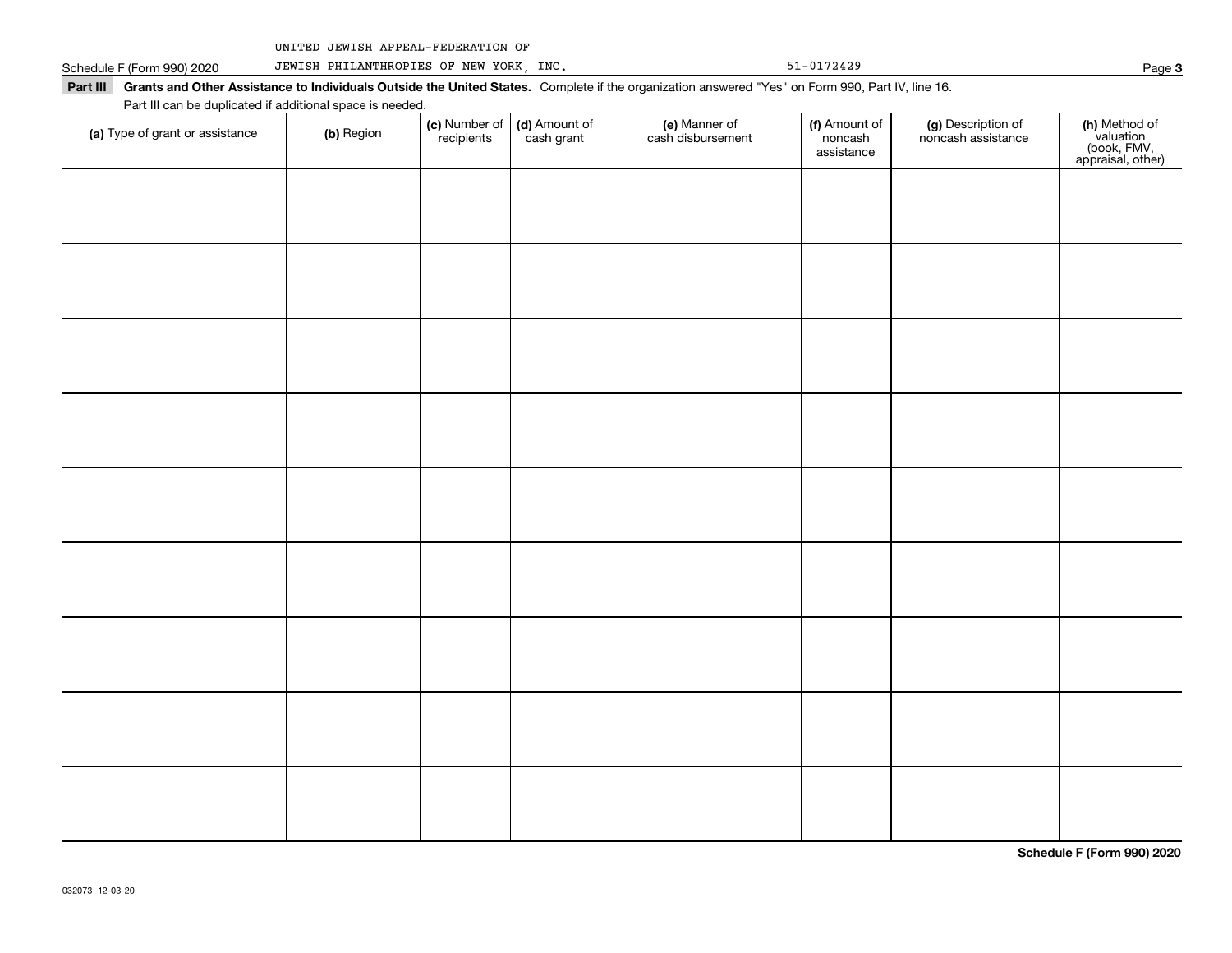UNITED JEWISH APPEAL-FEDERATION OF JEWISH PHILANTHROPIES OF NEW YORK, INC. 51-0172429

**Part III Grants and Other Assistance to Individuals Outside the United States.** Complete if the organization answered "Yes" on Form 990, Part IV, line 16.

Part III can be duplicated if additional space is needed.

| (a) Type of grant or assistance | (b) Region | (c) Number of recipients | (d) Amount of cash grant | (e) Manner of cash disbursement | (f) Amount of noncash assistance | (g) Description of noncash assistance | (h) Method of valuation (book, FMV, appraisal, other) |
|---|---|---|---|---|---|---|---|
| | | | | | | | |
| | | | | | | | |
| | | | | | | | |
| | | | | | | | |
| | | | | | | | |
| | | | | | | | |
| | | | | | | | |
| | | | | | | | |
| | | | | | | | |

**Schedule F (Form 990) 2020**

032073 12-03-20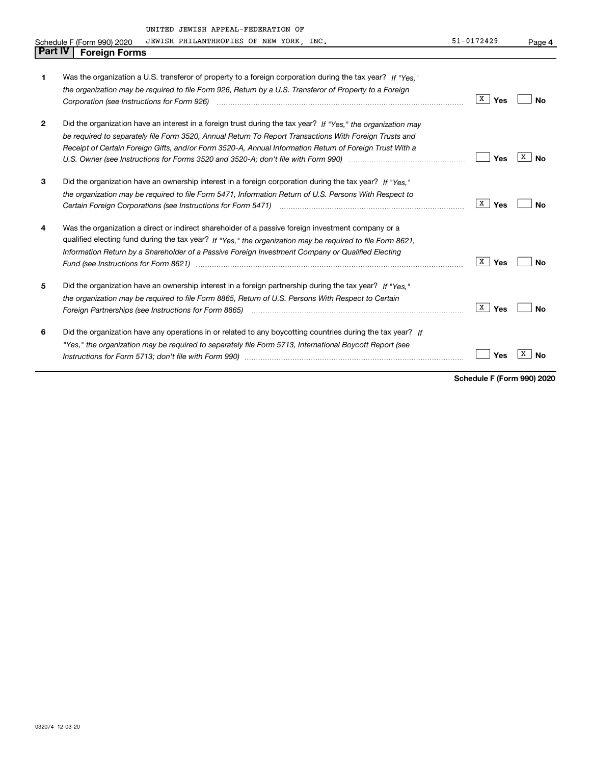UNITED JEWISH APPEAL-FEDERATION OF
Schedule F (Form 990) 2020 JEWISH PHILANTHROPIES OF NEW YORK, INC. 51-0172429 Page **4**

## Part IV Foreign Forms

| | | Yes | No |
|---|---|---|---|
| **1** | Was the organization a U.S. transferor of property to a foreign corporation during the tax year? *If "Yes," the organization may be required to file Form 926, Return by a U.S. Transferor of Property to a Foreign Corporation (see Instructions for Form 926)* | X | |
| **2** | Did the organization have an interest in a foreign trust during the tax year? *If "Yes," the organization may be required to separately file Form 3520, Annual Return To Report Transactions With Foreign Trusts and Receipt of Certain Foreign Gifts, and/or Form 3520-A, Annual Information Return of Foreign Trust With a U.S. Owner (see Instructions for Forms 3520 and 3520-A; don't file with Form 990)* | | X |
| **3** | Did the organization have an ownership interest in a foreign corporation during the tax year? *If "Yes," the organization may be required to file Form 5471, Information Return of U.S. Persons With Respect to Certain Foreign Corporations (see Instructions for Form 5471)* | X | |
| **4** | Was the organization a direct or indirect shareholder of a passive foreign investment company or a qualified electing fund during the tax year? *If "Yes," the organization may be required to file Form 8621, Information Return by a Shareholder of a Passive Foreign Investment Company or Qualified Electing Fund (see Instructions for Form 8621)* | X | |
| **5** | Did the organization have an ownership interest in a foreign partnership during the tax year? *If "Yes," the organization may be required to file Form 8865, Return of U.S. Persons With Respect to Certain Foreign Partnerships (see Instructions for Form 8865)* | X | |
| **6** | Did the organization have any operations in or related to any boycotting countries during the tax year? *If "Yes," the organization may be required to separately file Form 5713, International Boycott Report (see Instructions for Form 5713; don't file with Form 990)* | | X |

**Schedule F (Form 990) 2020**

032074 12-03-20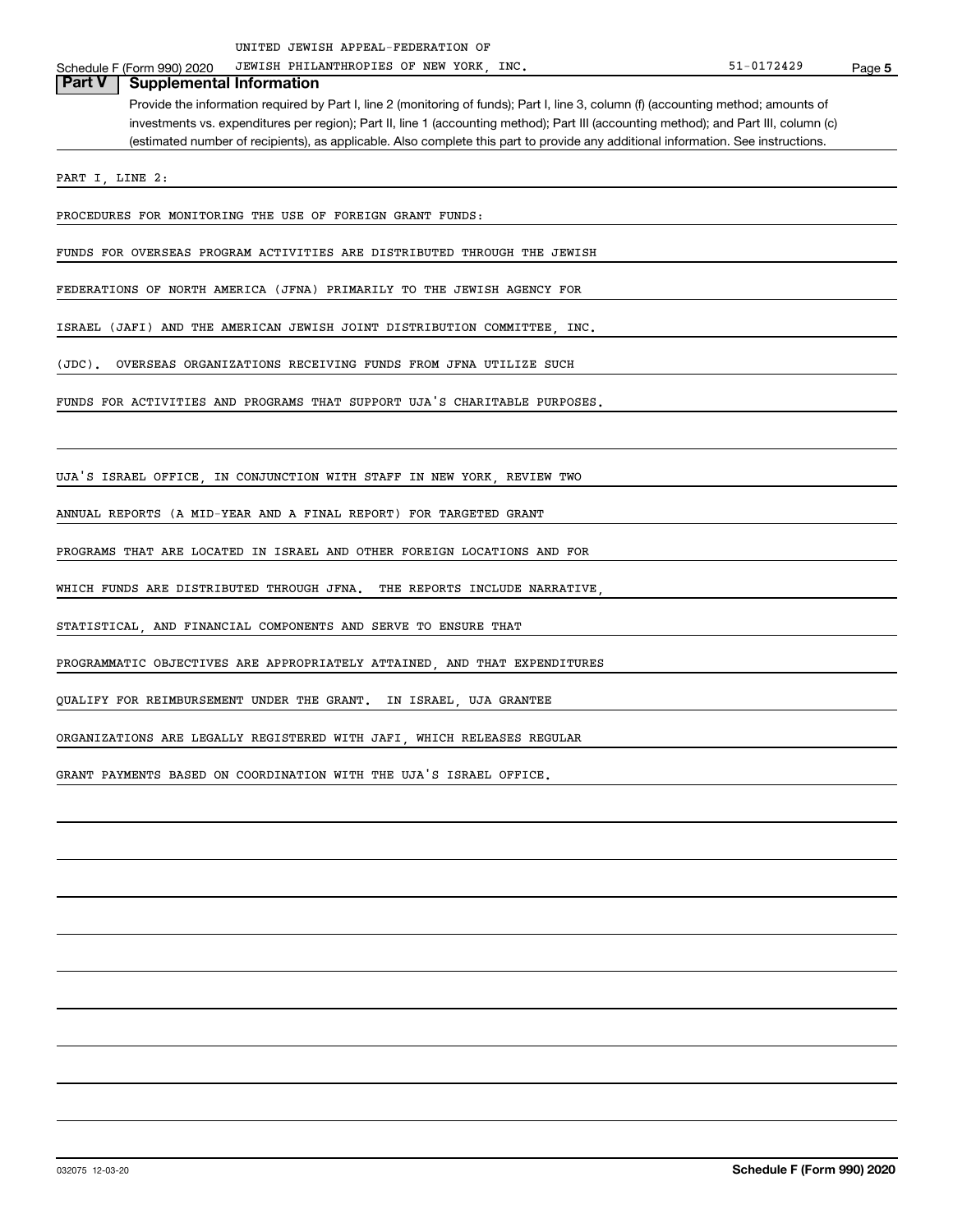UNITED JEWISH APPEAL-FEDERATION OF
Schedule F (Form 990) 2020 JEWISH PHILANTHROPIES OF NEW YORK, INC. 51-0172429 Page 5

## Part V | Supplemental Information

Provide the information required by Part I, line 2 (monitoring of funds); Part I, line 3, column (f) (accounting method; amounts of investments vs. expenditures per region); Part II, line 1 (accounting method); Part III (accounting method); and Part III, column (c) (estimated number of recipients), as applicable. Also complete this part to provide any additional information. See instructions.

PART I, LINE 2:

PROCEDURES FOR MONITORING THE USE OF FOREIGN GRANT FUNDS:

FUNDS FOR OVERSEAS PROGRAM ACTIVITIES ARE DISTRIBUTED THROUGH THE JEWISH FEDERATIONS OF NORTH AMERICA (JFNA) PRIMARILY TO THE JEWISH AGENCY FOR ISRAEL (JAFI) AND THE AMERICAN JEWISH JOINT DISTRIBUTION COMMITTEE, INC. (JDC). OVERSEAS ORGANIZATIONS RECEIVING FUNDS FROM JFNA UTILIZE SUCH FUNDS FOR ACTIVITIES AND PROGRAMS THAT SUPPORT UJA'S CHARITABLE PURPOSES.

UJA'S ISRAEL OFFICE, IN CONJUNCTION WITH STAFF IN NEW YORK, REVIEW TWO ANNUAL REPORTS (A MID-YEAR AND A FINAL REPORT) FOR TARGETED GRANT PROGRAMS THAT ARE LOCATED IN ISRAEL AND OTHER FOREIGN LOCATIONS AND FOR WHICH FUNDS ARE DISTRIBUTED THROUGH JFNA. THE REPORTS INCLUDE NARRATIVE, STATISTICAL, AND FINANCIAL COMPONENTS AND SERVE TO ENSURE THAT PROGRAMMATIC OBJECTIVES ARE APPROPRIATELY ATTAINED, AND THAT EXPENDITURES QUALIFY FOR REIMBURSEMENT UNDER THE GRANT. IN ISRAEL, UJA GRANTEE ORGANIZATIONS ARE LEGALLY REGISTERED WITH JAFI, WHICH RELEASES REGULAR GRANT PAYMENTS BASED ON COORDINATION WITH THE UJA'S ISRAEL OFFICE.

032075 12-03-20 **Schedule F (Form 990) 2020**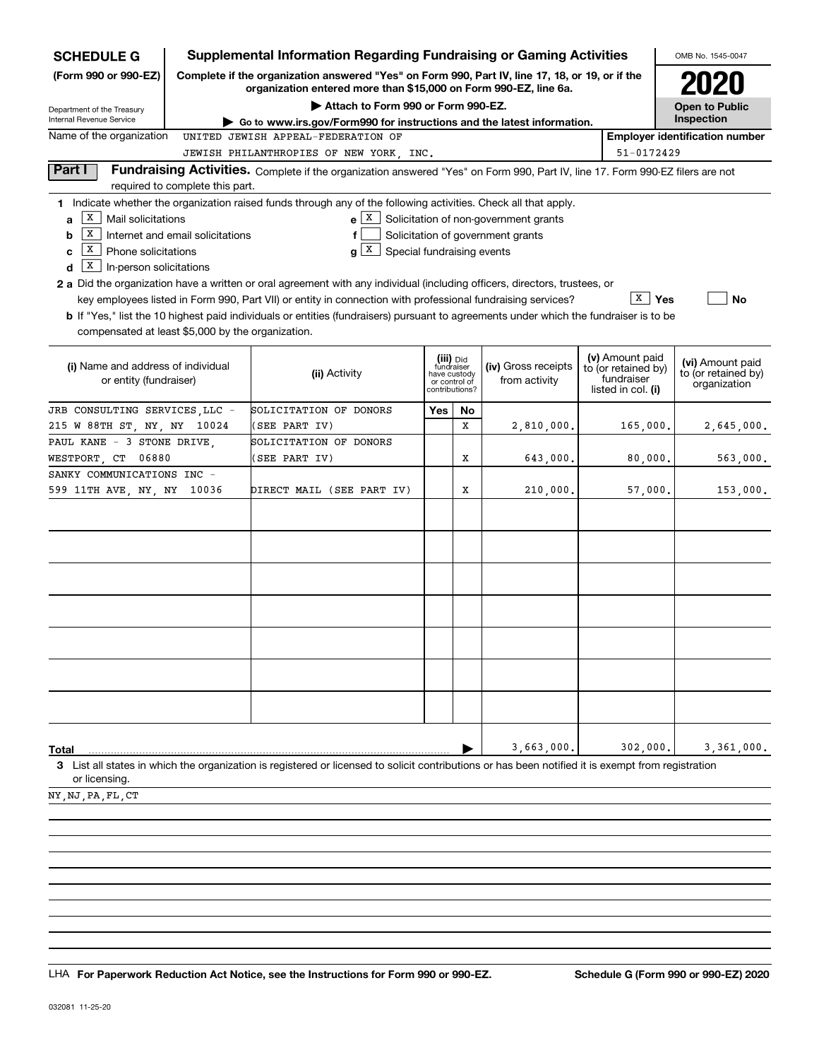**SCHEDULE G**
**(Form 990 or 990-EZ)**

Department of the Treasury
Internal Revenue Service

# Supplemental Information Regarding Fundraising or Gaming Activities

**Complete if the organization answered "Yes" on Form 990, Part IV, line 17, 18, or 19, or if the organization entered more than $15,000 on Form 990-EZ, line 6a.**

**▶ Attach to Form 990 or Form 990-EZ.**

**▶ Go to www.irs.gov/Form990 for instructions and the latest information.**

OMB No. 1545-0047

**2020**

**Open to Public Inspection**

Name of the organization: UNITED JEWISH APPEAL-FEDERATION OF JEWISH PHILANTHROPIES OF NEW YORK, INC.

**Employer identification number:** 51-0172429

## Part I Fundraising Activities.

Complete if the organization answered "Yes" on Form 990, Part IV, line 17. Form 990-EZ filers are not required to complete this part.

**1** Indicate whether the organization raised funds through any of the following activities. Check all that apply.

- **a** [X] Mail solicitations
- **b** [X] Internet and email solicitations
- **c** [X] Phone solicitations
- **d** [X] In-person solicitations
- **e** [X] Solicitation of non-government grants
- **f** [ ] Solicitation of government grants
- **g** [X] Special fundraising events

**2 a** Did the organization have a written or oral agreement with any individual (including officers, directors, trustees, or key employees listed in Form 990, Part VII) or entity in connection with professional fundraising services? [X] **Yes** [ ] **No**

**b** If "Yes," list the 10 highest paid individuals or entities (fundraisers) pursuant to agreements under which the fundraiser is to be compensated at least $5,000 by the organization.

| (i) Name and address of individual or entity (fundraiser) | (ii) Activity | (iii) Did fundraiser have custody or control of contributions? Yes | No | (iv) Gross receipts from activity | (v) Amount paid to (or retained by) fundraiser listed in col. (i) | (vi) Amount paid to (or retained by) organization |
|---|---|---|---|---|---|---|
| JRB CONSULTING SERVICES, LLC - 215 W 88TH ST, NY, NY 10024 | SOLICITATION OF DONORS (SEE PART IV) | | X | 2,810,000. | 165,000. | 2,645,000. |
| PAUL KANE - 3 STONE DRIVE, WESTPORT, CT 06880 | SOLICITATION OF DONORS (SEE PART IV) | | X | 643,000. | 80,000. | 563,000. |
| SANKY COMMUNICATIONS INC - 599 11TH AVE, NY, NY 10036 | DIRECT MAIL (SEE PART IV) | | X | 210,000. | 57,000. | 153,000. |
| | | | | | | |
| | | | | | | |
| | | | | | | |
| | | | | | | |
| | | | | | | |
| | | | | | | |
| | | | | | | |
| **Total** | | | ▶ | 3,663,000. | 302,000. | 3,361,000. |

**3** List all states in which the organization is registered or licensed to solicit contributions or has been notified it is exempt from registration or licensing.

NY, NJ, PA, FL, CT

LHA **For Paperwork Reduction Act Notice, see the Instructions for Form 990 or 990-EZ.** **Schedule G (Form 990 or 990-EZ) 2020**

032081 11-25-20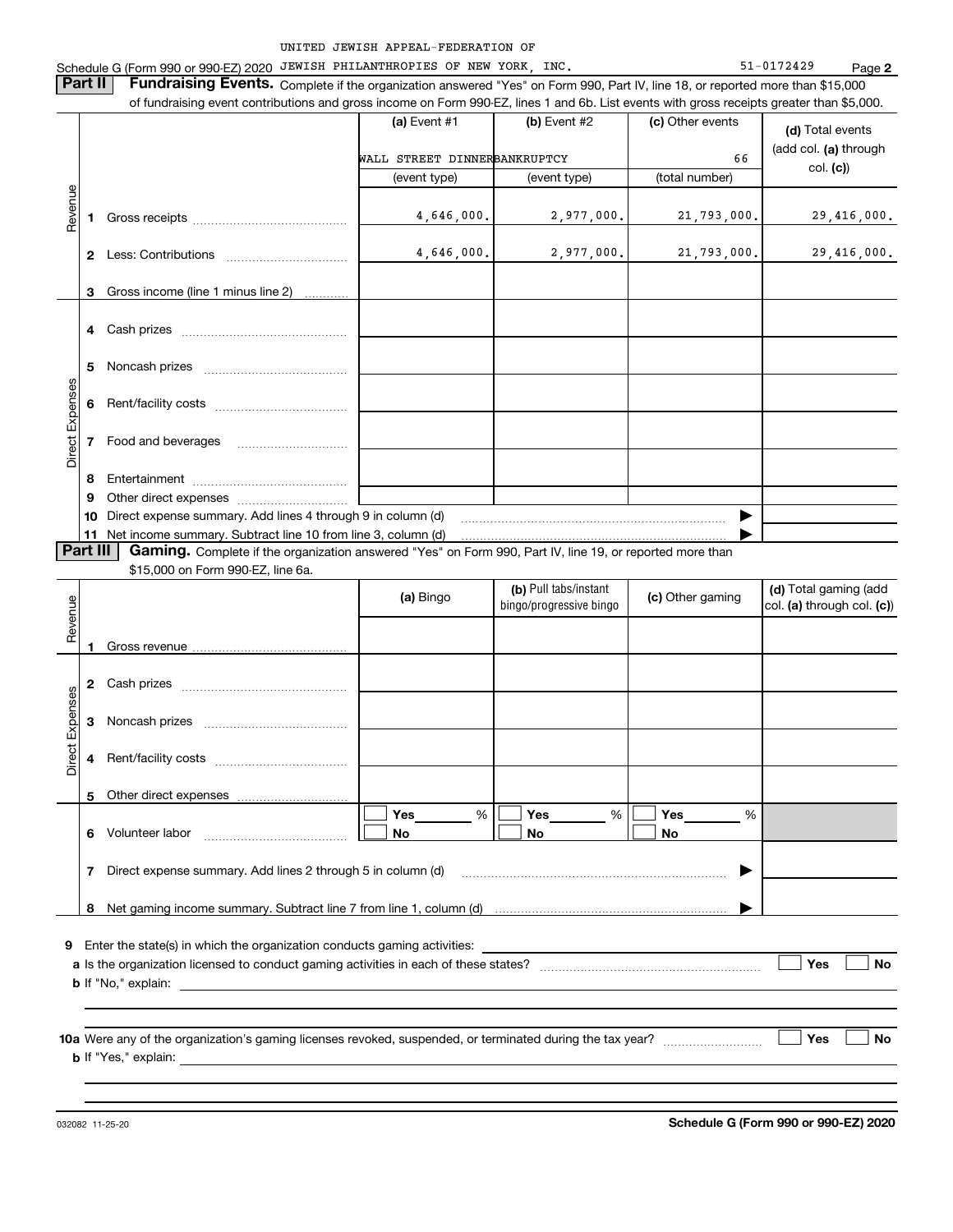UNITED JEWISH APPEAL-FEDERATION OF

Schedule G (Form 990 or 990-EZ) 2020 JEWISH PHILANTHROPIES OF NEW YORK, INC. 51-0172429 Page **2**

**Part II** **Fundraising Events.** Complete if the organization answered "Yes" on Form 990, Part IV, line 18, or reported more than $15,000 of fundraising event contributions and gross income on Form 990-EZ, lines 1 and 6b. List events with gross receipts greater than $5,000.

| | | | (a) Event #1 | (b) Event #2 | (c) Other events | (d) Total events (add col. (a) through col. (c)) |
|---|---|---|---|---|---|---|
| | | | WALL STREET DINNER | BANKRUPTCY | 66 | |
| | | | (event type) | (event type) | (total number) | |
| Revenue | 1 | Gross receipts | 4,646,000. | 2,977,000. | 21,793,000. | 29,416,000. |
| | 2 | Less: Contributions | 4,646,000. | 2,977,000. | 21,793,000. | 29,416,000. |
| | 3 | Gross income (line 1 minus line 2) | | | | |
| Direct Expenses | 4 | Cash prizes | | | | |
| | 5 | Noncash prizes | | | | |
| | 6 | Rent/facility costs | | | | |
| | 7 | Food and beverages | | | | |
| | 8 | Entertainment | | | | |
| | 9 | Other direct expenses | | | | |
| | 10 | Direct expense summary. Add lines 4 through 9 in column (d) | | | ▶ | |
| | 11 | Net income summary. Subtract line 10 from line 3, column (d) | | | ▶ | |

**Part III** **Gaming.** Complete if the organization answered "Yes" on Form 990, Part IV, line 19, or reported more than $15,000 on Form 990-EZ, line 6a.

| | | | (a) Bingo | (b) Pull tabs/instant bingo/progressive bingo | (c) Other gaming | (d) Total gaming (add col. (a) through col. (c)) |
|---|---|---|---|---|---|---|
| Revenue | 1 | Gross revenue | | | | |
| Direct Expenses | 2 | Cash prizes | | | | |
| | 3 | Noncash prizes | | | | |
| | 4 | Rent/facility costs | | | | |
| | 5 | Other direct expenses | | | | |
| | 6 | Volunteer labor | ☐ Yes ____ % ☐ No | ☐ Yes ____ % ☐ No | ☐ Yes ____ % ☐ No | |
| | 7 | Direct expense summary. Add lines 2 through 5 in column (d) | | | ▶ | |
| | 8 | Net gaming income summary. Subtract line 7 from line 1, column (d) | | | ▶ | |

**9** Enter the state(s) in which the organization conducts gaming activities: ____________

**a** Is the organization licensed to conduct gaming activities in each of these states? ☐ Yes ☐ No

**b** If "No," explain: ____________

**10a** Were any of the organization's gaming licenses revoked, suspended, or terminated during the tax year? ☐ Yes ☐ No

**b** If "Yes," explain: ____________

032082 11-25-20 **Schedule G (Form 990 or 990-EZ) 2020**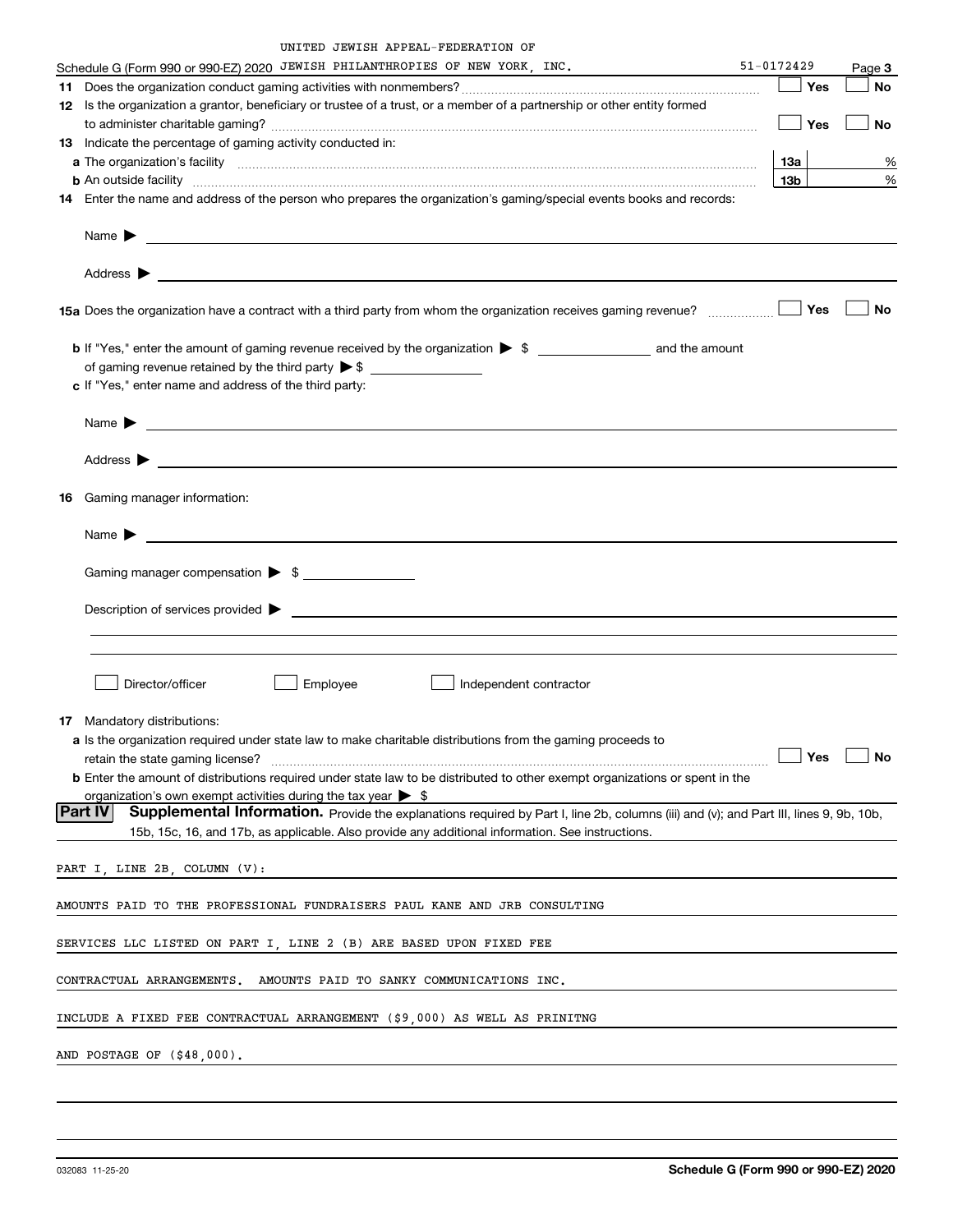UNITED JEWISH APPEAL-FEDERATION OF

Schedule G (Form 990 or 990-EZ) 2020 JEWISH PHILANTHROPIES OF NEW YORK, INC. 51-0172429 Page **3**

**11** Does the organization conduct gaming activities with nonmembers? ☐ Yes ☐ No

**12** Is the organization a grantor, beneficiary or trustee of a trust, or a member of a partnership or other entity formed to administer charitable gaming? ☐ Yes ☐ No

**13** Indicate the percentage of gaming activity conducted in:

**a** The organization's facility **13a** %

**b** An outside facility **13b** %

**14** Enter the name and address of the person who prepares the organization's gaming/special events books and records:

Name ▶

Address ▶

**15a** Does the organization have a contract with a third party from whom the organization receives gaming revenue? ☐ Yes ☐ No

**b** If "Yes," enter the amount of gaming revenue received by the organization ▶ $ ______ and the amount of gaming revenue retained by the third party ▶ $ ______

**c** If "Yes," enter name and address of the third party:

Name ▶

Address ▶

**16** Gaming manager information:

Name ▶

Gaming manager compensation ▶ $

Description of services provided ▶

☐ Director/officer ☐ Employee ☐ Independent contractor

**17** Mandatory distributions:

**a** Is the organization required under state law to make charitable distributions from the gaming proceeds to retain the state gaming license? ☐ Yes ☐ No

**b** Enter the amount of distributions required under state law to be distributed to other exempt organizations or spent in the organization's own exempt activities during the tax year ▶ $

**Part IV** **Supplemental Information.** Provide the explanations required by Part I, line 2b, columns (iii) and (v); and Part III, lines 9, 9b, 10b, 15b, 15c, 16, and 17b, as applicable. Also provide any additional information. See instructions.

PART I, LINE 2B, COLUMN (V):

AMOUNTS PAID TO THE PROFESSIONAL FUNDRAISERS PAUL KANE AND JRB CONSULTING SERVICES LLC LISTED ON PART I, LINE 2 (B) ARE BASED UPON FIXED FEE CONTRACTUAL ARRANGEMENTS. AMOUNTS PAID TO SANKY COMMUNICATIONS INC. INCLUDE A FIXED FEE CONTRACTUAL ARRANGEMENT ($9,000) AS WELL AS PRINITNG AND POSTAGE OF ($48,000).

032083 11-25-20 **Schedule G (Form 990 or 990-EZ) 2020**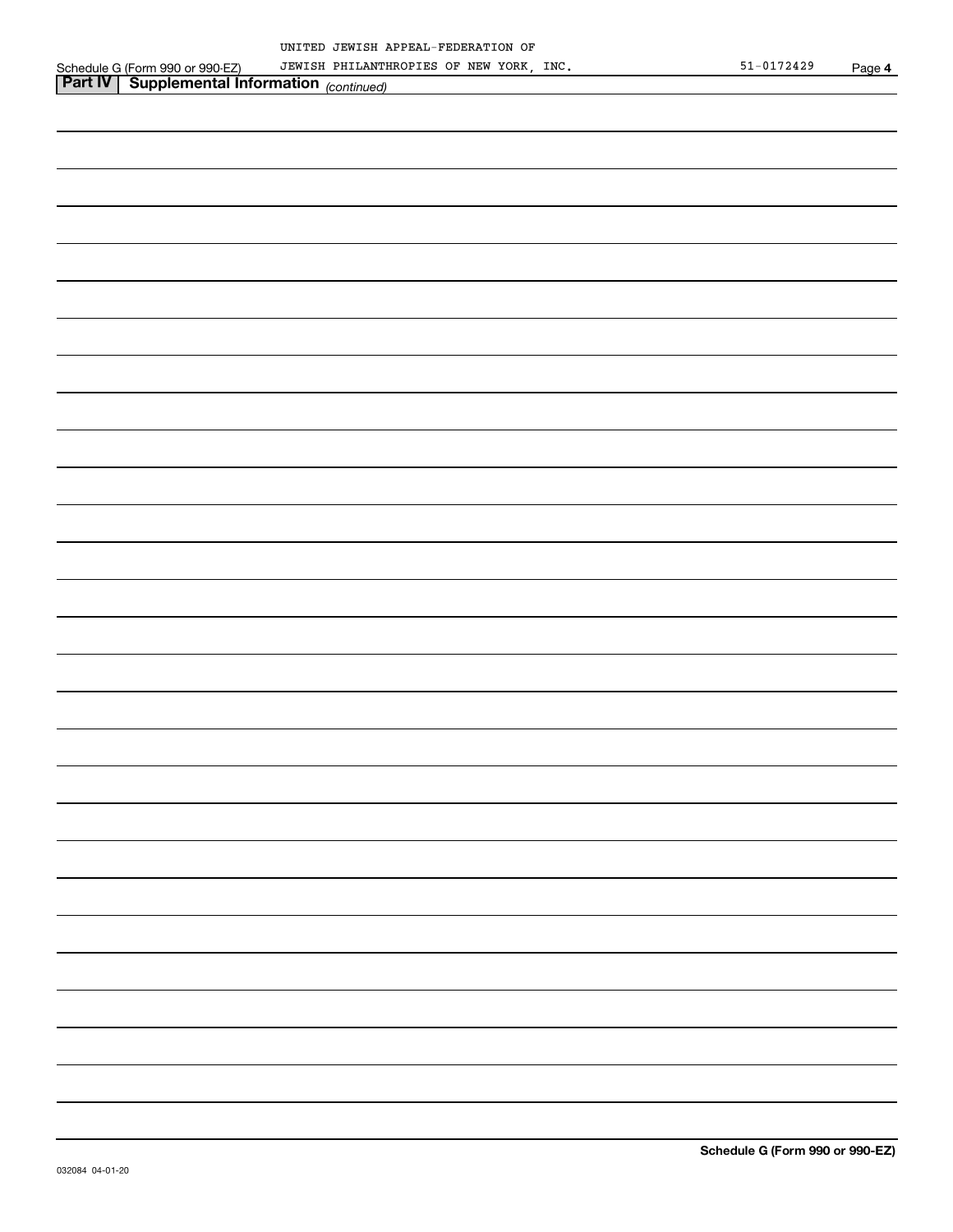UNITED JEWISH APPEAL-FEDERATION OF JEWISH PHILANTHROPIES OF NEW YORK, INC. 51-0172429

## Part IV Supplemental Information *(continued)*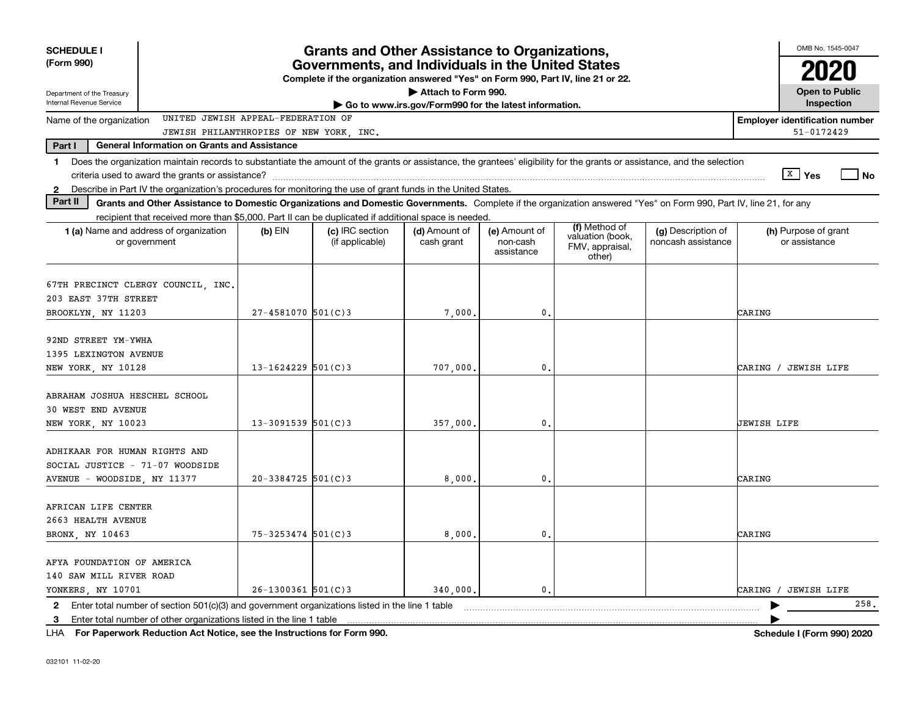**SCHEDULE I**
**(Form 990)**

Department of the Treasury
Internal Revenue Service

# Grants and Other Assistance to Organizations, Governments, and Individuals in the United States

**Complete if the organization answered "Yes" on Form 990, Part IV, line 21 or 22.**
**▶ Attach to Form 990.**
**▶ Go to www.irs.gov/Form990 for the latest information.**

OMB No. 1545-0047
**2020**
**Open to Public Inspection**

Name of the organization: UNITED JEWISH APPEAL-FEDERATION OF JEWISH PHILANTHROPIES OF NEW YORK, INC.

**Employer identification number**: 51-0172429

**Part I — General Information on Grants and Assistance**

1 Does the organization maintain records to substantiate the amount of the grants or assistance, the grantees' eligibility for the grants or assistance, and the selection criteria used to award the grants or assistance? [X] Yes [ ] No

2 Describe in Part IV the organization's procedures for monitoring the use of grant funds in the United States.

**Part II — Grants and Other Assistance to Domestic Organizations and Domestic Governments.** Complete if the organization answered "Yes" on Form 990, Part IV, line 21, for any recipient that received more than $5,000. Part II can be duplicated if additional space is needed.

| 1 (a) Name and address of organization or government | (b) EIN | (c) IRC section (if applicable) | (d) Amount of cash grant | (e) Amount of non-cash assistance | (f) Method of valuation (book, FMV, appraisal, other) | (g) Description of noncash assistance | (h) Purpose of grant or assistance |
|---|---|---|---|---|---|---|---|
| 67TH PRECINCT CLERGY COUNCIL, INC. 203 EAST 37TH STREET BROOKLYN, NY 11203 | 27-4581070 | 501(C)3 | 7,000. | 0. | | | CARING |
| 92ND STREET YM-YWHA 1395 LEXINGTON AVENUE NEW YORK, NY 10128 | 13-1624229 | 501(C)3 | 707,000. | 0. | | | CARING / JEWISH LIFE |
| ABRAHAM JOSHUA HESCHEL SCHOOL 30 WEST END AVENUE NEW YORK, NY 10023 | 13-3091539 | 501(C)3 | 357,000. | 0. | | | JEWISH LIFE |
| ADHIKAAR FOR HUMAN RIGHTS AND SOCIAL JUSTICE - 71-07 WOODSIDE AVENUE - WOODSIDE, NY 11377 | 20-3384725 | 501(C)3 | 8,000. | 0. | | | CARING |
| AFRICAN LIFE CENTER 2663 HEALTH AVENUE BRONX, NY 10463 | 75-3253474 | 501(C)3 | 8,000. | 0. | | | CARING |
| AFYA FOUNDATION OF AMERICA 140 SAW MILL RIVER ROAD YONKERS, NY 10701 | 26-1300361 | 501(C)3 | 340,000. | 0. | | | CARING / JEWISH LIFE |

2 Enter total number of section 501(c)(3) and government organizations listed in the line 1 table ▶ 258.

3 Enter total number of other organizations listed in the line 1 table ▶

LHA **For Paperwork Reduction Act Notice, see the Instructions for Form 990.** **Schedule I (Form 990) 2020**

032101 11-02-20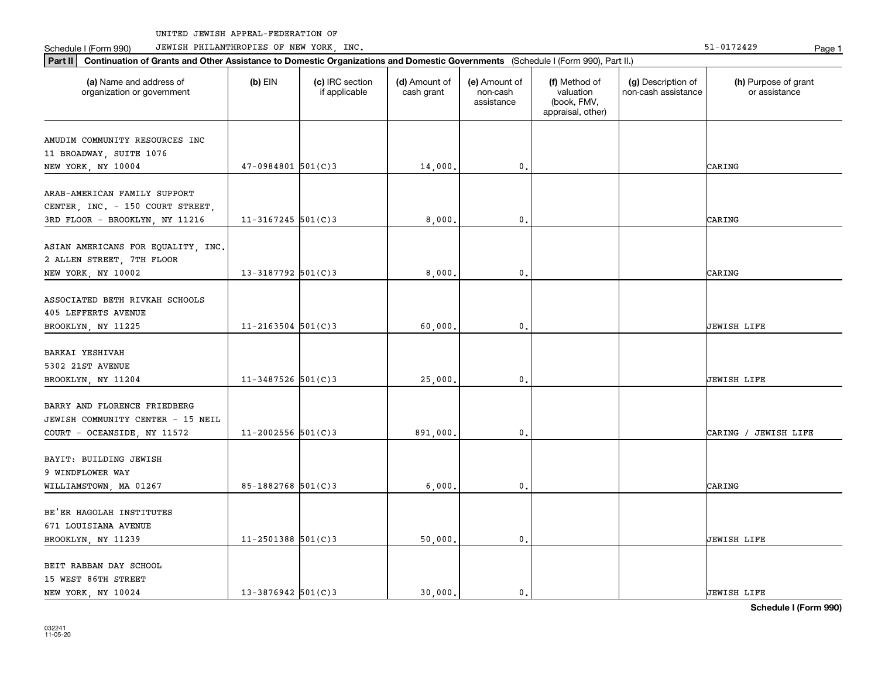UNITED JEWISH APPEAL-FEDERATION OF

Schedule I (Form 990) JEWISH PHILANTHROPIES OF NEW YORK, INC. 51-0172429

**Part II** **Continuation of Grants and Other Assistance to Domestic Organizations and Domestic Governments** (Schedule I (Form 990), Part II.)

| (a) Name and address of organization or government | (b) EIN | (c) IRC section if applicable | (d) Amount of cash grant | (e) Amount of non-cash assistance | (f) Method of valuation (book, FMV, appraisal, other) | (g) Description of non-cash assistance | (h) Purpose of grant or assistance |
|---|---|---|---|---|---|---|---|
| AMUDIM COMMUNITY RESOURCES INC 11 BROADWAY, SUITE 1076 NEW YORK, NY 10004 | 47-0984801 | 501(C)3 | 14,000. | 0. | | | CARING |
| ARAB-AMERICAN FAMILY SUPPORT CENTER, INC. - 150 COURT STREET, 3RD FLOOR - BROOKLYN, NY 11216 | 11-3167245 | 501(C)3 | 8,000. | 0. | | | CARING |
| ASIAN AMERICANS FOR EQUALITY, INC. 2 ALLEN STREET, 7TH FLOOR NEW YORK, NY 10002 | 13-3187792 | 501(C)3 | 8,000. | 0. | | | CARING |
| ASSOCIATED BETH RIVKAH SCHOOLS 405 LEFFERTS AVENUE BROOKLYN, NY 11225 | 11-2163504 | 501(C)3 | 60,000. | 0. | | | JEWISH LIFE |
| BARKAI YESHIVAH 5302 21ST AVENUE BROOKLYN, NY 11204 | 11-3487526 | 501(C)3 | 25,000. | 0. | | | JEWISH LIFE |
| BARRY AND FLORENCE FRIEDBERG JEWISH COMMUNITY CENTER - 15 NEIL COURT - OCEANSIDE, NY 11572 | 11-2002556 | 501(C)3 | 891,000. | 0. | | | CARING / JEWISH LIFE |
| BAYIT: BUILDING JEWISH 9 WINDFLOWER WAY WILLIAMSTOWN, MA 01267 | 85-1882768 | 501(C)3 | 6,000. | 0. | | | CARING |
| BE'ER HAGOLAH INSTITUTES 671 LOUISIANA AVENUE BROOKLYN, NY 11239 | 11-2501388 | 501(C)3 | 50,000. | 0. | | | JEWISH LIFE |
| BEIT RABBAN DAY SCHOOL 15 WEST 86TH STREET NEW YORK, NY 10024 | 13-3876942 | 501(C)3 | 30,000. | 0. | | | JEWISH LIFE |

**Schedule I (Form 990)**

032241 11-05-20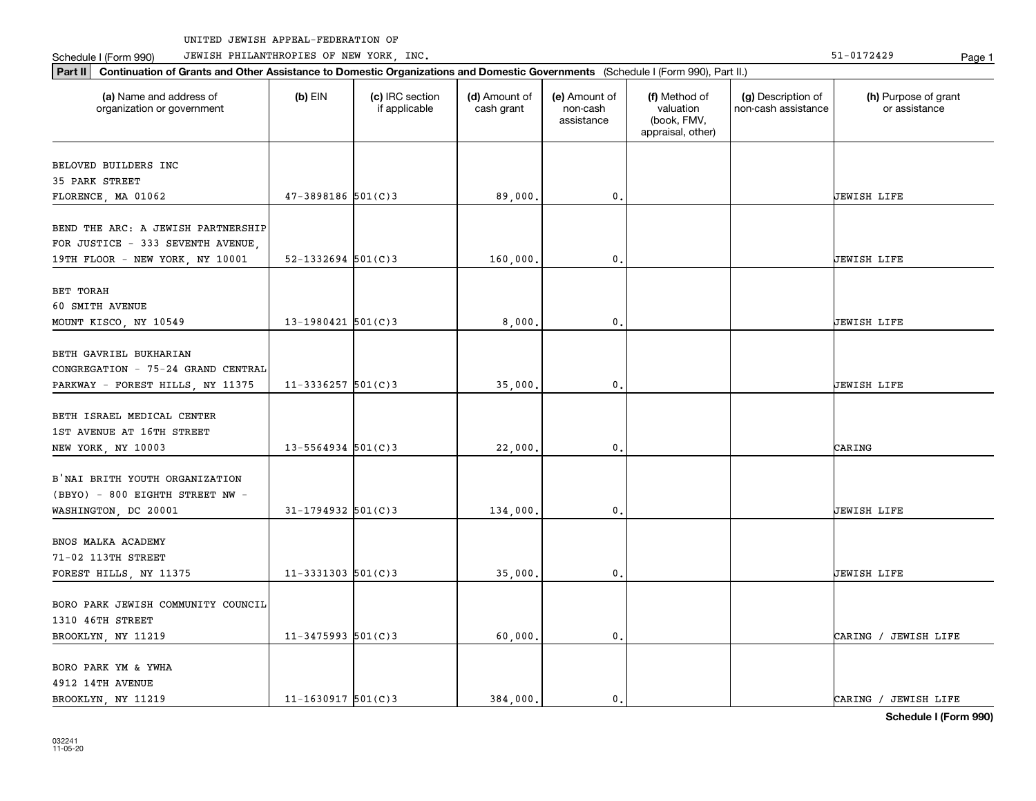UNITED JEWISH APPEAL-FEDERATION OF JEWISH PHILANTHROPIES OF NEW YORK, INC.

Schedule I (Form 990) 51-0172429

**Part II Continuation of Grants and Other Assistance to Domestic Organizations and Domestic Governments** (Schedule I (Form 990), Part II.)

| (a) Name and address of organization or government | (b) EIN | (c) IRC section if applicable | (d) Amount of cash grant | (e) Amount of non-cash assistance | (f) Method of valuation (book, FMV, appraisal, other) | (g) Description of non-cash assistance | (h) Purpose of grant or assistance |
|---|---|---|---|---|---|---|---|
| BELOVED BUILDERS INC<br>35 PARK STREET<br>FLORENCE, MA 01062 | 47-3898186 | 501(C)3 | 89,000. | 0. | | | JEWISH LIFE |
| BEND THE ARC: A JEWISH PARTNERSHIP FOR JUSTICE - 333 SEVENTH AVENUE, 19TH FLOOR - NEW YORK, NY 10001 | 52-1332694 | 501(C)3 | 160,000. | 0. | | | JEWISH LIFE |
| BET TORAH<br>60 SMITH AVENUE<br>MOUNT KISCO, NY 10549 | 13-1980421 | 501(C)3 | 8,000. | 0. | | | JEWISH LIFE |
| BETH GAVRIEL BUKHARIAN CONGREGATION - 75-24 GRAND CENTRAL PARKWAY - FOREST HILLS, NY 11375 | 11-3336257 | 501(C)3 | 35,000. | 0. | | | JEWISH LIFE |
| BETH ISRAEL MEDICAL CENTER<br>1ST AVENUE AT 16TH STREET<br>NEW YORK, NY 10003 | 13-5564934 | 501(C)3 | 22,000. | 0. | | | CARING |
| B'NAI BRITH YOUTH ORGANIZATION (BBYO) - 800 EIGHTH STREET NW - WASHINGTON, DC 20001 | 31-1794932 | 501(C)3 | 134,000. | 0. | | | JEWISH LIFE |
| BNOS MALKA ACADEMY<br>71-02 113TH STREET<br>FOREST HILLS, NY 11375 | 11-3331303 | 501(C)3 | 35,000. | 0. | | | JEWISH LIFE |
| BORO PARK JEWISH COMMUNITY COUNCIL<br>1310 46TH STREET<br>BROOKLYN, NY 11219 | 11-3475993 | 501(C)3 | 60,000. | 0. | | | CARING / JEWISH LIFE |
| BORO PARK YM & YWHA<br>4912 14TH AVENUE<br>BROOKLYN, NY 11219 | 11-1630917 | 501(C)3 | 384,000. | 0. | | | CARING / JEWISH LIFE |

**Schedule I (Form 990)**

032241
11-05-20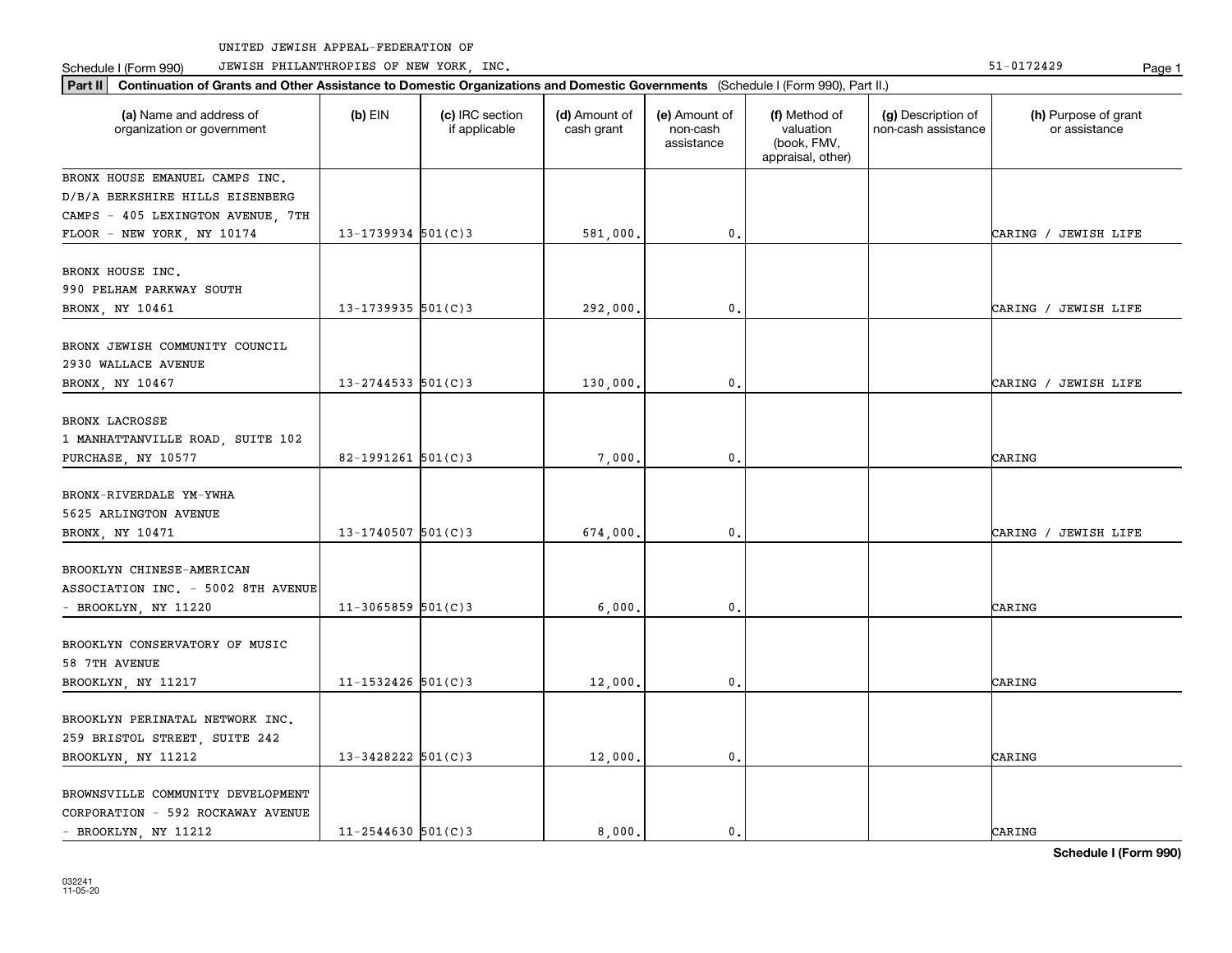UNITED JEWISH APPEAL-FEDERATION OF JEWISH PHILANTHROPIES OF NEW YORK, INC. 51-0172429

Schedule I (Form 990)

**Part II** **Continuation of Grants and Other Assistance to Domestic Organizations and Domestic Governments** (Schedule I (Form 990), Part II.)

| (a) Name and address of organization or government | (b) EIN | (c) IRC section if applicable | (d) Amount of cash grant | (e) Amount of non-cash assistance | (f) Method of valuation (book, FMV, appraisal, other) | (g) Description of non-cash assistance | (h) Purpose of grant or assistance |
|---|---|---|---|---|---|---|---|
| BRONX HOUSE EMANUEL CAMPS INC. D/B/A BERKSHIRE HILLS EISENBERG CAMPS - 405 LEXINGTON AVENUE, 7TH FLOOR - NEW YORK, NY 10174 | 13-1739934 | 501(C)3 | 581,000. | 0. | | | CARING / JEWISH LIFE |
| BRONX HOUSE INC. 990 PELHAM PARKWAY SOUTH BRONX, NY 10461 | 13-1739935 | 501(C)3 | 292,000. | 0. | | | CARING / JEWISH LIFE |
| BRONX JEWISH COMMUNITY COUNCIL 2930 WALLACE AVENUE BRONX, NY 10467 | 13-2744533 | 501(C)3 | 130,000. | 0. | | | CARING / JEWISH LIFE |
| BRONX LACROSSE 1 MANHATTANVILLE ROAD, SUITE 102 PURCHASE, NY 10577 | 82-1991261 | 501(C)3 | 7,000. | 0. | | | CARING |
| BRONX-RIVERDALE YM-YWHA 5625 ARLINGTON AVENUE BRONX, NY 10471 | 13-1740507 | 501(C)3 | 674,000. | 0. | | | CARING / JEWISH LIFE |
| BROOKLYN CHINESE-AMERICAN ASSOCIATION INC. - 5002 8TH AVENUE - BROOKLYN, NY 11220 | 11-3065859 | 501(C)3 | 6,000. | 0. | | | CARING |
| BROOKLYN CONSERVATORY OF MUSIC 58 7TH AVENUE BROOKLYN, NY 11217 | 11-1532426 | 501(C)3 | 12,000. | 0. | | | CARING |
| BROOKLYN PERINATAL NETWORK INC. 259 BRISTOL STREET, SUITE 242 BROOKLYN, NY 11212 | 13-3428222 | 501(C)3 | 12,000. | 0. | | | CARING |
| BROWNSVILLE COMMUNITY DEVELOPMENT CORPORATION - 592 ROCKAWAY AVENUE - BROOKLYN, NY 11212 | 11-2544630 | 501(C)3 | 8,000. | 0. | | | CARING |

**Schedule I (Form 990)**

032241 11-05-20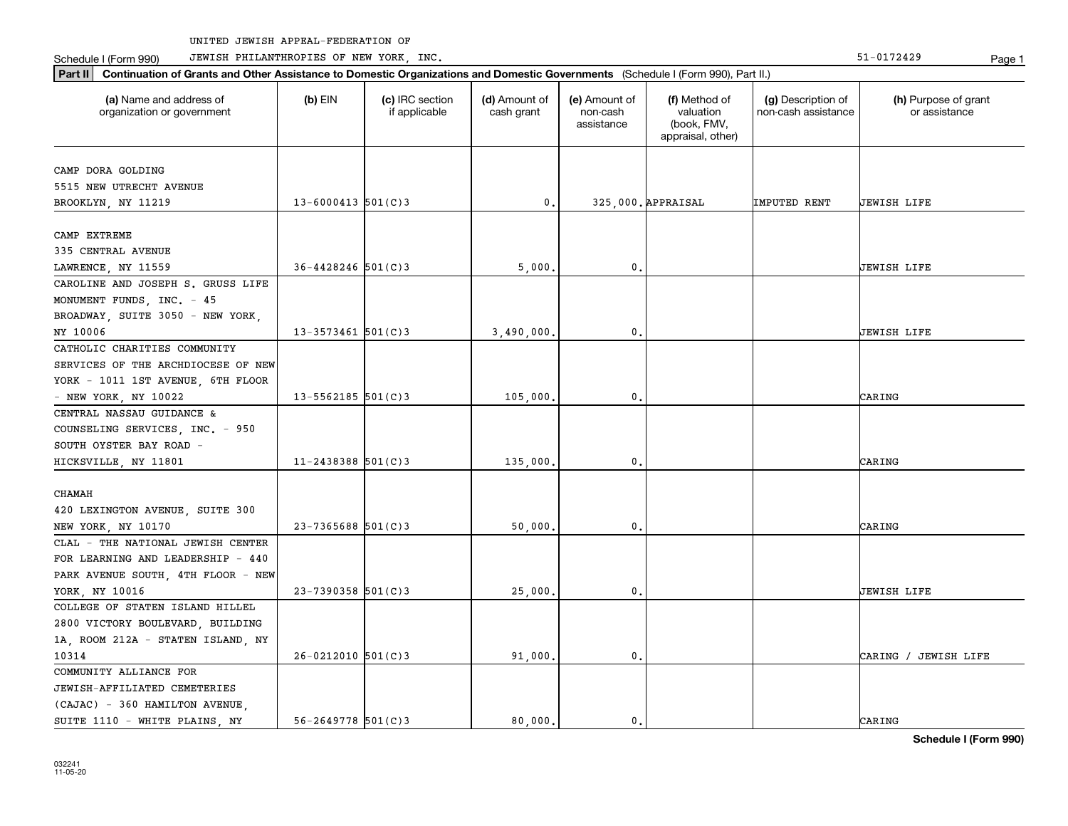UNITED JEWISH APPEAL-FEDERATION OF JEWISH PHILANTHROPIES OF NEW YORK, INC. 51-0172429

Schedule I (Form 990)

**Part II Continuation of Grants and Other Assistance to Domestic Organizations and Domestic Governments** (Schedule I (Form 990), Part II.)

| (a) Name and address of organization or government | (b) EIN | (c) IRC section if applicable | (d) Amount of cash grant | (e) Amount of non-cash assistance | (f) Method of valuation (book, FMV, appraisal, other) | (g) Description of non-cash assistance | (h) Purpose of grant or assistance |
|---|---|---|---|---|---|---|---|
| CAMP DORA GOLDING 5515 NEW UTRECHT AVENUE BROOKLYN, NY 11219 | 13-6000413 | 501(C)3 | 0. | 325,000. | APPRAISAL | IMPUTED RENT | JEWISH LIFE |
| CAMP EXTREME 335 CENTRAL AVENUE LAWRENCE, NY 11559 | 36-4428246 | 501(C)3 | 5,000. | 0. | | | JEWISH LIFE |
| CAROLINE AND JOSEPH S. GRUSS LIFE MONUMENT FUNDS, INC. - 45 BROADWAY, SUITE 3050 - NEW YORK, NY 10006 | 13-3573461 | 501(C)3 | 3,490,000. | 0. | | | JEWISH LIFE |
| CATHOLIC CHARITIES COMMUNITY SERVICES OF THE ARCHDIOCESE OF NEW YORK - 1011 1ST AVENUE, 6TH FLOOR - NEW YORK, NY 10022 | 13-5562185 | 501(C)3 | 105,000. | 0. | | | CARING |
| CENTRAL NASSAU GUIDANCE & COUNSELING SERVICES, INC. - 950 SOUTH OYSTER BAY ROAD - HICKSVILLE, NY 11801 | 11-2438388 | 501(C)3 | 135,000. | 0. | | | CARING |
| CHAMAH 420 LEXINGTON AVENUE, SUITE 300 NEW YORK, NY 10170 | 23-7365688 | 501(C)3 | 50,000. | 0. | | | CARING |
| CLAL - THE NATIONAL JEWISH CENTER FOR LEARNING AND LEADERSHIP - 440 PARK AVENUE SOUTH, 4TH FLOOR - NEW YORK, NY 10016 | 23-7390358 | 501(C)3 | 25,000. | 0. | | | JEWISH LIFE |
| COLLEGE OF STATEN ISLAND HILLEL 2800 VICTORY BOULEVARD, BUILDING 1A, ROOM 212A - STATEN ISLAND, NY 10314 | 26-0212010 | 501(C)3 | 91,000. | 0. | | | CARING / JEWISH LIFE |
| COMMUNITY ALLIANCE FOR JEWISH-AFFILIATED CEMETERIES (CAJAC) - 360 HAMILTON AVENUE, SUITE 1110 - WHITE PLAINS, NY | 56-2649778 | 501(C)3 | 80,000. | 0. | | | CARING |

Schedule I (Form 990)

032241 11-05-20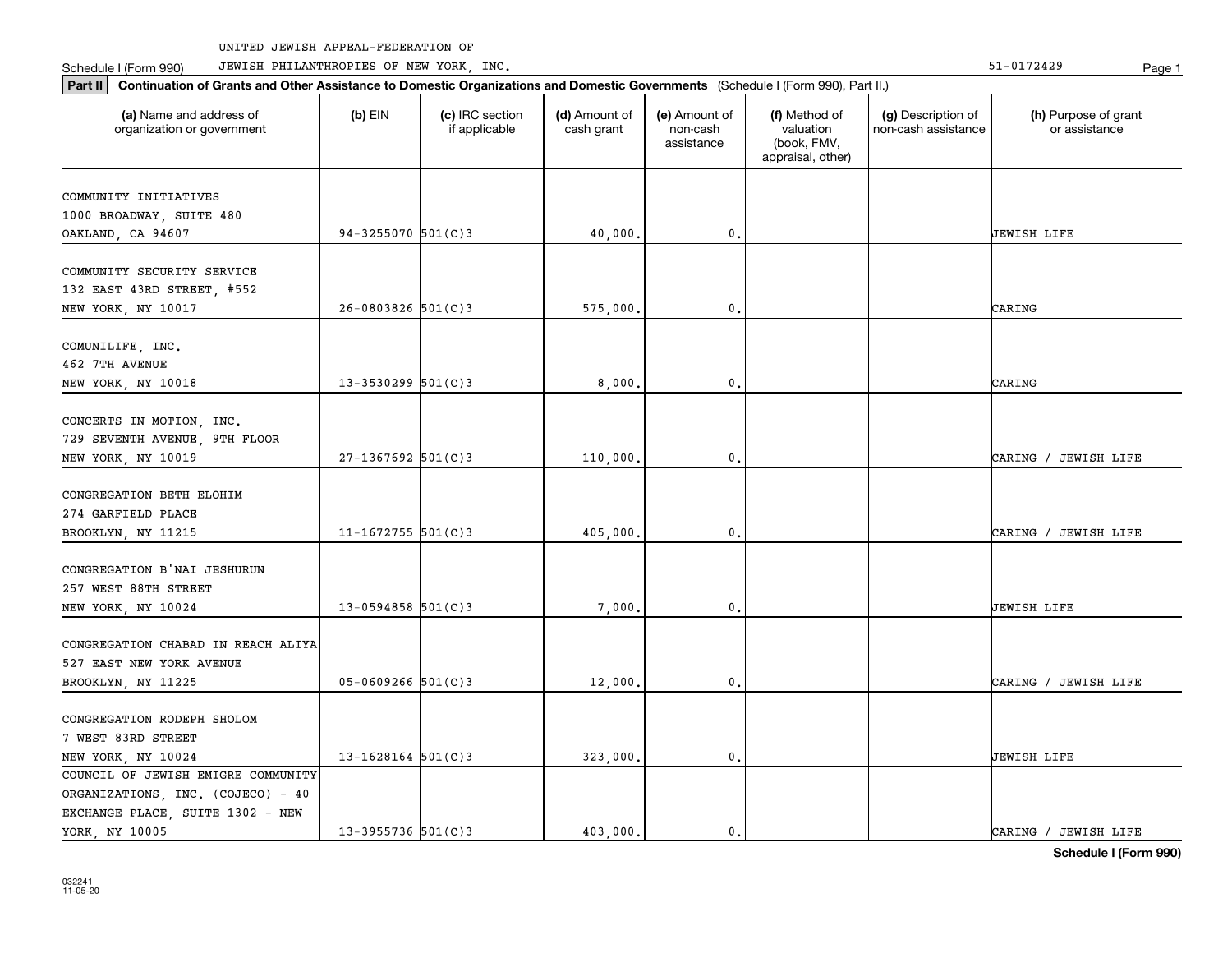UNITED JEWISH APPEAL-FEDERATION OF JEWISH PHILANTHROPIES OF NEW YORK, INC. 51-0172429

Schedule I (Form 990)

**Part II Continuation of Grants and Other Assistance to Domestic Organizations and Domestic Governments** (Schedule I (Form 990), Part II.)

| (a) Name and address of organization or government | (b) EIN | (c) IRC section if applicable | (d) Amount of cash grant | (e) Amount of non-cash assistance | (f) Method of valuation (book, FMV, appraisal, other) | (g) Description of non-cash assistance | (h) Purpose of grant or assistance |
|---|---|---|---|---|---|---|---|
| COMMUNITY INITIATIVES 1000 BROADWAY, SUITE 480 OAKLAND, CA 94607 | 94-3255070 | 501(C)3 | 40,000. | 0. | | | JEWISH LIFE |
| COMMUNITY SECURITY SERVICE 132 EAST 43RD STREET, #552 NEW YORK, NY 10017 | 26-0803826 | 501(C)3 | 575,000. | 0. | | | CARING |
| COMUNILIFE, INC. 462 7TH AVENUE NEW YORK, NY 10018 | 13-3530299 | 501(C)3 | 8,000. | 0. | | | CARING |
| CONCERTS IN MOTION, INC. 729 SEVENTH AVENUE, 9TH FLOOR NEW YORK, NY 10019 | 27-1367692 | 501(C)3 | 110,000. | 0. | | | CARING / JEWISH LIFE |
| CONGREGATION BETH ELOHIM 274 GARFIELD PLACE BROOKLYN, NY 11215 | 11-1672755 | 501(C)3 | 405,000. | 0. | | | CARING / JEWISH LIFE |
| CONGREGATION B'NAI JESHURUN 257 WEST 88TH STREET NEW YORK, NY 10024 | 13-0594858 | 501(C)3 | 7,000. | 0. | | | JEWISH LIFE |
| CONGREGATION CHABAD IN REACH ALIYA 527 EAST NEW YORK AVENUE BROOKLYN, NY 11225 | 05-0609266 | 501(C)3 | 12,000. | 0. | | | CARING / JEWISH LIFE |
| CONGREGATION RODEPH SHOLOM 7 WEST 83RD STREET NEW YORK, NY 10024 | 13-1628164 | 501(C)3 | 323,000. | 0. | | | JEWISH LIFE |
| COUNCIL OF JEWISH EMIGRE COMMUNITY ORGANIZATIONS, INC. (COJECO) - 40 EXCHANGE PLACE, SUITE 1302 - NEW YORK, NY 10005 | 13-3955736 | 501(C)3 | 403,000. | 0. | | | CARING / JEWISH LIFE |

**Schedule I (Form 990)**

032241 11-05-20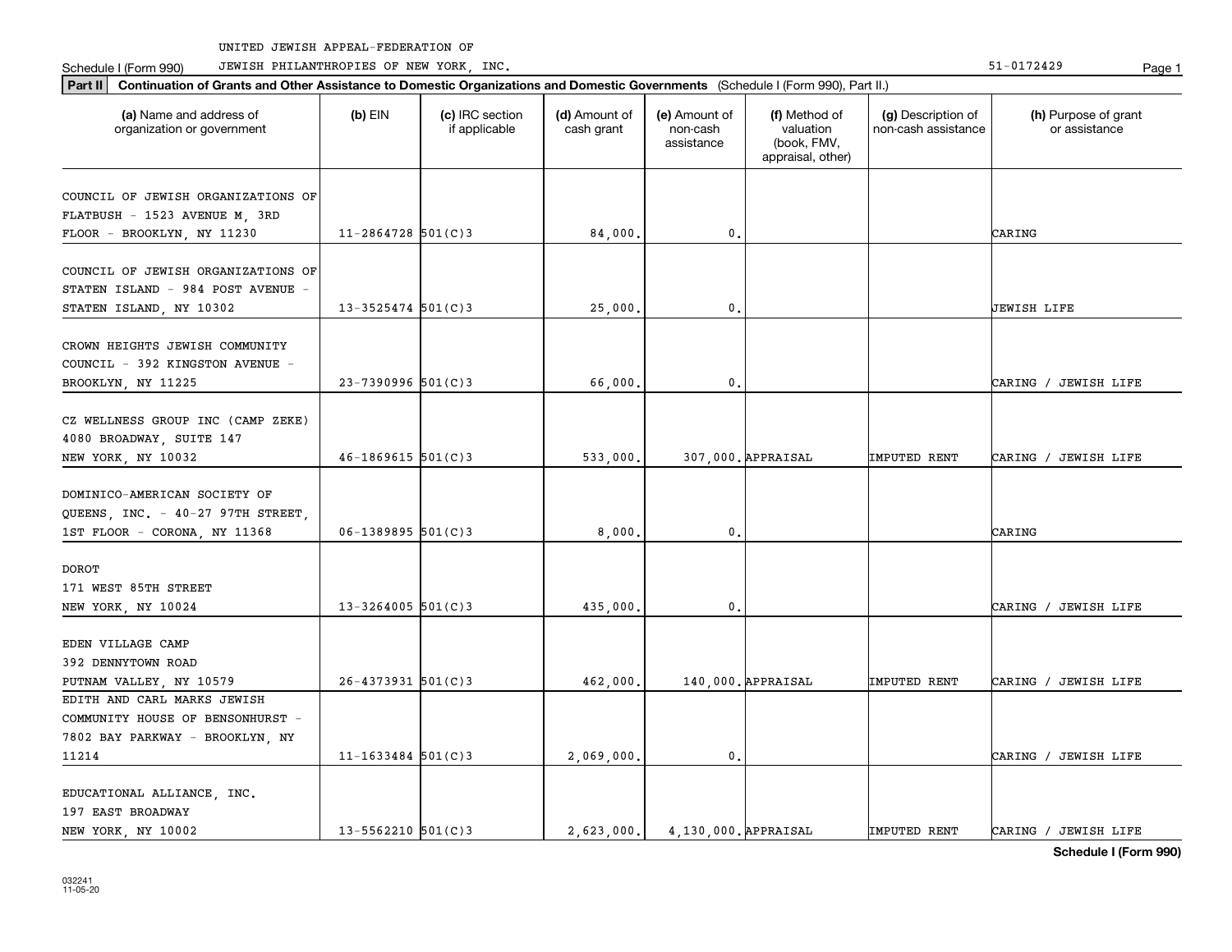UNITED JEWISH APPEAL-FEDERATION OF

Schedule I (Form 990) JEWISH PHILANTHROPIES OF NEW YORK, INC. 51-0172429

**Part II** **Continuation of Grants and Other Assistance to Domestic Organizations and Domestic Governments** (Schedule I (Form 990), Part II.)

| (a) Name and address of organization or government | (b) EIN | (c) IRC section if applicable | (d) Amount of cash grant | (e) Amount of non-cash assistance | (f) Method of valuation (book, FMV, appraisal, other) | (g) Description of non-cash assistance | (h) Purpose of grant or assistance |
|---|---|---|---|---|---|---|---|
| COUNCIL OF JEWISH ORGANIZATIONS OF FLATBUSH - 1523 AVENUE M, 3RD FLOOR - BROOKLYN, NY 11230 | 11-2864728 | 501(C)3 | 84,000. | 0. | | | CARING |
| COUNCIL OF JEWISH ORGANIZATIONS OF STATEN ISLAND - 984 POST AVENUE - STATEN ISLAND, NY 10302 | 13-3525474 | 501(C)3 | 25,000. | 0. | | | JEWISH LIFE |
| CROWN HEIGHTS JEWISH COMMUNITY COUNCIL - 392 KINGSTON AVENUE - BROOKLYN, NY 11225 | 23-7390996 | 501(C)3 | 66,000. | 0. | | | CARING / JEWISH LIFE |
| CZ WELLNESS GROUP INC (CAMP ZEKE) 4080 BROADWAY, SUITE 147 NEW YORK, NY 10032 | 46-1869615 | 501(C)3 | 533,000. | 307,000. | APPRAISAL | IMPUTED RENT | CARING / JEWISH LIFE |
| DOMINICO-AMERICAN SOCIETY OF QUEENS, INC. - 40-27 97TH STREET, 1ST FLOOR - CORONA, NY 11368 | 06-1389895 | 501(C)3 | 8,000. | 0. | | | CARING |
| DOROT 171 WEST 85TH STREET NEW YORK, NY 10024 | 13-3264005 | 501(C)3 | 435,000. | 0. | | | CARING / JEWISH LIFE |
| EDEN VILLAGE CAMP 392 DENNYTOWN ROAD PUTNAM VALLEY, NY 10579 | 26-4373931 | 501(C)3 | 462,000. | 140,000. | APPRAISAL | IMPUTED RENT | CARING / JEWISH LIFE |
| EDITH AND CARL MARKS JEWISH COMMUNITY HOUSE OF BENSONHURST - 7802 BAY PARKWAY - BROOKLYN, NY 11214 | 11-1633484 | 501(C)3 | 2,069,000. | 0. | | | CARING / JEWISH LIFE |
| EDUCATIONAL ALLIANCE, INC. 197 EAST BROADWAY NEW YORK, NY 10002 | 13-5562210 | 501(C)3 | 2,623,000. | 4,130,000. | APPRAISAL | IMPUTED RENT | CARING / JEWISH LIFE |

**Schedule I (Form 990)**

032241 11-05-20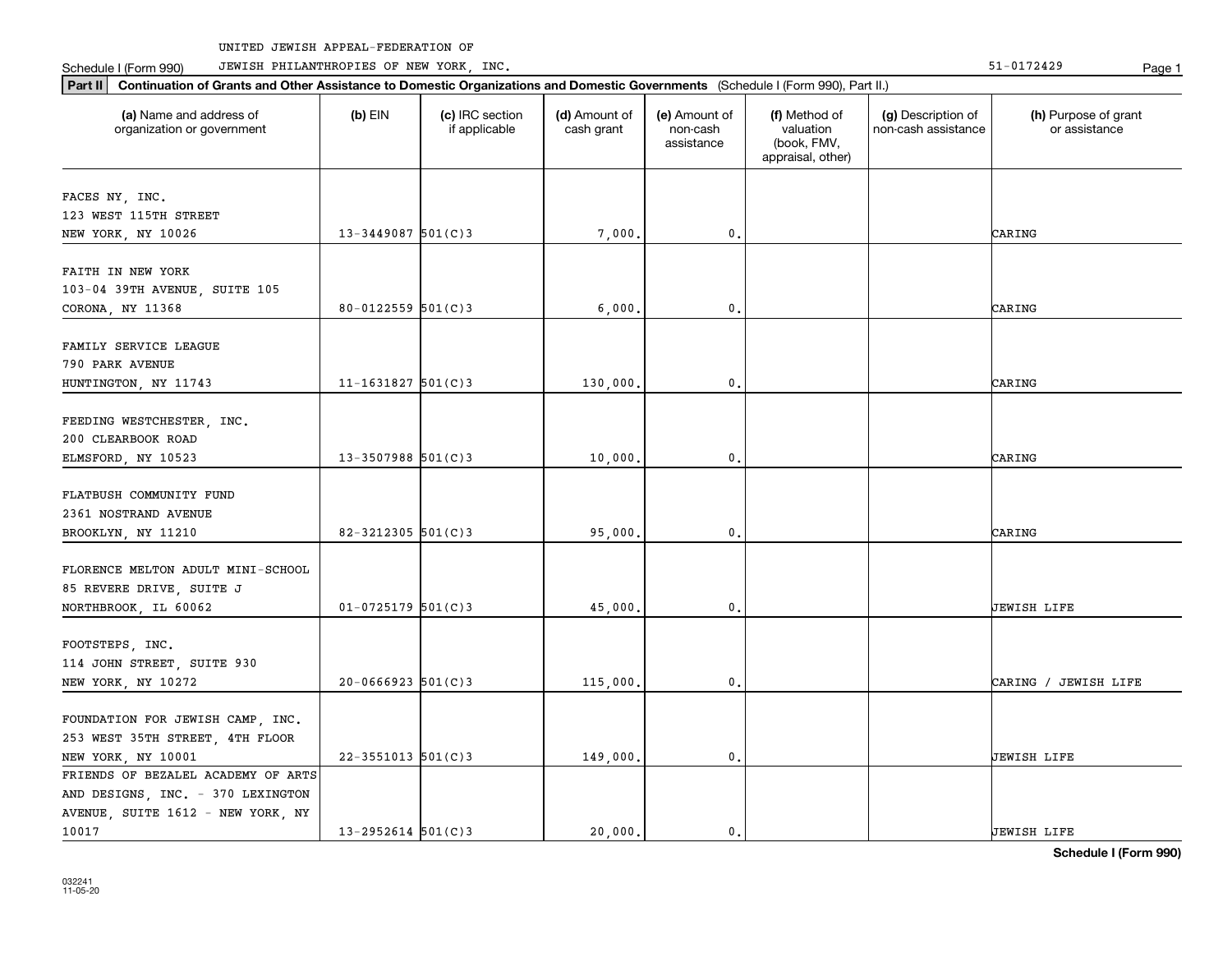UNITED JEWISH APPEAL-FEDERATION OF
JEWISH PHILANTHROPIES OF NEW YORK, INC. 51-0172429

Schedule I (Form 990)

**Part II Continuation of Grants and Other Assistance to Domestic Organizations and Domestic Governments** (Schedule I (Form 990), Part II.)

| (a) Name and address of organization or government | (b) EIN | (c) IRC section if applicable | (d) Amount of cash grant | (e) Amount of non-cash assistance | (f) Method of valuation (book, FMV, appraisal, other) | (g) Description of non-cash assistance | (h) Purpose of grant or assistance |
|---|---|---|---|---|---|---|---|
| FACES NY, INC.<br>123 WEST 115TH STREET<br>NEW YORK, NY 10026 | 13-3449087 | 501(C)3 | 7,000. | 0. | | | CARING |
| FAITH IN NEW YORK<br>103-04 39TH AVENUE, SUITE 105<br>CORONA, NY 11368 | 80-0122559 | 501(C)3 | 6,000. | 0. | | | CARING |
| FAMILY SERVICE LEAGUE<br>790 PARK AVENUE<br>HUNTINGTON, NY 11743 | 11-1631827 | 501(C)3 | 130,000. | 0. | | | CARING |
| FEEDING WESTCHESTER, INC.<br>200 CLEARBOOK ROAD<br>ELMSFORD, NY 10523 | 13-3507988 | 501(C)3 | 10,000. | 0. | | | CARING |
| FLATBUSH COMMUNITY FUND<br>2361 NOSTRAND AVENUE<br>BROOKLYN, NY 11210 | 82-3212305 | 501(C)3 | 95,000. | 0. | | | CARING |
| FLORENCE MELTON ADULT MINI-SCHOOL<br>85 REVERE DRIVE, SUITE J<br>NORTHBROOK, IL 60062 | 01-0725179 | 501(C)3 | 45,000. | 0. | | | JEWISH LIFE |
| FOOTSTEPS, INC.<br>114 JOHN STREET, SUITE 930<br>NEW YORK, NY 10272 | 20-0666923 | 501(C)3 | 115,000. | 0. | | | CARING / JEWISH LIFE |
| FOUNDATION FOR JEWISH CAMP, INC.<br>253 WEST 35TH STREET, 4TH FLOOR<br>NEW YORK, NY 10001 | 22-3551013 | 501(C)3 | 149,000. | 0. | | | JEWISH LIFE |
| FRIENDS OF BEZALEL ACADEMY OF ARTS AND DESIGNS, INC. - 370 LEXINGTON AVENUE, SUITE 1612 - NEW YORK, NY 10017 | 13-2952614 | 501(C)3 | 20,000. | 0. | | | JEWISH LIFE |

032241
11-05-20

**Schedule I (Form 990)**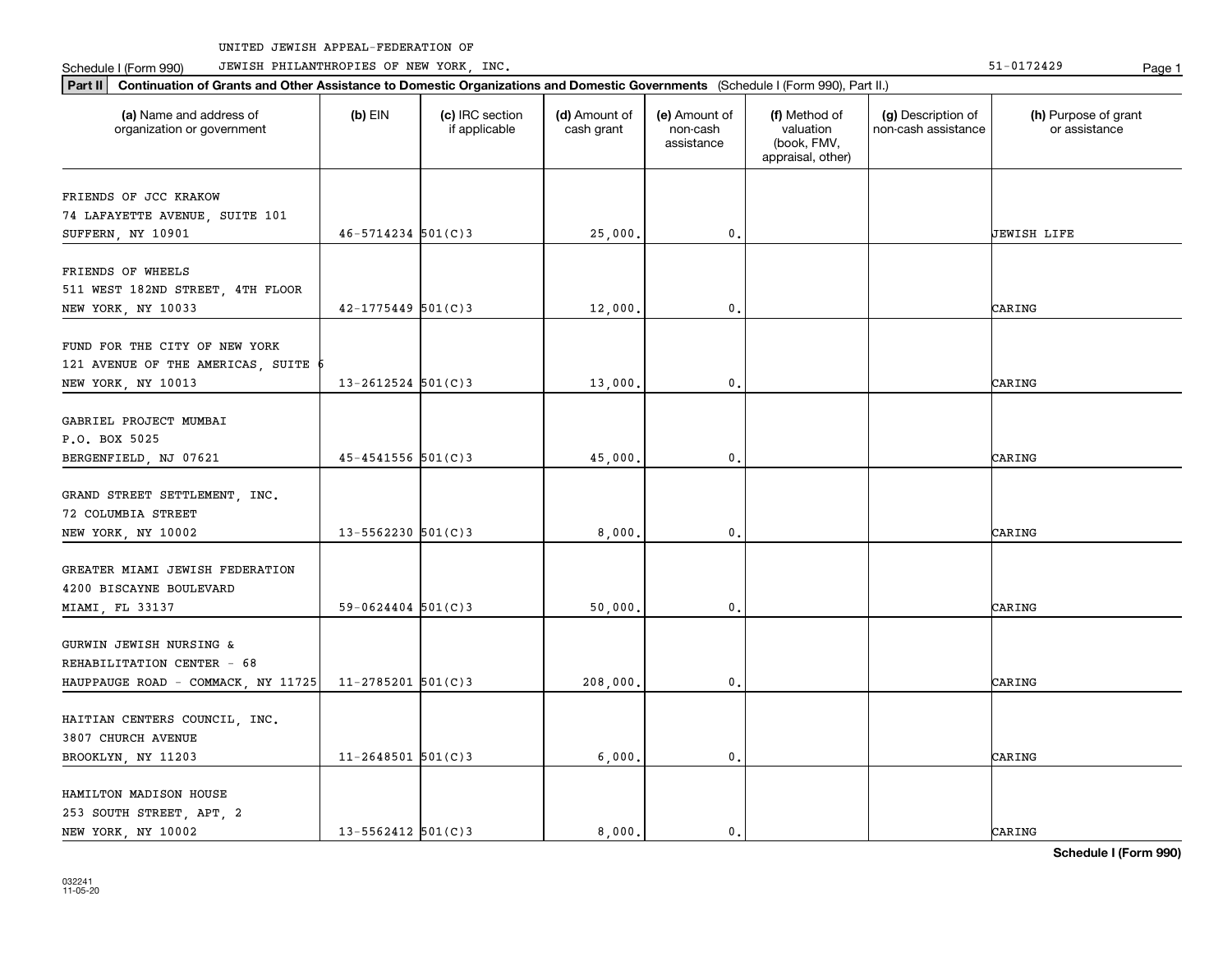UNITED JEWISH APPEAL-FEDERATION OF

Schedule I (Form 990) JEWISH PHILANTHROPIES OF NEW YORK, INC. 51-0172429 Page 1

**Part II** **Continuation of Grants and Other Assistance to Domestic Organizations and Domestic Governments** (Schedule I (Form 990), Part II.)

| (a) Name and address of organization or government | (b) EIN | (c) IRC section if applicable | (d) Amount of cash grant | (e) Amount of non-cash assistance | (f) Method of valuation (book, FMV, appraisal, other) | (g) Description of non-cash assistance | (h) Purpose of grant or assistance |
|---|---|---|---|---|---|---|---|
| FRIENDS OF JCC KRAKOW<br>74 LAFAYETTE AVENUE, SUITE 101<br>SUFFERN, NY 10901 | 46-5714234 | 501(C)3 | 25,000. | 0. | | | JEWISH LIFE |
| FRIENDS OF WHEELS<br>511 WEST 182ND STREET, 4TH FLOOR<br>NEW YORK, NY 10033 | 42-1775449 | 501(C)3 | 12,000. | 0. | | | CARING |
| FUND FOR THE CITY OF NEW YORK<br>121 AVENUE OF THE AMERICAS, SUITE 6<br>NEW YORK, NY 10013 | 13-2612524 | 501(C)3 | 13,000. | 0. | | | CARING |
| GABRIEL PROJECT MUMBAI<br>P.O. BOX 5025<br>BERGENFIELD, NJ 07621 | 45-4541556 | 501(C)3 | 45,000. | 0. | | | CARING |
| GRAND STREET SETTLEMENT, INC.<br>72 COLUMBIA STREET<br>NEW YORK, NY 10002 | 13-5562230 | 501(C)3 | 8,000. | 0. | | | CARING |
| GREATER MIAMI JEWISH FEDERATION<br>4200 BISCAYNE BOULEVARD<br>MIAMI, FL 33137 | 59-0624404 | 501(C)3 | 50,000. | 0. | | | CARING |
| GURWIN JEWISH NURSING &<br>REHABILITATION CENTER - 68<br>HAUPPAUGE ROAD - COMMACK, NY 11725 | 11-2785201 | 501(C)3 | 208,000. | 0. | | | CARING |
| HAITIAN CENTERS COUNCIL, INC.<br>3807 CHURCH AVENUE<br>BROOKLYN, NY 11203 | 11-2648501 | 501(C)3 | 6,000. | 0. | | | CARING |
| HAMILTON MADISON HOUSE<br>253 SOUTH STREET, APT, 2<br>NEW YORK, NY 10002 | 13-5562412 | 501(C)3 | 8,000. | 0. | | | CARING |

**Schedule I (Form 990)**

032241
11-05-20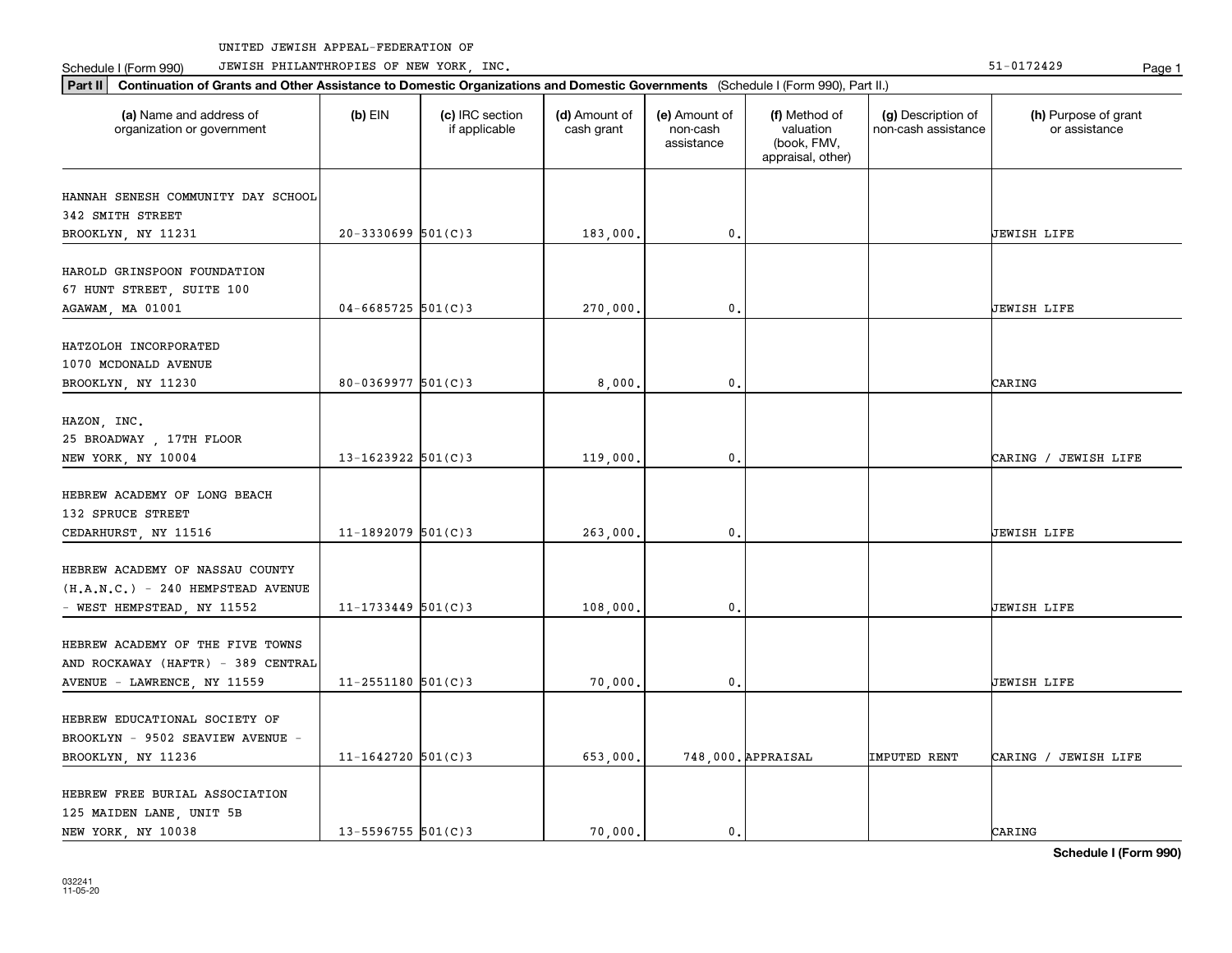UNITED JEWISH APPEAL-FEDERATION OF JEWISH PHILANTHROPIES OF NEW YORK, INC.

Schedule I (Form 990)

51-0172429

**Part II** **Continuation of Grants and Other Assistance to Domestic Organizations and Domestic Governments** (Schedule I (Form 990), Part II.)

| (a) Name and address of organization or government | (b) EIN | (c) IRC section if applicable | (d) Amount of cash grant | (e) Amount of non-cash assistance | (f) Method of valuation (book, FMV, appraisal, other) | (g) Description of non-cash assistance | (h) Purpose of grant or assistance |
|---|---|---|---|---|---|---|---|
| HANNAH SENESH COMMUNITY DAY SCHOOL 342 SMITH STREET BROOKLYN, NY 11231 | 20-3330699 | 501(C)3 | 183,000. | 0. | | | JEWISH LIFE |
| HAROLD GRINSPOON FOUNDATION 67 HUNT STREET, SUITE 100 AGAWAM, MA 01001 | 04-6685725 | 501(C)3 | 270,000. | 0. | | | JEWISH LIFE |
| HATZOLOH INCORPORATED 1070 MCDONALD AVENUE BROOKLYN, NY 11230 | 80-0369977 | 501(C)3 | 8,000. | 0. | | | CARING |
| HAZON, INC. 25 BROADWAY , 17TH FLOOR NEW YORK, NY 10004 | 13-1623922 | 501(C)3 | 119,000. | 0. | | | CARING / JEWISH LIFE |
| HEBREW ACADEMY OF LONG BEACH 132 SPRUCE STREET CEDARHURST, NY 11516 | 11-1892079 | 501(C)3 | 263,000. | 0. | | | JEWISH LIFE |
| HEBREW ACADEMY OF NASSAU COUNTY (H.A.N.C.) - 240 HEMPSTEAD AVENUE - WEST HEMPSTEAD, NY 11552 | 11-1733449 | 501(C)3 | 108,000. | 0. | | | JEWISH LIFE |
| HEBREW ACADEMY OF THE FIVE TOWNS AND ROCKAWAY (HAFTR) - 389 CENTRAL AVENUE - LAWRENCE, NY 11559 | 11-2551180 | 501(C)3 | 70,000. | 0. | | | JEWISH LIFE |
| HEBREW EDUCATIONAL SOCIETY OF BROOKLYN - 9502 SEAVIEW AVENUE - BROOKLYN, NY 11236 | 11-1642720 | 501(C)3 | 653,000. | 748,000. | APPRAISAL | IMPUTED RENT | CARING / JEWISH LIFE |
| HEBREW FREE BURIAL ASSOCIATION 125 MAIDEN LANE, UNIT 5B NEW YORK, NY 10038 | 13-5596755 | 501(C)3 | 70,000. | 0. | | | CARING |

**Schedule I (Form 990)**

032241 11-05-20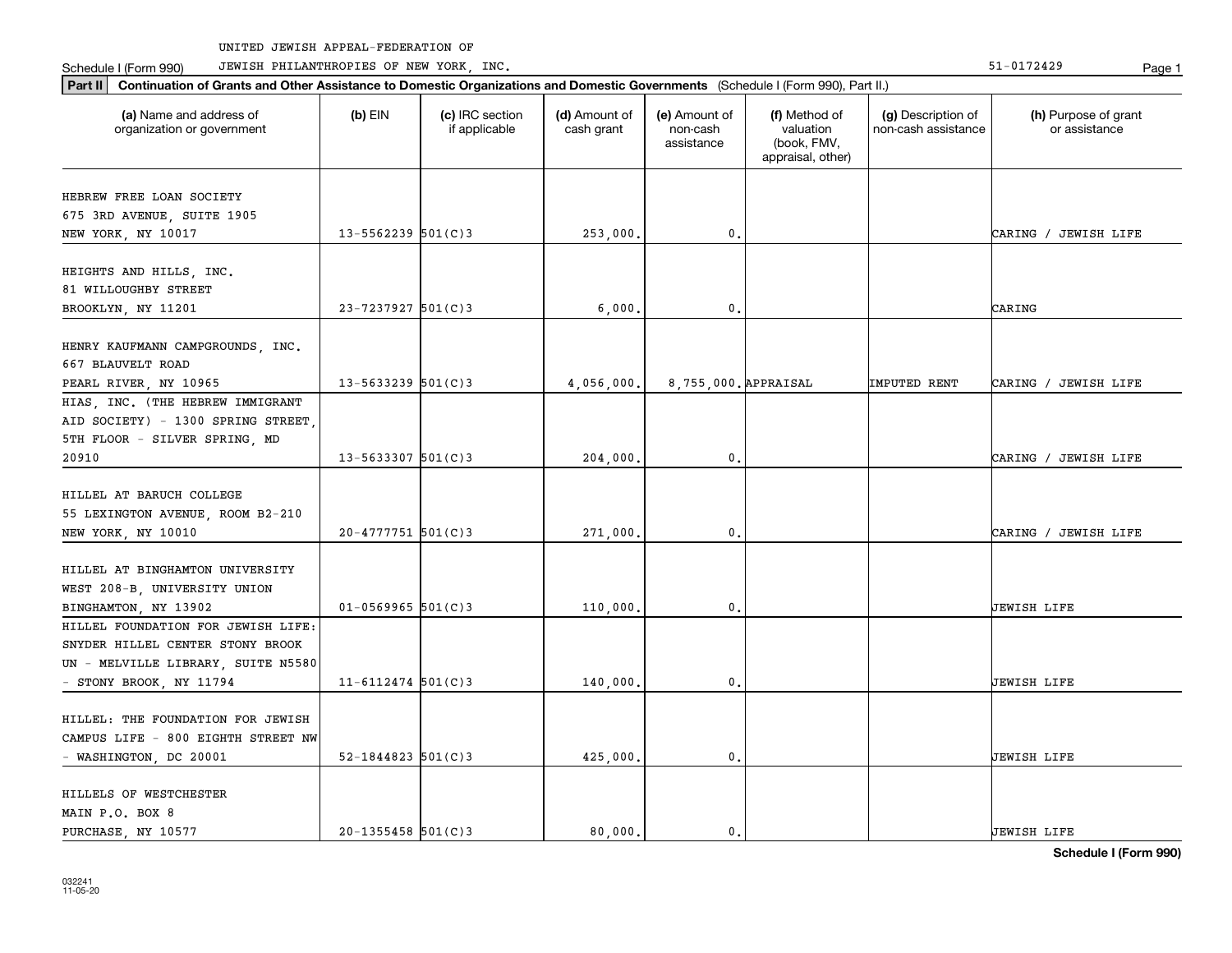UNITED JEWISH APPEAL-FEDERATION OF

Schedule I (Form 990) JEWISH PHILANTHROPIES OF NEW YORK, INC. 51-0172429

**Part II** **Continuation of Grants and Other Assistance to Domestic Organizations and Domestic Governments** (Schedule I (Form 990), Part II.)

| (a) Name and address of organization or government | (b) EIN | (c) IRC section if applicable | (d) Amount of cash grant | (e) Amount of non-cash assistance | (f) Method of valuation (book, FMV, appraisal, other) | (g) Description of non-cash assistance | (h) Purpose of grant or assistance |
|---|---|---|---|---|---|---|---|
| HEBREW FREE LOAN SOCIETY 675 3RD AVENUE, SUITE 1905 NEW YORK, NY 10017 | 13-5562239 | 501(C)3 | 253,000. | 0. | | | CARING / JEWISH LIFE |
| HEIGHTS AND HILLS, INC. 81 WILLOUGHBY STREET BROOKLYN, NY 11201 | 23-7237927 | 501(C)3 | 6,000. | 0. | | | CARING |
| HENRY KAUFMANN CAMPGROUNDS, INC. 667 BLAUVELT ROAD PEARL RIVER, NY 10965 | 13-5633239 | 501(C)3 | 4,056,000. | 8,755,000. | APPRAISAL | IMPUTED RENT | CARING / JEWISH LIFE |
| HIAS, INC. (THE HEBREW IMMIGRANT AID SOCIETY) - 1300 SPRING STREET, 5TH FLOOR - SILVER SPRING, MD 20910 | 13-5633307 | 501(C)3 | 204,000. | 0. | | | CARING / JEWISH LIFE |
| HILLEL AT BARUCH COLLEGE 55 LEXINGTON AVENUE, ROOM B2-210 NEW YORK, NY 10010 | 20-4777751 | 501(C)3 | 271,000. | 0. | | | CARING / JEWISH LIFE |
| HILLEL AT BINGHAMTON UNIVERSITY WEST 208-B, UNIVERSITY UNION BINGHAMTON, NY 13902 | 01-0569965 | 501(C)3 | 110,000. | 0. | | | JEWISH LIFE |
| HILLEL FOUNDATION FOR JEWISH LIFE: SNYDER HILLEL CENTER STONY BROOK UN - MELVILLE LIBRARY, SUITE N5580 - STONY BROOK, NY 11794 | 11-6112474 | 501(C)3 | 140,000. | 0. | | | JEWISH LIFE |
| HILLEL: THE FOUNDATION FOR JEWISH CAMPUS LIFE - 800 EIGHTH STREET NW - WASHINGTON, DC 20001 | 52-1844823 | 501(C)3 | 425,000. | 0. | | | JEWISH LIFE |
| HILLELS OF WESTCHESTER MAIN P.O. BOX 8 PURCHASE, NY 10577 | 20-1355458 | 501(C)3 | 80,000. | 0. | | | JEWISH LIFE |

**Schedule I (Form 990)**

032241
11-05-20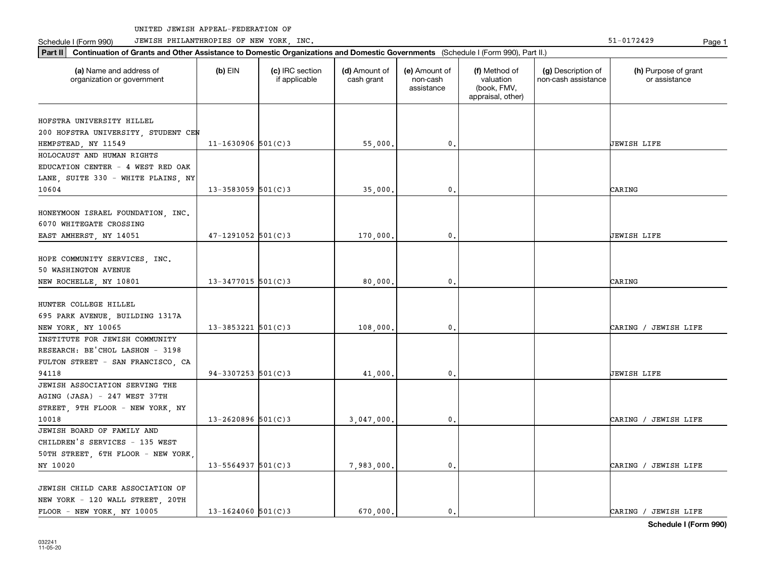UNITED JEWISH APPEAL-FEDERATION OF
JEWISH PHILANTHROPIES OF NEW YORK, INC.

Schedule I (Form 990) 51-0172429

**Part II** **Continuation of Grants and Other Assistance to Domestic Organizations and Domestic Governments** (Schedule I (Form 990), Part II.)

| (a) Name and address of organization or government | (b) EIN | (c) IRC section if applicable | (d) Amount of cash grant | (e) Amount of non-cash assistance | (f) Method of valuation (book, FMV, appraisal, other) | (g) Description of non-cash assistance | (h) Purpose of grant or assistance |
|---|---|---|---|---|---|---|---|
| HOFSTRA UNIVERSITY HILLEL 200 HOFSTRA UNIVERSITY, STUDENT CEN HEMPSTEAD, NY 11549 | 11-1630906 | 501(C)3 | 55,000. | 0. | | | JEWISH LIFE |
| HOLOCAUST AND HUMAN RIGHTS EDUCATION CENTER - 4 WEST RED OAK LANE, SUITE 330 - WHITE PLAINS, NY 10604 | 13-3583059 | 501(C)3 | 35,000. | 0. | | | CARING |
| HONEYMOON ISRAEL FOUNDATION, INC. 6070 WHITEGATE CROSSING EAST AMHERST, NY 14051 | 47-1291052 | 501(C)3 | 170,000. | 0. | | | JEWISH LIFE |
| HOPE COMMUNITY SERVICES, INC. 50 WASHINGTON AVENUE NEW ROCHELLE, NY 10801 | 13-3477015 | 501(C)3 | 80,000. | 0. | | | CARING |
| HUNTER COLLEGE HILLEL 695 PARK AVENUE, BUILDING 1317A NEW YORK, NY 10065 | 13-3853221 | 501(C)3 | 108,000. | 0. | | | CARING / JEWISH LIFE |
| INSTITUTE FOR JEWISH COMMUNITY RESEARCH: BE'CHOL LASHON - 3198 FULTON STREET - SAN FRANCISCO, CA 94118 | 94-3307253 | 501(C)3 | 41,000. | 0. | | | JEWISH LIFE |
| JEWISH ASSOCIATION SERVING THE AGING (JASA) - 247 WEST 37TH STREET, 9TH FLOOR - NEW YORK, NY 10018 | 13-2620896 | 501(C)3 | 3,047,000. | 0. | | | CARING / JEWISH LIFE |
| JEWISH BOARD OF FAMILY AND CHILDREN'S SERVICES - 135 WEST 50TH STREET, 6TH FLOOR - NEW YORK, NY 10020 | 13-5564937 | 501(C)3 | 7,983,000. | 0. | | | CARING / JEWISH LIFE |
| JEWISH CHILD CARE ASSOCIATION OF NEW YORK - 120 WALL STREET, 20TH FLOOR - NEW YORK, NY 10005 | 13-1624060 | 501(C)3 | 670,000. | 0. | | | CARING / JEWISH LIFE |

**Schedule I (Form 990)**

032241
11-05-20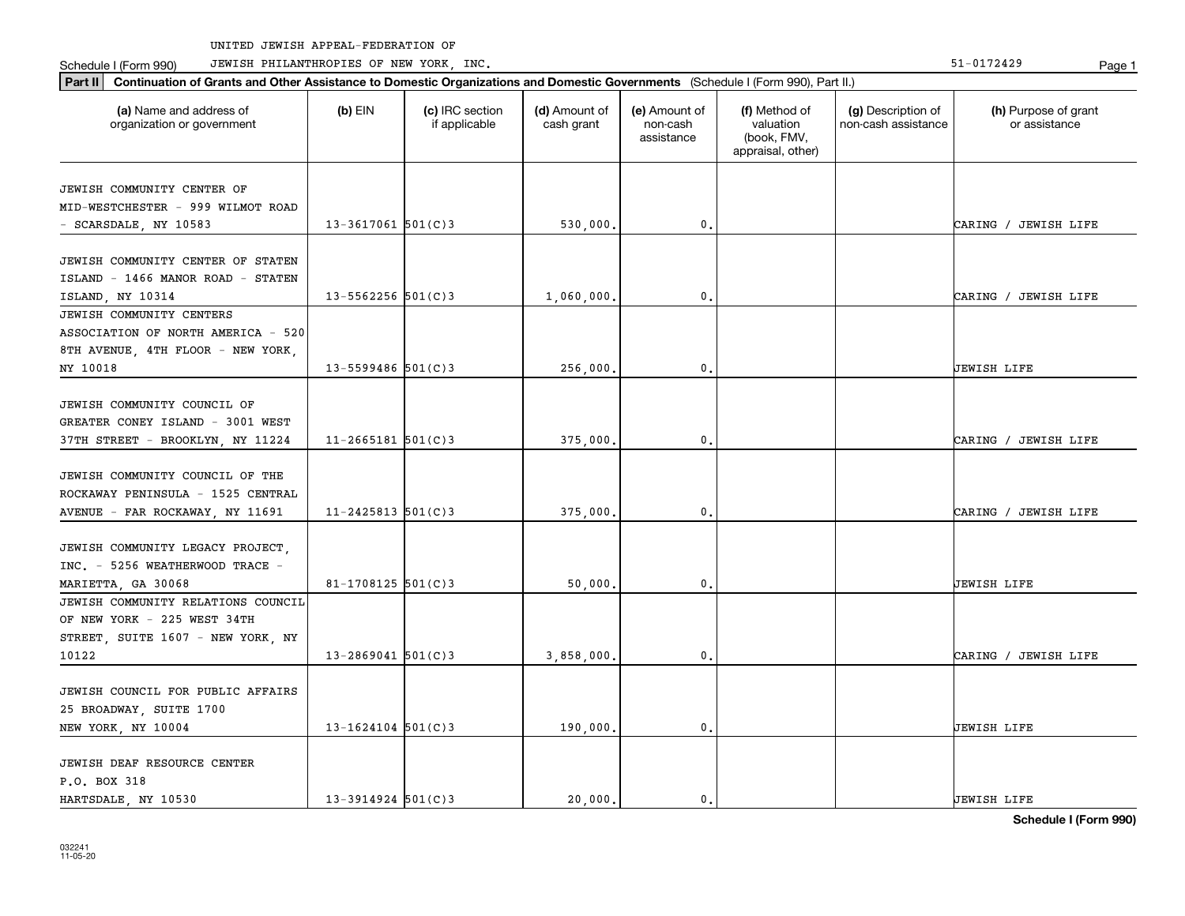UNITED JEWISH APPEAL-FEDERATION OF

Schedule I (Form 990) JEWISH PHILANTHROPIES OF NEW YORK, INC. 51-0172429

**Part II Continuation of Grants and Other Assistance to Domestic Organizations and Domestic Governments** (Schedule I (Form 990), Part II.)

| (a) Name and address of organization or government | (b) EIN | (c) IRC section if applicable | (d) Amount of cash grant | (e) Amount of non-cash assistance | (f) Method of valuation (book, FMV, appraisal, other) | (g) Description of non-cash assistance | (h) Purpose of grant or assistance |
|---|---|---|---|---|---|---|---|
| JEWISH COMMUNITY CENTER OF MID-WESTCHESTER - 999 WILMOT ROAD - SCARSDALE, NY 10583 | 13-3617061 | 501(C)3 | 530,000. | 0. | | | CARING / JEWISH LIFE |
| JEWISH COMMUNITY CENTER OF STATEN ISLAND - 1466 MANOR ROAD - STATEN ISLAND, NY 10314 | 13-5562256 | 501(C)3 | 1,060,000. | 0. | | | CARING / JEWISH LIFE |
| JEWISH COMMUNITY CENTERS ASSOCIATION OF NORTH AMERICA - 520 8TH AVENUE, 4TH FLOOR - NEW YORK, NY 10018 | 13-5599486 | 501(C)3 | 256,000. | 0. | | | JEWISH LIFE |
| JEWISH COMMUNITY COUNCIL OF GREATER CONEY ISLAND - 3001 WEST 37TH STREET - BROOKLYN, NY 11224 | 11-2665181 | 501(C)3 | 375,000. | 0. | | | CARING / JEWISH LIFE |
| JEWISH COMMUNITY COUNCIL OF THE ROCKAWAY PENINSULA - 1525 CENTRAL AVENUE - FAR ROCKAWAY, NY 11691 | 11-2425813 | 501(C)3 | 375,000. | 0. | | | CARING / JEWISH LIFE |
| JEWISH COMMUNITY LEGACY PROJECT, INC. - 5256 WEATHERWOOD TRACE - MARIETTA, GA 30068 | 81-1708125 | 501(C)3 | 50,000. | 0. | | | JEWISH LIFE |
| JEWISH COMMUNITY RELATIONS COUNCIL OF NEW YORK - 225 WEST 34TH STREET, SUITE 1607 - NEW YORK, NY 10122 | 13-2869041 | 501(C)3 | 3,858,000. | 0. | | | CARING / JEWISH LIFE |
| JEWISH COUNCIL FOR PUBLIC AFFAIRS 25 BROADWAY, SUITE 1700 NEW YORK, NY 10004 | 13-1624104 | 501(C)3 | 190,000. | 0. | | | JEWISH LIFE |
| JEWISH DEAF RESOURCE CENTER P.O. BOX 318 HARTSDALE, NY 10530 | 13-3914924 | 501(C)3 | 20,000. | 0. | | | JEWISH LIFE |

032241 11-05-20

**Schedule I (Form 990)**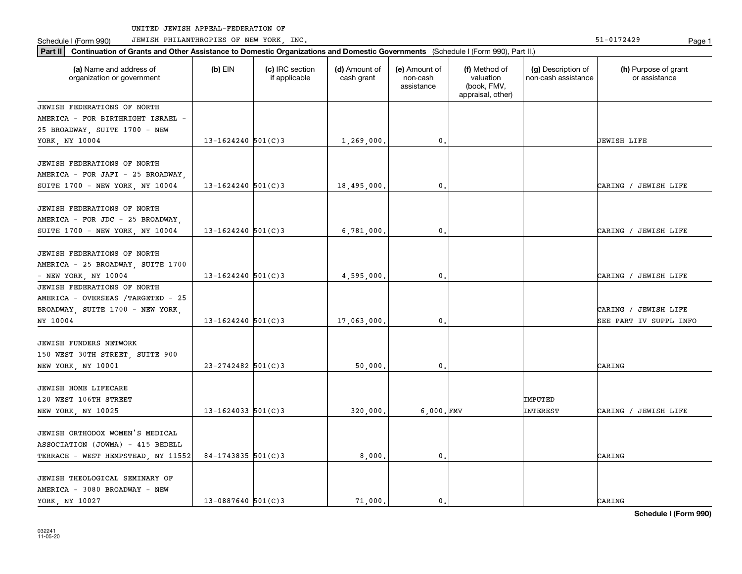UNITED JEWISH APPEAL-FEDERATION OF
JEWISH PHILANTHROPIES OF NEW YORK, INC. 51-0172429

Schedule I (Form 990)

**Part II** **Continuation of Grants and Other Assistance to Domestic Organizations and Domestic Governments** (Schedule I (Form 990), Part II.)

| (a) Name and address of organization or government | (b) EIN | (c) IRC section if applicable | (d) Amount of cash grant | (e) Amount of non-cash assistance | (f) Method of valuation (book, FMV, appraisal, other) | (g) Description of non-cash assistance | (h) Purpose of grant or assistance |
|---|---|---|---|---|---|---|---|
| JEWISH FEDERATIONS OF NORTH AMERICA - FOR BIRTHRIGHT ISRAEL - 25 BROADWAY, SUITE 1700 - NEW YORK, NY 10004 | 13-1624240 | 501(C)3 | 1,269,000. | 0. | | | JEWISH LIFE |
| JEWISH FEDERATIONS OF NORTH AMERICA - FOR JAFI - 25 BROADWAY, SUITE 1700 - NEW YORK, NY 10004 | 13-1624240 | 501(C)3 | 18,495,000. | 0. | | | CARING / JEWISH LIFE |
| JEWISH FEDERATIONS OF NORTH AMERICA - FOR JDC - 25 BROADWAY, SUITE 1700 - NEW YORK, NY 10004 | 13-1624240 | 501(C)3 | 6,781,000. | 0. | | | CARING / JEWISH LIFE |
| JEWISH FEDERATIONS OF NORTH AMERICA - 25 BROADWAY, SUITE 1700 - NEW YORK, NY 10004 | 13-1624240 | 501(C)3 | 4,595,000. | 0. | | | CARING / JEWISH LIFE |
| JEWISH FEDERATIONS OF NORTH AMERICA - OVERSEAS /TARGETED - 25 BROADWAY, SUITE 1700 - NEW YORK, NY 10004 | 13-1624240 | 501(C)3 | 17,063,000. | 0. | | | CARING / JEWISH LIFE SEE PART IV SUPPL INFO |
| JEWISH FUNDERS NETWORK 150 WEST 30TH STREET, SUITE 900 NEW YORK, NY 10001 | 23-2742482 | 501(C)3 | 50,000. | 0. | | | CARING |
| JEWISH HOME LIFECARE 120 WEST 106TH STREET NEW YORK, NY 10025 | 13-1624033 | 501(C)3 | 320,000. | 6,000. | FMV | IMPUTED INTEREST | CARING / JEWISH LIFE |
| JEWISH ORTHODOX WOMEN'S MEDICAL ASSOCIATION (JOWMA) - 415 BEDELL TERRACE - WEST HEMPSTEAD, NY 11552 | 84-1743835 | 501(C)3 | 8,000. | 0. | | | CARING |
| JEWISH THEOLOGICAL SEMINARY OF AMERICA - 3080 BROADWAY - NEW YORK, NY 10027 | 13-0887640 | 501(C)3 | 71,000. | 0. | | | CARING |

032241
11-05-20

**Schedule I (Form 990)**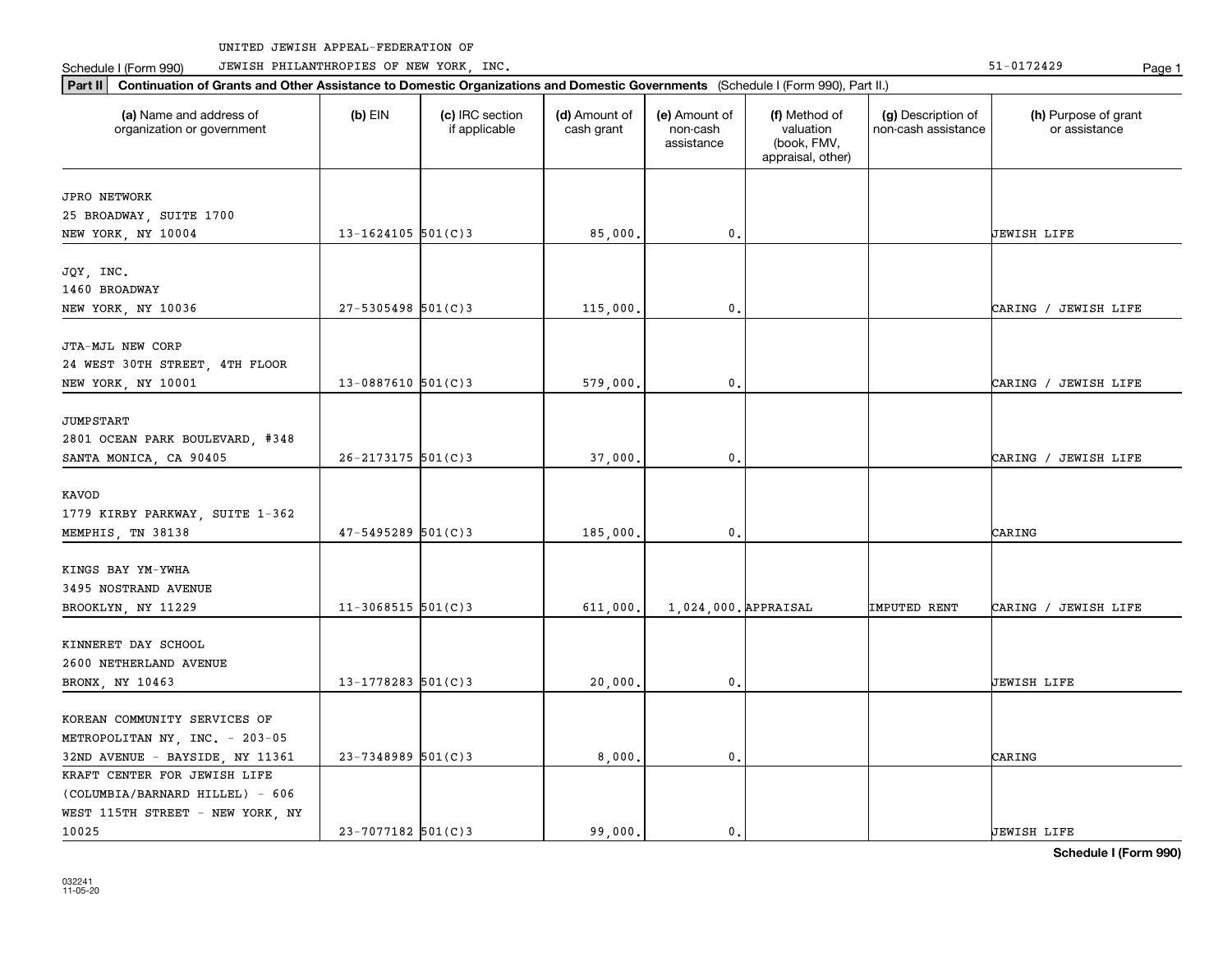UNITED JEWISH APPEAL-FEDERATION OF

Schedule I (Form 990) JEWISH PHILANTHROPIES OF NEW YORK, INC. 51-0172429

**Part II** **Continuation of Grants and Other Assistance to Domestic Organizations and Domestic Governments** (Schedule I (Form 990), Part II.)

| (a) Name and address of organization or government | (b) EIN | (c) IRC section if applicable | (d) Amount of cash grant | (e) Amount of non-cash assistance | (f) Method of valuation (book, FMV, appraisal, other) | (g) Description of non-cash assistance | (h) Purpose of grant or assistance |
|---|---|---|---|---|---|---|---|
| JPRO NETWORK<br>25 BROADWAY, SUITE 1700<br>NEW YORK, NY 10004 | 13-1624105 | 501(C)3 | 85,000. | 0. | | | JEWISH LIFE |
| JQY, INC.<br>1460 BROADWAY<br>NEW YORK, NY 10036 | 27-5305498 | 501(C)3 | 115,000. | 0. | | | CARING / JEWISH LIFE |
| JTA-MJL NEW CORP<br>24 WEST 30TH STREET, 4TH FLOOR<br>NEW YORK, NY 10001 | 13-0887610 | 501(C)3 | 579,000. | 0. | | | CARING / JEWISH LIFE |
| JUMPSTART<br>2801 OCEAN PARK BOULEVARD, #348<br>SANTA MONICA, CA 90405 | 26-2173175 | 501(C)3 | 37,000. | 0. | | | CARING / JEWISH LIFE |
| KAVOD<br>1779 KIRBY PARKWAY, SUITE 1-362<br>MEMPHIS, TN 38138 | 47-5495289 | 501(C)3 | 185,000. | 0. | | | CARING |
| KINGS BAY YM-YWHA<br>3495 NOSTRAND AVENUE<br>BROOKLYN, NY 11229 | 11-3068515 | 501(C)3 | 611,000. | 1,024,000. | APPRAISAL | IMPUTED RENT | CARING / JEWISH LIFE |
| KINNERET DAY SCHOOL<br>2600 NETHERLAND AVENUE<br>BRONX, NY 10463 | 13-1778283 | 501(C)3 | 20,000. | 0. | | | JEWISH LIFE |
| KOREAN COMMUNITY SERVICES OF METROPOLITAN NY, INC. - 203-05 32ND AVENUE - BAYSIDE, NY 11361 | 23-7348989 | 501(C)3 | 8,000. | 0. | | | CARING |
| KRAFT CENTER FOR JEWISH LIFE (COLUMBIA/BARNARD HILLEL) - 606 WEST 115TH STREET - NEW YORK, NY 10025 | 23-7077182 | 501(C)3 | 99,000. | 0. | | | JEWISH LIFE |

**Schedule I (Form 990)**

032241
11-05-20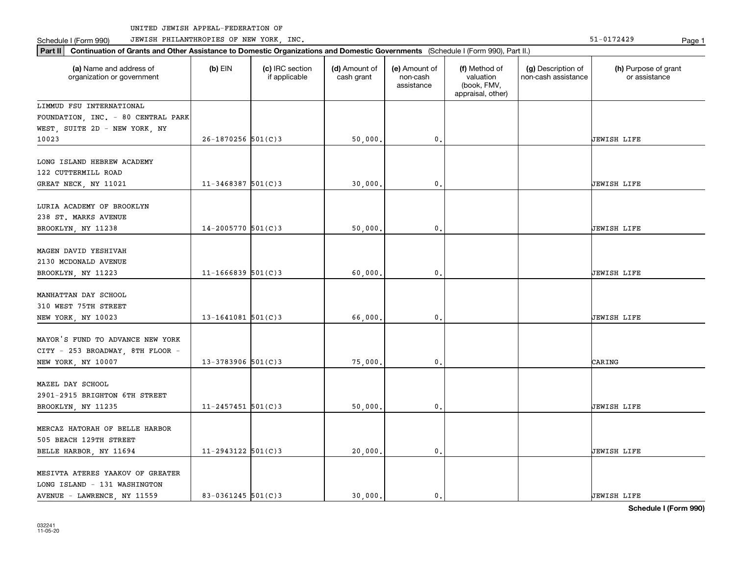UNITED JEWISH APPEAL-FEDERATION OF

Schedule I (Form 990) JEWISH PHILANTHROPIES OF NEW YORK, INC. 51-0172429

**Part II Continuation of Grants and Other Assistance to Domestic Organizations and Domestic Governments** (Schedule I (Form 990), Part II.)

| (a) Name and address of organization or government | (b) EIN | (c) IRC section if applicable | (d) Amount of cash grant | (e) Amount of non-cash assistance | (f) Method of valuation (book, FMV, appraisal, other) | (g) Description of non-cash assistance | (h) Purpose of grant or assistance |
|---|---|---|---|---|---|---|---|
| LIMMUD FSU INTERNATIONAL FOUNDATION, INC. - 80 CENTRAL PARK WEST, SUITE 2D - NEW YORK, NY 10023 | 26-1870256 | 501(C)3 | 50,000. | 0. | | | JEWISH LIFE |
| LONG ISLAND HEBREW ACADEMY 122 CUTTERMILL ROAD GREAT NECK, NY 11021 | 11-3468387 | 501(C)3 | 30,000. | 0. | | | JEWISH LIFE |
| LURIA ACADEMY OF BROOKLYN 238 ST. MARKS AVENUE BROOKLYN, NY 11238 | 14-2005770 | 501(C)3 | 50,000. | 0. | | | JEWISH LIFE |
| MAGEN DAVID YESHIVAH 2130 MCDONALD AVENUE BROOKLYN, NY 11223 | 11-1666839 | 501(C)3 | 60,000. | 0. | | | JEWISH LIFE |
| MANHATTAN DAY SCHOOL 310 WEST 75TH STREET NEW YORK, NY 10023 | 13-1641081 | 501(C)3 | 66,000. | 0. | | | JEWISH LIFE |
| MAYOR'S FUND TO ADVANCE NEW YORK CITY - 253 BROADWAY, 8TH FLOOR - NEW YORK, NY 10007 | 13-3783906 | 501(C)3 | 75,000. | 0. | | | CARING |
| MAZEL DAY SCHOOL 2901-2915 BRIGHTON 6TH STREET BROOKLYN, NY 11235 | 11-2457451 | 501(C)3 | 50,000. | 0. | | | JEWISH LIFE |
| MERCAZ HATORAH OF BELLE HARBOR 505 BEACH 129TH STREET BELLE HARBOR, NY 11694 | 11-2943122 | 501(C)3 | 20,000. | 0. | | | JEWISH LIFE |
| MESIVTA ATERES YAAKOV OF GREATER LONG ISLAND - 131 WASHINGTON AVENUE - LAWRENCE, NY 11559 | 83-0361245 | 501(C)3 | 30,000. | 0. | | | JEWISH LIFE |

**Schedule I (Form 990)**

032241 11-05-20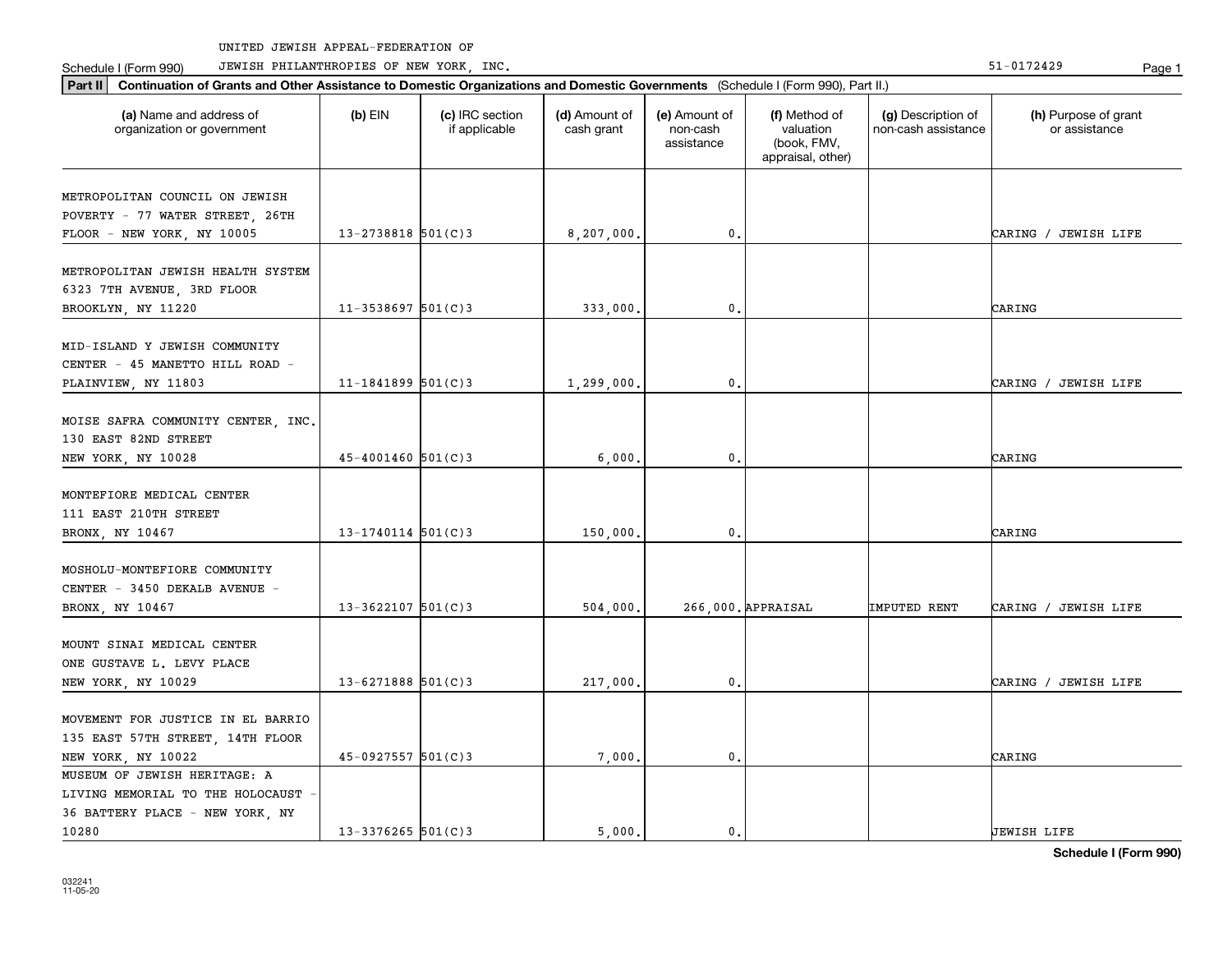UNITED JEWISH APPEAL-FEDERATION OF JEWISH PHILANTHROPIES OF NEW YORK, INC. 51-0172429

Schedule I (Form 990)

**Part II** **Continuation of Grants and Other Assistance to Domestic Organizations and Domestic Governments** (Schedule I (Form 990), Part II.)

| (a) Name and address of organization or government | (b) EIN | (c) IRC section if applicable | (d) Amount of cash grant | (e) Amount of non-cash assistance | (f) Method of valuation (book, FMV, appraisal, other) | (g) Description of non-cash assistance | (h) Purpose of grant or assistance |
|---|---|---|---|---|---|---|---|
| METROPOLITAN COUNCIL ON JEWISH POVERTY - 77 WATER STREET, 26TH FLOOR - NEW YORK, NY 10005 | 13-2738818 | 501(C)3 | 8,207,000. | 0. | | | CARING / JEWISH LIFE |
| METROPOLITAN JEWISH HEALTH SYSTEM 6323 7TH AVENUE, 3RD FLOOR BROOKLYN, NY 11220 | 11-3538697 | 501(C)3 | 333,000. | 0. | | | CARING |
| MID-ISLAND Y JEWISH COMMUNITY CENTER - 45 MANETTO HILL ROAD - PLAINVIEW, NY 11803 | 11-1841899 | 501(C)3 | 1,299,000. | 0. | | | CARING / JEWISH LIFE |
| MOISE SAFRA COMMUNITY CENTER, INC. 130 EAST 82ND STREET NEW YORK, NY 10028 | 45-4001460 | 501(C)3 | 6,000. | 0. | | | CARING |
| MONTEFIORE MEDICAL CENTER 111 EAST 210TH STREET BRONX, NY 10467 | 13-1740114 | 501(C)3 | 150,000. | 0. | | | CARING |
| MOSHOLU-MONTEFIORE COMMUNITY CENTER - 3450 DEKALB AVENUE - BRONX, NY 10467 | 13-3622107 | 501(C)3 | 504,000. | 266,000. | APPRAISAL | IMPUTED RENT | CARING / JEWISH LIFE |
| MOUNT SINAI MEDICAL CENTER ONE GUSTAVE L. LEVY PLACE NEW YORK, NY 10029 | 13-6271888 | 501(C)3 | 217,000. | 0. | | | CARING / JEWISH LIFE |
| MOVEMENT FOR JUSTICE IN EL BARRIO 135 EAST 57TH STREET, 14TH FLOOR NEW YORK, NY 10022 | 45-0927557 | 501(C)3 | 7,000. | 0. | | | CARING |
| MUSEUM OF JEWISH HERITAGE: A LIVING MEMORIAL TO THE HOLOCAUST - 36 BATTERY PLACE - NEW YORK, NY 10280 | 13-3376265 | 501(C)3 | 5,000. | 0. | | | JEWISH LIFE |

**Schedule I (Form 990)**

032241 11-05-20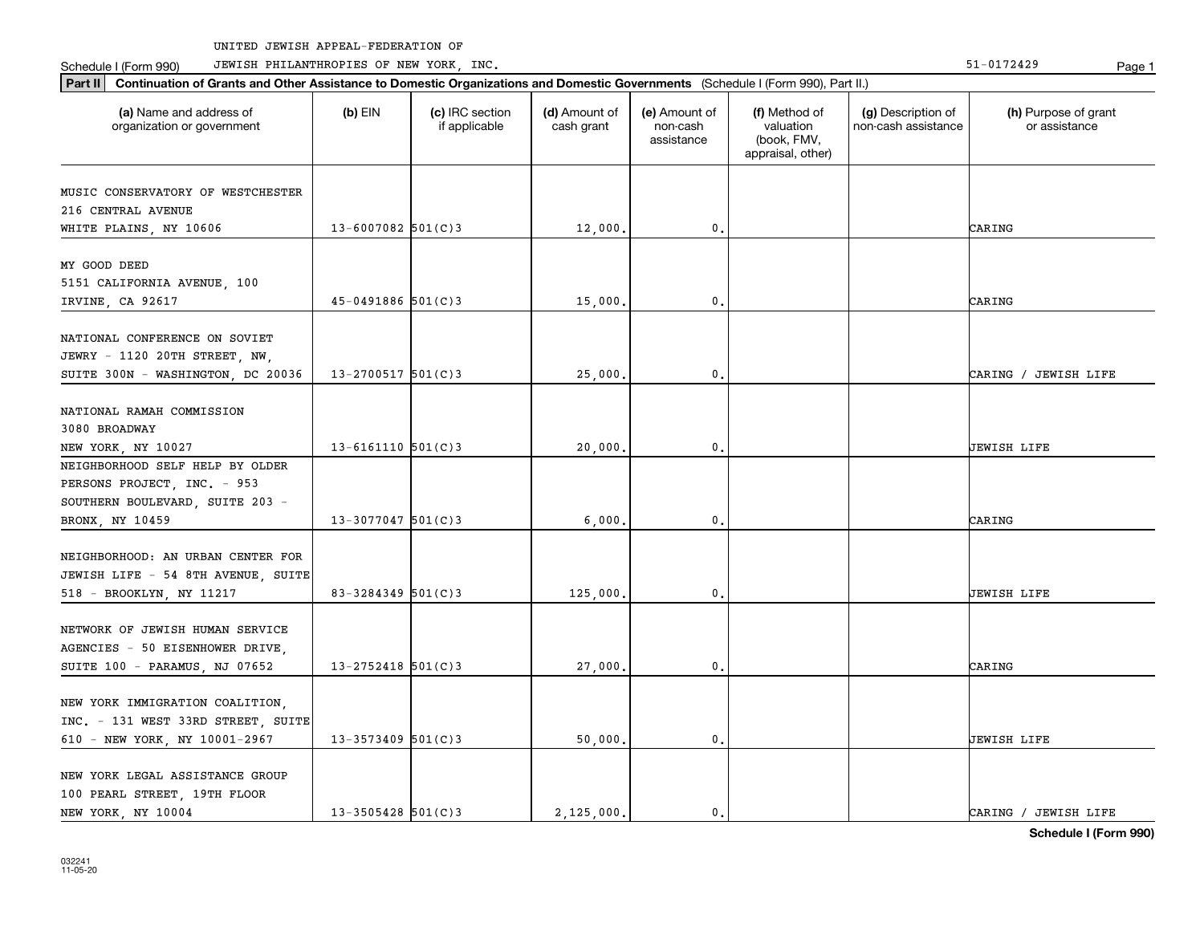UNITED JEWISH APPEAL-FEDERATION OF

Schedule I (Form 990) JEWISH PHILANTHROPIES OF NEW YORK, INC. 51-0172429

**Part II** **Continuation of Grants and Other Assistance to Domestic Organizations and Domestic Governments** (Schedule I (Form 990), Part II.)

| (a) Name and address of organization or government | (b) EIN | (c) IRC section if applicable | (d) Amount of cash grant | (e) Amount of non-cash assistance | (f) Method of valuation (book, FMV, appraisal, other) | (g) Description of non-cash assistance | (h) Purpose of grant or assistance |
|---|---|---|---|---|---|---|---|
| MUSIC CONSERVATORY OF WESTCHESTER 216 CENTRAL AVENUE WHITE PLAINS, NY 10606 | 13-6007082 | 501(C)3 | 12,000. | 0. | | | CARING |
| MY GOOD DEED 5151 CALIFORNIA AVENUE, 100 IRVINE, CA 92617 | 45-0491886 | 501(C)3 | 15,000. | 0. | | | CARING |
| NATIONAL CONFERENCE ON SOVIET JEWRY - 1120 20TH STREET, NW, SUITE 300N - WASHINGTON, DC 20036 | 13-2700517 | 501(C)3 | 25,000. | 0. | | | CARING / JEWISH LIFE |
| NATIONAL RAMAH COMMISSION 3080 BROADWAY NEW YORK, NY 10027 | 13-6161110 | 501(C)3 | 20,000. | 0. | | | JEWISH LIFE |
| NEIGHBORHOOD SELF HELP BY OLDER PERSONS PROJECT, INC. - 953 SOUTHERN BOULEVARD, SUITE 203 - BRONX, NY 10459 | 13-3077047 | 501(C)3 | 6,000. | 0. | | | CARING |
| NEIGHBORHOOD: AN URBAN CENTER FOR JEWISH LIFE - 54 8TH AVENUE, SUITE 518 - BROOKLYN, NY 11217 | 83-3284349 | 501(C)3 | 125,000. | 0. | | | JEWISH LIFE |
| NETWORK OF JEWISH HUMAN SERVICE AGENCIES - 50 EISENHOWER DRIVE, SUITE 100 - PARAMUS, NJ 07652 | 13-2752418 | 501(C)3 | 27,000. | 0. | | | CARING |
| NEW YORK IMMIGRATION COALITION, INC. - 131 WEST 33RD STREET, SUITE 610 - NEW YORK, NY 10001-2967 | 13-3573409 | 501(C)3 | 50,000. | 0. | | | JEWISH LIFE |
| NEW YORK LEGAL ASSISTANCE GROUP 100 PEARL STREET, 19TH FLOOR NEW YORK, NY 10004 | 13-3505428 | 501(C)3 | 2,125,000. | 0. | | | CARING / JEWISH LIFE |

**Schedule I (Form 990)**

032241
11-05-20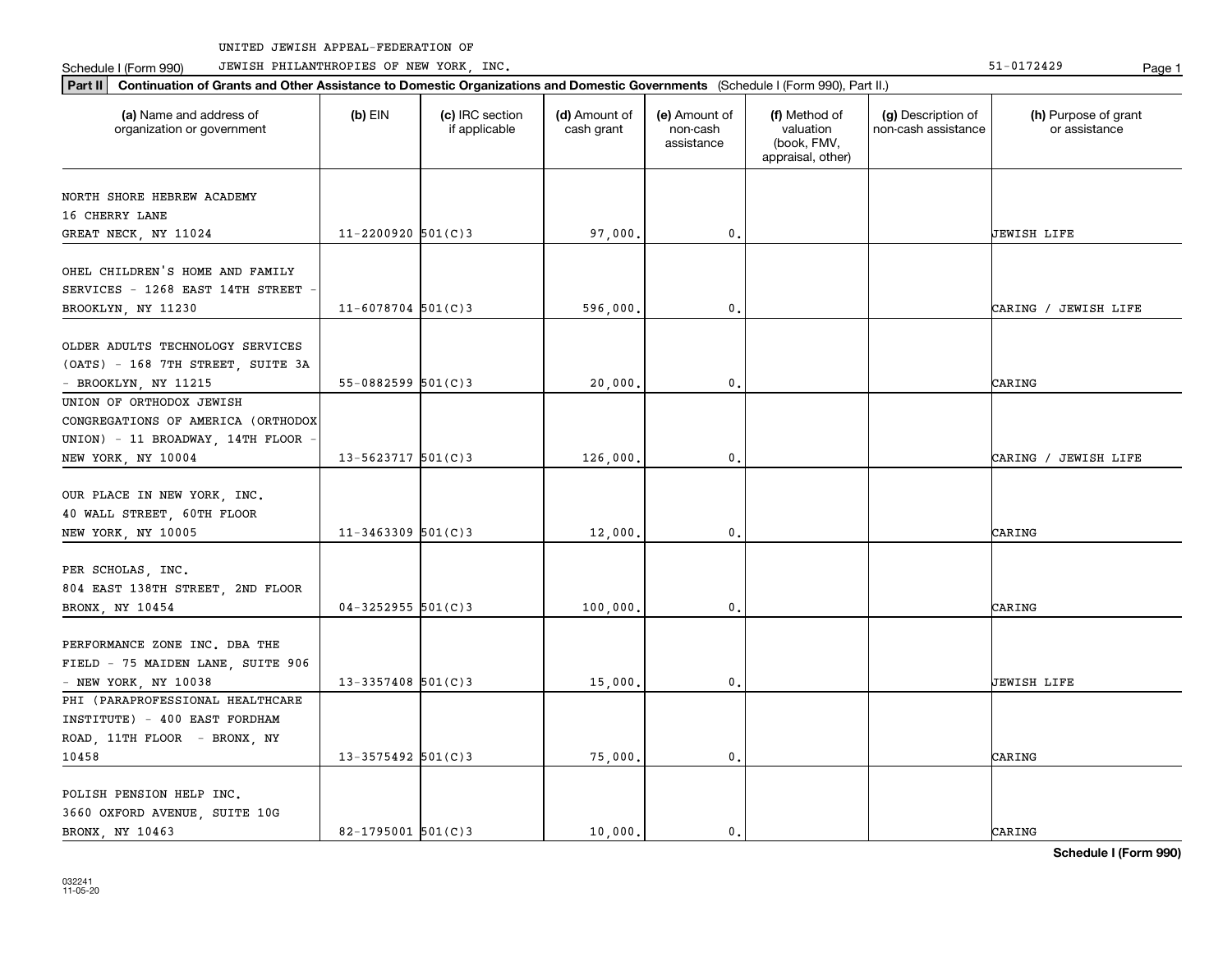UNITED JEWISH APPEAL-FEDERATION OF

Schedule I (Form 990) JEWISH PHILANTHROPIES OF NEW YORK, INC. 51-0172429

**Part II** **Continuation of Grants and Other Assistance to Domestic Organizations and Domestic Governments** (Schedule I (Form 990), Part II.)

| (a) Name and address of organization or government | (b) EIN | (c) IRC section if applicable | (d) Amount of cash grant | (e) Amount of non-cash assistance | (f) Method of valuation (book, FMV, appraisal, other) | (g) Description of non-cash assistance | (h) Purpose of grant or assistance |
|---|---|---|---|---|---|---|---|
| NORTH SHORE HEBREW ACADEMY 16 CHERRY LANE GREAT NECK, NY 11024 | 11-2200920 | 501(C)3 | 97,000. | 0. | | | JEWISH LIFE |
| OHEL CHILDREN'S HOME AND FAMILY SERVICES - 1268 EAST 14TH STREET - BROOKLYN, NY 11230 | 11-6078704 | 501(C)3 | 596,000. | 0. | | | CARING / JEWISH LIFE |
| OLDER ADULTS TECHNOLOGY SERVICES (OATS) - 168 7TH STREET, SUITE 3A - BROOKLYN, NY 11215 | 55-0882599 | 501(C)3 | 20,000. | 0. | | | CARING |
| UNION OF ORTHODOX JEWISH CONGREGATIONS OF AMERICA (ORTHODOX UNION) - 11 BROADWAY, 14TH FLOOR - NEW YORK, NY 10004 | 13-5623717 | 501(C)3 | 126,000. | 0. | | | CARING / JEWISH LIFE |
| OUR PLACE IN NEW YORK, INC. 40 WALL STREET, 60TH FLOOR NEW YORK, NY 10005 | 11-3463309 | 501(C)3 | 12,000. | 0. | | | CARING |
| PER SCHOLAS, INC. 804 EAST 138TH STREET, 2ND FLOOR BRONX, NY 10454 | 04-3252955 | 501(C)3 | 100,000. | 0. | | | CARING |
| PERFORMANCE ZONE INC. DBA THE FIELD - 75 MAIDEN LANE, SUITE 906 - NEW YORK, NY 10038 | 13-3357408 | 501(C)3 | 15,000. | 0. | | | JEWISH LIFE |
| PHI (PARAPROFESSIONAL HEALTHCARE INSTITUTE) - 400 EAST FORDHAM ROAD, 11TH FLOOR - BRONX, NY 10458 | 13-3575492 | 501(C)3 | 75,000. | 0. | | | CARING |
| POLISH PENSION HELP INC. 3660 OXFORD AVENUE, SUITE 10G BRONX, NY 10463 | 82-1795001 | 501(C)3 | 10,000. | 0. | | | CARING |

**Schedule I (Form 990)**

032241
11-05-20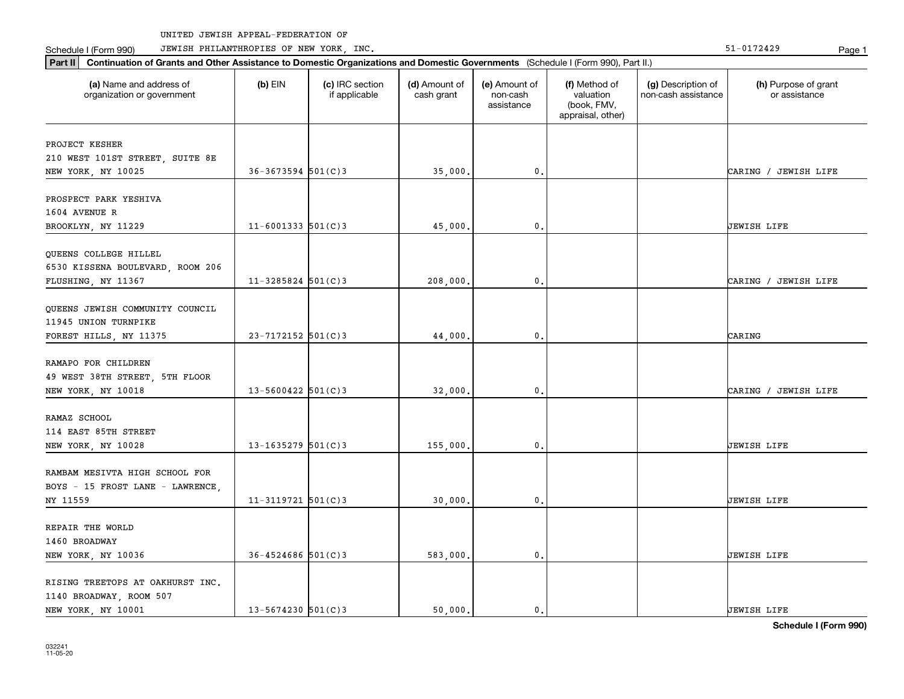UNITED JEWISH APPEAL-FEDERATION OF

Schedule I (Form 990) JEWISH PHILANTHROPIES OF NEW YORK, INC. 51-0172429

**Part II** **Continuation of Grants and Other Assistance to Domestic Organizations and Domestic Governments** (Schedule I (Form 990), Part II.)

| (a) Name and address of organization or government | (b) EIN | (c) IRC section if applicable | (d) Amount of cash grant | (e) Amount of non-cash assistance | (f) Method of valuation (book, FMV, appraisal, other) | (g) Description of non-cash assistance | (h) Purpose of grant or assistance |
|---|---|---|---|---|---|---|---|
| PROJECT KESHER 210 WEST 101ST STREET, SUITE 8E NEW YORK, NY 10025 | 36-3673594 | 501(C)3 | 35,000. | 0. | | | CARING / JEWISH LIFE |
| PROSPECT PARK YESHIVA 1604 AVENUE R BROOKLYN, NY 11229 | 11-6001333 | 501(C)3 | 45,000. | 0. | | | JEWISH LIFE |
| QUEENS COLLEGE HILLEL 6530 KISSENA BOULEVARD, ROOM 206 FLUSHING, NY 11367 | 11-3285824 | 501(C)3 | 208,000. | 0. | | | CARING / JEWISH LIFE |
| QUEENS JEWISH COMMUNITY COUNCIL 11945 UNION TURNPIKE FOREST HILLS, NY 11375 | 23-7172152 | 501(C)3 | 44,000. | 0. | | | CARING |
| RAMAPO FOR CHILDREN 49 WEST 38TH STREET, 5TH FLOOR NEW YORK, NY 10018 | 13-5600422 | 501(C)3 | 32,000. | 0. | | | CARING / JEWISH LIFE |
| RAMAZ SCHOOL 114 EAST 85TH STREET NEW YORK, NY 10028 | 13-1635279 | 501(C)3 | 155,000. | 0. | | | JEWISH LIFE |
| RAMBAM MESIVTA HIGH SCHOOL FOR BOYS - 15 FROST LANE - LAWRENCE, NY 11559 | 11-3119721 | 501(C)3 | 30,000. | 0. | | | JEWISH LIFE |
| REPAIR THE WORLD 1460 BROADWAY NEW YORK, NY 10036 | 36-4524686 | 501(C)3 | 583,000. | 0. | | | JEWISH LIFE |
| RISING TREETOPS AT OAKHURST INC. 1140 BROADWAY, ROOM 507 NEW YORK, NY 10001 | 13-5674230 | 501(C)3 | 50,000. | 0. | | | JEWISH LIFE |

**Schedule I (Form 990)**

032241 11-05-20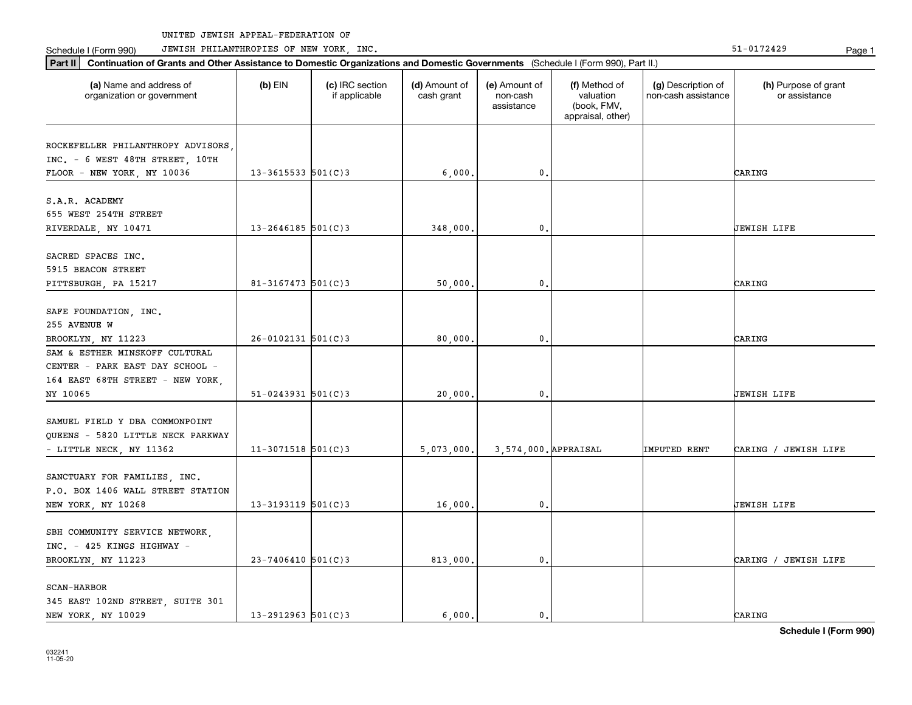UNITED JEWISH APPEAL-FEDERATION OF JEWISH PHILANTHROPIES OF NEW YORK, INC. 51-0172429

Schedule I (Form 990)

**Part II** **Continuation of Grants and Other Assistance to Domestic Organizations and Domestic Governments** (Schedule I (Form 990), Part II.)

| (a) Name and address of organization or government | (b) EIN | (c) IRC section if applicable | (d) Amount of cash grant | (e) Amount of non-cash assistance | (f) Method of valuation (book, FMV, appraisal, other) | (g) Description of non-cash assistance | (h) Purpose of grant or assistance |
|---|---|---|---|---|---|---|---|
| ROCKEFELLER PHILANTHROPY ADVISORS, INC. - 6 WEST 48TH STREET, 10TH FLOOR - NEW YORK, NY 10036 | 13-3615533 | 501(C)3 | 6,000. | 0. | | | CARING |
| S.A.R. ACADEMY 655 WEST 254TH STREET RIVERDALE, NY 10471 | 13-2646185 | 501(C)3 | 348,000. | 0. | | | JEWISH LIFE |
| SACRED SPACES INC. 5915 BEACON STREET PITTSBURGH, PA 15217 | 81-3167473 | 501(C)3 | 50,000. | 0. | | | CARING |
| SAFE FOUNDATION, INC. 255 AVENUE W BROOKLYN, NY 11223 | 26-0102131 | 501(C)3 | 80,000. | 0. | | | CARING |
| SAM & ESTHER MINSKOFF CULTURAL CENTER - PARK EAST DAY SCHOOL - 164 EAST 68TH STREET - NEW YORK, NY 10065 | 51-0243931 | 501(C)3 | 20,000. | 0. | | | JEWISH LIFE |
| SAMUEL FIELD Y DBA COMMONPOINT QUEENS - 5820 LITTLE NECK PARKWAY - LITTLE NECK, NY 11362 | 11-3071518 | 501(C)3 | 5,073,000. | 3,574,000. | APPRAISAL | IMPUTED RENT | CARING / JEWISH LIFE |
| SANCTUARY FOR FAMILIES, INC. P.O. BOX 1406 WALL STREET STATION NEW YORK, NY 10268 | 13-3193119 | 501(C)3 | 16,000. | 0. | | | JEWISH LIFE |
| SBH COMMUNITY SERVICE NETWORK, INC. - 425 KINGS HIGHWAY - BROOKLYN, NY 11223 | 23-7406410 | 501(C)3 | 813,000. | 0. | | | CARING / JEWISH LIFE |
| SCAN-HARBOR 345 EAST 102ND STREET, SUITE 301 NEW YORK, NY 10029 | 13-2912963 | 501(C)3 | 6,000. | 0. | | | CARING |

**Schedule I (Form 990)**

032241 11-05-20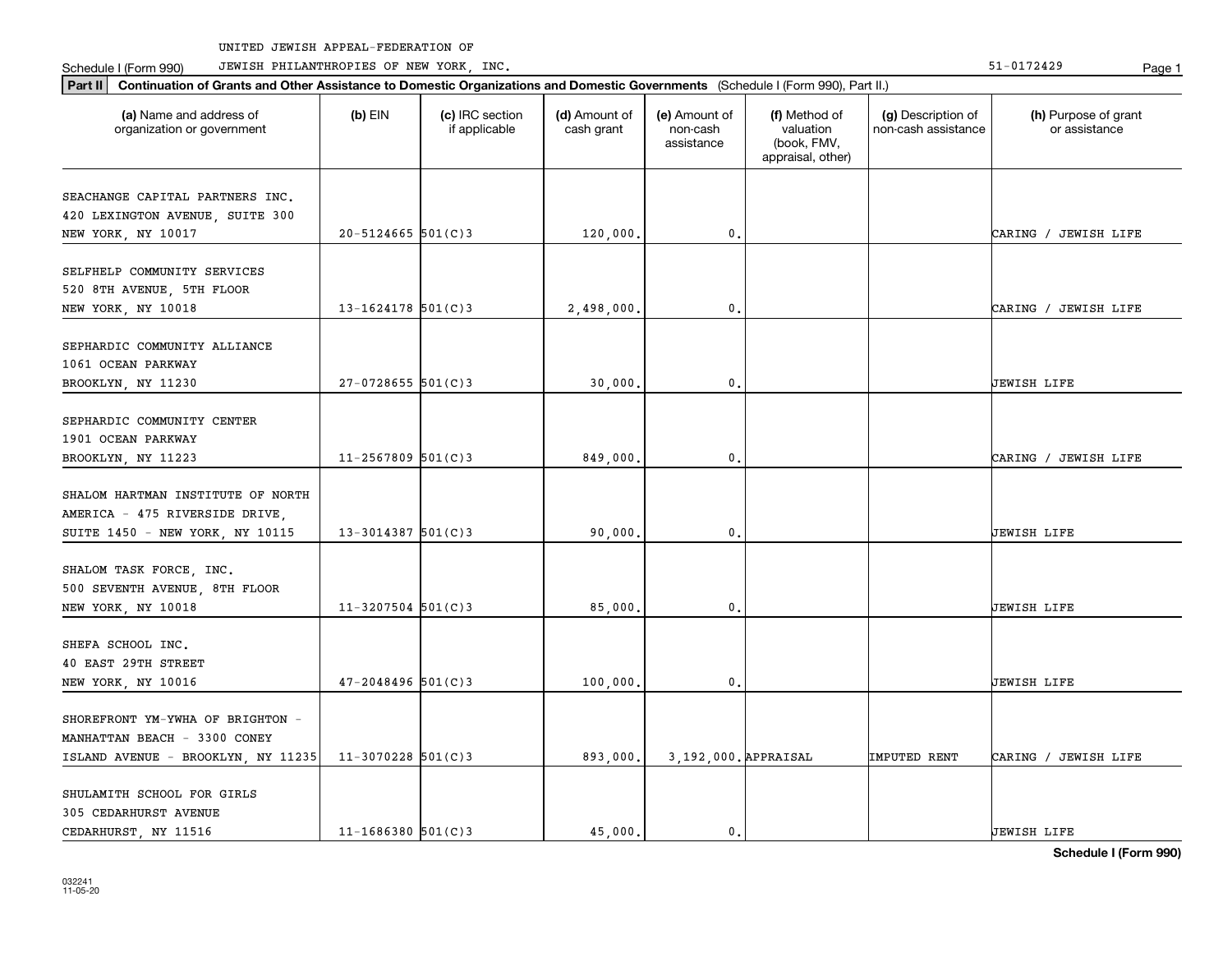UNITED JEWISH APPEAL-FEDERATION OF

Schedule I (Form 990) JEWISH PHILANTHROPIES OF NEW YORK, INC. 51-0172429

**Part II** **Continuation of Grants and Other Assistance to Domestic Organizations and Domestic Governments** (Schedule I (Form 990), Part II.)

| (a) Name and address of organization or government | (b) EIN | (c) IRC section if applicable | (d) Amount of cash grant | (e) Amount of non-cash assistance | (f) Method of valuation (book, FMV, appraisal, other) | (g) Description of non-cash assistance | (h) Purpose of grant or assistance |
|---|---|---|---|---|---|---|---|
| SEACHANGE CAPITAL PARTNERS INC. 420 LEXINGTON AVENUE, SUITE 300 NEW YORK, NY 10017 | 20-5124665 | 501(C)3 | 120,000. | 0. | | | CARING / JEWISH LIFE |
| SELFHELP COMMUNITY SERVICES 520 8TH AVENUE, 5TH FLOOR NEW YORK, NY 10018 | 13-1624178 | 501(C)3 | 2,498,000. | 0. | | | CARING / JEWISH LIFE |
| SEPHARDIC COMMUNITY ALLIANCE 1061 OCEAN PARKWAY BROOKLYN, NY 11230 | 27-0728655 | 501(C)3 | 30,000. | 0. | | | JEWISH LIFE |
| SEPHARDIC COMMUNITY CENTER 1901 OCEAN PARKWAY BROOKLYN, NY 11223 | 11-2567809 | 501(C)3 | 849,000. | 0. | | | CARING / JEWISH LIFE |
| SHALOM HARTMAN INSTITUTE OF NORTH AMERICA - 475 RIVERSIDE DRIVE, SUITE 1450 - NEW YORK, NY 10115 | 13-3014387 | 501(C)3 | 90,000. | 0. | | | JEWISH LIFE |
| SHALOM TASK FORCE, INC. 500 SEVENTH AVENUE, 8TH FLOOR NEW YORK, NY 10018 | 11-3207504 | 501(C)3 | 85,000. | 0. | | | JEWISH LIFE |
| SHEFA SCHOOL INC. 40 EAST 29TH STREET NEW YORK, NY 10016 | 47-2048496 | 501(C)3 | 100,000. | 0. | | | JEWISH LIFE |
| SHOREFRONT YM-YWHA OF BRIGHTON - MANHATTAN BEACH - 3300 CONEY ISLAND AVENUE - BROOKLYN, NY 11235 | 11-3070228 | 501(C)3 | 893,000. | 3,192,000. | APPRAISAL | IMPUTED RENT | CARING / JEWISH LIFE |
| SHULAMITH SCHOOL FOR GIRLS 305 CEDARHURST AVENUE CEDARHURST, NY 11516 | 11-1686380 | 501(C)3 | 45,000. | 0. | | | JEWISH LIFE |

**Schedule I (Form 990)**

032241
11-05-20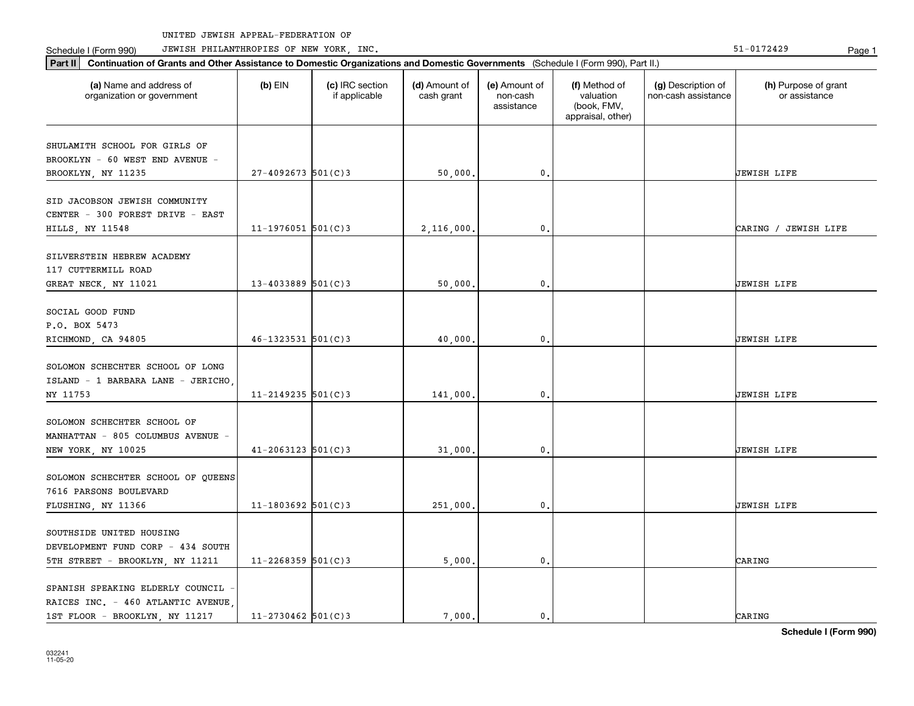UNITED JEWISH APPEAL-FEDERATION OF

Schedule I (Form 990) JEWISH PHILANTHROPIES OF NEW YORK, INC. 51-0172429

**Part II** **Continuation of Grants and Other Assistance to Domestic Organizations and Domestic Governments** (Schedule I (Form 990), Part II.)

| (a) Name and address of organization or government | (b) EIN | (c) IRC section if applicable | (d) Amount of cash grant | (e) Amount of non-cash assistance | (f) Method of valuation (book, FMV, appraisal, other) | (g) Description of non-cash assistance | (h) Purpose of grant or assistance |
|---|---|---|---|---|---|---|---|
| SHULAMITH SCHOOL FOR GIRLS OF BROOKLYN - 60 WEST END AVENUE - BROOKLYN, NY 11235 | 27-4092673 | 501(C)3 | 50,000. | 0. | | | JEWISH LIFE |
| SID JACOBSON JEWISH COMMUNITY CENTER - 300 FOREST DRIVE - EAST HILLS, NY 11548 | 11-1976051 | 501(C)3 | 2,116,000. | 0. | | | CARING / JEWISH LIFE |
| SILVERSTEIN HEBREW ACADEMY 117 CUTTERMILL ROAD GREAT NECK, NY 11021 | 13-4033889 | 501(C)3 | 50,000. | 0. | | | JEWISH LIFE |
| SOCIAL GOOD FUND P.O. BOX 5473 RICHMOND, CA 94805 | 46-1323531 | 501(C)3 | 40,000. | 0. | | | JEWISH LIFE |
| SOLOMON SCHECHTER SCHOOL OF LONG ISLAND - 1 BARBARA LANE - JERICHO, NY 11753 | 11-2149235 | 501(C)3 | 141,000. | 0. | | | JEWISH LIFE |
| SOLOMON SCHECHTER SCHOOL OF MANHATTAN - 805 COLUMBUS AVENUE - NEW YORK, NY 10025 | 41-2063123 | 501(C)3 | 31,000. | 0. | | | JEWISH LIFE |
| SOLOMON SCHECHTER SCHOOL OF QUEENS 7616 PARSONS BOULEVARD FLUSHING, NY 11366 | 11-1803692 | 501(C)3 | 251,000. | 0. | | | JEWISH LIFE |
| SOUTHSIDE UNITED HOUSING DEVELOPMENT FUND CORP - 434 SOUTH 5TH STREET - BROOKLYN, NY 11211 | 11-2268359 | 501(C)3 | 5,000. | 0. | | | CARING |
| SPANISH SPEAKING ELDERLY COUNCIL - RAICES INC. - 460 ATLANTIC AVENUE, 1ST FLOOR - BROOKLYN, NY 11217 | 11-2730462 | 501(C)3 | 7,000. | 0. | | | CARING |

**Schedule I (Form 990)**

032241
11-05-20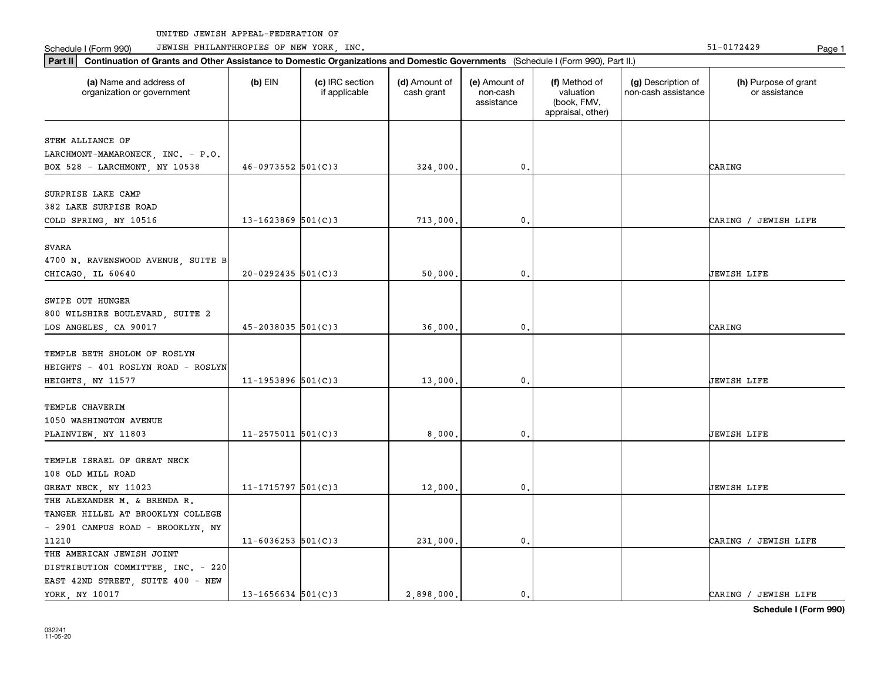UNITED JEWISH APPEAL-FEDERATION OF

Schedule I (Form 990) JEWISH PHILANTHROPIES OF NEW YORK, INC. 51-0172429

**Part II** **Continuation of Grants and Other Assistance to Domestic Organizations and Domestic Governments** (Schedule I (Form 990), Part II.)

| (a) Name and address of organization or government | (b) EIN | (c) IRC section if applicable | (d) Amount of cash grant | (e) Amount of non-cash assistance | (f) Method of valuation (book, FMV, appraisal, other) | (g) Description of non-cash assistance | (h) Purpose of grant or assistance |
|---|---|---|---|---|---|---|---|
| STEM ALLIANCE OF LARCHMONT-MAMARONECK, INC. - P.O. BOX 528 - LARCHMONT, NY 10538 | 46-0973552 | 501(C)3 | 324,000. | 0. | | | CARING |
| SURPRISE LAKE CAMP 382 LAKE SURPISE ROAD COLD SPRING, NY 10516 | 13-1623869 | 501(C)3 | 713,000. | 0. | | | CARING / JEWISH LIFE |
| SVARA 4700 N. RAVENSWOOD AVENUE, SUITE B CHICAGO, IL 60640 | 20-0292435 | 501(C)3 | 50,000. | 0. | | | JEWISH LIFE |
| SWIPE OUT HUNGER 800 WILSHIRE BOULEVARD, SUITE 2 LOS ANGELES, CA 90017 | 45-2038035 | 501(C)3 | 36,000. | 0. | | | CARING |
| TEMPLE BETH SHOLOM OF ROSLYN HEIGHTS - 401 ROSLYN ROAD - ROSLYN HEIGHTS, NY 11577 | 11-1953896 | 501(C)3 | 13,000. | 0. | | | JEWISH LIFE |
| TEMPLE CHAVERIM 1050 WASHINGTON AVENUE PLAINVIEW, NY 11803 | 11-2575011 | 501(C)3 | 8,000. | 0. | | | JEWISH LIFE |
| TEMPLE ISRAEL OF GREAT NECK 108 OLD MILL ROAD GREAT NECK, NY 11023 | 11-1715797 | 501(C)3 | 12,000. | 0. | | | JEWISH LIFE |
| THE ALEXANDER M. & BRENDA R. TANGER HILLEL AT BROOKLYN COLLEGE - 2901 CAMPUS ROAD - BROOKLYN, NY 11210 | 11-6036253 | 501(C)3 | 231,000. | 0. | | | CARING / JEWISH LIFE |
| THE AMERICAN JEWISH JOINT DISTRIBUTION COMMITTEE, INC. - 220 EAST 42ND STREET, SUITE 400 - NEW YORK, NY 10017 | 13-1656634 | 501(C)3 | 2,898,000. | 0. | | | CARING / JEWISH LIFE |

**Schedule I (Form 990)**

032241
11-05-20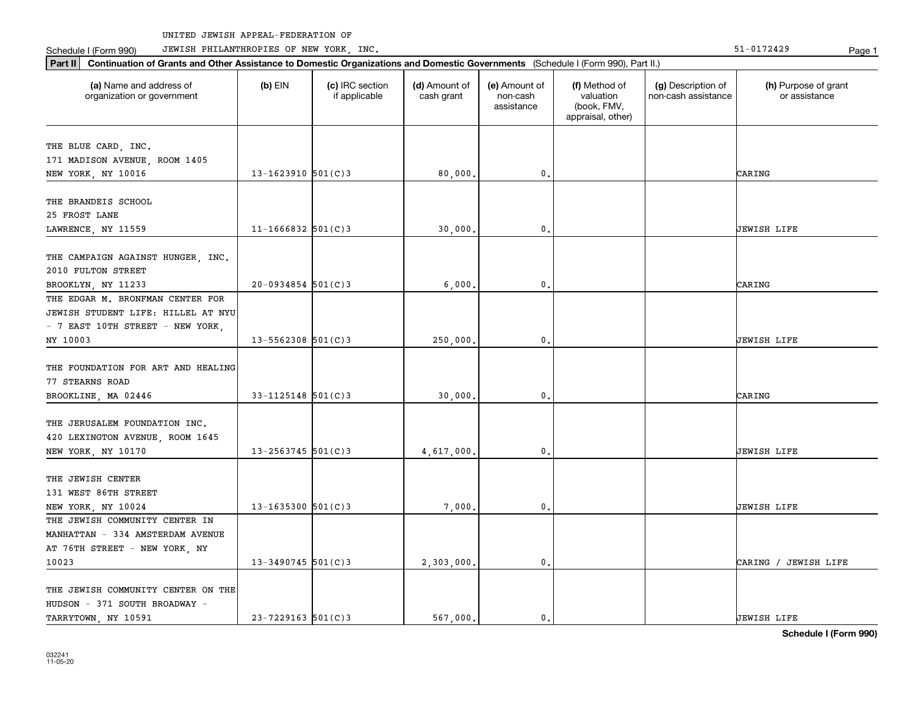UNITED JEWISH APPEAL-FEDERATION OF

Schedule I (Form 990) JEWISH PHILANTHROPIES OF NEW YORK, INC. 51-0172429

**Part II** **Continuation of Grants and Other Assistance to Domestic Organizations and Domestic Governments** (Schedule I (Form 990), Part II.)

| (a) Name and address of organization or government | (b) EIN | (c) IRC section if applicable | (d) Amount of cash grant | (e) Amount of non-cash assistance | (f) Method of valuation (book, FMV, appraisal, other) | (g) Description of non-cash assistance | (h) Purpose of grant or assistance |
|---|---|---|---|---|---|---|---|
| THE BLUE CARD, INC. 171 MADISON AVENUE, ROOM 1405 NEW YORK, NY 10016 | 13-1623910 | 501(C)3 | 80,000. | 0. | | | CARING |
| THE BRANDEIS SCHOOL 25 FROST LANE LAWRENCE, NY 11559 | 11-1666832 | 501(C)3 | 30,000. | 0. | | | JEWISH LIFE |
| THE CAMPAIGN AGAINST HUNGER, INC. 2010 FULTON STREET BROOKLYN, NY 11233 | 20-0934854 | 501(C)3 | 6,000. | 0. | | | CARING |
| THE EDGAR M. BRONFMAN CENTER FOR JEWISH STUDENT LIFE: HILLEL AT NYU - 7 EAST 10TH STREET - NEW YORK, NY 10003 | 13-5562308 | 501(C)3 | 250,000. | 0. | | | JEWISH LIFE |
| THE FOUNDATION FOR ART AND HEALING 77 STEARNS ROAD BROOKLINE, MA 02446 | 33-1125148 | 501(C)3 | 30,000. | 0. | | | CARING |
| THE JERUSALEM FOUNDATION INC. 420 LEXINGTON AVENUE, ROOM 1645 NEW YORK, NY 10170 | 13-2563745 | 501(C)3 | 4,617,000. | 0. | | | JEWISH LIFE |
| THE JEWISH CENTER 131 WEST 86TH STREET NEW YORK, NY 10024 | 13-1635300 | 501(C)3 | 7,000. | 0. | | | JEWISH LIFE |
| THE JEWISH COMMUNITY CENTER IN MANHATTAN - 334 AMSTERDAM AVENUE AT 76TH STREET - NEW YORK, NY 10023 | 13-3490745 | 501(C)3 | 2,303,000. | 0. | | | CARING / JEWISH LIFE |
| THE JEWISH COMMUNITY CENTER ON THE HUDSON - 371 SOUTH BROADWAY - TARRYTOWN, NY 10591 | 23-7229163 | 501(C)3 | 567,000. | 0. | | | JEWISH LIFE |

**Schedule I (Form 990)**

032241 11-05-20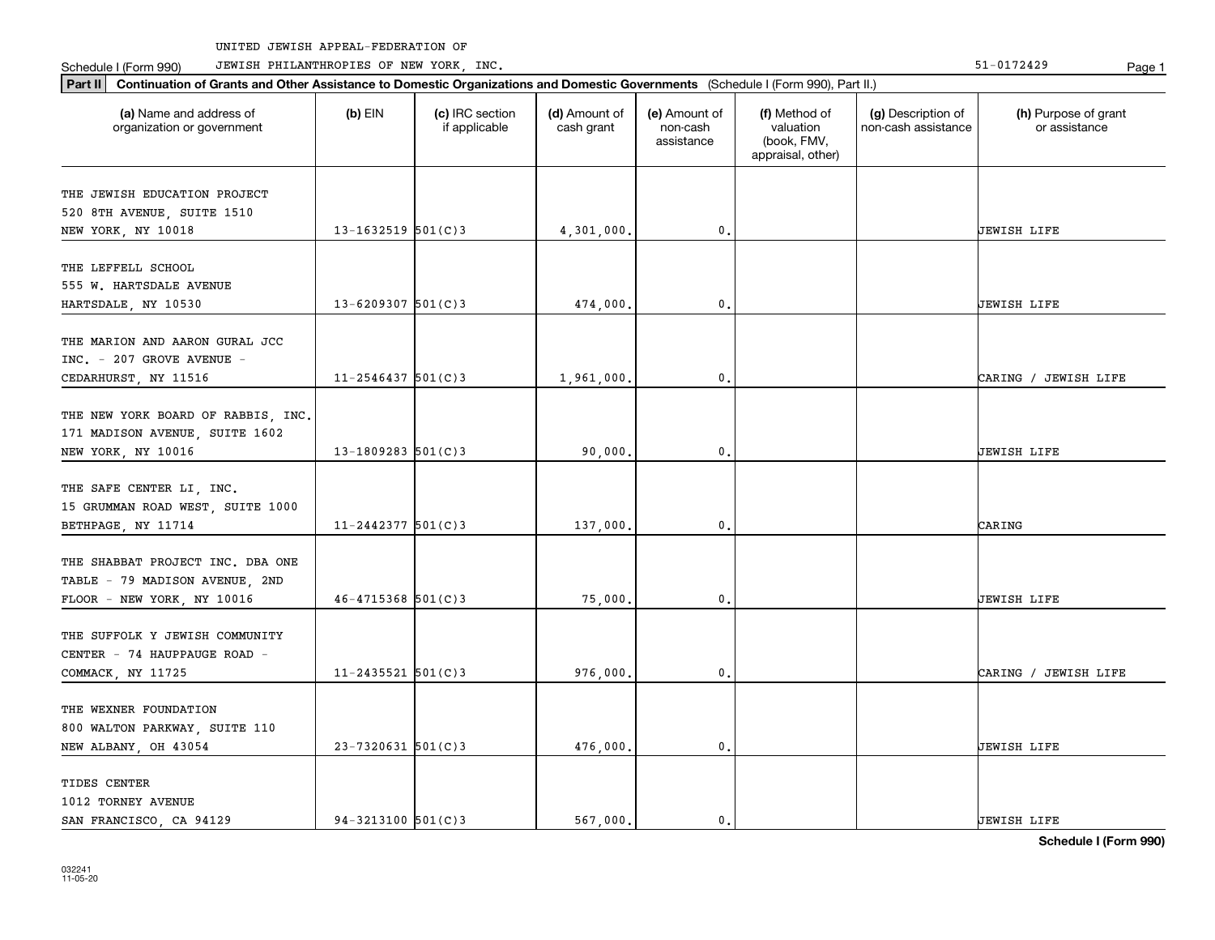UNITED JEWISH APPEAL-FEDERATION OF

Schedule I (Form 990) JEWISH PHILANTHROPIES OF NEW YORK, INC. 51-0172429

**Part II** **Continuation of Grants and Other Assistance to Domestic Organizations and Domestic Governments** (Schedule I (Form 990), Part II.)

| (a) Name and address of organization or government | (b) EIN | (c) IRC section if applicable | (d) Amount of cash grant | (e) Amount of non-cash assistance | (f) Method of valuation (book, FMV, appraisal, other) | (g) Description of non-cash assistance | (h) Purpose of grant or assistance |
|---|---|---|---|---|---|---|---|
| THE JEWISH EDUCATION PROJECT 520 8TH AVENUE, SUITE 1510 NEW YORK, NY 10018 | 13-1632519 | 501(C)3 | 4,301,000. | 0. | | | JEWISH LIFE |
| THE LEFFELL SCHOOL 555 W. HARTSDALE AVENUE HARTSDALE, NY 10530 | 13-6209307 | 501(C)3 | 474,000. | 0. | | | JEWISH LIFE |
| THE MARION AND AARON GURAL JCC INC. - 207 GROVE AVENUE - CEDARHURST, NY 11516 | 11-2546437 | 501(C)3 | 1,961,000. | 0. | | | CARING / JEWISH LIFE |
| THE NEW YORK BOARD OF RABBIS, INC. 171 MADISON AVENUE, SUITE 1602 NEW YORK, NY 10016 | 13-1809283 | 501(C)3 | 90,000. | 0. | | | JEWISH LIFE |
| THE SAFE CENTER LI, INC. 15 GRUMMAN ROAD WEST, SUITE 1000 BETHPAGE, NY 11714 | 11-2442377 | 501(C)3 | 137,000. | 0. | | | CARING |
| THE SHABBAT PROJECT INC. DBA ONE TABLE - 79 MADISON AVENUE, 2ND FLOOR - NEW YORK, NY 10016 | 46-4715368 | 501(C)3 | 75,000. | 0. | | | JEWISH LIFE |
| THE SUFFOLK Y JEWISH COMMUNITY CENTER - 74 HAUPPAUGE ROAD - COMMACK, NY 11725 | 11-2435521 | 501(C)3 | 976,000. | 0. | | | CARING / JEWISH LIFE |
| THE WEXNER FOUNDATION 800 WALTON PARKWAY, SUITE 110 NEW ALBANY, OH 43054 | 23-7320631 | 501(C)3 | 476,000. | 0. | | | JEWISH LIFE |
| TIDES CENTER 1012 TORNEY AVENUE SAN FRANCISCO, CA 94129 | 94-3213100 | 501(C)3 | 567,000. | 0. | | | JEWISH LIFE |

**Schedule I (Form 990)**

032241 11-05-20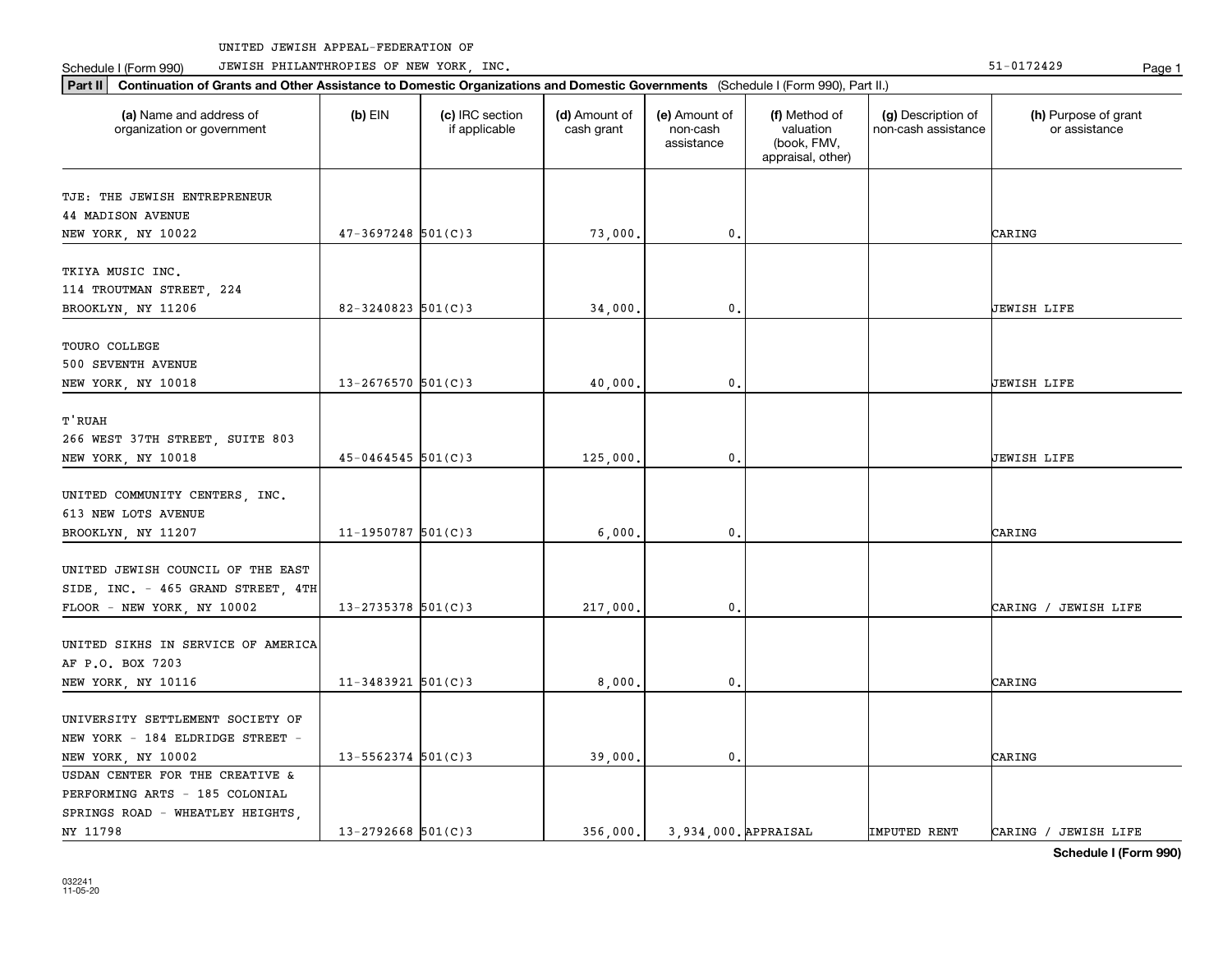UNITED JEWISH APPEAL-FEDERATION OF

Schedule I (Form 990) JEWISH PHILANTHROPIES OF NEW YORK, INC. 51-0172429

**Part II Continuation of Grants and Other Assistance to Domestic Organizations and Domestic Governments** (Schedule I (Form 990), Part II.)

| (a) Name and address of organization or government | (b) EIN | (c) IRC section if applicable | (d) Amount of cash grant | (e) Amount of non-cash assistance | (f) Method of valuation (book, FMV, appraisal, other) | (g) Description of non-cash assistance | (h) Purpose of grant or assistance |
|---|---|---|---|---|---|---|---|
| TJE: THE JEWISH ENTREPRENEUR 44 MADISON AVENUE NEW YORK, NY 10022 | 47-3697248 | 501(C)3 | 73,000. | 0. | | | CARING |
| TKIYA MUSIC INC. 114 TROUTMAN STREET, 224 BROOKLYN, NY 11206 | 82-3240823 | 501(C)3 | 34,000. | 0. | | | JEWISH LIFE |
| TOURO COLLEGE 500 SEVENTH AVENUE NEW YORK, NY 10018 | 13-2676570 | 501(C)3 | 40,000. | 0. | | | JEWISH LIFE |
| T'RUAH 266 WEST 37TH STREET, SUITE 803 NEW YORK, NY 10018 | 45-0464545 | 501(C)3 | 125,000. | 0. | | | JEWISH LIFE |
| UNITED COMMUNITY CENTERS, INC. 613 NEW LOTS AVENUE BROOKLYN, NY 11207 | 11-1950787 | 501(C)3 | 6,000. | 0. | | | CARING |
| UNITED JEWISH COUNCIL OF THE EAST SIDE, INC. - 465 GRAND STREET, 4TH FLOOR - NEW YORK, NY 10002 | 13-2735378 | 501(C)3 | 217,000. | 0. | | | CARING / JEWISH LIFE |
| UNITED SIKHS IN SERVICE OF AMERICA AF P.O. BOX 7203 NEW YORK, NY 10116 | 11-3483921 | 501(C)3 | 8,000. | 0. | | | CARING |
| UNIVERSITY SETTLEMENT SOCIETY OF NEW YORK - 184 ELDRIDGE STREET - NEW YORK, NY 10002 | 13-5562374 | 501(C)3 | 39,000. | 0. | | | CARING |
| USDAN CENTER FOR THE CREATIVE & PERFORMING ARTS - 185 COLONIAL SPRINGS ROAD - WHEATLEY HEIGHTS, NY 11798 | 13-2792668 | 501(C)3 | 356,000. | 3,934,000. | APPRAISAL | IMPUTED RENT | CARING / JEWISH LIFE |

Schedule I (Form 990)

032241 11-05-20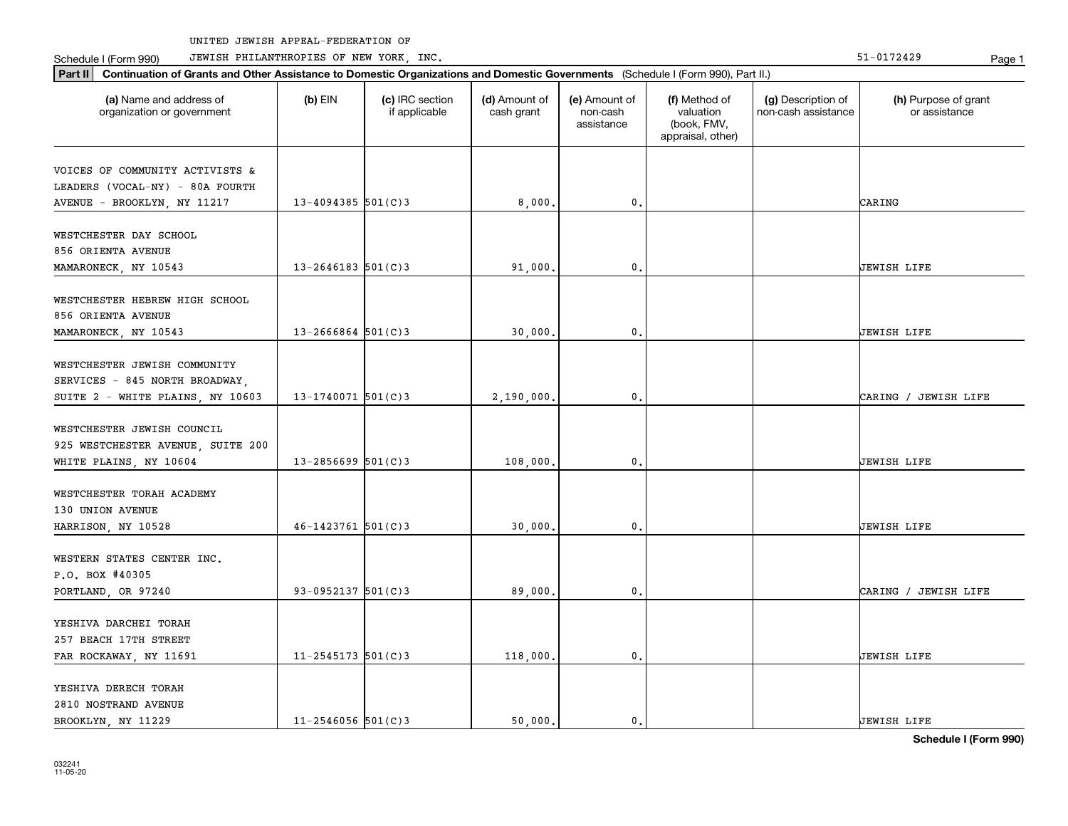UNITED JEWISH APPEAL-FEDERATION OF

Schedule I (Form 990) JEWISH PHILANTHROPIES OF NEW YORK, INC. 51-0172429

**Part II** **Continuation of Grants and Other Assistance to Domestic Organizations and Domestic Governments** (Schedule I (Form 990), Part II.)

| (a) Name and address of organization or government | (b) EIN | (c) IRC section if applicable | (d) Amount of cash grant | (e) Amount of non-cash assistance | (f) Method of valuation (book, FMV, appraisal, other) | (g) Description of non-cash assistance | (h) Purpose of grant or assistance |
|---|---|---|---|---|---|---|---|
| VOICES OF COMMUNITY ACTIVISTS & LEADERS (VOCAL-NY) - 80A FOURTH AVENUE - BROOKLYN, NY 11217 | 13-4094385 | 501(C)3 | 8,000. | 0. | | | CARING |
| WESTCHESTER DAY SCHOOL 856 ORIENTA AVENUE MAMARONECK, NY 10543 | 13-2646183 | 501(C)3 | 91,000. | 0. | | | JEWISH LIFE |
| WESTCHESTER HEBREW HIGH SCHOOL 856 ORIENTA AVENUE MAMARONECK, NY 10543 | 13-2666864 | 501(C)3 | 30,000. | 0. | | | JEWISH LIFE |
| WESTCHESTER JEWISH COMMUNITY SERVICES - 845 NORTH BROADWAY, SUITE 2 - WHITE PLAINS, NY 10603 | 13-1740071 | 501(C)3 | 2,190,000. | 0. | | | CARING / JEWISH LIFE |
| WESTCHESTER JEWISH COUNCIL 925 WESTCHESTER AVENUE, SUITE 200 WHITE PLAINS, NY 10604 | 13-2856699 | 501(C)3 | 108,000. | 0. | | | JEWISH LIFE |
| WESTCHESTER TORAH ACADEMY 130 UNION AVENUE HARRISON, NY 10528 | 46-1423761 | 501(C)3 | 30,000. | 0. | | | JEWISH LIFE |
| WESTERN STATES CENTER INC. P.O. BOX #40305 PORTLAND, OR 97240 | 93-0952137 | 501(C)3 | 89,000. | 0. | | | CARING / JEWISH LIFE |
| YESHIVA DARCHEI TORAH 257 BEACH 17TH STREET FAR ROCKAWAY, NY 11691 | 11-2545173 | 501(C)3 | 118,000. | 0. | | | JEWISH LIFE |
| YESHIVA DERECH TORAH 2810 NOSTRAND AVENUE BROOKLYN, NY 11229 | 11-2546056 | 501(C)3 | 50,000. | 0. | | | JEWISH LIFE |

**Schedule I (Form 990)**

032241
11-05-20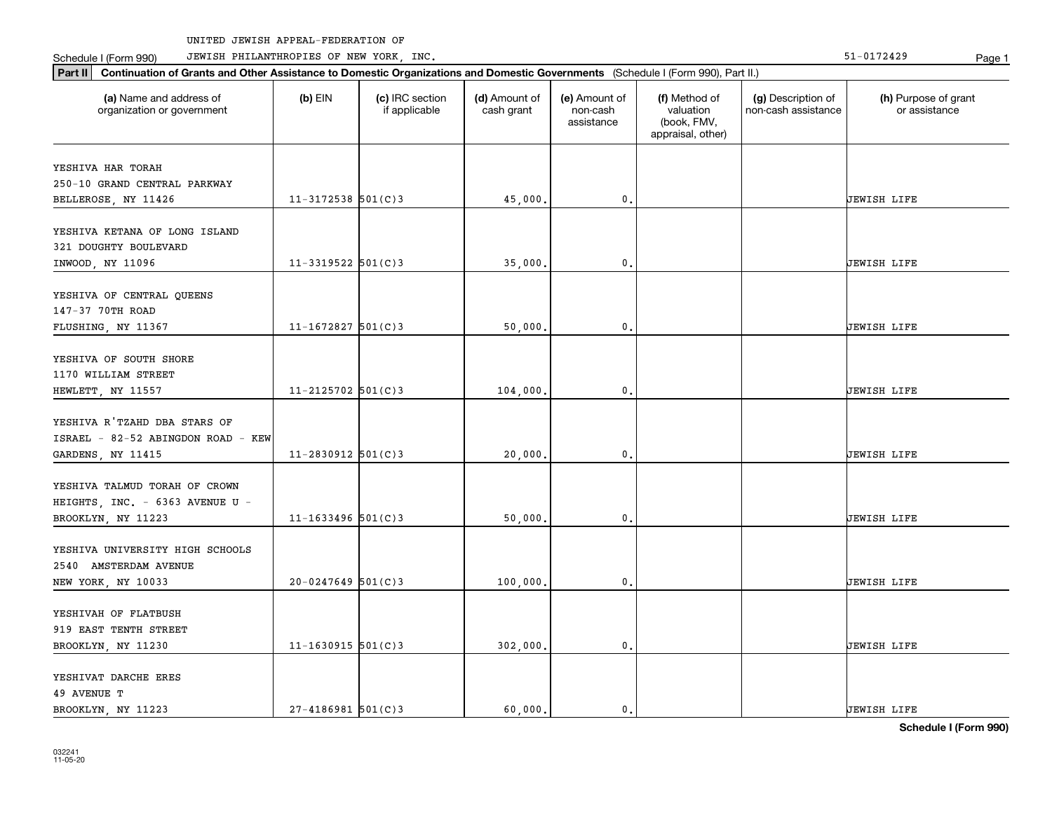UNITED JEWISH APPEAL-FEDERATION OF JEWISH PHILANTHROPIES OF NEW YORK, INC.

Schedule I (Form 990) 51-0172429

**Part II** **Continuation of Grants and Other Assistance to Domestic Organizations and Domestic Governments** (Schedule I (Form 990), Part II.)

| (a) Name and address of organization or government | (b) EIN | (c) IRC section if applicable | (d) Amount of cash grant | (e) Amount of non-cash assistance | (f) Method of valuation (book, FMV, appraisal, other) | (g) Description of non-cash assistance | (h) Purpose of grant or assistance |
|---|---|---|---|---|---|---|---|
| YESHIVA HAR TORAH 250-10 GRAND CENTRAL PARKWAY BELLEROSE, NY 11426 | 11-3172538 | 501(C)3 | 45,000. | 0. | | | JEWISH LIFE |
| YESHIVA KETANA OF LONG ISLAND 321 DOUGHTY BOULEVARD INWOOD, NY 11096 | 11-3319522 | 501(C)3 | 35,000. | 0. | | | JEWISH LIFE |
| YESHIVA OF CENTRAL QUEENS 147-37 70TH ROAD FLUSHING, NY 11367 | 11-1672827 | 501(C)3 | 50,000. | 0. | | | JEWISH LIFE |
| YESHIVA OF SOUTH SHORE 1170 WILLIAM STREET HEWLETT, NY 11557 | 11-2125702 | 501(C)3 | 104,000. | 0. | | | JEWISH LIFE |
| YESHIVA R'TZAHD DBA STARS OF ISRAEL - 82-52 ABINGDON ROAD - KEW GARDENS, NY 11415 | 11-2830912 | 501(C)3 | 20,000. | 0. | | | JEWISH LIFE |
| YESHIVA TALMUD TORAH OF CROWN HEIGHTS, INC. - 6363 AVENUE U - BROOKLYN, NY 11223 | 11-1633496 | 501(C)3 | 50,000. | 0. | | | JEWISH LIFE |
| YESHIVA UNIVERSITY HIGH SCHOOLS 2540 AMSTERDAM AVENUE NEW YORK, NY 10033 | 20-0247649 | 501(C)3 | 100,000. | 0. | | | JEWISH LIFE |
| YESHIVAH OF FLATBUSH 919 EAST TENTH STREET BROOKLYN, NY 11230 | 11-1630915 | 501(C)3 | 302,000. | 0. | | | JEWISH LIFE |
| YESHIVAT DARCHE ERES 49 AVENUE T BROOKLYN, NY 11223 | 27-4186981 | 501(C)3 | 60,000. | 0. | | | JEWISH LIFE |

**Schedule I (Form 990)**

032241 11-05-20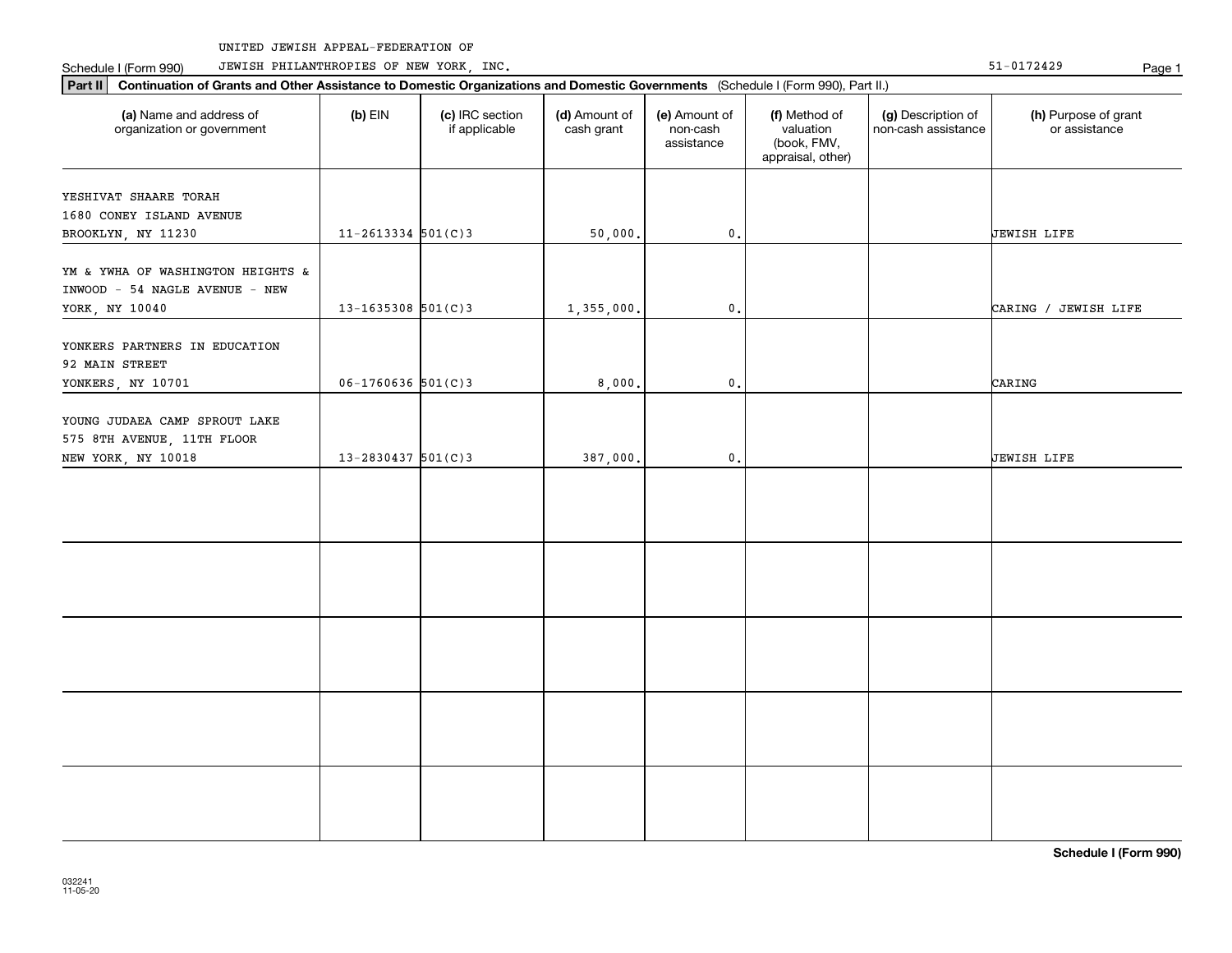UNITED JEWISH APPEAL-FEDERATION OF

Schedule I (Form 990) JEWISH PHILANTHROPIES OF NEW YORK, INC. 51-0172429

**Part II** **Continuation of Grants and Other Assistance to Domestic Organizations and Domestic Governments** (Schedule I (Form 990), Part II.)

| (a) Name and address of organization or government | (b) EIN | (c) IRC section if applicable | (d) Amount of cash grant | (e) Amount of non-cash assistance | (f) Method of valuation (book, FMV, appraisal, other) | (g) Description of non-cash assistance | (h) Purpose of grant or assistance |
|---|---|---|---|---|---|---|---|
| YESHIVAT SHAARE TORAH 1680 CONEY ISLAND AVENUE BROOKLYN, NY 11230 | 11-2613334 | 501(C)3 | 50,000. | 0. | | | JEWISH LIFE |
| YM & YWHA OF WASHINGTON HEIGHTS & INWOOD - 54 NAGLE AVENUE - NEW YORK, NY 10040 | 13-1635308 | 501(C)3 | 1,355,000. | 0. | | | CARING / JEWISH LIFE |
| YONKERS PARTNERS IN EDUCATION 92 MAIN STREET YONKERS, NY 10701 | 06-1760636 | 501(C)3 | 8,000. | 0. | | | CARING |
| YOUNG JUDAEA CAMP SPROUT LAKE 575 8TH AVENUE, 11TH FLOOR NEW YORK, NY 10018 | 13-2830437 | 501(C)3 | 387,000. | 0. | | | JEWISH LIFE |
| | | | | | | | |
| | | | | | | | |
| | | | | | | | |
| | | | | | | | |
| | | | | | | | |

**Schedule I (Form 990)**

032241
11-05-20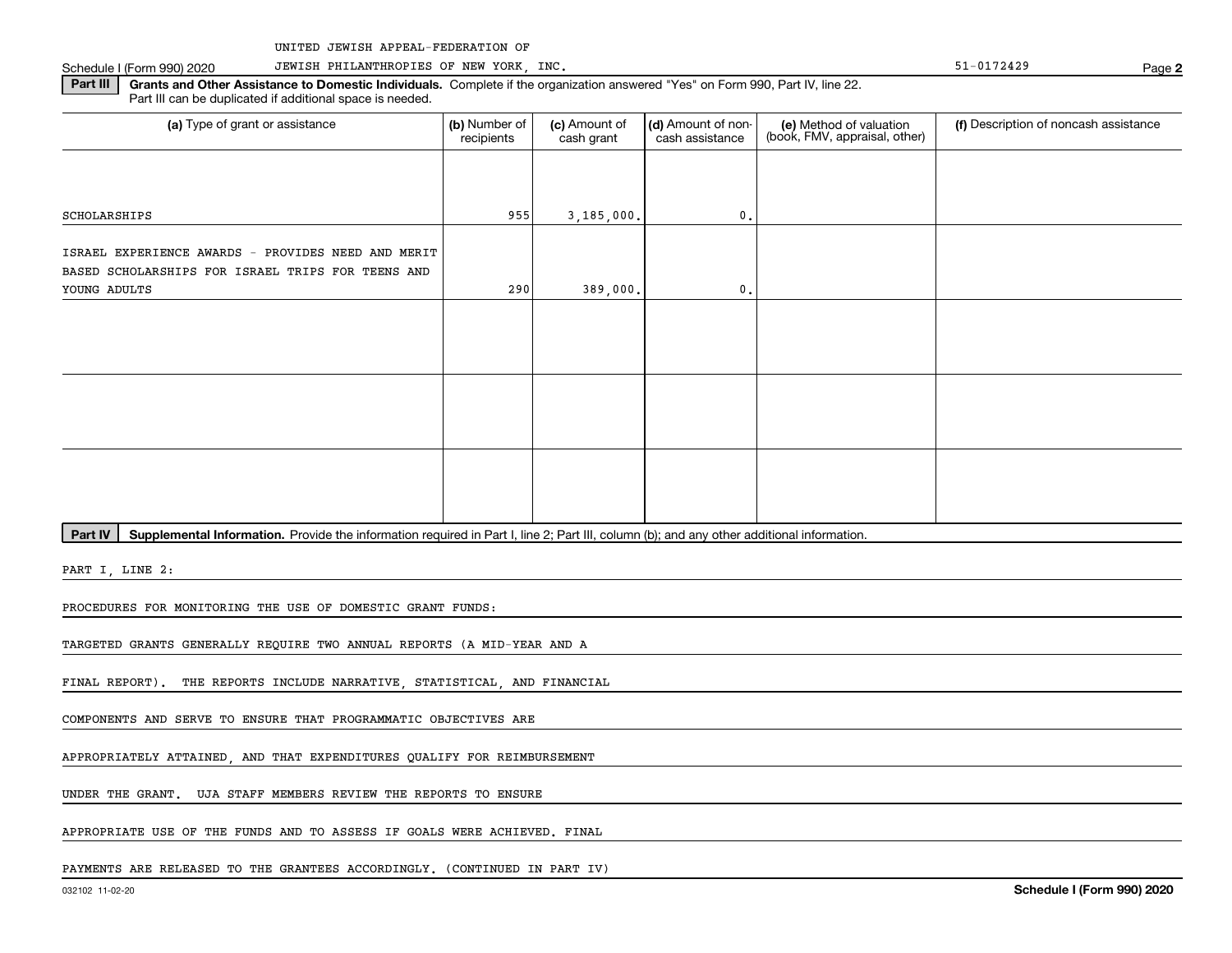UNITED JEWISH APPEAL-FEDERATION OF
JEWISH PHILANTHROPIES OF NEW YORK, INC. 51-0172429

**Part III** **Grants and Other Assistance to Domestic Individuals.** Complete if the organization answered "Yes" on Form 990, Part IV, line 22. Part III can be duplicated if additional space is needed.

| (a) Type of grant or assistance | (b) Number of recipients | (c) Amount of cash grant | (d) Amount of non-cash assistance | (e) Method of valuation (book, FMV, appraisal, other) | (f) Description of noncash assistance |
|---|---|---|---|---|---|
| SCHOLARSHIPS | 955 | 3,185,000. | 0. | | |
| ISRAEL EXPERIENCE AWARDS - PROVIDES NEED AND MERIT BASED SCHOLARSHIPS FOR ISRAEL TRIPS FOR TEENS AND YOUNG ADULTS | 290 | 389,000. | 0. | | |
| | | | | | |
| | | | | | |
| | | | | | |

**Part IV** **Supplemental Information.** Provide the information required in Part I, line 2; Part III, column (b); and any other additional information.

PART I, LINE 2:

PROCEDURES FOR MONITORING THE USE OF DOMESTIC GRANT FUNDS:

TARGETED GRANTS GENERALLY REQUIRE TWO ANNUAL REPORTS (A MID-YEAR AND A FINAL REPORT). THE REPORTS INCLUDE NARRATIVE, STATISTICAL, AND FINANCIAL COMPONENTS AND SERVE TO ENSURE THAT PROGRAMMATIC OBJECTIVES ARE APPROPRIATELY ATTAINED, AND THAT EXPENDITURES QUALIFY FOR REIMBURSEMENT UNDER THE GRANT. UJA STAFF MEMBERS REVIEW THE REPORTS TO ENSURE APPROPRIATE USE OF THE FUNDS AND TO ASSESS IF GOALS WERE ACHIEVED. FINAL PAYMENTS ARE RELEASED TO THE GRANTEES ACCORDINGLY. (CONTINUED IN PART IV)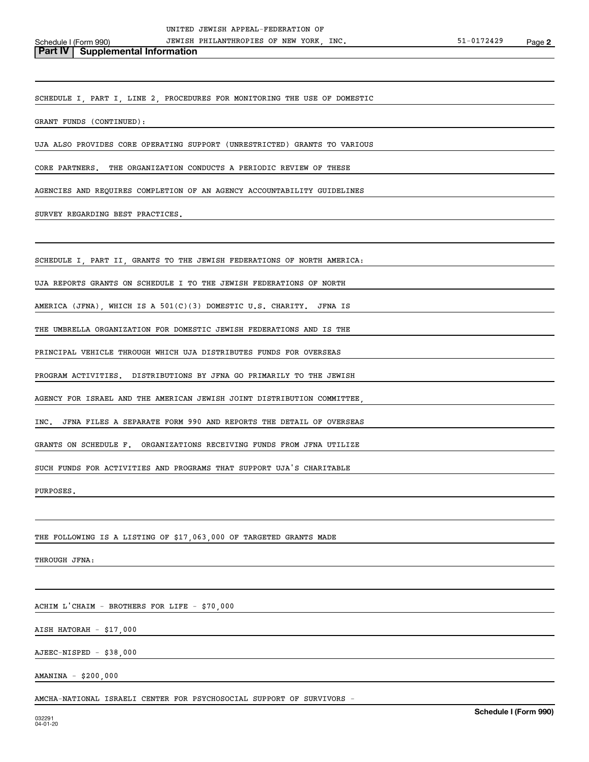## Part IV Supplemental Information

SCHEDULE I, PART I, LINE 2, PROCEDURES FOR MONITORING THE USE OF DOMESTIC GRANT FUNDS (CONTINUED):

UJA ALSO PROVIDES CORE OPERATING SUPPORT (UNRESTRICTED) GRANTS TO VARIOUS CORE PARTNERS. THE ORGANIZATION CONDUCTS A PERIODIC REVIEW OF THESE AGENCIES AND REQUIRES COMPLETION OF AN AGENCY ACCOUNTABILITY GUIDELINES SURVEY REGARDING BEST PRACTICES.

SCHEDULE I, PART II, GRANTS TO THE JEWISH FEDERATIONS OF NORTH AMERICA:

UJA REPORTS GRANTS ON SCHEDULE I TO THE JEWISH FEDERATIONS OF NORTH AMERICA (JFNA), WHICH IS A 501(C)(3) DOMESTIC U.S. CHARITY. JFNA IS THE UMBRELLA ORGANIZATION FOR DOMESTIC JEWISH FEDERATIONS AND IS THE PRINCIPAL VEHICLE THROUGH WHICH UJA DISTRIBUTES FUNDS FOR OVERSEAS PROGRAM ACTIVITIES. DISTRIBUTIONS BY JFNA GO PRIMARILY TO THE JEWISH AGENCY FOR ISRAEL AND THE AMERICAN JEWISH JOINT DISTRIBUTION COMMITTEE, INC. JFNA FILES A SEPARATE FORM 990 AND REPORTS THE DETAIL OF OVERSEAS GRANTS ON SCHEDULE F. ORGANIZATIONS RECEIVING FUNDS FROM JFNA UTILIZE SUCH FUNDS FOR ACTIVITIES AND PROGRAMS THAT SUPPORT UJA'S CHARITABLE PURPOSES.

THE FOLLOWING IS A LISTING OF $17,063,000 OF TARGETED GRANTS MADE THROUGH JFNA:

ACHIM L'CHAIM - BROTHERS FOR LIFE - $70,000

AISH HATORAH - $17,000

AJEEC-NISPED - $38,000

AMANINA - $200,000

AMCHA-NATIONAL ISRAELI CENTER FOR PSYCHOSOCIAL SUPPORT OF SURVIVORS -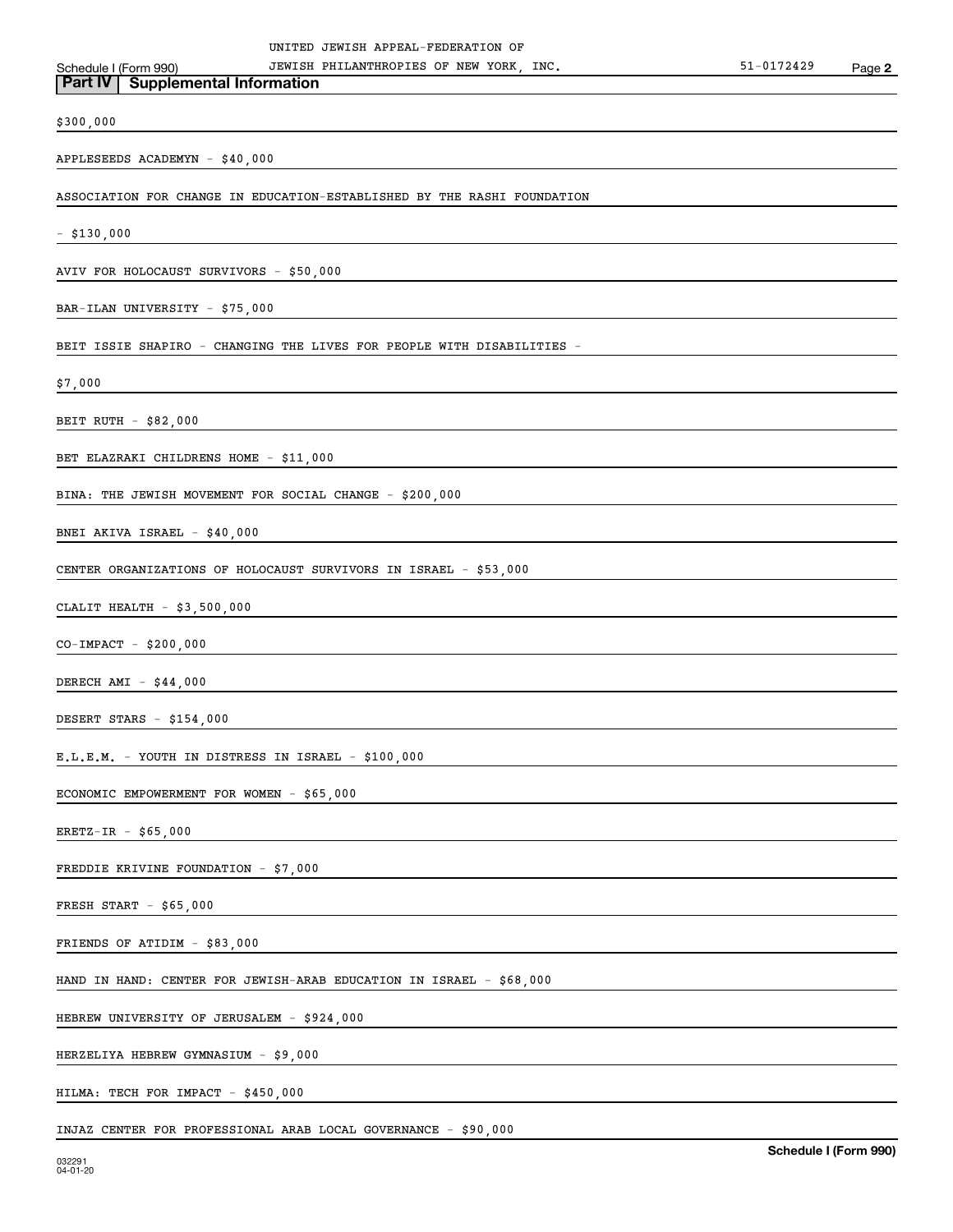## Part IV | Supplemental Information

$300,000

APPLESEEDS ACADEMYN - $40,000

ASSOCIATION FOR CHANGE IN EDUCATION-ESTABLISHED BY THE RASHI FOUNDATION

- $130,000

AVIV FOR HOLOCAUST SURVIVORS - $50,000

BAR-ILAN UNIVERSITY - $75,000

BEIT ISSIE SHAPIRO - CHANGING THE LIVES FOR PEOPLE WITH DISABILITIES -

$7,000

BEIT RUTH - $82,000

BET ELAZRAKI CHILDRENS HOME - $11,000

BINA: THE JEWISH MOVEMENT FOR SOCIAL CHANGE - $200,000

BNEI AKIVA ISRAEL - $40,000

CENTER ORGANIZATIONS OF HOLOCAUST SURVIVORS IN ISRAEL - $53,000

CLALIT HEALTH - $3,500,000

CO-IMPACT - $200,000

DERECH AMI - $44,000

DESERT STARS - $154,000

E.L.E.M. - YOUTH IN DISTRESS IN ISRAEL - $100,000

ECONOMIC EMPOWERMENT FOR WOMEN - $65,000

ERETZ-IR - $65,000

FREDDIE KRIVINE FOUNDATION - $7,000

FRESH START - $65,000

FRIENDS OF ATIDIM - $83,000

HAND IN HAND: CENTER FOR JEWISH-ARAB EDUCATION IN ISRAEL - $68,000

HEBREW UNIVERSITY OF JERUSALEM - $924,000

HERZELIYA HEBREW GYMNASIUM - $9,000

HILMA: TECH FOR IMPACT - $450,000

INJAZ CENTER FOR PROFESSIONAL ARAB LOCAL GOVERNANCE - $90,000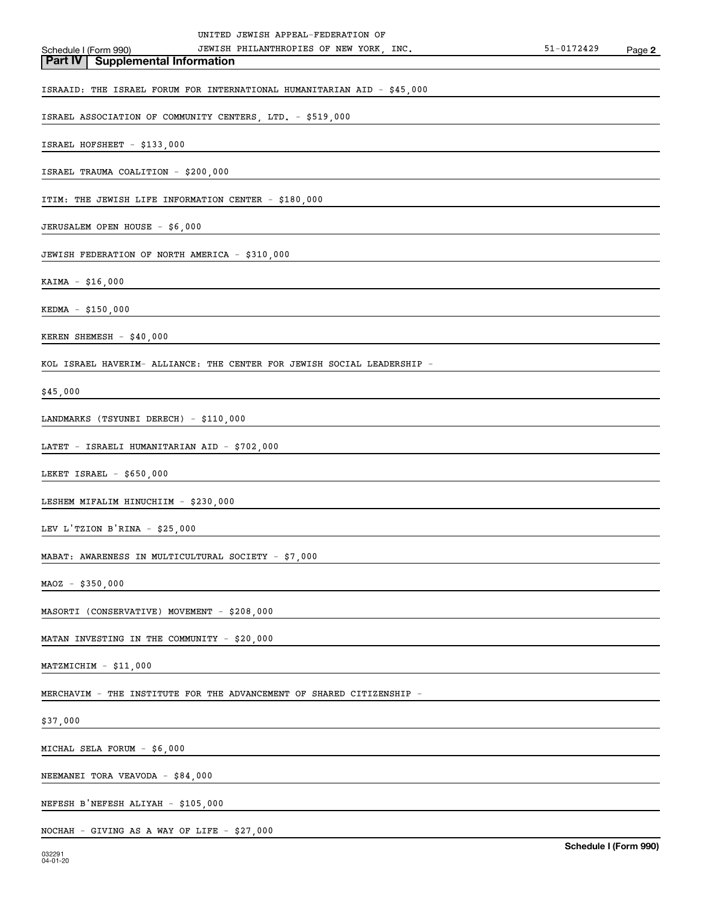UNITED JEWISH APPEAL-FEDERATION OF JEWISH PHILANTHROPIES OF NEW YORK, INC. 51-0172429

Schedule I (Form 990)

## Part IV Supplemental Information

ISRAAID: THE ISRAEL FORUM FOR INTERNATIONAL HUMANITARIAN AID - $45,000

ISRAEL ASSOCIATION OF COMMUNITY CENTERS, LTD. - $519,000

ISRAEL HOFSHEET - $133,000

ISRAEL TRAUMA COALITION - $200,000

ITIM: THE JEWISH LIFE INFORMATION CENTER - $180,000

JERUSALEM OPEN HOUSE - $6,000

JEWISH FEDERATION OF NORTH AMERICA - $310,000

KAIMA - $16,000

KEDMA - $150,000

KEREN SHEMESH - $40,000

KOL ISRAEL HAVERIM- ALLIANCE: THE CENTER FOR JEWISH SOCIAL LEADERSHIP - $45,000

LANDMARKS (TSYUNEI DERECH) - $110,000

LATET - ISRAELI HUMANITARIAN AID - $702,000

LEKET ISRAEL - $650,000

LESHEM MIFALIM HINUCHIIM - $230,000

LEV L'TZION B'RINA - $25,000

MABAT: AWARENESS IN MULTICULTURAL SOCIETY - $7,000

MAOZ - $350,000

MASORTI (CONSERVATIVE) MOVEMENT - $208,000

MATAN INVESTING IN THE COMMUNITY - $20,000

MATZMICHIM - $11,000

MERCHAVIM - THE INSTITUTE FOR THE ADVANCEMENT OF SHARED CITIZENSHIP - $37,000

MICHAL SELA FORUM - $6,000

NEEMANEI TORA VEAVODA - $84,000

NEFESH B'NEFESH ALIYAH - $105,000

NOCHAH - GIVING AS A WAY OF LIFE - $27,000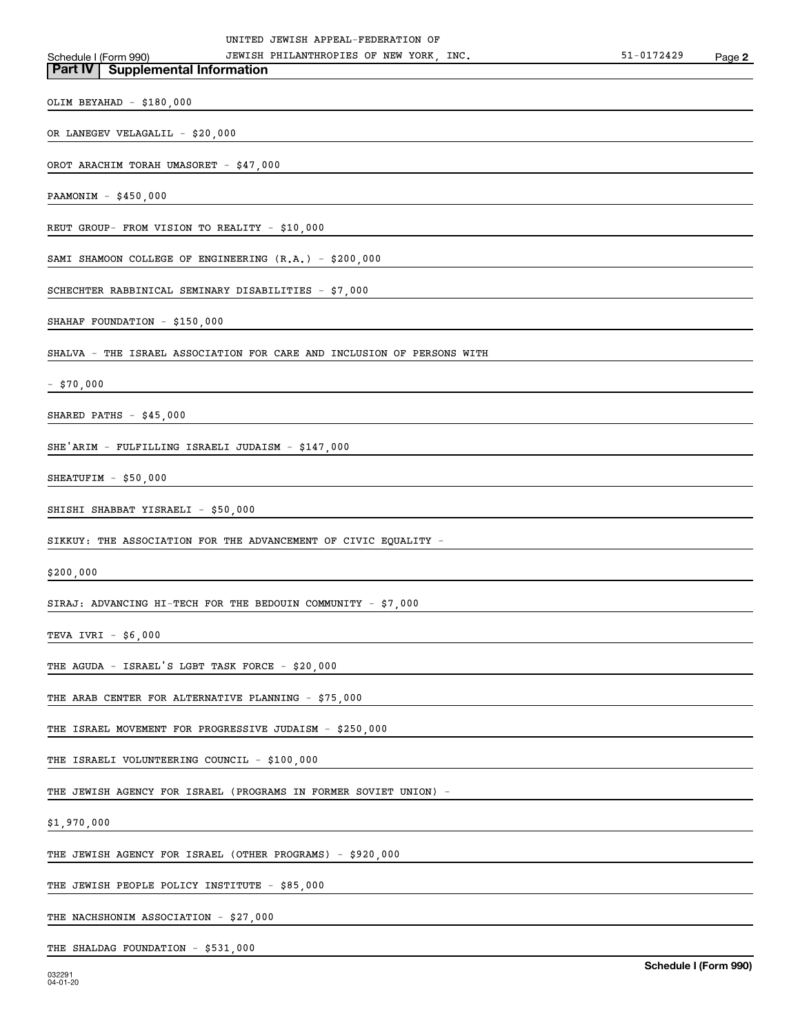UNITED JEWISH APPEAL-FEDERATION OF
JEWISH PHILANTHROPIES OF NEW YORK, INC. 51-0172429

Schedule I (Form 990)

## Part IV Supplemental Information

OLIM BEYAHAD - $180,000

OR LANEGEV VELAGALIL - $20,000

OROT ARACHIM TORAH UMASORET - $47,000

PAAMONIM - $450,000

REUT GROUP- FROM VISION TO REALITY - $10,000

SAMI SHAMOON COLLEGE OF ENGINEERING (R.A.) - $200,000

SCHECHTER RABBINICAL SEMINARY DISABILITIES - $7,000

SHAHAF FOUNDATION - $150,000

SHALVA - THE ISRAEL ASSOCIATION FOR CARE AND INCLUSION OF PERSONS WITH

- $70,000

SHARED PATHS - $45,000

SHE'ARIM - FULFILLING ISRAELI JUDAISM - $147,000

SHEATUFIM - $50,000

SHISHI SHABBAT YISRAELI - $50,000

SIKKUY: THE ASSOCIATION FOR THE ADVANCEMENT OF CIVIC EQUALITY -

$200,000

SIRAJ: ADVANCING HI-TECH FOR THE BEDOUIN COMMUNITY - $7,000

TEVA IVRI - $6,000

THE AGUDA - ISRAEL'S LGBT TASK FORCE - $20,000

THE ARAB CENTER FOR ALTERNATIVE PLANNING - $75,000

THE ISRAEL MOVEMENT FOR PROGRESSIVE JUDAISM - $250,000

THE ISRAELI VOLUNTEERING COUNCIL - $100,000

THE JEWISH AGENCY FOR ISRAEL (PROGRAMS IN FORMER SOVIET UNION) -

$1,970,000

THE JEWISH AGENCY FOR ISRAEL (OTHER PROGRAMS) - $920,000

THE JEWISH PEOPLE POLICY INSTITUTE - $85,000

THE NACHSHONIM ASSOCIATION - $27,000

THE SHALDAG FOUNDATION - $531,000

Schedule I (Form 990)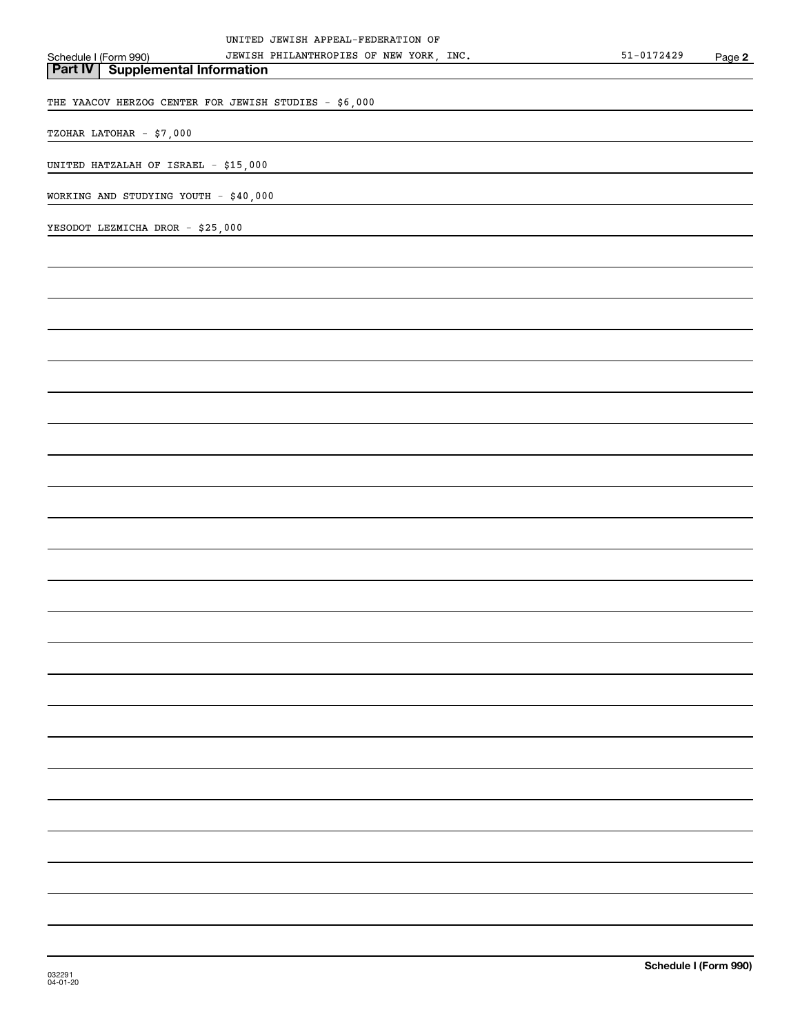## Part IV Supplemental Information

THE YAACOV HERZOG CENTER FOR JEWISH STUDIES - $6,000

TZOHAR LATOHAR - $7,000

UNITED HATZALAH OF ISRAEL - $15,000

WORKING AND STUDYING YOUTH - $40,000

YESODOT LEZMICHA DROR - $25,000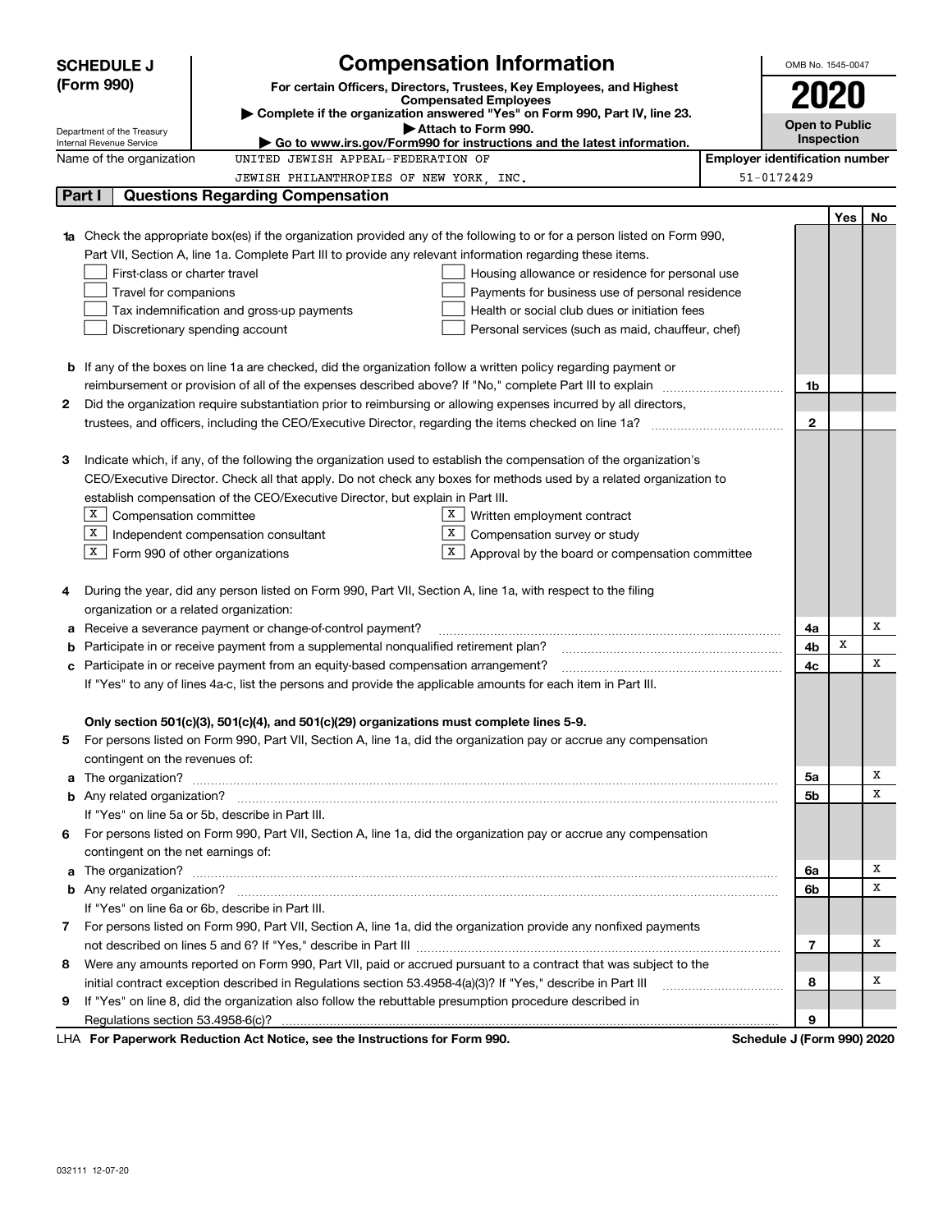# SCHEDULE J (Form 990)

Department of the Treasury
Internal Revenue Service

## Compensation Information

**For certain Officers, Directors, Trustees, Key Employees, and Highest Compensated Employees**

▶ **Complete if the organization answered "Yes" on Form 990, Part IV, line 23.**

▶ **Attach to Form 990.**

▶ **Go to www.irs.gov/Form990 for instructions and the latest information.**

OMB No. 1545-0047

**2020**

**Open to Public Inspection**

Name of the organization: UNITED JEWISH APPEAL-FEDERATION OF JEWISH PHILANTHROPIES OF NEW YORK, INC.

Employer identification number: 51-0172429

## Part I Questions Regarding Compensation

| | | | Yes | No |
|---|---|---|---|---|
| **1a** | Check the appropriate box(es) if the organization provided any of the following to or for a person listed on Form 990, Part VII, Section A, line 1a. Complete Part III to provide any relevant information regarding these items.<br>☐ First-class or charter travel ☐ Housing allowance or residence for personal use<br>☐ Travel for companions ☐ Payments for business use of personal residence<br>☐ Tax indemnification and gross-up payments ☐ Health or social club dues or initiation fees<br>☐ Discretionary spending account ☐ Personal services (such as maid, chauffeur, chef) | | | |
| **b** | If any of the boxes on line 1a are checked, did the organization follow a written policy regarding payment or reimbursement or provision of all of the expenses described above? If "No," complete Part III to explain | 1b | | |
| **2** | Did the organization require substantiation prior to reimbursing or allowing expenses incurred by all directors, trustees, and officers, including the CEO/Executive Director, regarding the items checked on line 1a? | 2 | | |
| **3** | Indicate which, if any, of the following the organization used to establish the compensation of the organization's CEO/Executive Director. Check all that apply. Do not check any boxes for methods used by a related organization to establish compensation of the CEO/Executive Director, but explain in Part III.<br>☒ Compensation committee ☒ Written employment contract<br>☒ Independent compensation consultant ☒ Compensation survey or study<br>☒ Form 990 of other organizations ☒ Approval by the board or compensation committee | | | |
| **4** | During the year, did any person listed on Form 990, Part VII, Section A, line 1a, with respect to the filing organization or a related organization: | | | |
| **a** | Receive a severance payment or change-of-control payment? | 4a | | X |
| **b** | Participate in or receive payment from a supplemental nonqualified retirement plan? | 4b | X | |
| **c** | Participate in or receive payment from an equity-based compensation arrangement? | 4c | | X |
| | If "Yes" to any of lines 4a-c, list the persons and provide the applicable amounts for each item in Part III. | | | |
| | **Only section 501(c)(3), 501(c)(4), and 501(c)(29) organizations must complete lines 5-9.** | | | |
| **5** | For persons listed on Form 990, Part VII, Section A, line 1a, did the organization pay or accrue any compensation contingent on the revenues of: | | | |
| **a** | The organization? | 5a | | X |
| **b** | Any related organization? | 5b | | X |
| | If "Yes" on line 5a or 5b, describe in Part III. | | | |
| **6** | For persons listed on Form 990, Part VII, Section A, line 1a, did the organization pay or accrue any compensation contingent on the net earnings of: | | | |
| **a** | The organization? | 6a | | X |
| **b** | Any related organization? | 6b | | X |
| | If "Yes" on line 6a or 6b, describe in Part III. | | | |
| **7** | For persons listed on Form 990, Part VII, Section A, line 1a, did the organization provide any nonfixed payments not described on lines 5 and 6? If "Yes," describe in Part III | 7 | | X |
| **8** | Were any amounts reported on Form 990, Part VII, paid or accrued pursuant to a contract that was subject to the initial contract exception described in Regulations section 53.4958-4(a)(3)? If "Yes," describe in Part III | 8 | | X |
| **9** | If "Yes" on line 8, did the organization also follow the rebuttable presumption procedure described in Regulations section 53.4958-6(c)? | 9 | | |

LHA **For Paperwork Reduction Act Notice, see the Instructions for Form 990.** **Schedule J (Form 990) 2020**

032111 12-07-20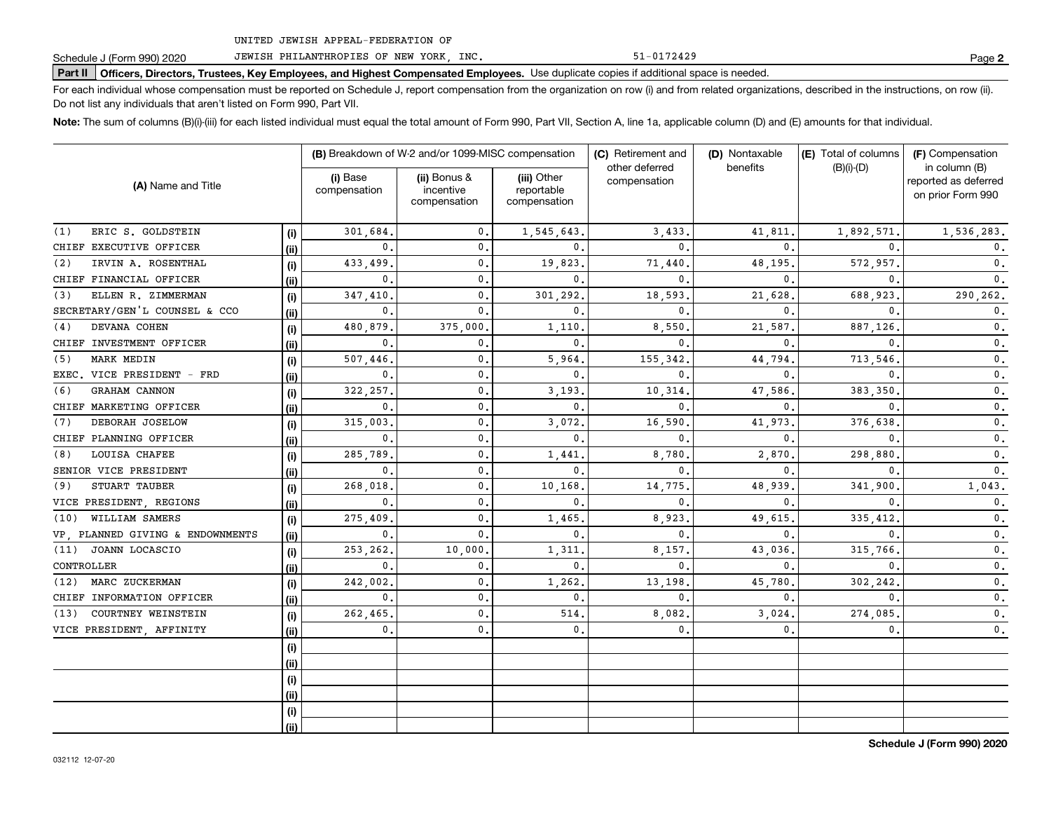UNITED JEWISH APPEAL-FEDERATION OF
JEWISH PHILANTHROPIES OF NEW YORK, INC. 51-0172429

Schedule J (Form 990) 2020

**Part II** **Officers, Directors, Trustees, Key Employees, and Highest Compensated Employees.** Use duplicate copies if additional space is needed.

For each individual whose compensation must be reported on Schedule J, report compensation from the organization on row (i) and from related organizations, described in the instructions, on row (ii). Do not list any individuals that aren't listed on Form 990, Part VII.

**Note:** The sum of columns (B)(i)-(iii) for each listed individual must equal the total amount of Form 990, Part VII, Section A, line 1a, applicable column (D) and (E) amounts for that individual.

| (A) Name and Title | | (B) Breakdown of W-2 and/or 1099-MISC compensation | | | (C) Retirement and other deferred compensation | (D) Nontaxable benefits | (E) Total of columns (B)(i)-(D) | (F) Compensation in column (B) reported as deferred on prior Form 990 |
|---|---|---|---|---|---|---|---|---|
| | | (i) Base compensation | (ii) Bonus & incentive compensation | (iii) Other reportable compensation | | | | |
| (1) ERIC S. GOLDSTEIN | (i) | 301,684. | 0. | 1,545,643. | 3,433. | 41,811. | 1,892,571. | 1,536,283. |
| CHIEF EXECUTIVE OFFICER | (ii) | 0. | 0. | 0. | 0. | 0. | 0. | 0. |
| (2) IRVIN A. ROSENTHAL | (i) | 433,499. | 0. | 19,823. | 71,440. | 48,195. | 572,957. | 0. |
| CHIEF FINANCIAL OFFICER | (ii) | 0. | 0. | 0. | 0. | 0. | 0. | 0. |
| (3) ELLEN R. ZIMMERMAN | (i) | 347,410. | 0. | 301,292. | 18,593. | 21,628. | 688,923. | 290,262. |
| SECRETARY/GEN'L COUNSEL & CCO | (ii) | 0. | 0. | 0. | 0. | 0. | 0. | 0. |
| (4) DEVANA COHEN | (i) | 480,879. | 375,000. | 1,110. | 8,550. | 21,587. | 887,126. | 0. |
| CHIEF INVESTMENT OFFICER | (ii) | 0. | 0. | 0. | 0. | 0. | 0. | 0. |
| (5) MARK MEDIN | (i) | 507,446. | 0. | 5,964. | 155,342. | 44,794. | 713,546. | 0. |
| EXEC. VICE PRESIDENT - FRD | (ii) | 0. | 0. | 0. | 0. | 0. | 0. | 0. |
| (6) GRAHAM CANNON | (i) | 322,257. | 0. | 3,193. | 10,314. | 47,586. | 383,350. | 0. |
| CHIEF MARKETING OFFICER | (ii) | 0. | 0. | 0. | 0. | 0. | 0. | 0. |
| (7) DEBORAH JOSELOW | (i) | 315,003. | 0. | 3,072. | 16,590. | 41,973. | 376,638. | 0. |
| CHIEF PLANNING OFFICER | (ii) | 0. | 0. | 0. | 0. | 0. | 0. | 0. |
| (8) LOUISA CHAFEE | (i) | 285,789. | 0. | 1,441. | 8,780. | 2,870. | 298,880. | 0. |
| SENIOR VICE PRESIDENT | (ii) | 0. | 0. | 0. | 0. | 0. | 0. | 0. |
| (9) STUART TAUBER | (i) | 268,018. | 0. | 10,168. | 14,775. | 48,939. | 341,900. | 1,043. |
| VICE PRESIDENT, REGIONS | (ii) | 0. | 0. | 0. | 0. | 0. | 0. | 0. |
| (10) WILLIAM SAMERS | (i) | 275,409. | 0. | 1,465. | 8,923. | 49,615. | 335,412. | 0. |
| VP, PLANNED GIVING & ENDOWMENTS | (ii) | 0. | 0. | 0. | 0. | 0. | 0. | 0. |
| (11) JOANN LOCASCIO | (i) | 253,262. | 10,000. | 1,311. | 8,157. | 43,036. | 315,766. | 0. |
| CONTROLLER | (ii) | 0. | 0. | 0. | 0. | 0. | 0. | 0. |
| (12) MARC ZUCKERMAN | (i) | 242,002. | 0. | 1,262. | 13,198. | 45,780. | 302,242. | 0. |
| CHIEF INFORMATION OFFICER | (ii) | 0. | 0. | 0. | 0. | 0. | 0. | 0. |
| (13) COURTNEY WEINSTEIN | (i) | 262,465. | 0. | 514. | 8,082. | 3,024. | 274,085. | 0. |
| VICE PRESIDENT, AFFINITY | (ii) | 0. | 0. | 0. | 0. | 0. | 0. | 0. |
| | (i) | | | | | | | |
| | (ii) | | | | | | | |
| | (i) | | | | | | | |
| | (ii) | | | | | | | |
| | (i) | | | | | | | |
| | (ii) | | | | | | | |

**Schedule J (Form 990) 2020**

032112 12-07-20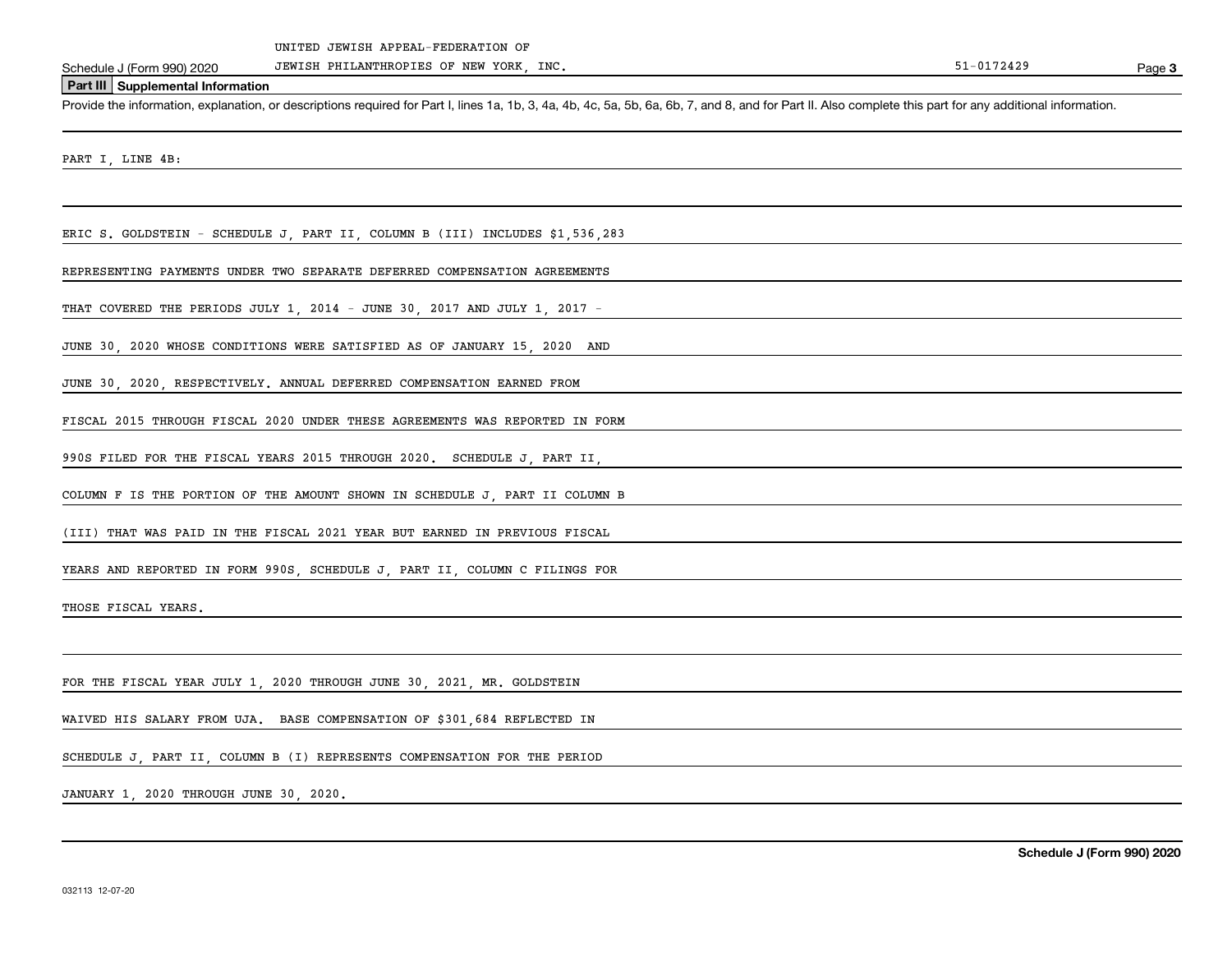UNITED JEWISH APPEAL-FEDERATION OF
JEWISH PHILANTHROPIES OF NEW YORK, INC. 51-0172429

## Part III Supplemental Information

Provide the information, explanation, or descriptions required for Part I, lines 1a, 1b, 3, 4a, 4b, 4c, 5a, 5b, 6a, 6b, 7, and 8, and for Part II. Also complete this part for any additional information.

PART I, LINE 4B:

ERIC S. GOLDSTEIN - SCHEDULE J, PART II, COLUMN B (III) INCLUDES $1,536,283 REPRESENTING PAYMENTS UNDER TWO SEPARATE DEFERRED COMPENSATION AGREEMENTS THAT COVERED THE PERIODS JULY 1, 2014 - JUNE 30, 2017 AND JULY 1, 2017 - JUNE 30, 2020 WHOSE CONDITIONS WERE SATISFIED AS OF JANUARY 15, 2020 AND JUNE 30, 2020, RESPECTIVELY. ANNUAL DEFERRED COMPENSATION EARNED FROM FISCAL 2015 THROUGH FISCAL 2020 UNDER THESE AGREEMENTS WAS REPORTED IN FORM 990S FILED FOR THE FISCAL YEARS 2015 THROUGH 2020. SCHEDULE J, PART II, COLUMN F IS THE PORTION OF THE AMOUNT SHOWN IN SCHEDULE J, PART II COLUMN B (III) THAT WAS PAID IN THE FISCAL 2021 YEAR BUT EARNED IN PREVIOUS FISCAL YEARS AND REPORTED IN FORM 990S, SCHEDULE J, PART II, COLUMN C FILINGS FOR THOSE FISCAL YEARS.

FOR THE FISCAL YEAR JULY 1, 2020 THROUGH JUNE 30, 2021, MR. GOLDSTEIN WAIVED HIS SALARY FROM UJA. BASE COMPENSATION OF $301,684 REFLECTED IN SCHEDULE J, PART II, COLUMN B (I) REPRESENTS COMPENSATION FOR THE PERIOD JANUARY 1, 2020 THROUGH JUNE 30, 2020.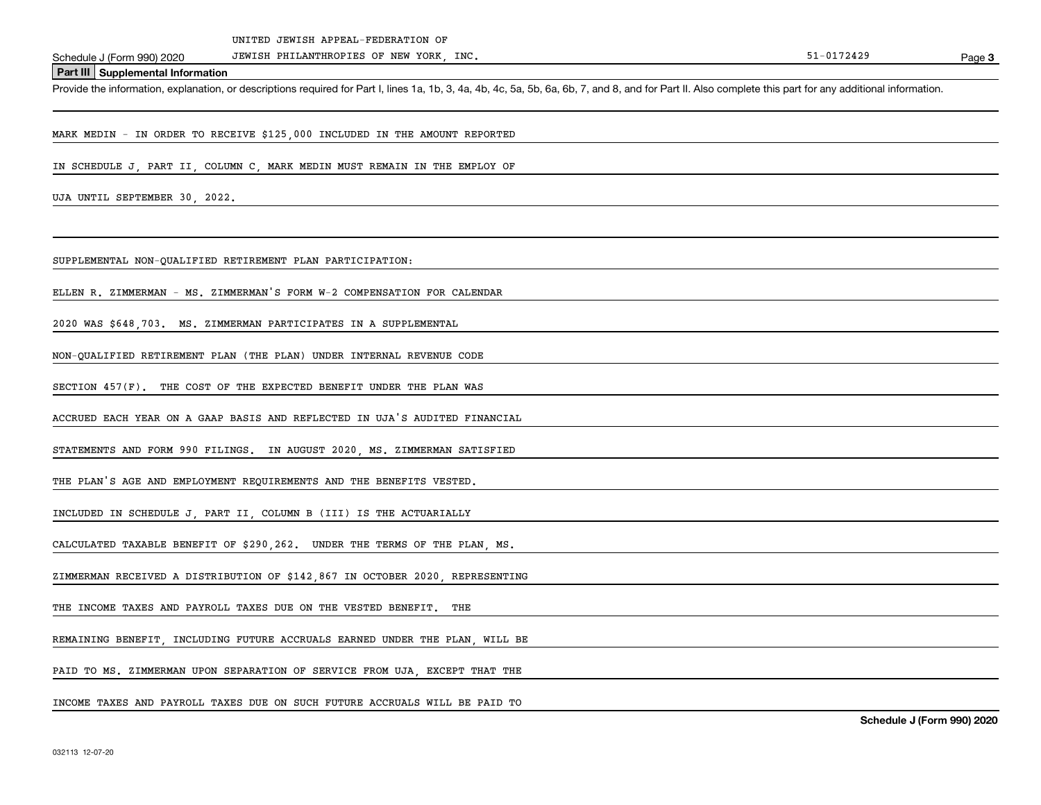## Part III Supplemental Information

Provide the information, explanation, or descriptions required for Part I, lines 1a, 1b, 3, 4a, 4b, 4c, 5a, 5b, 6a, 6b, 7, and 8, and for Part II. Also complete this part for any additional information.

MARK MEDIN - IN ORDER TO RECEIVE $125,000 INCLUDED IN THE AMOUNT REPORTED IN SCHEDULE J, PART II, COLUMN C, MARK MEDIN MUST REMAIN IN THE EMPLOY OF UJA UNTIL SEPTEMBER 30, 2022.

SUPPLEMENTAL NON-QUALIFIED RETIREMENT PLAN PARTICIPATION:

ELLEN R. ZIMMERMAN - MS. ZIMMERMAN'S FORM W-2 COMPENSATION FOR CALENDAR 2020 WAS $648,703. MS. ZIMMERMAN PARTICIPATES IN A SUPPLEMENTAL NON-QUALIFIED RETIREMENT PLAN (THE PLAN) UNDER INTERNAL REVENUE CODE SECTION 457(F). THE COST OF THE EXPECTED BENEFIT UNDER THE PLAN WAS ACCRUED EACH YEAR ON A GAAP BASIS AND REFLECTED IN UJA'S AUDITED FINANCIAL STATEMENTS AND FORM 990 FILINGS. IN AUGUST 2020, MS. ZIMMERMAN SATISFIED THE PLAN'S AGE AND EMPLOYMENT REQUIREMENTS AND THE BENEFITS VESTED. INCLUDED IN SCHEDULE J, PART II, COLUMN B (III) IS THE ACTUARIALLY CALCULATED TAXABLE BENEFIT OF $290,262. UNDER THE TERMS OF THE PLAN, MS. ZIMMERMAN RECEIVED A DISTRIBUTION OF $142,867 IN OCTOBER 2020, REPRESENTING THE INCOME TAXES AND PAYROLL TAXES DUE ON THE VESTED BENEFIT. THE REMAINING BENEFIT, INCLUDING FUTURE ACCRUALS EARNED UNDER THE PLAN, WILL BE PAID TO MS. ZIMMERMAN UPON SEPARATION OF SERVICE FROM UJA, EXCEPT THAT THE INCOME TAXES AND PAYROLL TAXES DUE ON SUCH FUTURE ACCRUALS WILL BE PAID TO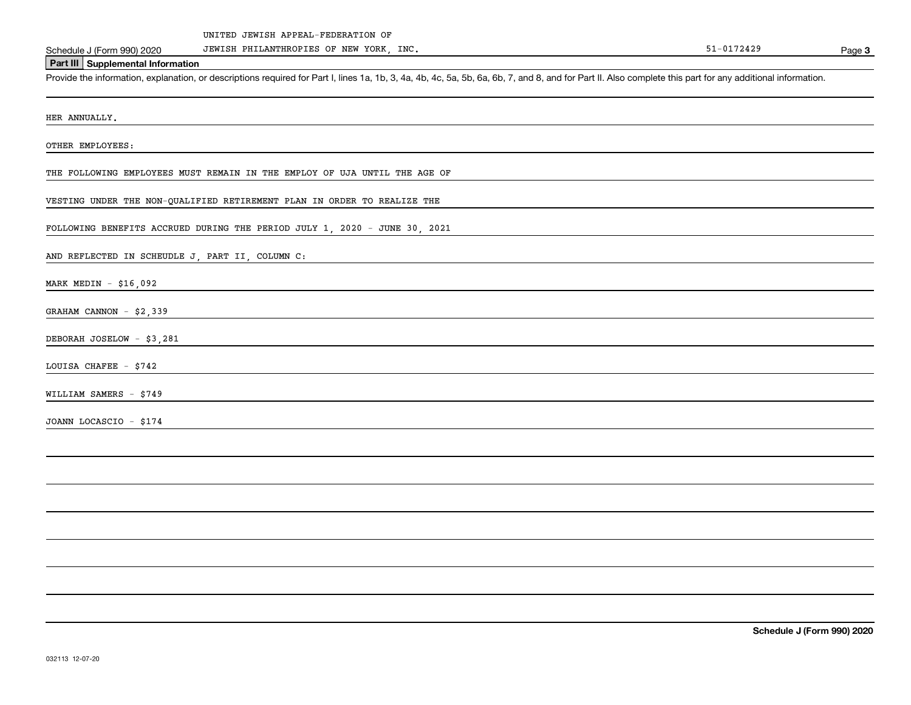UNITED JEWISH APPEAL-FEDERATION OF

Schedule J (Form 990) 2020 JEWISH PHILANTHROPIES OF NEW YORK, INC. 51-0172429

## Part III Supplemental Information

Provide the information, explanation, or descriptions required for Part I, lines 1a, 1b, 3, 4a, 4b, 4c, 5a, 5b, 6a, 6b, 7, and 8, and for Part II. Also complete this part for any additional information.

HER ANNUALLY.

OTHER EMPLOYEES:

THE FOLLOWING EMPLOYEES MUST REMAIN IN THE EMPLOY OF UJA UNTIL THE AGE OF

VESTING UNDER THE NON-QUALIFIED RETIREMENT PLAN IN ORDER TO REALIZE THE

FOLLOWING BENEFITS ACCRUED DURING THE PERIOD JULY 1, 2020 - JUNE 30, 2021

AND REFLECTED IN SCHEUDLE J, PART II, COLUMN C:

MARK MEDIN - $16,092

GRAHAM CANNON - $2,339

DEBORAH JOSELOW - $3,281

LOUISA CHAFEE - $742

WILLIAM SAMERS - $749

JOANN LOCASCIO - $174

Schedule J (Form 990) 2020

032113 12-07-20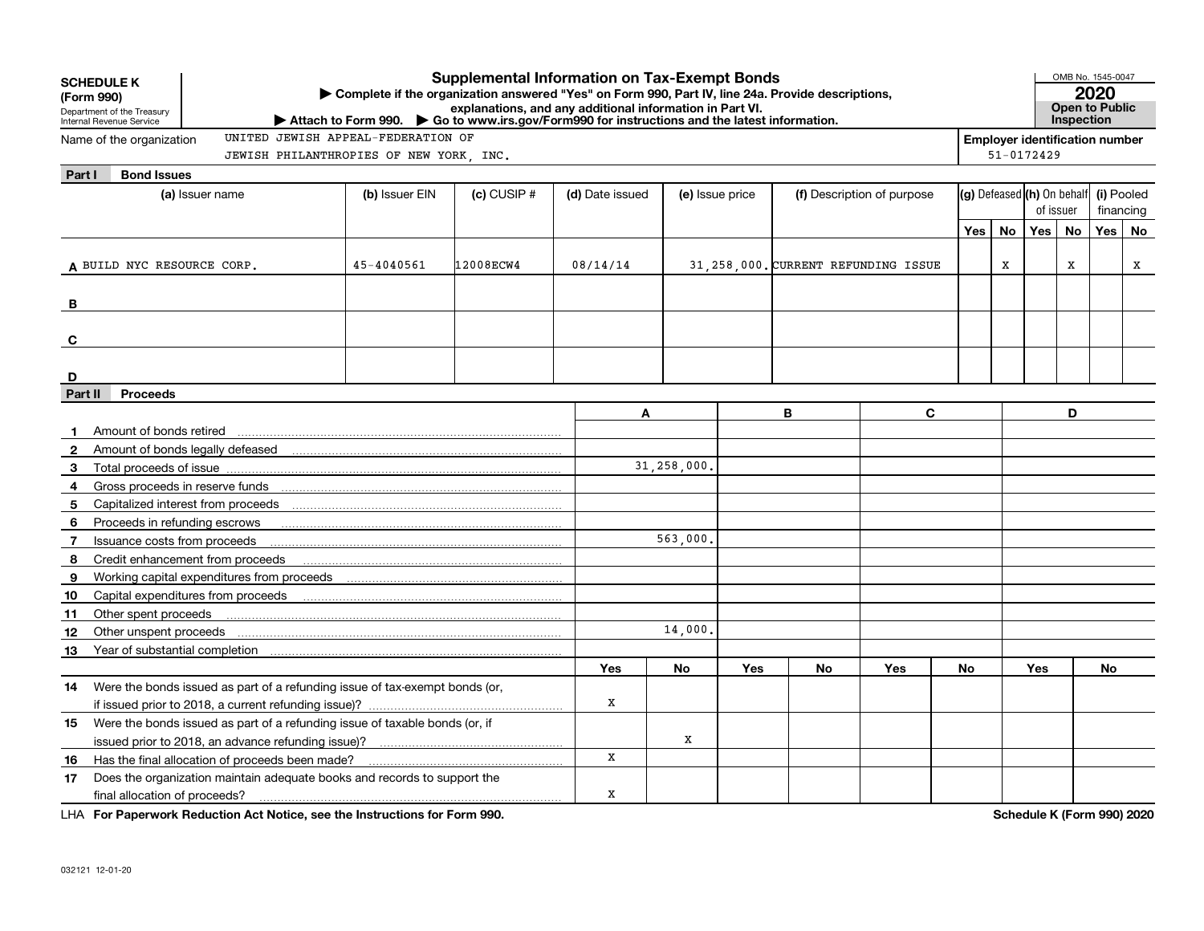**SCHEDULE K (Form 990)**
Department of the Treasury
Internal Revenue Service

# Supplemental Information on Tax-Exempt Bonds

▶ Complete if the organization answered "Yes" on Form 990, Part IV, line 24a. Provide descriptions, explanations, and any additional information in Part VI.
▶ Attach to Form 990. ▶ Go to www.irs.gov/Form990 for instructions and the latest information.

OMB No. 1545-0047
**2020**
**Open to Public Inspection**

Name of the organization: UNITED JEWISH APPEAL-FEDERATION OF JEWISH PHILANTHROPIES OF NEW YORK, INC.

**Employer identification number:** 51-0172429

## Part I Bond Issues

| | (a) Issuer name | (b) Issuer EIN | (c) CUSIP # | (d) Date issued | (e) Issue price | (f) Description of purpose | (g) Defeased Yes | (g) Defeased No | (h) On behalf of issuer Yes | (h) On behalf of issuer No | (i) Pooled financing Yes | (i) Pooled financing No |
|---|---|---|---|---|---|---|---|---|---|---|---|---|
| A | BUILD NYC RESOURCE CORP. | 45-4040561 | 12008ECW4 | 08/14/14 | 31,258,000. | CURRENT REFUNDING ISSUE | | X | | X | | X |
| B | | | | | | | | | | | | |
| C | | | | | | | | | | | | |
| D | | | | | | | | | | | | |

## Part II Proceeds

| | | A | | B | | C | | D | |
|---|---|---|---|---|---|---|---|---|---|
| 1 | Amount of bonds retired | | | | | | | | |
| 2 | Amount of bonds legally defeased | | | | | | | | |
| 3 | Total proceeds of issue | 31,258,000. | | | | | | | |
| 4 | Gross proceeds in reserve funds | | | | | | | | |
| 5 | Capitalized interest from proceeds | | | | | | | | |
| 6 | Proceeds in refunding escrows | | | | | | | | |
| 7 | Issuance costs from proceeds | 563,000. | | | | | | | |
| 8 | Credit enhancement from proceeds | | | | | | | | |
| 9 | Working capital expenditures from proceeds | | | | | | | | |
| 10 | Capital expenditures from proceeds | | | | | | | | |
| 11 | Other spent proceeds | | | | | | | | |
| 12 | Other unspent proceeds | 14,000. | | | | | | | |
| 13 | Year of substantial completion | | | | | | | | |
| | | Yes | No | Yes | No | Yes | No | Yes | No |
| 14 | Were the bonds issued as part of a refunding issue of tax-exempt bonds (or, if issued prior to 2018, a current refunding issue)? | X | | | | | | | |
| 15 | Were the bonds issued as part of a refunding issue of taxable bonds (or, if issued prior to 2018, an advance refunding issue)? | | X | | | | | | |
| 16 | Has the final allocation of proceeds been made? | X | | | | | | | |
| 17 | Does the organization maintain adequate books and records to support the final allocation of proceeds? | X | | | | | | | |

LHA **For Paperwork Reduction Act Notice, see the Instructions for Form 990.** **Schedule K (Form 990) 2020**

032121 12-01-20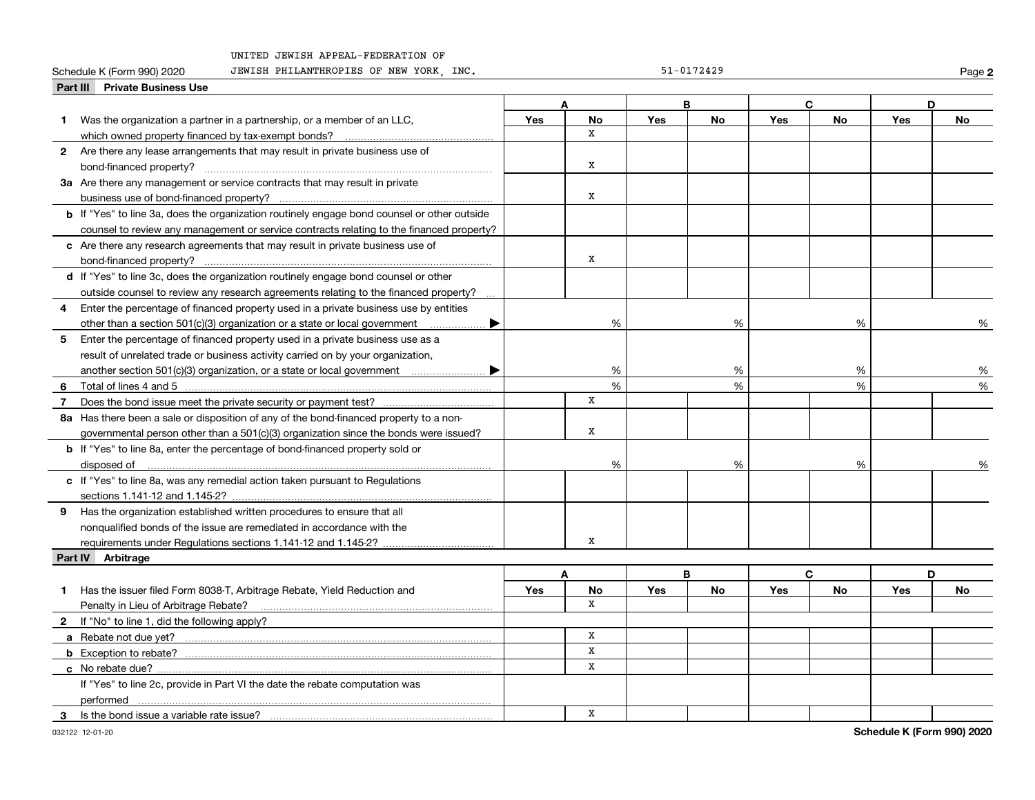UNITED JEWISH APPEAL-FEDERATION OF
Schedule K (Form 990) 2020 JEWISH PHILANTHROPIES OF NEW YORK, INC. 51-0172429

## Part III Private Business Use

| | A | | B | | C | | D | |
|---|---|---|---|---|---|---|---|---|
| | Yes | No | Yes | No | Yes | No | Yes | No |
| **1** Was the organization a partner in a partnership, or a member of an LLC, which owned property financed by tax-exempt bonds? | | X | | | | | | |
| **2** Are there any lease arrangements that may result in private business use of bond-financed property? | | X | | | | | | |
| **3a** Are there any management or service contracts that may result in private business use of bond-financed property? | | X | | | | | | |
| **b** If "Yes" to line 3a, does the organization routinely engage bond counsel or other outside counsel to review any management or service contracts relating to the financed property? | | | | | | | | |
| **c** Are there any research agreements that may result in private business use of bond-financed property? | | X | | | | | | |
| **d** If "Yes" to line 3c, does the organization routinely engage bond counsel or other outside counsel to review any research agreements relating to the financed property? | | | | | | | | |
| **4** Enter the percentage of financed property used in a private business use by entities other than a section 501(c)(3) organization or a state or local government ▶ | | % | | % | | % | | % |
| **5** Enter the percentage of financed property used in a private business use as a result of unrelated trade or business activity carried on by your organization, another section 501(c)(3) organization, or a state or local government ▶ | | % | | % | | % | | % |
| **6** Total of lines 4 and 5 | | % | | % | | % | | % |
| **7** Does the bond issue meet the private security or payment test? | | X | | | | | | |
| **8a** Has there been a sale or disposition of any of the bond-financed property to a nongovernmental person other than a 501(c)(3) organization since the bonds were issued? | | X | | | | | | |
| **b** If "Yes" to line 8a, enter the percentage of bond-financed property sold or disposed of | | % | | % | | % | | % |
| **c** If "Yes" to line 8a, was any remedial action taken pursuant to Regulations sections 1.141-12 and 1.145-2? | | | | | | | | |
| **9** Has the organization established written procedures to ensure that all nonqualified bonds of the issue are remediated in accordance with the requirements under Regulations sections 1.141-12 and 1.145-2? | | X | | | | | | |

## Part IV Arbitrage

| | A | | B | | C | | D | |
|---|---|---|---|---|---|---|---|---|
| | Yes | No | Yes | No | Yes | No | Yes | No |
| **1** Has the issuer filed Form 8038-T, Arbitrage Rebate, Yield Reduction and Penalty in Lieu of Arbitrage Rebate? | | X | | | | | | |
| **2** If "No" to line 1, did the following apply? | | | | | | | | |
| **a** Rebate not due yet? | | X | | | | | | |
| **b** Exception to rebate? | | X | | | | | | |
| **c** No rebate due? | | X | | | | | | |
| If "Yes" to line 2c, provide in Part VI the date the rebate computation was performed | | | | | | | | |
| **3** Is the bond issue a variable rate issue? | | X | | | | | | |

032122 12-01-20 Schedule K (Form 990) 2020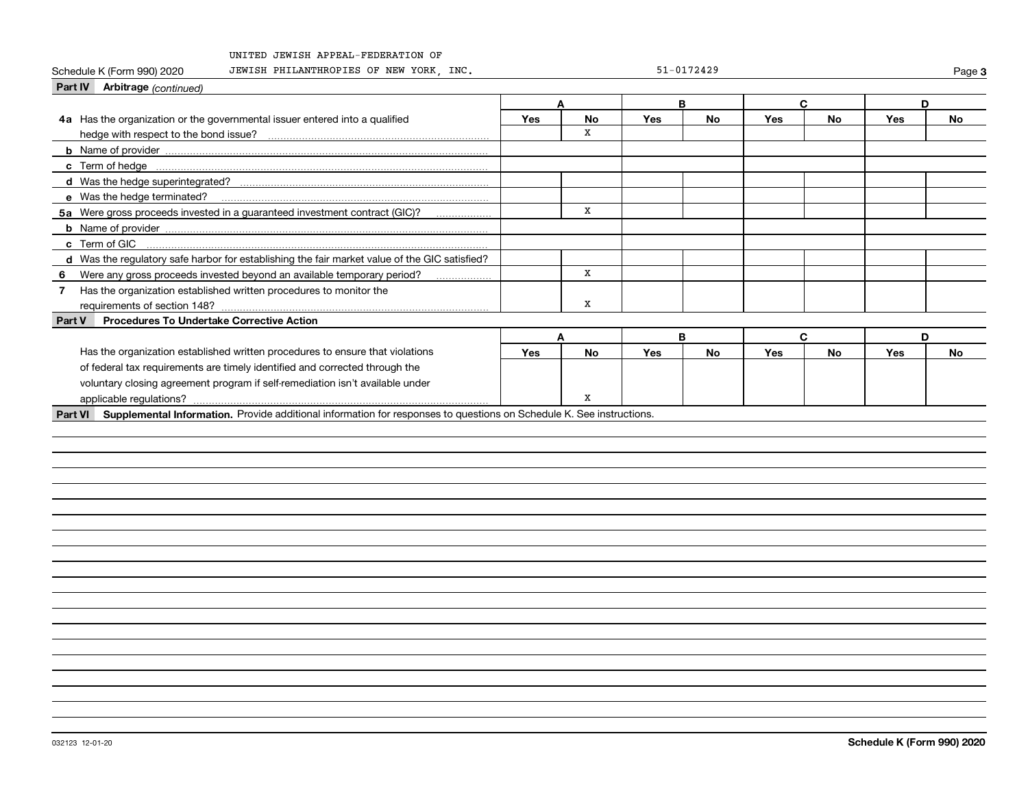UNITED JEWISH APPEAL-FEDERATION OF JEWISH PHILANTHROPIES OF NEW YORK, INC. 51-0172429

Schedule K (Form 990) 2020

## Part IV Arbitrage *(continued)*

| | A | | B | | C | | D | |
|---|---|---|---|---|---|---|---|---|
| | Yes | No | Yes | No | Yes | No | Yes | No |
| **4a** Has the organization or the governmental issuer entered into a qualified hedge with respect to the bond issue? | | X | | | | | | |
| **b** Name of provider | | | | | | | | |
| **c** Term of hedge | | | | | | | | |
| **d** Was the hedge superintegrated? | | | | | | | | |
| **e** Was the hedge terminated? | | | | | | | | |
| **5a** Were gross proceeds invested in a guaranteed investment contract (GIC)? | | X | | | | | | |
| **b** Name of provider | | | | | | | | |
| **c** Term of GIC | | | | | | | | |
| **d** Was the regulatory safe harbor for establishing the fair market value of the GIC satisfied? | | | | | | | | |
| **6** Were any gross proceeds invested beyond an available temporary period? | | X | | | | | | |
| **7** Has the organization established written procedures to monitor the requirements of section 148? | | X | | | | | | |

## Part V Procedures To Undertake Corrective Action

| | A | | B | | C | | D | |
|---|---|---|---|---|---|---|---|---|
| | Yes | No | Yes | No | Yes | No | Yes | No |
| Has the organization established written procedures to ensure that violations of federal tax requirements are timely identified and corrected through the voluntary closing agreement program if self-remediation isn't available under applicable regulations? | | X | | | | | | |

## Part VI Supplemental Information.

Provide additional information for responses to questions on Schedule K. See instructions.

032123 12-01-20

Schedule K (Form 990) 2020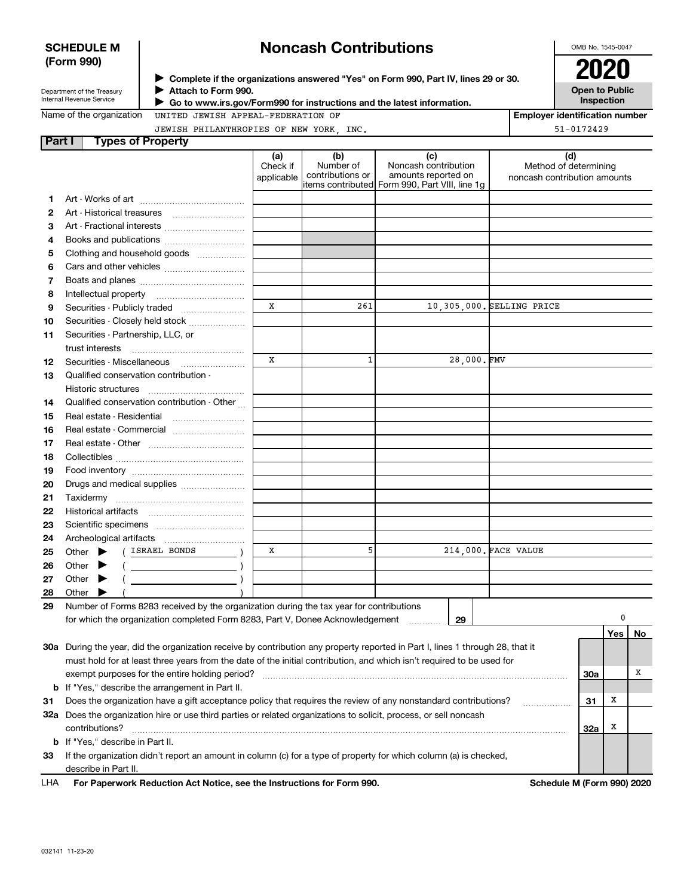**SCHEDULE M (Form 990)**

Department of the Treasury
Internal Revenue Service

# Noncash Contributions

▶ Complete if the organizations answered "Yes" on Form 990, Part IV, lines 29 or 30.
▶ Attach to Form 990.
▶ Go to www.irs.gov/Form990 for instructions and the latest information.

OMB No. 1545-0047

**2020**

**Open to Public Inspection**

Name of the organization: UNITED JEWISH APPEAL-FEDERATION OF JEWISH PHILANTHROPIES OF NEW YORK, INC.

Employer identification number: 51-0172429

## Part I Types of Property

| | | (a) Check if applicable | (b) Number of contributions or items contributed | (c) Noncash contribution amounts reported on Form 990, Part VIII, line 1g | (d) Method of determining noncash contribution amounts |
|---|---|---|---|---|---|
| 1 | Art - Works of art | | | | |
| 2 | Art - Historical treasures | | | | |
| 3 | Art - Fractional interests | | | | |
| 4 | Books and publications | | | | |
| 5 | Clothing and household goods | | | | |
| 6 | Cars and other vehicles | | | | |
| 7 | Boats and planes | | | | |
| 8 | Intellectual property | | | | |
| 9 | Securities - Publicly traded | X | 261 | 10,305,000. | SELLING PRICE |
| 10 | Securities - Closely held stock | | | | |
| 11 | Securities - Partnership, LLC, or trust interests | | | | |
| 12 | Securities - Miscellaneous | X | 1 | 28,000. | FMV |
| 13 | Qualified conservation contribution - Historic structures | | | | |
| 14 | Qualified conservation contribution - Other | | | | |
| 15 | Real estate - Residential | | | | |
| 16 | Real estate - Commercial | | | | |
| 17 | Real estate - Other | | | | |
| 18 | Collectibles | | | | |
| 19 | Food inventory | | | | |
| 20 | Drugs and medical supplies | | | | |
| 21 | Taxidermy | | | | |
| 22 | Historical artifacts | | | | |
| 23 | Scientific specimens | | | | |
| 24 | Archeological artifacts | | | | |
| 25 | Other ▶ ( ISRAEL BONDS ) | X | 5 | 214,000. | FACE VALUE |
| 26 | Other ▶ ( ) | | | | |
| 27 | Other ▶ ( ) | | | | |
| 28 | Other ▶ ( ) | | | | |

**29** Number of Forms 8283 received by the organization during the tax year for contributions for which the organization completed Form 8283, Part V, Donee Acknowledgement ....... **29** | 0

| | | | Yes | No |
|---|---|---|---|---|
| 30a | During the year, did the organization receive by contribution any property reported in Part I, lines 1 through 28, that it must hold for at least three years from the date of the initial contribution, and which isn't required to be used for exempt purposes for the entire holding period? | 30a | | X |
| b | If "Yes," describe the arrangement in Part II. | | | |
| 31 | Does the organization have a gift acceptance policy that requires the review of any nonstandard contributions? | 31 | X | |
| 32a | Does the organization hire or use third parties or related organizations to solicit, process, or sell noncash contributions? | 32a | X | |
| b | If "Yes," describe in Part II. | | | |
| 33 | If the organization didn't report an amount in column (c) for a type of property for which column (a) is checked, describe in Part II. | | | |

LHA **For Paperwork Reduction Act Notice, see the Instructions for Form 990.** **Schedule M (Form 990) 2020**

032141 11-23-20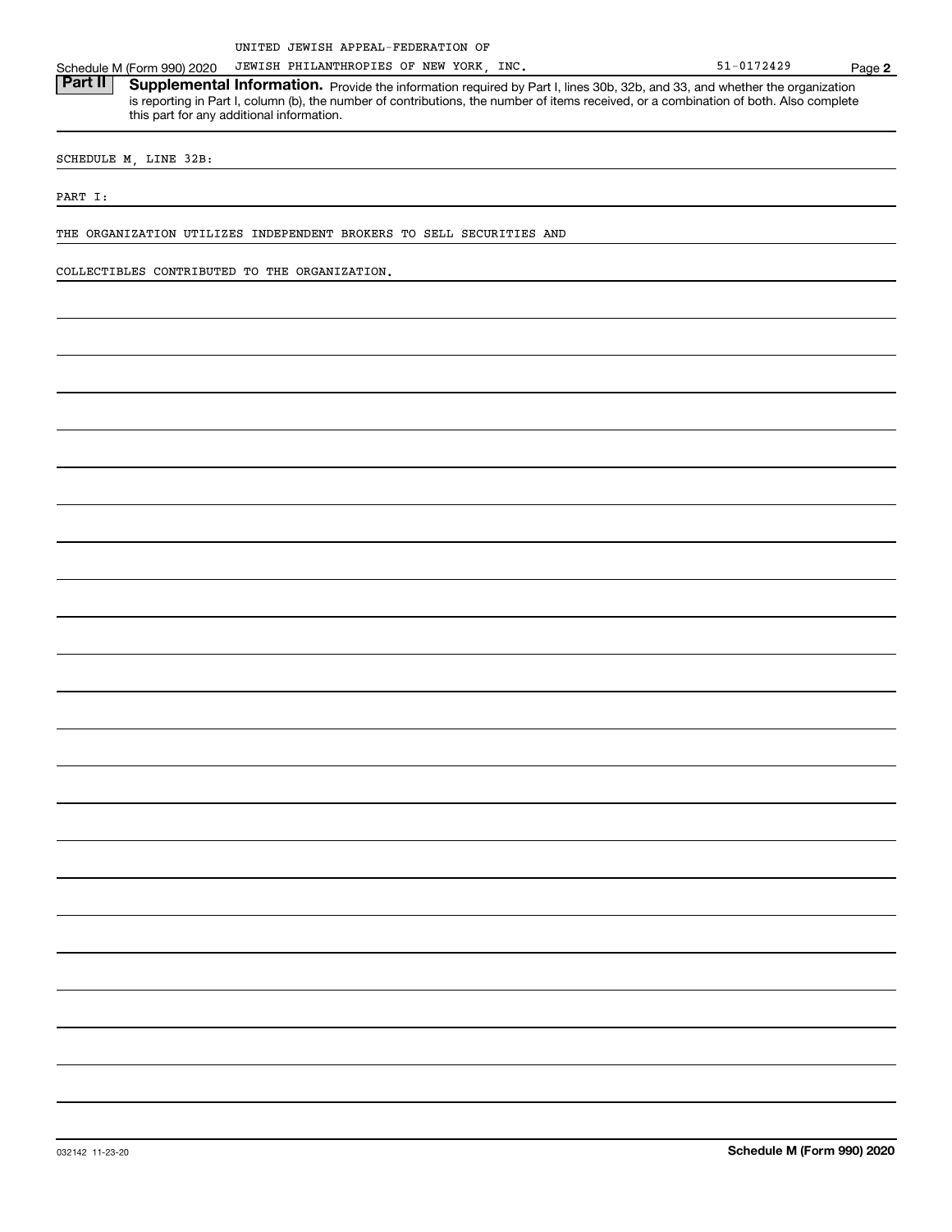UNITED JEWISH APPEAL-FEDERATION OF JEWISH PHILANTHROPIES OF NEW YORK, INC. 51-0172429

## Part II Supplemental Information.

Provide the information required by Part I, lines 30b, 32b, and 33, and whether the organization is reporting in Part I, column (b), the number of contributions, the number of items received, or a combination of both. Also complete this part for any additional information.

SCHEDULE M, LINE 32B:

PART I:

THE ORGANIZATION UTILIZES INDEPENDENT BROKERS TO SELL SECURITIES AND COLLECTIBLES CONTRIBUTED TO THE ORGANIZATION.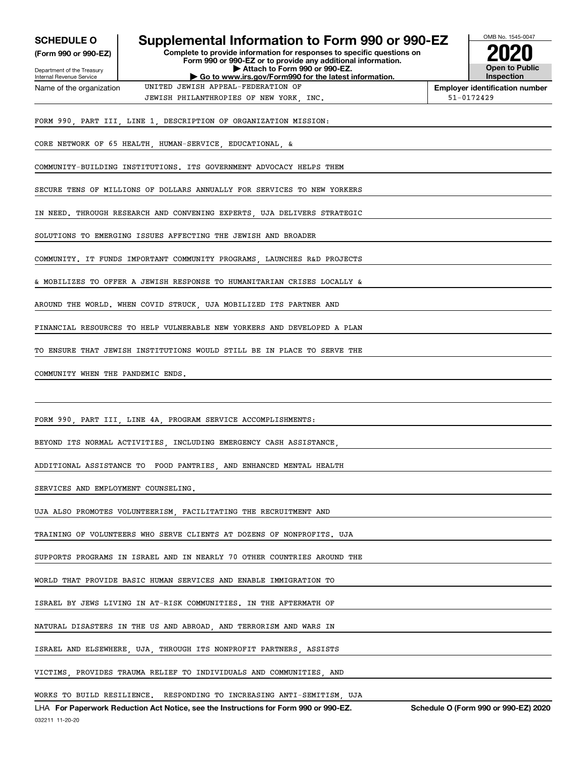**SCHEDULE O**
**(Form 990 or 990-EZ)**

Department of the Treasury
Internal Revenue Service

# Supplemental Information to Form 990 or 990-EZ

**Complete to provide information for responses to specific questions on Form 990 or 990-EZ or to provide any additional information.**
**▶ Attach to Form 990 or 990-EZ.**
**▶ Go to www.irs.gov/Form990 for the latest information.**

OMB No. 1545-0047
**2020**
**Open to Public Inspection**

Name of the organization: UNITED JEWISH APPEAL-FEDERATION OF JEWISH PHILANTHROPIES OF NEW YORK, INC.

**Employer identification number:** 51-0172429

FORM 990, PART III, LINE 1, DESCRIPTION OF ORGANIZATION MISSION:

CORE NETWORK OF 65 HEALTH, HUMAN-SERVICE, EDUCATIONAL, & COMMUNITY-BUILDING INSTITUTIONS. ITS GOVERNMENT ADVOCACY HELPS THEM SECURE TENS OF MILLIONS OF DOLLARS ANNUALLY FOR SERVICES TO NEW YORKERS IN NEED. THROUGH RESEARCH AND CONVENING EXPERTS, UJA DELIVERS STRATEGIC SOLUTIONS TO EMERGING ISSUES AFFECTING THE JEWISH AND BROADER COMMUNITY. IT FUNDS IMPORTANT COMMUNITY PROGRAMS, LAUNCHES R&D PROJECTS & MOBILIZES TO OFFER A JEWISH RESPONSE TO HUMANITARIAN CRISES LOCALLY & AROUND THE WORLD. WHEN COVID STRUCK, UJA MOBILIZED ITS PARTNER AND FINANCIAL RESOURCES TO HELP VULNERABLE NEW YORKERS AND DEVELOPED A PLAN TO ENSURE THAT JEWISH INSTITUTIONS WOULD STILL BE IN PLACE TO SERVE THE COMMUNITY WHEN THE PANDEMIC ENDS.

FORM 990, PART III, LINE 4A, PROGRAM SERVICE ACCOMPLISHMENTS:

BEYOND ITS NORMAL ACTIVITIES, INCLUDING EMERGENCY CASH ASSISTANCE, ADDITIONAL ASSISTANCE TO FOOD PANTRIES, AND ENHANCED MENTAL HEALTH SERVICES AND EMPLOYMENT COUNSELING.

UJA ALSO PROMOTES VOLUNTEERISM, FACILITATING THE RECRUITMENT AND TRAINING OF VOLUNTEERS WHO SERVE CLIENTS AT DOZENS OF NONPROFITS. UJA SUPPORTS PROGRAMS IN ISRAEL AND IN NEARLY 70 OTHER COUNTRIES AROUND THE WORLD THAT PROVIDE BASIC HUMAN SERVICES AND ENABLE IMMIGRATION TO ISRAEL BY JEWS LIVING IN AT-RISK COMMUNITIES. IN THE AFTERMATH OF NATURAL DISASTERS IN THE US AND ABROAD, AND TERRORISM AND WARS IN ISRAEL AND ELSEWHERE, UJA, THROUGH ITS NONPROFIT PARTNERS, ASSISTS VICTIMS, PROVIDES TRAUMA RELIEF TO INDIVIDUALS AND COMMUNITIES, AND WORKS TO BUILD RESILIENCE. RESPONDING TO INCREASING ANTI-SEMITISM, UJA

LHA **For Paperwork Reduction Act Notice, see the Instructions for Form 990 or 990-EZ.** **Schedule O (Form 990 or 990-EZ) 2020**

032211 11-20-20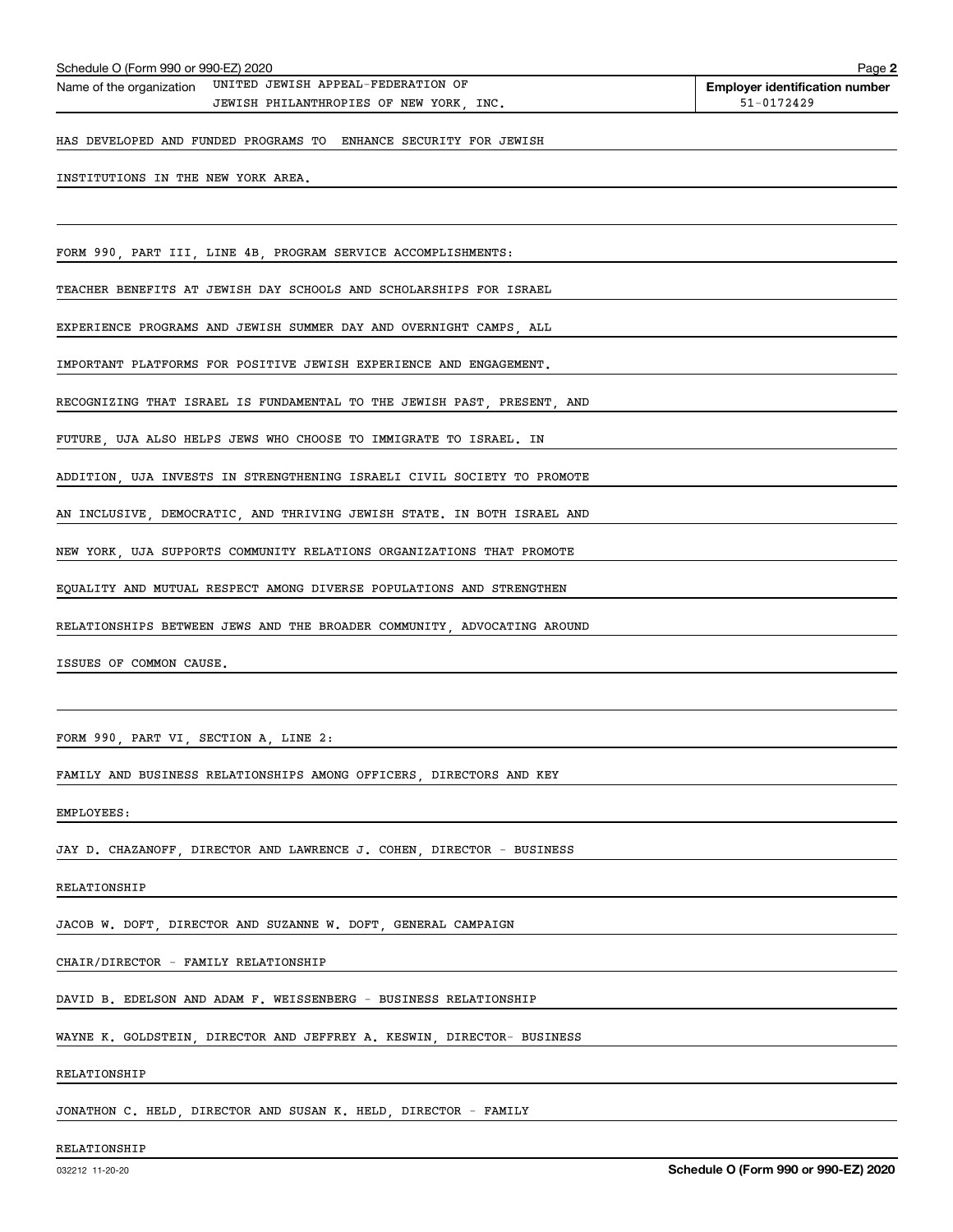Schedule O (Form 990 or 990-EZ) 2020

Name of the organization: UNITED JEWISH APPEAL-FEDERATION OF JEWISH PHILANTHROPIES OF NEW YORK, INC.

Employer identification number: 51-0172429

HAS DEVELOPED AND FUNDED PROGRAMS TO ENHANCE SECURITY FOR JEWISH INSTITUTIONS IN THE NEW YORK AREA.

FORM 990, PART III, LINE 4B, PROGRAM SERVICE ACCOMPLISHMENTS:

TEACHER BENEFITS AT JEWISH DAY SCHOOLS AND SCHOLARSHIPS FOR ISRAEL EXPERIENCE PROGRAMS AND JEWISH SUMMER DAY AND OVERNIGHT CAMPS, ALL IMPORTANT PLATFORMS FOR POSITIVE JEWISH EXPERIENCE AND ENGAGEMENT. RECOGNIZING THAT ISRAEL IS FUNDAMENTAL TO THE JEWISH PAST, PRESENT, AND FUTURE, UJA ALSO HELPS JEWS WHO CHOOSE TO IMMIGRATE TO ISRAEL. IN ADDITION, UJA INVESTS IN STRENGTHENING ISRAELI CIVIL SOCIETY TO PROMOTE AN INCLUSIVE, DEMOCRATIC, AND THRIVING JEWISH STATE. IN BOTH ISRAEL AND NEW YORK, UJA SUPPORTS COMMUNITY RELATIONS ORGANIZATIONS THAT PROMOTE EQUALITY AND MUTUAL RESPECT AMONG DIVERSE POPULATIONS AND STRENGTHEN RELATIONSHIPS BETWEEN JEWS AND THE BROADER COMMUNITY, ADVOCATING AROUND ISSUES OF COMMON CAUSE.

FORM 990, PART VI, SECTION A, LINE 2:

FAMILY AND BUSINESS RELATIONSHIPS AMONG OFFICERS, DIRECTORS AND KEY EMPLOYEES:

JAY D. CHAZANOFF, DIRECTOR AND LAWRENCE J. COHEN, DIRECTOR - BUSINESS RELATIONSHIP

JACOB W. DOFT, DIRECTOR AND SUZANNE W. DOFT, GENERAL CAMPAIGN CHAIR/DIRECTOR - FAMILY RELATIONSHIP

DAVID B. EDELSON AND ADAM F. WEISSENBERG - BUSINESS RELATIONSHIP

WAYNE K. GOLDSTEIN, DIRECTOR AND JEFFREY A. KESWIN, DIRECTOR- BUSINESS RELATIONSHIP

JONATHON C. HELD, DIRECTOR AND SUSAN K. HELD, DIRECTOR - FAMILY RELATIONSHIP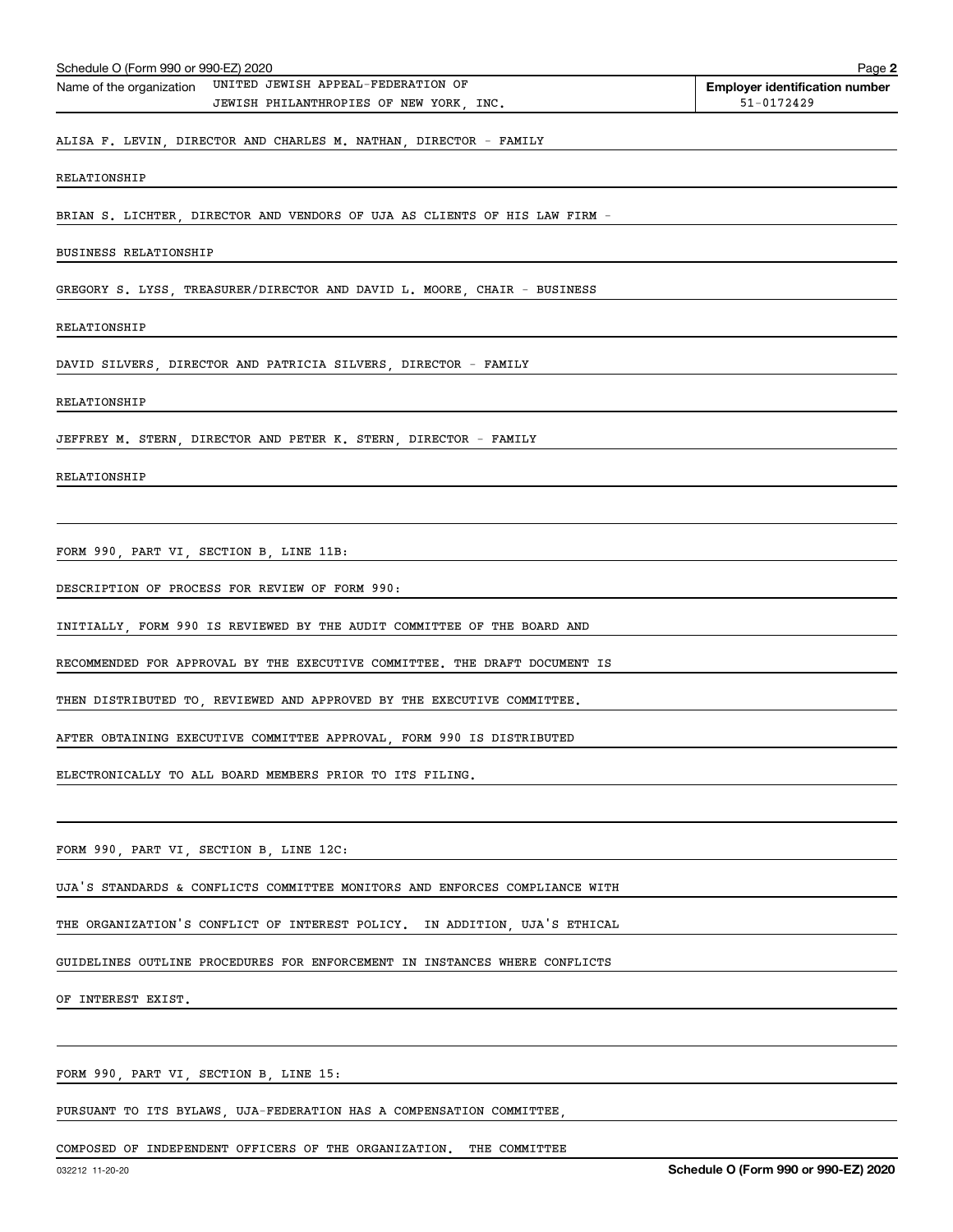Name of the organization: UNITED JEWISH APPEAL-FEDERATION OF JEWISH PHILANTHROPIES OF NEW YORK, INC.

**Employer identification number** 51-0172429

ALISA F. LEVIN, DIRECTOR AND CHARLES M. NATHAN, DIRECTOR - FAMILY RELATIONSHIP

BRIAN S. LICHTER, DIRECTOR AND VENDORS OF UJA AS CLIENTS OF HIS LAW FIRM - BUSINESS RELATIONSHIP

GREGORY S. LYSS, TREASURER/DIRECTOR AND DAVID L. MOORE, CHAIR - BUSINESS RELATIONSHIP

DAVID SILVERS, DIRECTOR AND PATRICIA SILVERS, DIRECTOR - FAMILY RELATIONSHIP

JEFFREY M. STERN, DIRECTOR AND PETER K. STERN, DIRECTOR - FAMILY RELATIONSHIP

FORM 990, PART VI, SECTION B, LINE 11B:

DESCRIPTION OF PROCESS FOR REVIEW OF FORM 990:

INITIALLY, FORM 990 IS REVIEWED BY THE AUDIT COMMITTEE OF THE BOARD AND RECOMMENDED FOR APPROVAL BY THE EXECUTIVE COMMITTEE. THE DRAFT DOCUMENT IS THEN DISTRIBUTED TO, REVIEWED AND APPROVED BY THE EXECUTIVE COMMITTEE. AFTER OBTAINING EXECUTIVE COMMITTEE APPROVAL, FORM 990 IS DISTRIBUTED ELECTRONICALLY TO ALL BOARD MEMBERS PRIOR TO ITS FILING.

FORM 990, PART VI, SECTION B, LINE 12C:

UJA'S STANDARDS & CONFLICTS COMMITTEE MONITORS AND ENFORCES COMPLIANCE WITH THE ORGANIZATION'S CONFLICT OF INTEREST POLICY. IN ADDITION, UJA'S ETHICAL GUIDELINES OUTLINE PROCEDURES FOR ENFORCEMENT IN INSTANCES WHERE CONFLICTS OF INTEREST EXIST.

FORM 990, PART VI, SECTION B, LINE 15:

PURSUANT TO ITS BYLAWS, UJA-FEDERATION HAS A COMPENSATION COMMITTEE, COMPOSED OF INDEPENDENT OFFICERS OF THE ORGANIZATION. THE COMMITTEE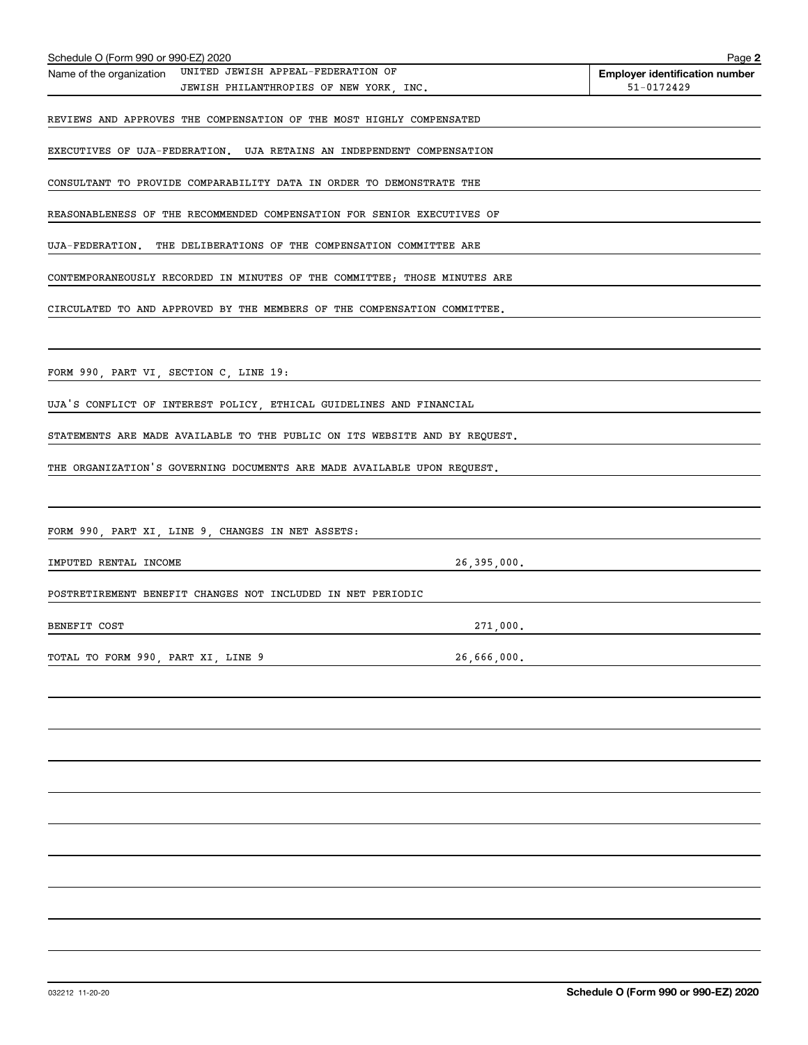Name of the organization UNITED JEWISH APPEAL-FEDERATION OF JEWISH PHILANTHROPIES OF NEW YORK, INC.

**Employer identification number** 51-0172429

REVIEWS AND APPROVES THE COMPENSATION OF THE MOST HIGHLY COMPENSATED EXECUTIVES OF UJA-FEDERATION. UJA RETAINS AN INDEPENDENT COMPENSATION CONSULTANT TO PROVIDE COMPARABILITY DATA IN ORDER TO DEMONSTRATE THE REASONABLENESS OF THE RECOMMENDED COMPENSATION FOR SENIOR EXECUTIVES OF UJA-FEDERATION. THE DELIBERATIONS OF THE COMPENSATION COMMITTEE ARE CONTEMPORANEOUSLY RECORDED IN MINUTES OF THE COMMITTEE; THOSE MINUTES ARE CIRCULATED TO AND APPROVED BY THE MEMBERS OF THE COMPENSATION COMMITTEE.

FORM 990, PART VI, SECTION C, LINE 19:

UJA'S CONFLICT OF INTEREST POLICY, ETHICAL GUIDELINES AND FINANCIAL STATEMENTS ARE MADE AVAILABLE TO THE PUBLIC ON ITS WEBSITE AND BY REQUEST. THE ORGANIZATION'S GOVERNING DOCUMENTS ARE MADE AVAILABLE UPON REQUEST.

FORM 990, PART XI, LINE 9, CHANGES IN NET ASSETS:

| | |
|---|---|
| IMPUTED RENTAL INCOME | 26,395,000. |
| POSTRETIREMENT BENEFIT CHANGES NOT INCLUDED IN NET PERIODIC BENEFIT COST | 271,000. |
| TOTAL TO FORM 990, PART XI, LINE 9 | 26,666,000. |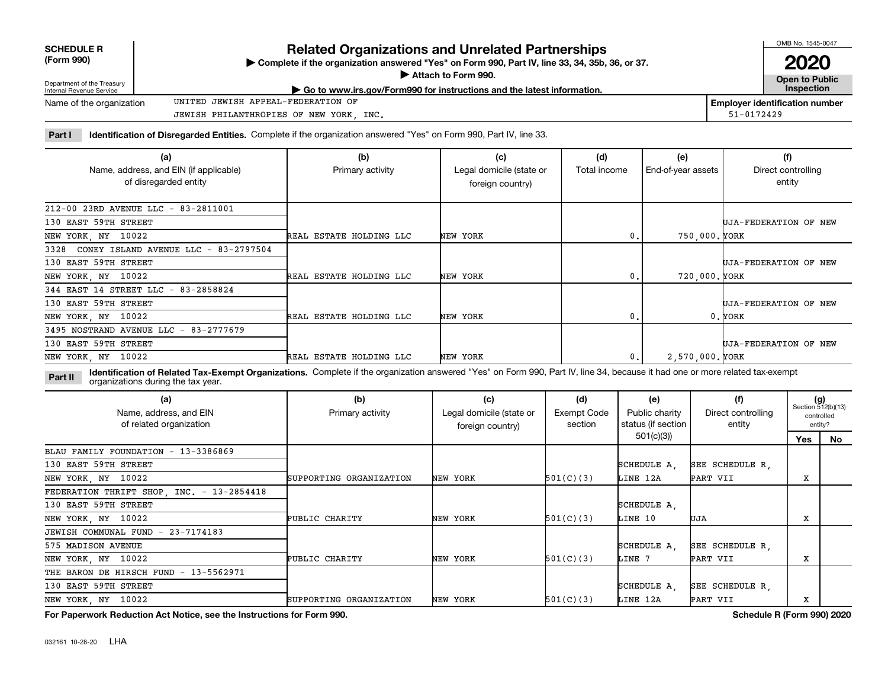**SCHEDULE R (Form 990)**

Department of the Treasury
Internal Revenue Service

# Related Organizations and Unrelated Partnerships

▶ Complete if the organization answered "Yes" on Form 990, Part IV, line 33, 34, 35b, 36, or 37.
▶ Attach to Form 990.
▶ Go to www.irs.gov/Form990 for instructions and the latest information.

OMB No. 1545-0047

**2020**

**Open to Public Inspection**

Name of the organization: UNITED JEWISH APPEAL-FEDERATION OF JEWISH PHILANTHROPIES OF NEW YORK, INC.

**Employer identification number** 51-0172429

**Part I** **Identification of Disregarded Entities.** Complete if the organization answered "Yes" on Form 990, Part IV, line 33.

| (a) Name, address, and EIN (if applicable) of disregarded entity | (b) Primary activity | (c) Legal domicile (state or foreign country) | (d) Total income | (e) End-of-year assets | (f) Direct controlling entity |
|---|---|---|---|---|---|
| 212-00 23RD AVENUE LLC - 83-2811001 130 EAST 59TH STREET NEW YORK, NY 10022 | REAL ESTATE HOLDING LLC | NEW YORK | 0. | 750,000. | UJA-FEDERATION OF NEW YORK |
| 3328 CONEY ISLAND AVENUE LLC - 83-2797504 130 EAST 59TH STREET NEW YORK, NY 10022 | REAL ESTATE HOLDING LLC | NEW YORK | 0. | 720,000. | UJA-FEDERATION OF NEW YORK |
| 344 EAST 14 STREET LLC - 83-2858824 130 EAST 59TH STREET NEW YORK, NY 10022 | REAL ESTATE HOLDING LLC | NEW YORK | 0. | 0. | UJA-FEDERATION OF NEW YORK |
| 3495 NOSTRAND AVENUE LLC - 83-2777679 130 EAST 59TH STREET NEW YORK, NY 10022 | REAL ESTATE HOLDING LLC | NEW YORK | 0. | 2,570,000. | UJA-FEDERATION OF NEW YORK |

**Part II** **Identification of Related Tax-Exempt Organizations.** Complete if the organization answered "Yes" on Form 990, Part IV, line 34, because it had one or more related tax-exempt organizations during the tax year.

| (a) Name, address, and EIN of related organization | (b) Primary activity | (c) Legal domicile (state or foreign country) | (d) Exempt Code section | (e) Public charity status (if section 501(c)(3)) | (f) Direct controlling entity | (g) Section 512(b)(13) controlled entity? Yes | No |
|---|---|---|---|---|---|---|---|
| BLAU FAMILY FOUNDATION - 13-3386869 130 EAST 59TH STREET NEW YORK, NY 10022 | SUPPORTING ORGANIZATION | NEW YORK | 501(C)(3) | SCHEDULE A, LINE 12A | SEE SCHEDULE R, PART VII | X | |
| FEDERATION THRIFT SHOP, INC. - 13-2854418 130 EAST 59TH STREET NEW YORK, NY 10022 | PUBLIC CHARITY | NEW YORK | 501(C)(3) | SCHEDULE A, LINE 10 | UJA | X | |
| JEWISH COMMUNAL FUND - 23-7174183 575 MADISON AVENUE NEW YORK, NY 10022 | PUBLIC CHARITY | NEW YORK | 501(C)(3) | SCHEDULE A, LINE 7 | SEE SCHEDULE R, PART VII | X | |
| THE BARON DE HIRSCH FUND - 13-5562971 130 EAST 59TH STREET NEW YORK, NY 10022 | SUPPORTING ORGANIZATION | NEW YORK | 501(C)(3) | SCHEDULE A, LINE 12A | SEE SCHEDULE R, PART VII | X | |

**For Paperwork Reduction Act Notice, see the Instructions for Form 990.** **Schedule R (Form 990) 2020**

032161 10-28-20 LHA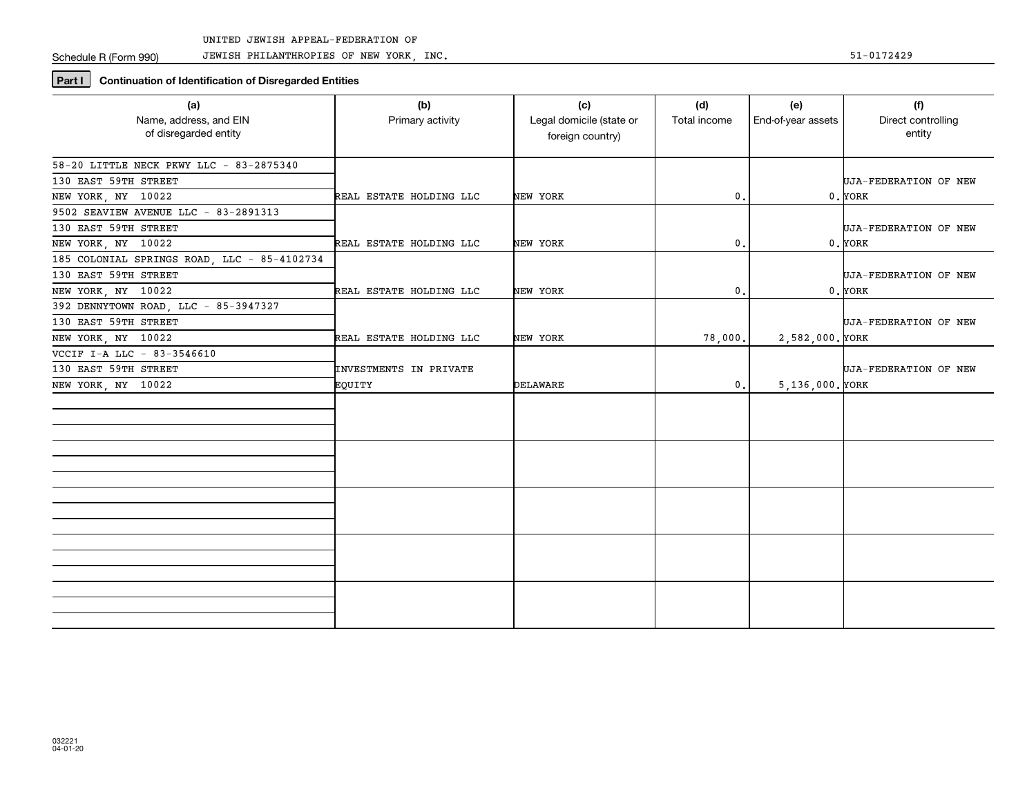UNITED JEWISH APPEAL-FEDERATION OF JEWISH PHILANTHROPIES OF NEW YORK, INC. — 51-0172429

Schedule R (Form 990)

## Part I Continuation of Identification of Disregarded Entities

| (a) Name, address, and EIN of disregarded entity | (b) Primary activity | (c) Legal domicile (state or foreign country) | (d) Total income | (e) End-of-year assets | (f) Direct controlling entity |
|---|---|---|---|---|---|
| 58-20 LITTLE NECK PKWY LLC - 83-2875340<br>130 EAST 59TH STREET<br>NEW YORK, NY 10022 | REAL ESTATE HOLDING LLC | NEW YORK | 0. | 0. | UJA-FEDERATION OF NEW YORK |
| 9502 SEAVIEW AVENUE LLC - 83-2891313<br>130 EAST 59TH STREET<br>NEW YORK, NY 10022 | REAL ESTATE HOLDING LLC | NEW YORK | 0. | 0. | UJA-FEDERATION OF NEW YORK |
| 185 COLONIAL SPRINGS ROAD, LLC - 85-4102734<br>130 EAST 59TH STREET<br>NEW YORK, NY 10022 | REAL ESTATE HOLDING LLC | NEW YORK | 0. | 0. | UJA-FEDERATION OF NEW YORK |
| 392 DENNYTOWN ROAD, LLC - 85-3947327<br>130 EAST 59TH STREET<br>NEW YORK, NY 10022 | REAL ESTATE HOLDING LLC | NEW YORK | 78,000. | 2,582,000. | UJA-FEDERATION OF NEW YORK |
| VCCIF I-A LLC - 83-3546610<br>130 EAST 59TH STREET<br>NEW YORK, NY 10022 | INVESTMENTS IN PRIVATE EQUITY | DELAWARE | 0. | 5,136,000. | UJA-FEDERATION OF NEW YORK |
| | | | | | |
| | | | | | |
| | | | | | |
| | | | | | |
| | | | | | |

032221 04-01-20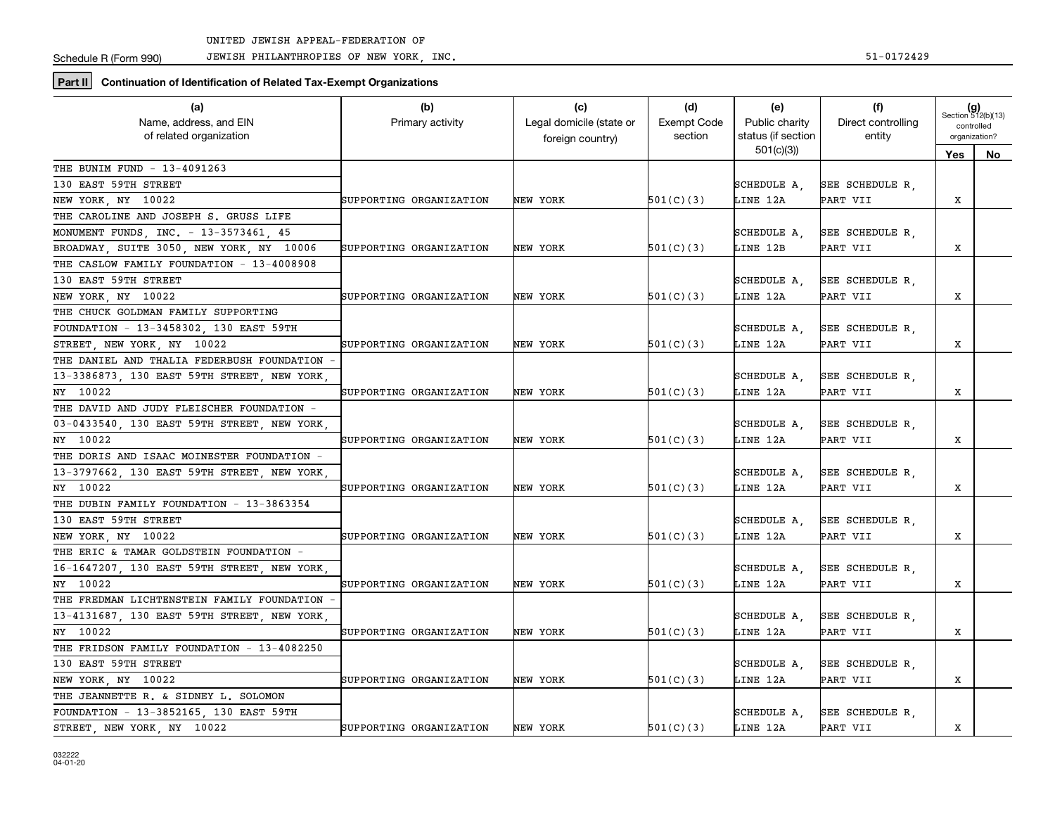UNITED JEWISH APPEAL-FEDERATION OF JEWISH PHILANTHROPIES OF NEW YORK, INC. 51-0172429

Schedule R (Form 990)

**Part II** **Continuation of Identification of Related Tax-Exempt Organizations**

| (a) Name, address, and EIN of related organization | (b) Primary activity | (c) Legal domicile (state or foreign country) | (d) Exempt Code section | (e) Public charity status (if section 501(c)(3)) | (f) Direct controlling entity | (g) Section 512(b)(13) controlled organization? Yes | No |
|---|---|---|---|---|---|---|---|
| THE BUNIM FUND - 13-4091263 130 EAST 59TH STREET NEW YORK, NY 10022 | SUPPORTING ORGANIZATION | NEW YORK | 501(C)(3) | SCHEDULE A, LINE 12A | SEE SCHEDULE R, PART VII | X | |
| THE CAROLINE AND JOSEPH S. GRUSS LIFE MONUMENT FUNDS, INC. - 13-3573461, 45 BROADWAY, SUITE 3050, NEW YORK, NY 10006 | SUPPORTING ORGANIZATION | NEW YORK | 501(C)(3) | SCHEDULE A, LINE 12B | SEE SCHEDULE R, PART VII | X | |
| THE CASLOW FAMILY FOUNDATION - 13-4008908 130 EAST 59TH STREET NEW YORK, NY 10022 | SUPPORTING ORGANIZATION | NEW YORK | 501(C)(3) | SCHEDULE A, LINE 12A | SEE SCHEDULE R, PART VII | X | |
| THE CHUCK GOLDMAN FAMILY SUPPORTING FOUNDATION - 13-3458302, 130 EAST 59TH STREET, NEW YORK, NY 10022 | SUPPORTING ORGANIZATION | NEW YORK | 501(C)(3) | SCHEDULE A, LINE 12A | SEE SCHEDULE R, PART VII | X | |
| THE DANIEL AND THALIA FEDERBUSH FOUNDATION - 13-3386873, 130 EAST 59TH STREET, NEW YORK, NY 10022 | SUPPORTING ORGANIZATION | NEW YORK | 501(C)(3) | SCHEDULE A, LINE 12A | SEE SCHEDULE R, PART VII | X | |
| THE DAVID AND JUDY FLEISCHER FOUNDATION - 03-0433540, 130 EAST 59TH STREET, NEW YORK, NY 10022 | SUPPORTING ORGANIZATION | NEW YORK | 501(C)(3) | SCHEDULE A, LINE 12A | SEE SCHEDULE R, PART VII | X | |
| THE DORIS AND ISAAC MOINESTER FOUNDATION - 13-3797662, 130 EAST 59TH STREET, NEW YORK, NY 10022 | SUPPORTING ORGANIZATION | NEW YORK | 501(C)(3) | SCHEDULE A, LINE 12A | SEE SCHEDULE R, PART VII | X | |
| THE DUBIN FAMILY FOUNDATION - 13-3863354 130 EAST 59TH STREET NEW YORK, NY 10022 | SUPPORTING ORGANIZATION | NEW YORK | 501(C)(3) | SCHEDULE A, LINE 12A | SEE SCHEDULE R, PART VII | X | |
| THE ERIC & TAMAR GOLDSTEIN FOUNDATION - 16-1647207, 130 EAST 59TH STREET, NEW YORK, NY 10022 | SUPPORTING ORGANIZATION | NEW YORK | 501(C)(3) | SCHEDULE A, LINE 12A | SEE SCHEDULE R, PART VII | X | |
| THE FREDMAN LICHTENSTEIN FAMILY FOUNDATION - 13-4131687, 130 EAST 59TH STREET, NEW YORK, NY 10022 | SUPPORTING ORGANIZATION | NEW YORK | 501(C)(3) | SCHEDULE A, LINE 12A | SEE SCHEDULE R, PART VII | X | |
| THE FRIDSON FAMILY FOUNDATION - 13-4082250 130 EAST 59TH STREET NEW YORK, NY 10022 | SUPPORTING ORGANIZATION | NEW YORK | 501(C)(3) | SCHEDULE A, LINE 12A | SEE SCHEDULE R, PART VII | X | |
| THE JEANNETTE R. & SIDNEY L. SOLOMON FOUNDATION - 13-3852165, 130 EAST 59TH STREET, NEW YORK, NY 10022 | SUPPORTING ORGANIZATION | NEW YORK | 501(C)(3) | SCHEDULE A, LINE 12A | SEE SCHEDULE R, PART VII | X | |

032222 04-01-20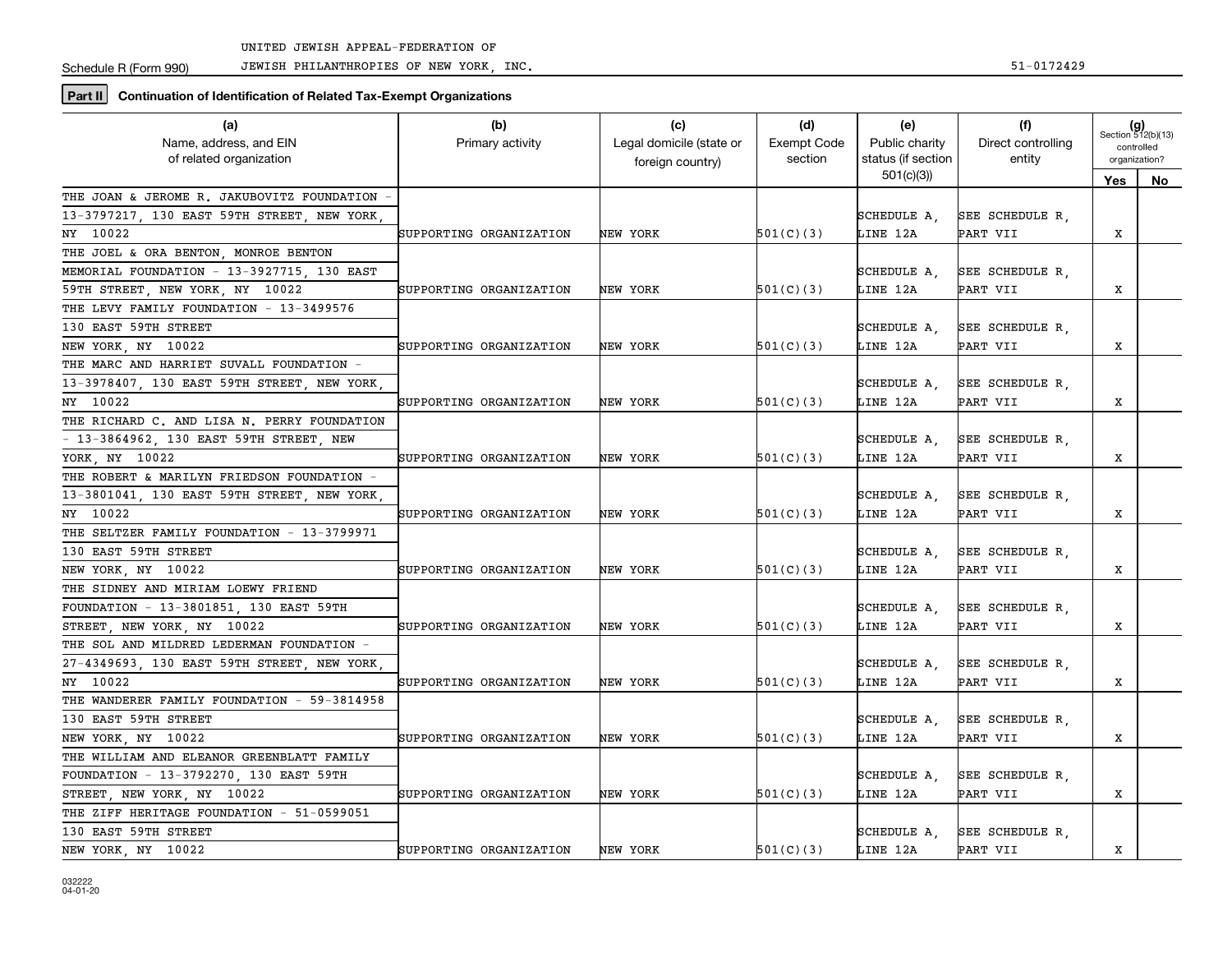UNITED JEWISH APPEAL-FEDERATION OF JEWISH PHILANTHROPIES OF NEW YORK, INC. 51-0172429

Schedule R (Form 990)

**Part II Continuation of Identification of Related Tax-Exempt Organizations**

| (a) Name, address, and EIN of related organization | (b) Primary activity | (c) Legal domicile (state or foreign country) | (d) Exempt Code section | (e) Public charity status (if section 501(c)(3)) | (f) Direct controlling entity | (g) Section 512(b)(13) controlled organization? Yes | No |
|---|---|---|---|---|---|---|---|
| THE JOAN & JEROME R. JAKUBOVITZ FOUNDATION - 13-3797217, 130 EAST 59TH STREET, NEW YORK, NY 10022 | SUPPORTING ORGANIZATION | NEW YORK | 501(C)(3) | SCHEDULE A, LINE 12A | SEE SCHEDULE R, PART VII | X | |
| THE JOEL & ORA BENTON, MONROE BENTON MEMORIAL FOUNDATION - 13-3927715, 130 EAST 59TH STREET, NEW YORK, NY 10022 | SUPPORTING ORGANIZATION | NEW YORK | 501(C)(3) | SCHEDULE A, LINE 12A | SEE SCHEDULE R, PART VII | X | |
| THE LEVY FAMILY FOUNDATION - 13-3499576 130 EAST 59TH STREET NEW YORK, NY 10022 | SUPPORTING ORGANIZATION | NEW YORK | 501(C)(3) | SCHEDULE A, LINE 12A | SEE SCHEDULE R, PART VII | X | |
| THE MARC AND HARRIET SUVALL FOUNDATION - 13-3978407, 130 EAST 59TH STREET, NEW YORK, NY 10022 | SUPPORTING ORGANIZATION | NEW YORK | 501(C)(3) | SCHEDULE A, LINE 12A | SEE SCHEDULE R, PART VII | X | |
| THE RICHARD C. AND LISA N. PERRY FOUNDATION - 13-3864962, 130 EAST 59TH STREET, NEW YORK, NY 10022 | SUPPORTING ORGANIZATION | NEW YORK | 501(C)(3) | SCHEDULE A, LINE 12A | SEE SCHEDULE R, PART VII | X | |
| THE ROBERT & MARILYN FRIEDSON FOUNDATION - 13-3801041, 130 EAST 59TH STREET, NEW YORK, NY 10022 | SUPPORTING ORGANIZATION | NEW YORK | 501(C)(3) | SCHEDULE A, LINE 12A | SEE SCHEDULE R, PART VII | X | |
| THE SELTZER FAMILY FOUNDATION - 13-3799971 130 EAST 59TH STREET NEW YORK, NY 10022 | SUPPORTING ORGANIZATION | NEW YORK | 501(C)(3) | SCHEDULE A, LINE 12A | SEE SCHEDULE R, PART VII | X | |
| THE SIDNEY AND MIRIAM LOEWY FRIEND FOUNDATION - 13-3801851, 130 EAST 59TH STREET, NEW YORK, NY 10022 | SUPPORTING ORGANIZATION | NEW YORK | 501(C)(3) | SCHEDULE A, LINE 12A | SEE SCHEDULE R, PART VII | X | |
| THE SOL AND MILDRED LEDERMAN FOUNDATION - 27-4349693, 130 EAST 59TH STREET, NEW YORK, NY 10022 | SUPPORTING ORGANIZATION | NEW YORK | 501(C)(3) | SCHEDULE A, LINE 12A | SEE SCHEDULE R, PART VII | X | |
| THE WANDERER FAMILY FOUNDATION - 59-3814958 130 EAST 59TH STREET NEW YORK, NY 10022 | SUPPORTING ORGANIZATION | NEW YORK | 501(C)(3) | SCHEDULE A, LINE 12A | SEE SCHEDULE R, PART VII | X | |
| THE WILLIAM AND ELEANOR GREENBLATT FAMILY FOUNDATION - 13-3792270, 130 EAST 59TH STREET, NEW YORK, NY 10022 | SUPPORTING ORGANIZATION | NEW YORK | 501(C)(3) | SCHEDULE A, LINE 12A | SEE SCHEDULE R, PART VII | X | |
| THE ZIFF HERITAGE FOUNDATION - 51-0599051 130 EAST 59TH STREET NEW YORK, NY 10022 | SUPPORTING ORGANIZATION | NEW YORK | 501(C)(3) | SCHEDULE A, LINE 12A | SEE SCHEDULE R, PART VII | X | |

032222 04-01-20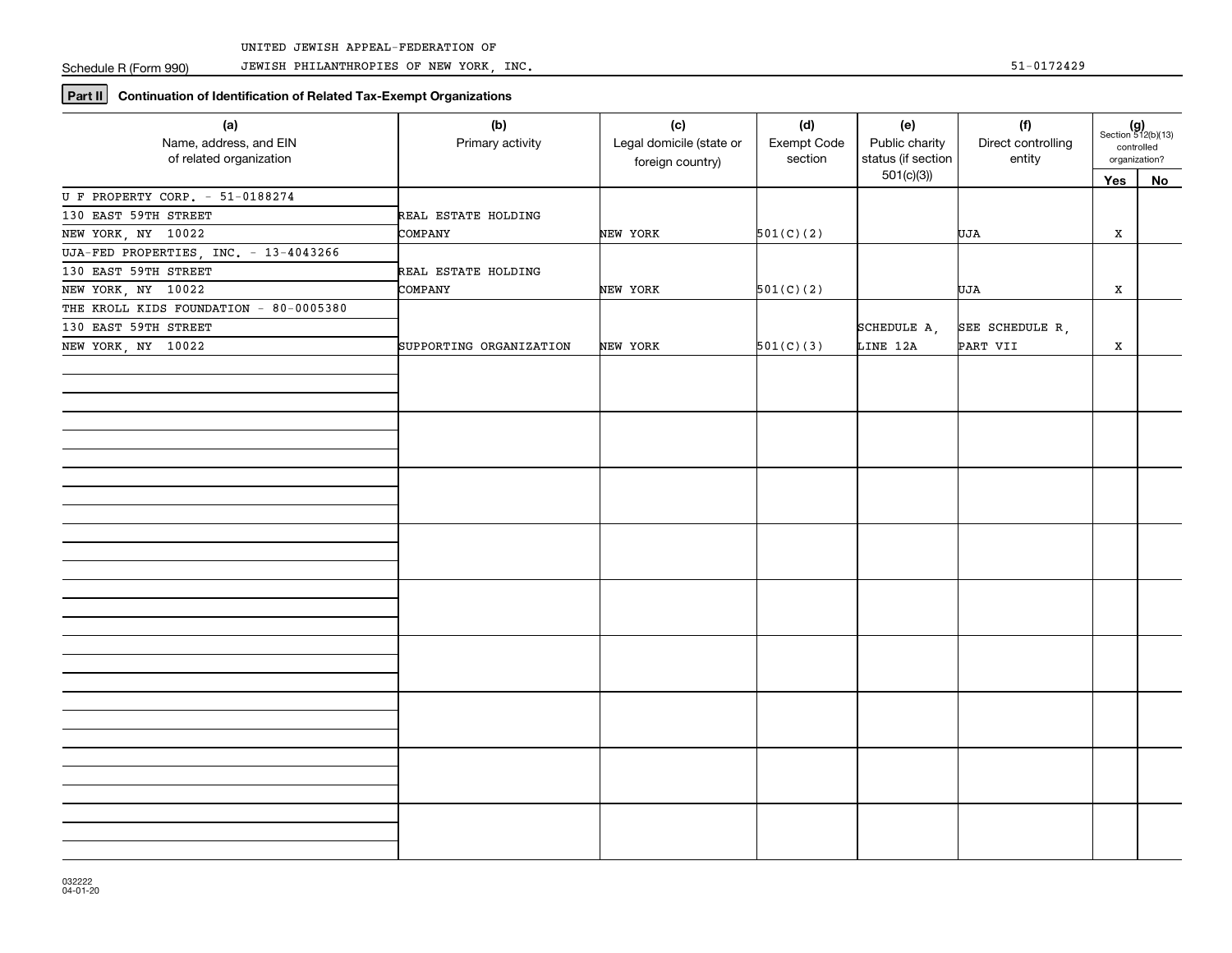Schedule R (Form 990) UNITED JEWISH APPEAL-FEDERATION OF JEWISH PHILANTHROPIES OF NEW YORK, INC. 51-0172429

**Part II** **Continuation of Identification of Related Tax-Exempt Organizations**

| (a) Name, address, and EIN of related organization | (b) Primary activity | (c) Legal domicile (state or foreign country) | (d) Exempt Code section | (e) Public charity status (if section 501(c)(3)) | (f) Direct controlling entity | (g) Section 512(b)(13) controlled organization? Yes | No |
|---|---|---|---|---|---|---|---|
| U F PROPERTY CORP. - 51-0188274<br>130 EAST 59TH STREET<br>NEW YORK, NY 10022 | REAL ESTATE HOLDING COMPANY | NEW YORK | 501(C)(2) | | UJA | X | |
| UJA-FED PROPERTIES, INC. - 13-4043266<br>130 EAST 59TH STREET<br>NEW YORK, NY 10022 | REAL ESTATE HOLDING COMPANY | NEW YORK | 501(C)(2) | | UJA | X | |
| THE KROLL KIDS FOUNDATION - 80-0005380<br>130 EAST 59TH STREET<br>NEW YORK, NY 10022 | SUPPORTING ORGANIZATION | NEW YORK | 501(C)(3) | SCHEDULE A, LINE 12A | SEE SCHEDULE R, PART VII | X | |

032222 04-01-20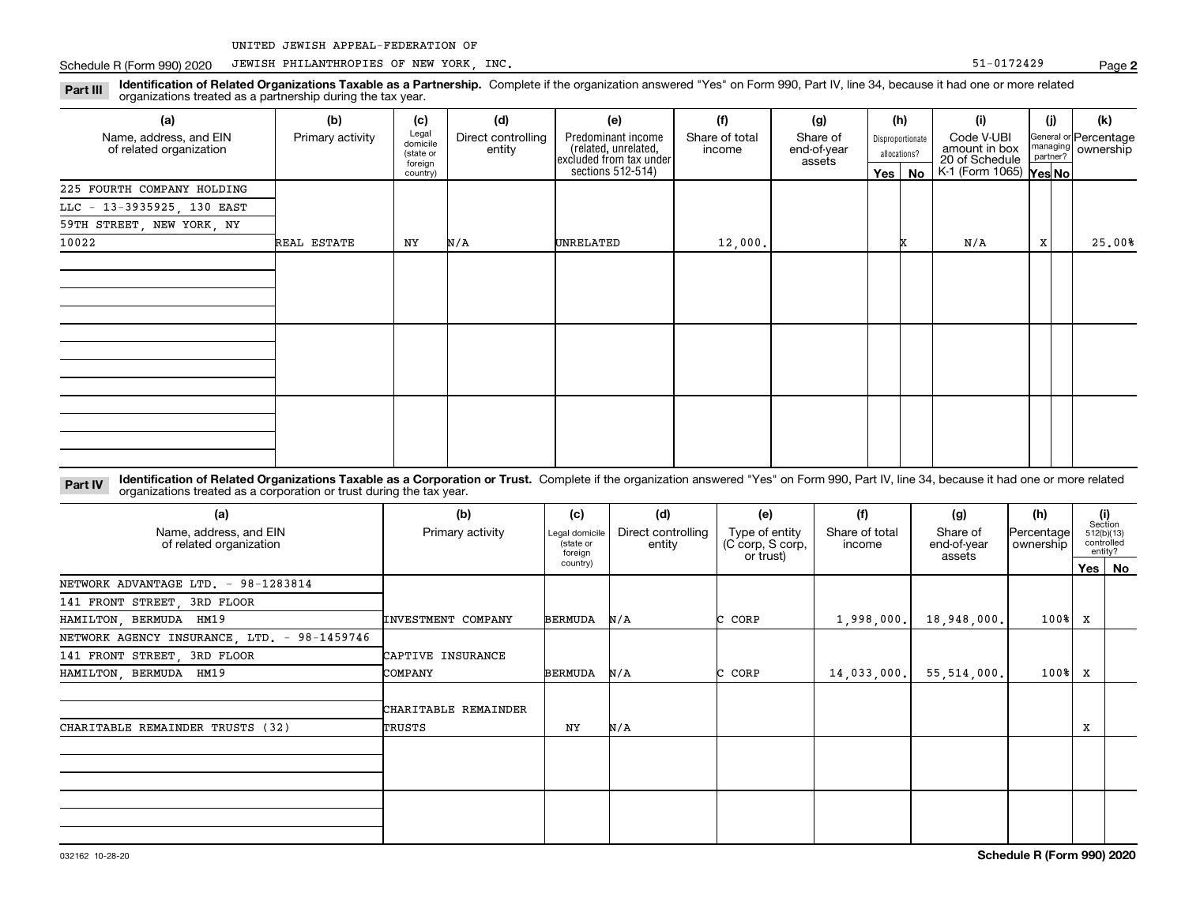UNITED JEWISH APPEAL-FEDERATION OF JEWISH PHILANTHROPIES OF NEW YORK, INC. 51-0172429

**Part III** **Identification of Related Organizations Taxable as a Partnership.** Complete if the organization answered "Yes" on Form 990, Part IV, line 34, because it had one or more related organizations treated as a partnership during the tax year.

| (a) Name, address, and EIN of related organization | (b) Primary activity | (c) Legal domicile (state or foreign country) | (d) Direct controlling entity | (e) Predominant income (related, unrelated, excluded from tax under sections 512-514) | (f) Share of total income | (g) Share of end-of-year assets | (h) Disproportionate allocations? Yes | No | (i) Code V-UBI amount in box 20 of Schedule K-1 (Form 1065) | (j) General or managing partner? Yes | No | (k) Percentage ownership |
|---|---|---|---|---|---|---|---|---|---|---|---|---|
| 225 FOURTH COMPANY HOLDING LLC - 13-3935925, 130 EAST 59TH STREET, NEW YORK, NY 10022 | REAL ESTATE | NY | N/A | UNRELATED | 12,000. | | | X | N/A | X | | 25.00% |
| | | | | | | | | | | | | |
| | | | | | | | | | | | | |
| | | | | | | | | | | | | |

**Part IV** **Identification of Related Organizations Taxable as a Corporation or Trust.** Complete if the organization answered "Yes" on Form 990, Part IV, line 34, because it had one or more related organizations treated as a corporation or trust during the tax year.

| (a) Name, address, and EIN of related organization | (b) Primary activity | (c) Legal domicile (state or foreign country) | (d) Direct controlling entity | (e) Type of entity (C corp, S corp, or trust) | (f) Share of total income | (g) Share of end-of-year assets | (h) Percentage ownership | (i) Section 512(b)(13) controlled entity? Yes | No |
|---|---|---|---|---|---|---|---|---|---|
| NETWORK ADVANTAGE LTD. - 98-1283814, 141 FRONT STREET, 3RD FLOOR, HAMILTON, BERMUDA HM19 | INVESTMENT COMPANY | BERMUDA | N/A | C CORP | 1,998,000. | 18,948,000. | 100% | X | |
| NETWORK AGENCY INSURANCE, LTD. - 98-1459746, 141 FRONT STREET, 3RD FLOOR, HAMILTON, BERMUDA HM19 | CAPTIVE INSURANCE COMPANY | BERMUDA | N/A | C CORP | 14,033,000. | 55,514,000. | 100% | X | |
| CHARITABLE REMAINDER TRUSTS (32) | CHARITABLE REMAINDER TRUSTS | NY | N/A | | | | | X | |
| | | | | | | | | | |
| | | | | | | | | | |

032162 10-28-20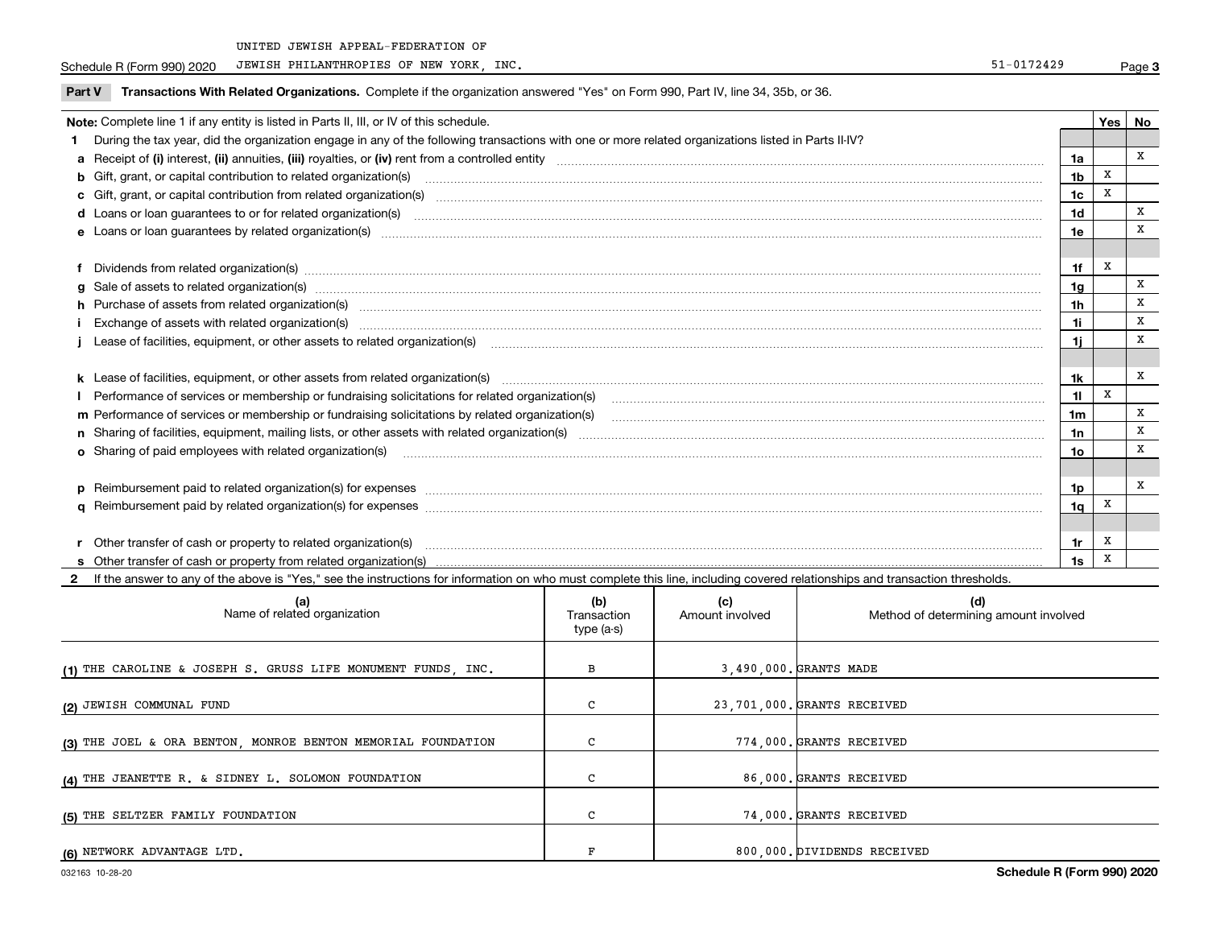UNITED JEWISH APPEAL-FEDERATION OF JEWISH PHILANTHROPIES OF NEW YORK, INC. 51-0172429

**Part V** **Transactions With Related Organizations.** Complete if the organization answered "Yes" on Form 990, Part IV, line 34, 35b, or 36.

| **Note:** Complete line 1 if any entity is listed in Parts II, III, or IV of this schedule. | | **Yes** | **No** |
|---|---|---|---|
| **1** During the tax year, did the organization engage in any of the following transactions with one or more related organizations listed in Parts II-IV? | | | |
| **a** Receipt of **(i)** interest, **(ii)** annuities, **(iii)** royalties, or **(iv)** rent from a controlled entity | **1a** | | X |
| **b** Gift, grant, or capital contribution to related organization(s) | **1b** | X | |
| **c** Gift, grant, or capital contribution from related organization(s) | **1c** | X | |
| **d** Loans or loan guarantees to or for related organization(s) | **1d** | | X |
| **e** Loans or loan guarantees by related organization(s) | **1e** | | X |
| **f** Dividends from related organization(s) | **1f** | X | |
| **g** Sale of assets to related organization(s) | **1g** | | X |
| **h** Purchase of assets from related organization(s) | **1h** | | X |
| **i** Exchange of assets with related organization(s) | **1i** | | X |
| **j** Lease of facilities, equipment, or other assets to related organization(s) | **1j** | | X |
| **k** Lease of facilities, equipment, or other assets from related organization(s) | **1k** | | X |
| **l** Performance of services or membership or fundraising solicitations for related organization(s) | **1l** | X | |
| **m** Performance of services or membership or fundraising solicitations by related organization(s) | **1m** | | X |
| **n** Sharing of facilities, equipment, mailing lists, or other assets with related organization(s) | **1n** | | X |
| **o** Sharing of paid employees with related organization(s) | **1o** | | X |
| **p** Reimbursement paid to related organization(s) for expenses | **1p** | | X |
| **q** Reimbursement paid by related organization(s) for expenses | **1q** | X | |
| **r** Other transfer of cash or property to related organization(s) | **1r** | X | |
| **s** Other transfer of cash or property from related organization(s) | **1s** | X | |

**2** If the answer to any of the above is "Yes," see the instructions for information on who must complete this line, including covered relationships and transaction thresholds.

| (a) Name of related organization | (b) Transaction type (a-s) | (c) Amount involved | (d) Method of determining amount involved |
|---|---|---|---|
| (1) THE CAROLINE & JOSEPH S. GRUSS LIFE MONUMENT FUNDS, INC. | B | 3,490,000. | GRANTS MADE |
| (2) JEWISH COMMUNAL FUND | C | 23,701,000. | GRANTS RECEIVED |
| (3) THE JOEL & ORA BENTON, MONROE BENTON MEMORIAL FOUNDATION | C | 774,000. | GRANTS RECEIVED |
| (4) THE JEANETTE R. & SIDNEY L. SOLOMON FOUNDATION | C | 86,000. | GRANTS RECEIVED |
| (5) THE SELTZER FAMILY FOUNDATION | C | 74,000. | GRANTS RECEIVED |
| (6) NETWORK ADVANTAGE LTD. | F | 800,000. | DIVIDENDS RECEIVED |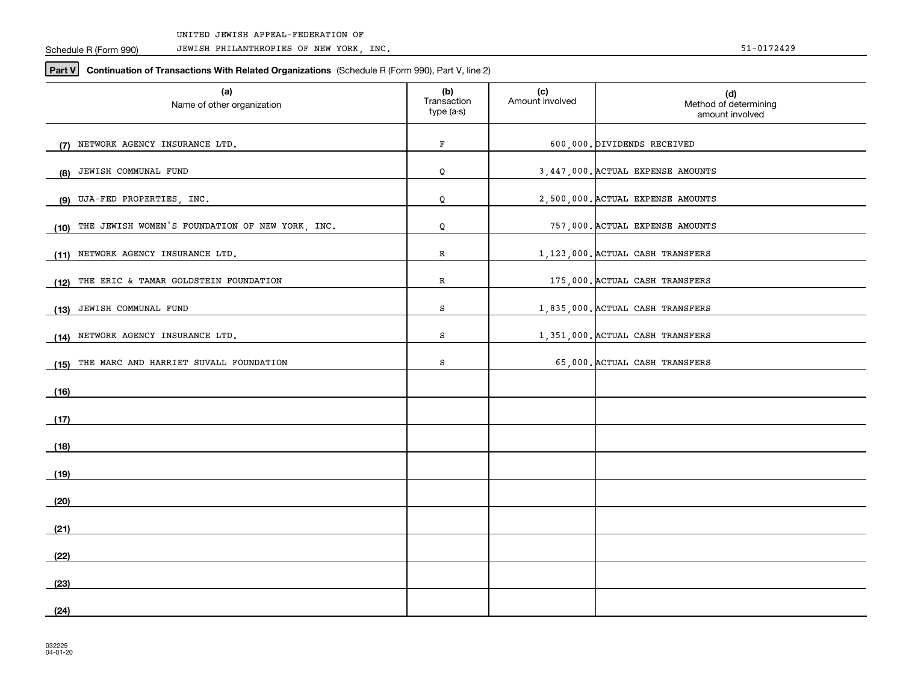UNITED JEWISH APPEAL-FEDERATION OF JEWISH PHILANTHROPIES OF NEW YORK, INC.

Schedule R (Form 990)

51-0172429

**Part V** **Continuation of Transactions With Related Organizations** (Schedule R (Form 990), Part V, line 2)

| | (a) Name of other organization | (b) Transaction type (a-s) | (c) Amount involved | (d) Method of determining amount involved |
|---|---|---|---|---|
| (7) | NETWORK AGENCY INSURANCE LTD. | F | 600,000. | DIVIDENDS RECEIVED |
| (8) | JEWISH COMMUNAL FUND | Q | 3,447,000. | ACTUAL EXPENSE AMOUNTS |
| (9) | UJA-FED PROPERTIES, INC. | Q | 2,500,000. | ACTUAL EXPENSE AMOUNTS |
| (10) | THE JEWISH WOMEN'S FOUNDATION OF NEW YORK, INC. | Q | 757,000. | ACTUAL EXPENSE AMOUNTS |
| (11) | NETWORK AGENCY INSURANCE LTD. | R | 1,123,000. | ACTUAL CASH TRANSFERS |
| (12) | THE ERIC & TAMAR GOLDSTEIN FOUNDATION | R | 175,000. | ACTUAL CASH TRANSFERS |
| (13) | JEWISH COMMUNAL FUND | S | 1,835,000. | ACTUAL CASH TRANSFERS |
| (14) | NETWORK AGENCY INSURANCE LTD. | S | 1,351,000. | ACTUAL CASH TRANSFERS |
| (15) | THE MARC AND HARRIET SUVALL FOUNDATION | S | 65,000. | ACTUAL CASH TRANSFERS |
| (16) | | | | |
| (17) | | | | |
| (18) | | | | |
| (19) | | | | |
| (20) | | | | |
| (21) | | | | |
| (22) | | | | |
| (23) | | | | |
| (24) | | | | |

032225
04-01-20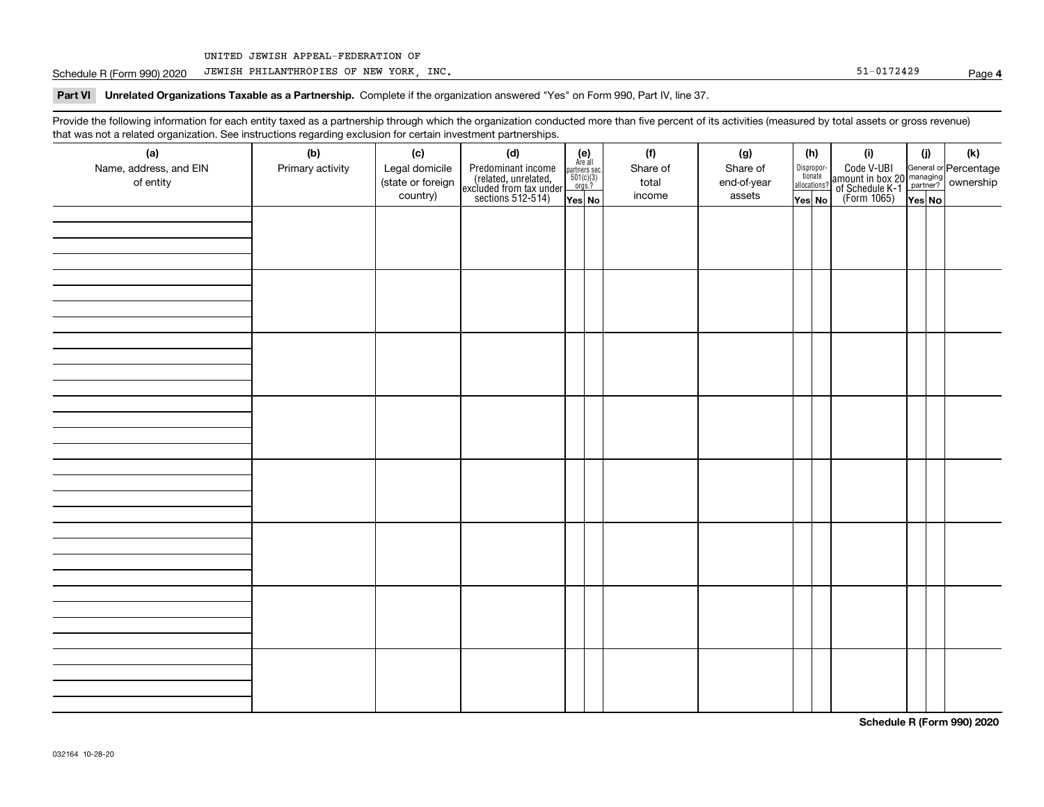UNITED JEWISH APPEAL-FEDERATION OF

Schedule R (Form 990) 2020 JEWISH PHILANTHROPIES OF NEW YORK, INC. 51-0172429

**Part VI Unrelated Organizations Taxable as a Partnership.** Complete if the organization answered "Yes" on Form 990, Part IV, line 37.

Provide the following information for each entity taxed as a partnership through which the organization conducted more than five percent of its activities (measured by total assets or gross revenue) that was not a related organization. See instructions regarding exclusion for certain investment partnerships.

| (a) Name, address, and EIN of entity | (b) Primary activity | (c) Legal domicile (state or foreign country) | (d) Predominant income (related, unrelated, excluded from tax under sections 512-514) | (e) Are all partners sec. 501(c)(3) orgs.? | | (f) Share of total income | (g) Share of end-of-year assets | (h) Dispropor-tionate allocations? | | (i) Code V-UBI amount in box 20 of Schedule K-1 (Form 1065) | (j) General or managing partner? | | (k) Percentage ownership |
|---|---|---|---|---|---|---|---|---|---|---|---|---|---|
| | | | | Yes | No | | | Yes | No | | Yes | No | |
| | | | | | | | | | | | | | |
| | | | | | | | | | | | | | |
| | | | | | | | | | | | | | |
| | | | | | | | | | | | | | |
| | | | | | | | | | | | | | |
| | | | | | | | | | | | | | |
| | | | | | | | | | | | | | |
| | | | | | | | | | | | | | |

**Schedule R (Form 990) 2020**

032164 10-28-20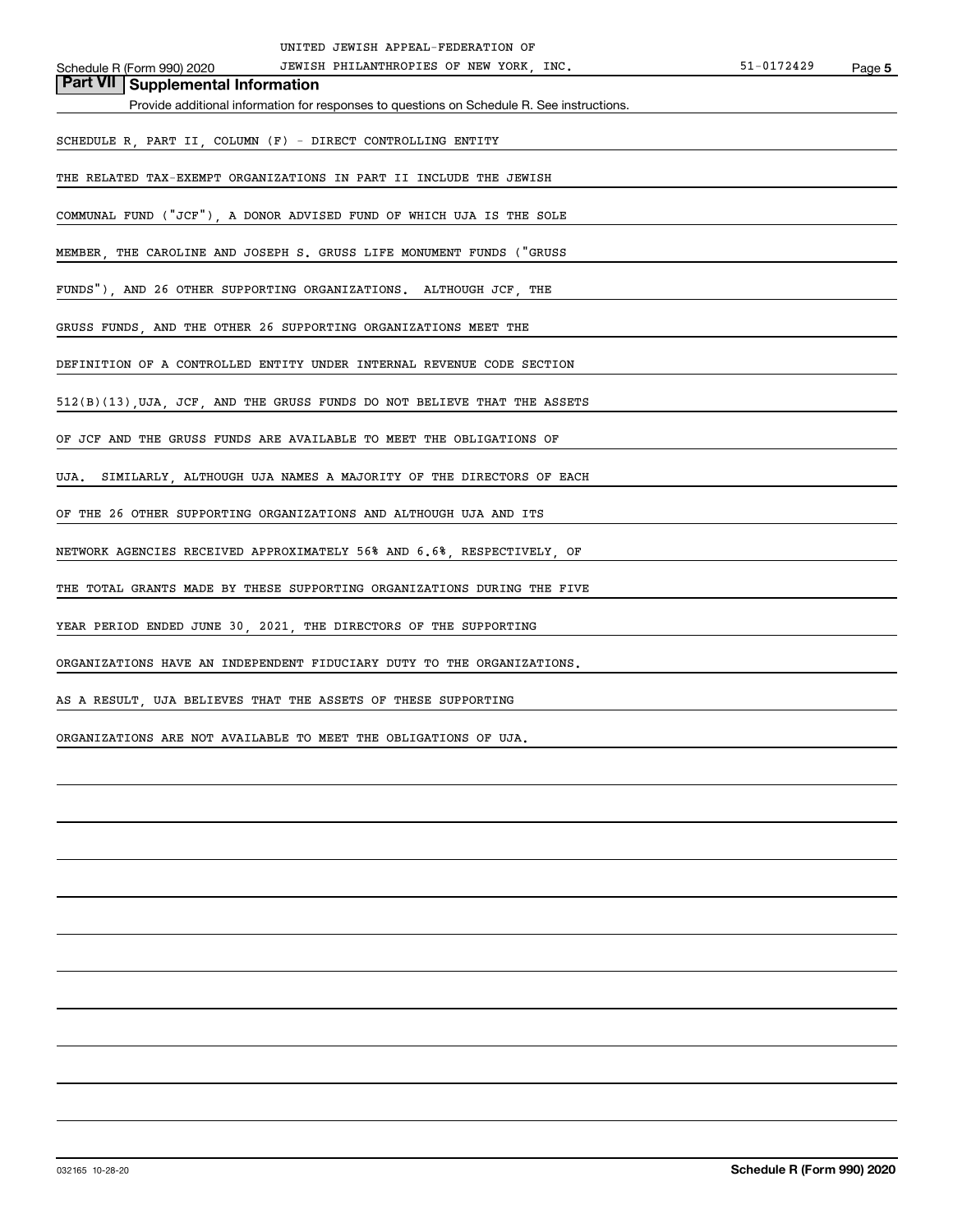## Part VII Supplemental Information

Provide additional information for responses to questions on Schedule R. See instructions.

SCHEDULE R, PART II, COLUMN (F) - DIRECT CONTROLLING ENTITY

THE RELATED TAX-EXEMPT ORGANIZATIONS IN PART II INCLUDE THE JEWISH COMMUNAL FUND ("JCF"), A DONOR ADVISED FUND OF WHICH UJA IS THE SOLE MEMBER, THE CAROLINE AND JOSEPH S. GRUSS LIFE MONUMENT FUNDS ("GRUSS FUNDS"), AND 26 OTHER SUPPORTING ORGANIZATIONS. ALTHOUGH JCF, THE GRUSS FUNDS, AND THE OTHER 26 SUPPORTING ORGANIZATIONS MEET THE DEFINITION OF A CONTROLLED ENTITY UNDER INTERNAL REVENUE CODE SECTION 512(B)(13),UJA, JCF, AND THE GRUSS FUNDS DO NOT BELIEVE THAT THE ASSETS OF JCF AND THE GRUSS FUNDS ARE AVAILABLE TO MEET THE OBLIGATIONS OF UJA. SIMILARLY, ALTHOUGH UJA NAMES A MAJORITY OF THE DIRECTORS OF EACH OF THE 26 OTHER SUPPORTING ORGANIZATIONS AND ALTHOUGH UJA AND ITS NETWORK AGENCIES RECEIVED APPROXIMATELY 56% AND 6.6%, RESPECTIVELY, OF THE TOTAL GRANTS MADE BY THESE SUPPORTING ORGANIZATIONS DURING THE FIVE YEAR PERIOD ENDED JUNE 30, 2021, THE DIRECTORS OF THE SUPPORTING ORGANIZATIONS HAVE AN INDEPENDENT FIDUCIARY DUTY TO THE ORGANIZATIONS. AS A RESULT, UJA BELIEVES THAT THE ASSETS OF THESE SUPPORTING ORGANIZATIONS ARE NOT AVAILABLE TO MEET THE OBLIGATIONS OF UJA.